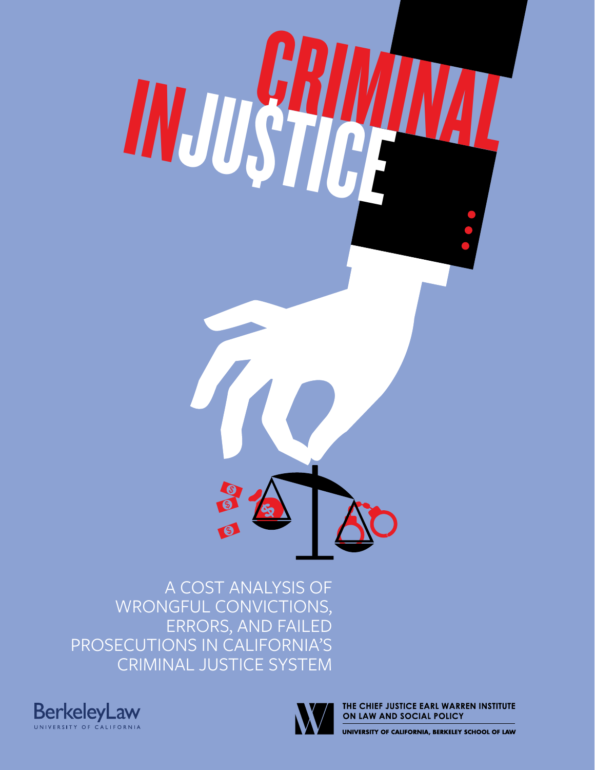# CRIMINAL INJU$TICE

A COST ANALYSIS OF WRONGFUL CONVICTIONS, ERRORS, AND FAILED PROSECUTIONS IN CALIFORNIA'S CRIMINAL JUSTICE SYSTEM

BerkeleyLaw
UNIVERSITY OF CALIFORNIA

THE CHIEF JUSTICE EARL WARREN INSTITUTE ON LAW AND SOCIAL POLICY
UNIVERSITY OF CALIFORNIA, BERKELEY SCHOOL OF LAW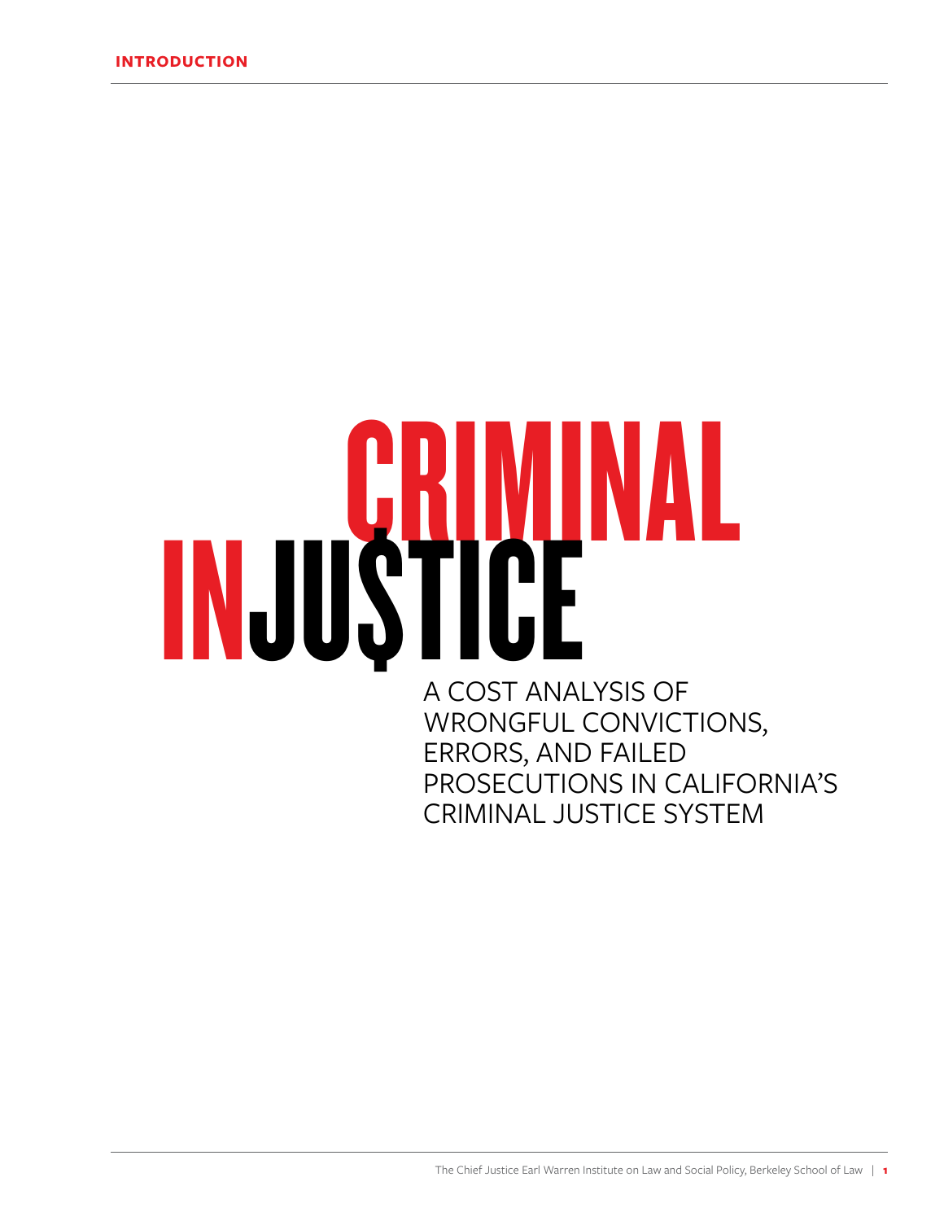# CRIMINAL INJU$TICE

A COST ANALYSIS OF WRONGFUL CONVICTIONS, ERRORS, AND FAILED PROSECUTIONS IN CALIFORNIA'S CRIMINAL JUSTICE SYSTEM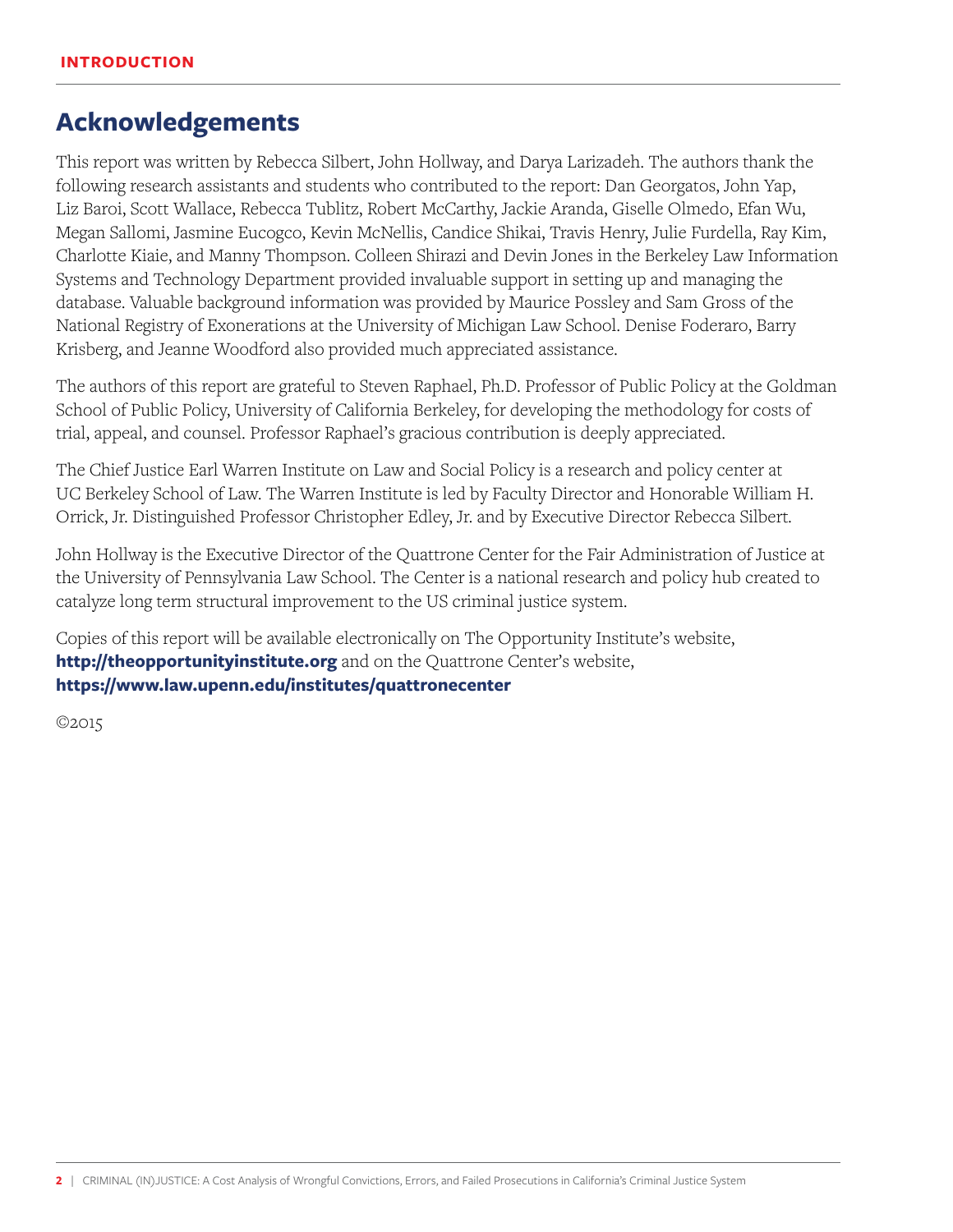## Acknowledgements

This report was written by Rebecca Silbert, John Hollway, and Darya Larizadeh. The authors thank the following research assistants and students who contributed to the report: Dan Georgatos, John Yap, Liz Baroi, Scott Wallace, Rebecca Tublitz, Robert McCarthy, Jackie Aranda, Giselle Olmedo, Efan Wu, Megan Sallomi, Jasmine Eucogco, Kevin McNellis, Candice Shikai, Travis Henry, Julie Furdella, Ray Kim, Charlotte Kiaie, and Manny Thompson. Colleen Shirazi and Devin Jones in the Berkeley Law Information Systems and Technology Department provided invaluable support in setting up and managing the database. Valuable background information was provided by Maurice Possley and Sam Gross of the National Registry of Exonerations at the University of Michigan Law School. Denise Foderaro, Barry Krisberg, and Jeanne Woodford also provided much appreciated assistance.

The authors of this report are grateful to Steven Raphael, Ph.D. Professor of Public Policy at the Goldman School of Public Policy, University of California Berkeley, for developing the methodology for costs of trial, appeal, and counsel. Professor Raphael's gracious contribution is deeply appreciated.

The Chief Justice Earl Warren Institute on Law and Social Policy is a research and policy center at UC Berkeley School of Law. The Warren Institute is led by Faculty Director and Honorable William H. Orrick, Jr. Distinguished Professor Christopher Edley, Jr. and by Executive Director Rebecca Silbert.

John Hollway is the Executive Director of the Quattrone Center for the Fair Administration of Justice at the University of Pennsylvania Law School. The Center is a national research and policy hub created to catalyze long term structural improvement to the US criminal justice system.

Copies of this report will be available electronically on The Opportunity Institute's website, **http://theopportunityinstitute.org** and on the Quattrone Center's website, **https://www.law.upenn.edu/institutes/quattronecenter**

©2015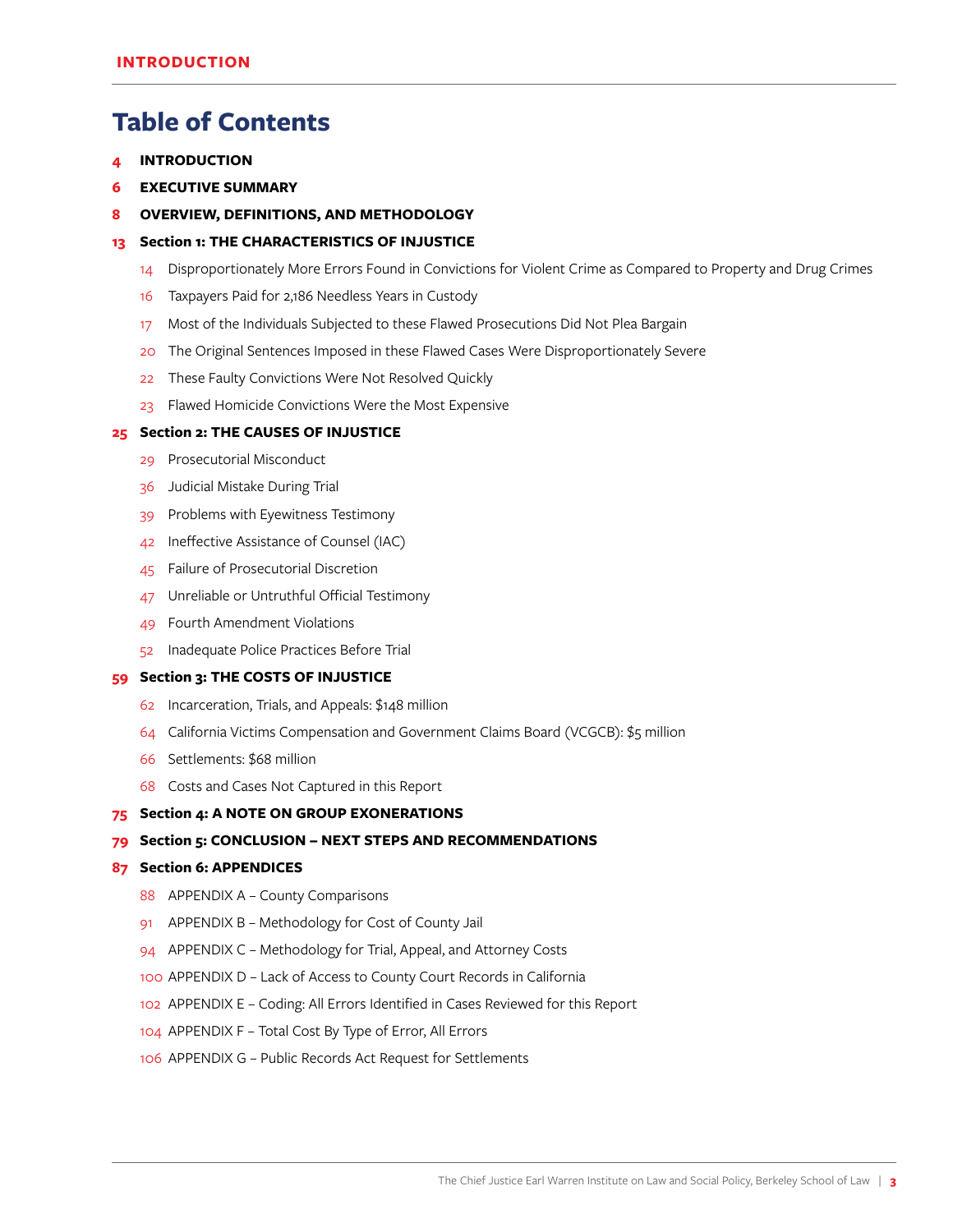# Table of Contents

- **4** **INTRODUCTION**
- **6** **EXECUTIVE SUMMARY**
- **8** **OVERVIEW, DEFINITIONS, AND METHODOLOGY**
- **13** **Section 1: THE CHARACTERISTICS OF INJUSTICE**
  - 14 Disproportionately More Errors Found in Convictions for Violent Crime as Compared to Property and Drug Crimes
  - 16 Taxpayers Paid for 2,186 Needless Years in Custody
  - 17 Most of the Individuals Subjected to these Flawed Prosecutions Did Not Plea Bargain
  - 20 The Original Sentences Imposed in these Flawed Cases Were Disproportionately Severe
  - 22 These Faulty Convictions Were Not Resolved Quickly
  - 23 Flawed Homicide Convictions Were the Most Expensive
- **25** **Section 2: THE CAUSES OF INJUSTICE**
  - 29 Prosecutorial Misconduct
  - 36 Judicial Mistake During Trial
  - 39 Problems with Eyewitness Testimony
  - 42 Ineffective Assistance of Counsel (IAC)
  - 45 Failure of Prosecutorial Discretion
  - 47 Unreliable or Untruthful Official Testimony
  - 49 Fourth Amendment Violations
  - 52 Inadequate Police Practices Before Trial
- **59** **Section 3: THE COSTS OF INJUSTICE**
  - 62 Incarceration, Trials, and Appeals: $148 million
  - 64 California Victims Compensation and Government Claims Board (VCGCB): $5 million
  - 66 Settlements: $68 million
  - 68 Costs and Cases Not Captured in this Report
- **75** **Section 4: A NOTE ON GROUP EXONERATIONS**
- **79** **Section 5: CONCLUSION – NEXT STEPS AND RECOMMENDATIONS**
- **87** **Section 6: APPENDICES**
  - 88 APPENDIX A – County Comparisons
  - 91 APPENDIX B – Methodology for Cost of County Jail
  - 94 APPENDIX C – Methodology for Trial, Appeal, and Attorney Costs
  - 100 APPENDIX D – Lack of Access to County Court Records in California
  - 102 APPENDIX E – Coding: All Errors Identified in Cases Reviewed for this Report
  - 104 APPENDIX F – Total Cost By Type of Error, All Errors
  - 106 APPENDIX G – Public Records Act Request for Settlements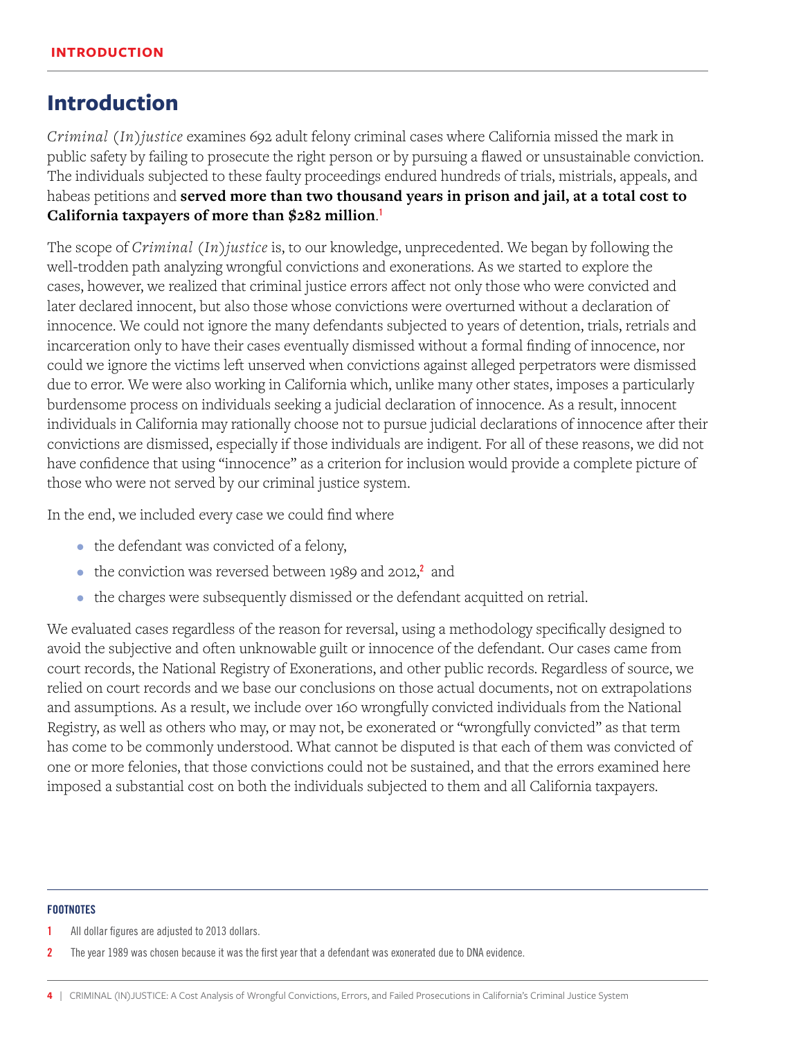# Introduction

*Criminal (In)justice* examines 692 adult felony criminal cases where California missed the mark in public safety by failing to prosecute the right person or by pursuing a flawed or unsustainable conviction. The individuals subjected to these faulty proceedings endured hundreds of trials, mistrials, appeals, and habeas petitions and **served more than two thousand years in prison and jail, at a total cost to California taxpayers of more than $282 million**.[1]

The scope of *Criminal (In)justice* is, to our knowledge, unprecedented. We began by following the well-trodden path analyzing wrongful convictions and exonerations. As we started to explore the cases, however, we realized that criminal justice errors affect not only those who were convicted and later declared innocent, but also those whose convictions were overturned without a declaration of innocence. We could not ignore the many defendants subjected to years of detention, trials, retrials and incarceration only to have their cases eventually dismissed without a formal finding of innocence, nor could we ignore the victims left unserved when convictions against alleged perpetrators were dismissed due to error. We were also working in California which, unlike many other states, imposes a particularly burdensome process on individuals seeking a judicial declaration of innocence. As a result, innocent individuals in California may rationally choose not to pursue judicial declarations of innocence after their convictions are dismissed, especially if those individuals are indigent. For all of these reasons, we did not have confidence that using "innocence" as a criterion for inclusion would provide a complete picture of those who were not served by our criminal justice system.

In the end, we included every case we could find where

- the defendant was convicted of a felony,
- the conviction was reversed between 1989 and 2012,[2] and
- the charges were subsequently dismissed or the defendant acquitted on retrial.

We evaluated cases regardless of the reason for reversal, using a methodology specifically designed to avoid the subjective and often unknowable guilt or innocence of the defendant. Our cases came from court records, the National Registry of Exonerations, and other public records. Regardless of source, we relied on court records and we base our conclusions on those actual documents, not on extrapolations and assumptions. As a result, we include over 160 wrongfully convicted individuals from the National Registry, as well as others who may, or may not, be exonerated or "wrongfully convicted" as that term has come to be commonly understood. What cannot be disputed is that each of them was convicted of one or more felonies, that those convictions could not be sustained, and that the errors examined here imposed a substantial cost on both the individuals subjected to them and all California taxpayers.

---

**FOOTNOTES**

1 All dollar figures are adjusted to 2013 dollars.

2 The year 1989 was chosen because it was the first year that a defendant was exonerated due to DNA evidence.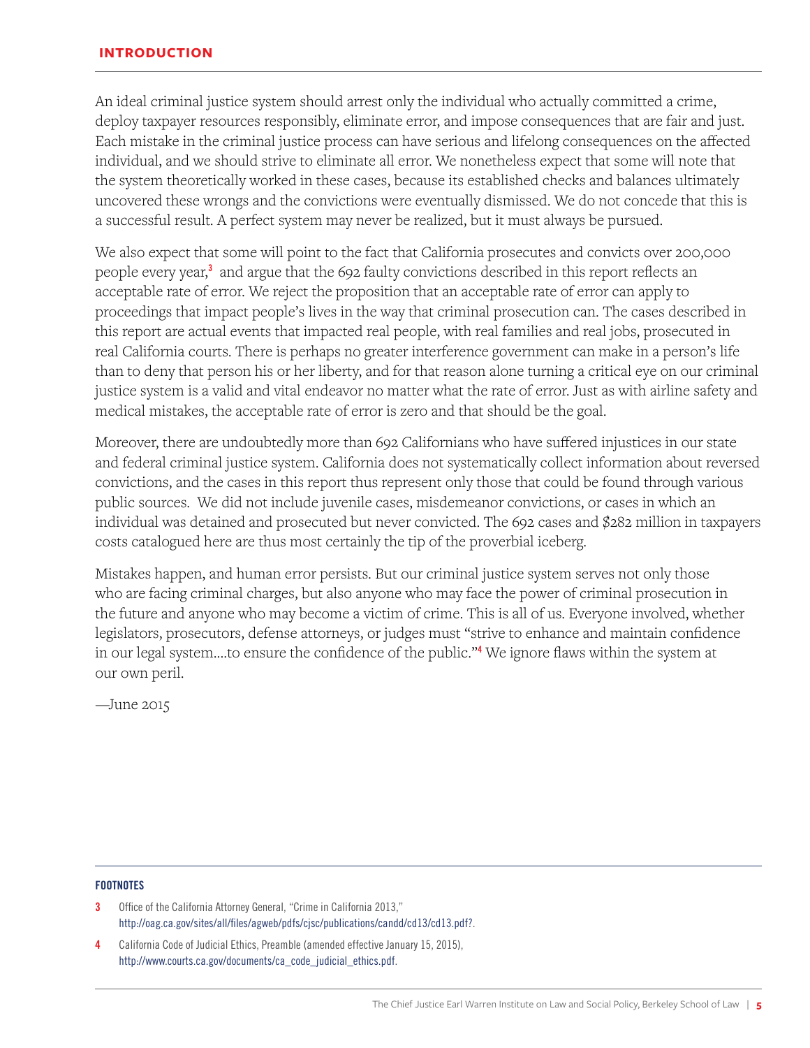## INTRODUCTION

An ideal criminal justice system should arrest only the individual who actually committed a crime, deploy taxpayer resources responsibly, eliminate error, and impose consequences that are fair and just. Each mistake in the criminal justice process can have serious and lifelong consequences on the affected individual, and we should strive to eliminate all error. We nonetheless expect that some will note that the system theoretically worked in these cases, because its established checks and balances ultimately uncovered these wrongs and the convictions were eventually dismissed. We do not concede that this is a successful result. A perfect system may never be realized, but it must always be pursued.

We also expect that some will point to the fact that California prosecutes and convicts over 200,000 people every year,[3] and argue that the 692 faulty convictions described in this report reflects an acceptable rate of error. We reject the proposition that an acceptable rate of error can apply to proceedings that impact people's lives in the way that criminal prosecution can. The cases described in this report are actual events that impacted real people, with real families and real jobs, prosecuted in real California courts. There is perhaps no greater interference government can make in a person's life than to deny that person his or her liberty, and for that reason alone turning a critical eye on our criminal justice system is a valid and vital endeavor no matter what the rate of error. Just as with airline safety and medical mistakes, the acceptable rate of error is zero and that should be the goal.

Moreover, there are undoubtedly more than 692 Californians who have suffered injustices in our state and federal criminal justice system. California does not systematically collect information about reversed convictions, and the cases in this report thus represent only those that could be found through various public sources. We did not include juvenile cases, misdemeanor convictions, or cases in which an individual was detained and prosecuted but never convicted. The 692 cases and $282 million in taxpayers costs catalogued here are thus most certainly the tip of the proverbial iceberg.

Mistakes happen, and human error persists. But our criminal justice system serves not only those who are facing criminal charges, but also anyone who may face the power of criminal prosecution in the future and anyone who may become a victim of crime. This is all of us. Everyone involved, whether legislators, prosecutors, defense attorneys, or judges must "strive to enhance and maintain confidence in our legal system….to ensure the confidence of the public."[4] We ignore flaws within the system at our own peril.

—June 2015

---

**FOOTNOTES**

3 Office of the California Attorney General, "Crime in California 2013," http://oag.ca.gov/sites/all/files/agweb/pdfs/cjsc/publications/candd/cd13/cd13.pdf?.

4 California Code of Judicial Ethics, Preamble (amended effective January 15, 2015), http://www.courts.ca.gov/documents/ca_code_judicial_ethics.pdf.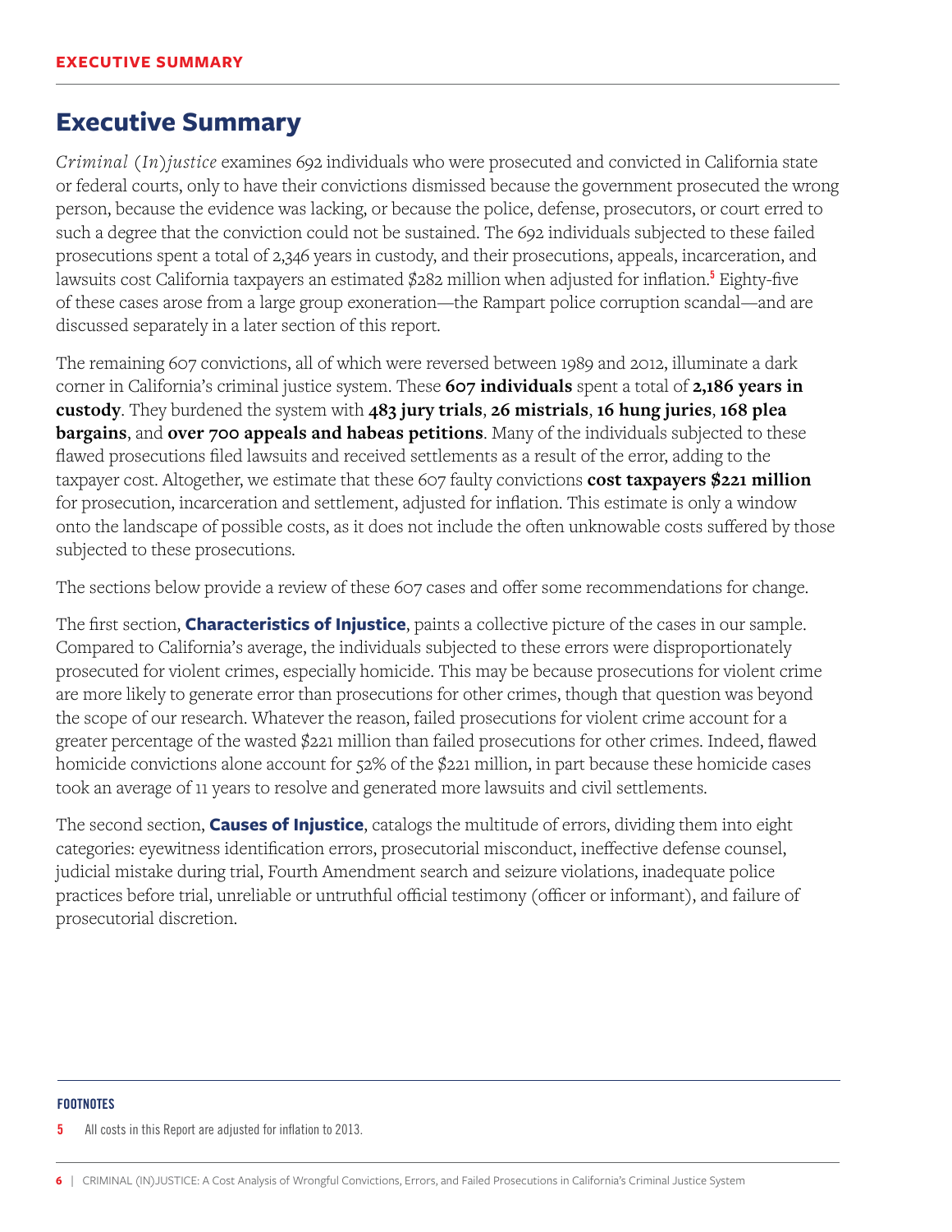# Executive Summary

*Criminal (In)justice* examines 692 individuals who were prosecuted and convicted in California state or federal courts, only to have their convictions dismissed because the government prosecuted the wrong person, because the evidence was lacking, or because the police, defense, prosecutors, or court erred to such a degree that the conviction could not be sustained. The 692 individuals subjected to these failed prosecutions spent a total of 2,346 years in custody, and their prosecutions, appeals, incarceration, and lawsuits cost California taxpayers an estimated $282 million when adjusted for inflation.[5] Eighty-five of these cases arose from a large group exoneration—the Rampart police corruption scandal—and are discussed separately in a later section of this report.

The remaining 607 convictions, all of which were reversed between 1989 and 2012, illuminate a dark corner in California's criminal justice system. These **607 individuals** spent a total of **2,186 years in custody**. They burdened the system with **483 jury trials**, **26 mistrials**, **16 hung juries**, **168 plea bargains**, and **over 700 appeals and habeas petitions**. Many of the individuals subjected to these flawed prosecutions filed lawsuits and received settlements as a result of the error, adding to the taxpayer cost. Altogether, we estimate that these 607 faulty convictions **cost taxpayers $221 million** for prosecution, incarceration and settlement, adjusted for inflation. This estimate is only a window onto the landscape of possible costs, as it does not include the often unknowable costs suffered by those subjected to these prosecutions.

The sections below provide a review of these 607 cases and offer some recommendations for change.

The first section, **Characteristics of Injustice**, paints a collective picture of the cases in our sample. Compared to California's average, the individuals subjected to these errors were disproportionately prosecuted for violent crimes, especially homicide. This may be because prosecutions for violent crime are more likely to generate error than prosecutions for other crimes, though that question was beyond the scope of our research. Whatever the reason, failed prosecutions for violent crime account for a greater percentage of the wasted $221 million than failed prosecutions for other crimes. Indeed, flawed homicide convictions alone account for 52% of the $221 million, in part because these homicide cases took an average of 11 years to resolve and generated more lawsuits and civil settlements.

The second section, **Causes of Injustice**, catalogs the multitude of errors, dividing them into eight categories: eyewitness identification errors, prosecutorial misconduct, ineffective defense counsel, judicial mistake during trial, Fourth Amendment search and seizure violations, inadequate police practices before trial, unreliable or untruthful official testimony (officer or informant), and failure of prosecutorial discretion.

---

**FOOTNOTES**

5 All costs in this Report are adjusted for inflation to 2013.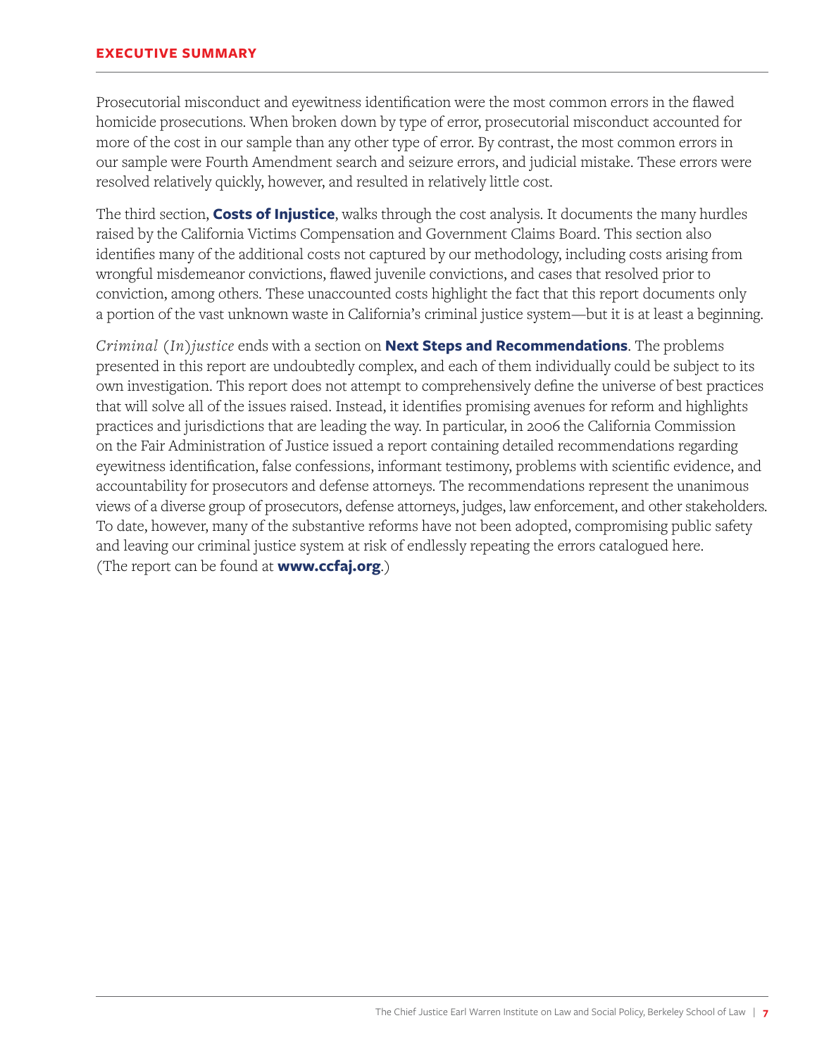Prosecutorial misconduct and eyewitness identification were the most common errors in the flawed homicide prosecutions. When broken down by type of error, prosecutorial misconduct accounted for more of the cost in our sample than any other type of error. By contrast, the most common errors in our sample were Fourth Amendment search and seizure errors, and judicial mistake. These errors were resolved relatively quickly, however, and resulted in relatively little cost.

The third section, **Costs of Injustice**, walks through the cost analysis. It documents the many hurdles raised by the California Victims Compensation and Government Claims Board. This section also identifies many of the additional costs not captured by our methodology, including costs arising from wrongful misdemeanor convictions, flawed juvenile convictions, and cases that resolved prior to conviction, among others. These unaccounted costs highlight the fact that this report documents only a portion of the vast unknown waste in California's criminal justice system—but it is at least a beginning.

*Criminal (In)justice* ends with a section on **Next Steps and Recommendations**. The problems presented in this report are undoubtedly complex, and each of them individually could be subject to its own investigation. This report does not attempt to comprehensively define the universe of best practices that will solve all of the issues raised. Instead, it identifies promising avenues for reform and highlights practices and jurisdictions that are leading the way. In particular, in 2006 the California Commission on the Fair Administration of Justice issued a report containing detailed recommendations regarding eyewitness identification, false confessions, informant testimony, problems with scientific evidence, and accountability for prosecutors and defense attorneys. The recommendations represent the unanimous views of a diverse group of prosecutors, defense attorneys, judges, law enforcement, and other stakeholders. To date, however, many of the substantive reforms have not been adopted, compromising public safety and leaving our criminal justice system at risk of endlessly repeating the errors catalogued here. (The report can be found at **www.ccfaj.org**.)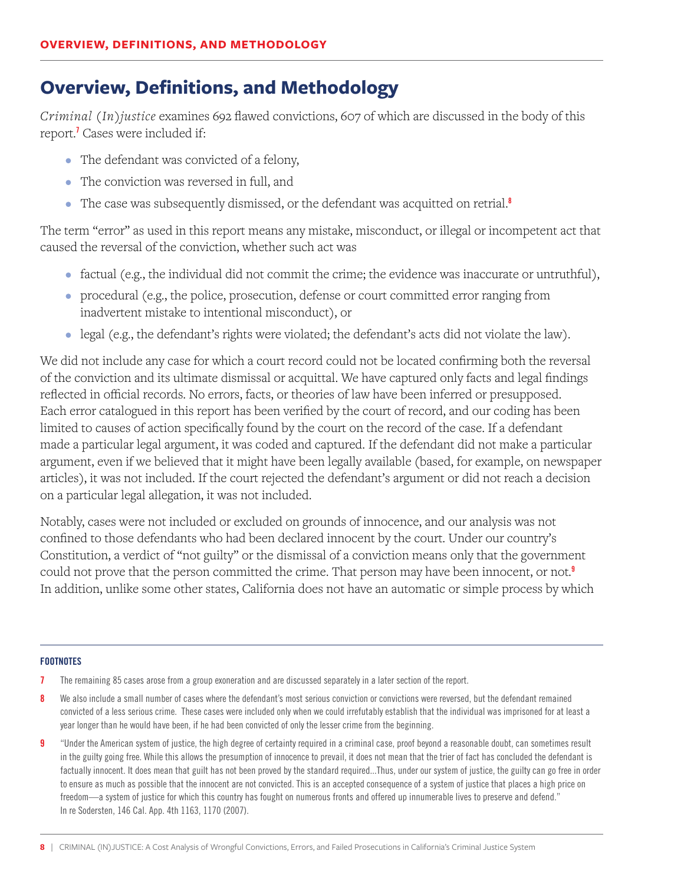# Overview, Definitions, and Methodology

*Criminal (In)justice* examines 692 flawed convictions, 607 of which are discussed in the body of this report.[7] Cases were included if:

- The defendant was convicted of a felony,
- The conviction was reversed in full, and
- The case was subsequently dismissed, or the defendant was acquitted on retrial.[8]

The term "error" as used in this report means any mistake, misconduct, or illegal or incompetent act that caused the reversal of the conviction, whether such act was

- factual (e.g., the individual did not commit the crime; the evidence was inaccurate or untruthful),
- procedural (e.g., the police, prosecution, defense or court committed error ranging from inadvertent mistake to intentional misconduct), or
- legal (e.g., the defendant's rights were violated; the defendant's acts did not violate the law).

We did not include any case for which a court record could not be located confirming both the reversal of the conviction and its ultimate dismissal or acquittal. We have captured only facts and legal findings reflected in official records. No errors, facts, or theories of law have been inferred or presupposed. Each error catalogued in this report has been verified by the court of record, and our coding has been limited to causes of action specifically found by the court on the record of the case. If a defendant made a particular legal argument, it was coded and captured. If the defendant did not make a particular argument, even if we believed that it might have been legally available (based, for example, on newspaper articles), it was not included. If the court rejected the defendant's argument or did not reach a decision on a particular legal allegation, it was not included.

Notably, cases were not included or excluded on grounds of innocence, and our analysis was not confined to those defendants who had been declared innocent by the court. Under our country's Constitution, a verdict of "not guilty" or the dismissal of a conviction means only that the government could not prove that the person committed the crime. That person may have been innocent, or not.[9] In addition, unlike some other states, California does not have an automatic or simple process by which

---

**FOOTNOTES**

7 The remaining 85 cases arose from a group exoneration and are discussed separately in a later section of the report.

8 We also include a small number of cases where the defendant's most serious conviction or convictions were reversed, but the defendant remained convicted of a less serious crime. These cases were included only when we could irrefutably establish that the individual was imprisoned for at least a year longer than he would have been, if he had been convicted of only the lesser crime from the beginning.

9 "Under the American system of justice, the high degree of certainty required in a criminal case, proof beyond a reasonable doubt, can sometimes result in the guilty going free. While this allows the presumption of innocence to prevail, it does not mean that the trier of fact has concluded the defendant is factually innocent. It does mean that guilt has not been proved by the standard required...Thus, under our system of justice, the guilty can go free in order to ensure as much as possible that the innocent are not convicted. This is an accepted consequence of a system of justice that places a high price on freedom—a system of justice for which this country has fought on numerous fronts and offered up innumerable lives to preserve and defend." In re Sodersten, 146 Cal. App. 4th 1163, 1170 (2007).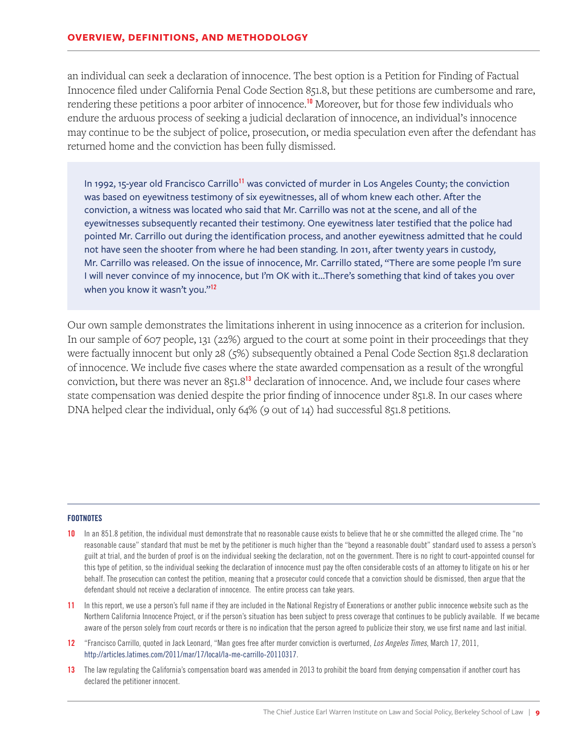an individual can seek a declaration of innocence. The best option is a Petition for Finding of Factual Innocence filed under California Penal Code Section 851.8, but these petitions are cumbersome and rare, rendering these petitions a poor arbiter of innocence.[10] Moreover, but for those few individuals who endure the arduous process of seeking a judicial declaration of innocence, an individual's innocence may continue to be the subject of police, prosecution, or media speculation even after the defendant has returned home and the conviction has been fully dismissed.

> In 1992, 15-year old Francisco Carrillo[11] was convicted of murder in Los Angeles County; the conviction was based on eyewitness testimony of six eyewitnesses, all of whom knew each other. After the conviction, a witness was located who said that Mr. Carrillo was not at the scene, and all of the eyewitnesses subsequently recanted their testimony. One eyewitness later testified that the police had pointed Mr. Carrillo out during the identification process, and another eyewitness admitted that he could not have seen the shooter from where he had been standing. In 2011, after twenty years in custody, Mr. Carrillo was released. On the issue of innocence, Mr. Carrillo stated, "There are some people I'm sure I will never convince of my innocence, but I'm OK with it...There's something that kind of takes you over when you know it wasn't you."[12]

Our own sample demonstrates the limitations inherent in using innocence as a criterion for inclusion. In our sample of 607 people, 131 (22%) argued to the court at some point in their proceedings that they were factually innocent but only 28 (5%) subsequently obtained a Penal Code Section 851.8 declaration of innocence. We include five cases where the state awarded compensation as a result of the wrongful conviction, but there was never an 851.8[13] declaration of innocence. And, we include four cases where state compensation was denied despite the prior finding of innocence under 851.8. In our cases where DNA helped clear the individual, only 64% (9 out of 14) had successful 851.8 petitions.

#### FOOTNOTES

10 In an 851.8 petition, the individual must demonstrate that no reasonable cause exists to believe that he or she committed the alleged crime. The "no reasonable cause" standard that must be met by the petitioner is much higher than the "beyond a reasonable doubt" standard used to assess a person's guilt at trial, and the burden of proof is on the individual seeking the declaration, not on the government. There is no right to court-appointed counsel for this type of petition, so the individual seeking the declaration of innocence must pay the often considerable costs of an attorney to litigate on his or her behalf. The prosecution can contest the petition, meaning that a prosecutor could concede that a conviction should be dismissed, then argue that the defendant should not receive a declaration of innocence. The entire process can take years.

11 In this report, we use a person's full name if they are included in the National Registry of Exonerations or another public innocence website such as the Northern California Innocence Project, or if the person's situation has been subject to press coverage that continues to be publicly available. If we became aware of the person solely from court records or there is no indication that the person agreed to publicize their story, we use first name and last initial.

12 "Francisco Carrillo, quoted in Jack Leonard, "Man goes free after murder conviction is overturned, *Los Angeles Times*, March 17, 2011, http://articles.latimes.com/2011/mar/17/local/la-me-carrillo-20110317.

13 The law regulating the California's compensation board was amended in 2013 to prohibit the board from denying compensation if another court has declared the petitioner innocent.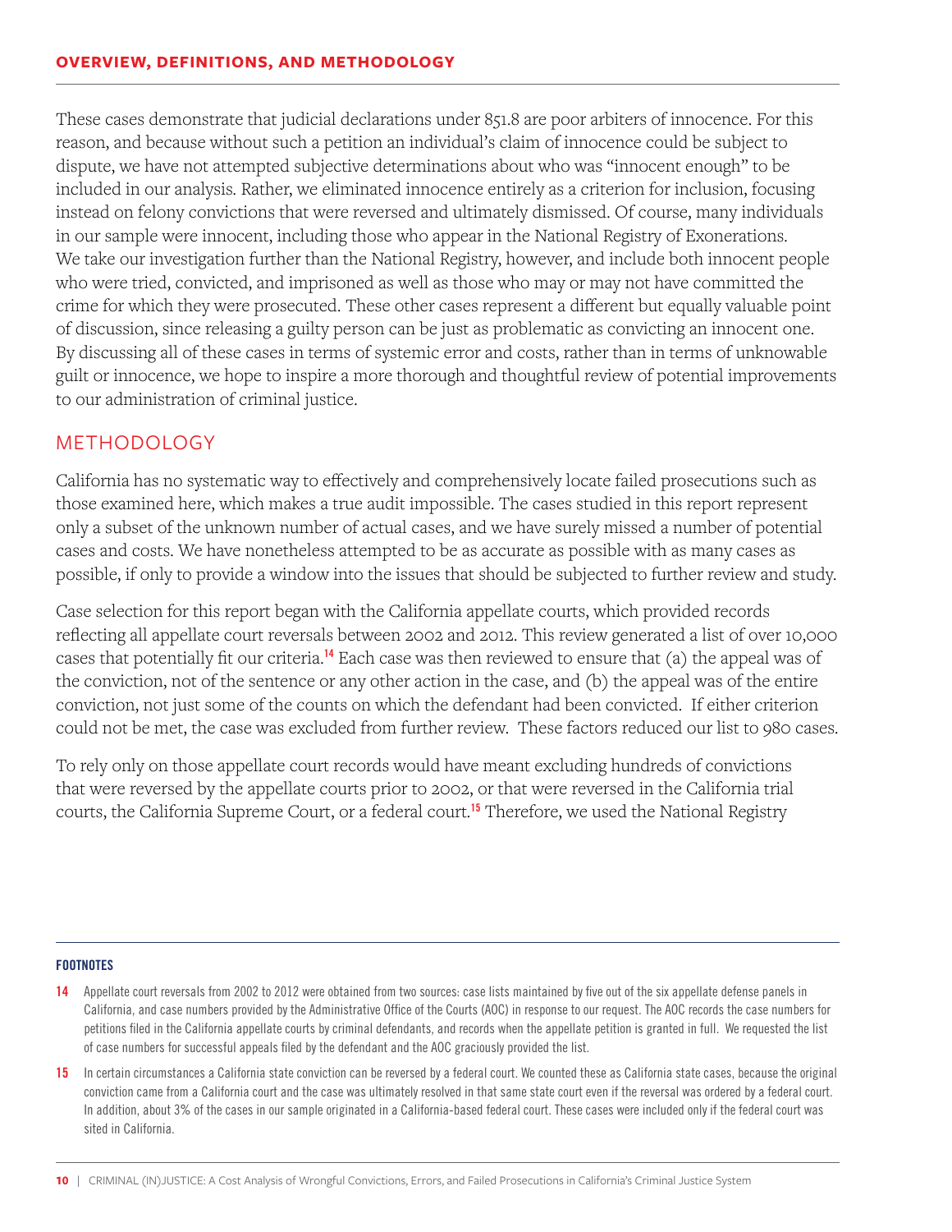These cases demonstrate that judicial declarations under 851.8 are poor arbiters of innocence. For this reason, and because without such a petition an individual's claim of innocence could be subject to dispute, we have not attempted subjective determinations about who was "innocent enough" to be included in our analysis. Rather, we eliminated innocence entirely as a criterion for inclusion, focusing instead on felony convictions that were reversed and ultimately dismissed. Of course, many individuals in our sample were innocent, including those who appear in the National Registry of Exonerations. We take our investigation further than the National Registry, however, and include both innocent people who were tried, convicted, and imprisoned as well as those who may or may not have committed the crime for which they were prosecuted. These other cases represent a different but equally valuable point of discussion, since releasing a guilty person can be just as problematic as convicting an innocent one. By discussing all of these cases in terms of systemic error and costs, rather than in terms of unknowable guilt or innocence, we hope to inspire a more thorough and thoughtful review of potential improvements to our administration of criminal justice.

## METHODOLOGY

California has no systematic way to effectively and comprehensively locate failed prosecutions such as those examined here, which makes a true audit impossible. The cases studied in this report represent only a subset of the unknown number of actual cases, and we have surely missed a number of potential cases and costs. We have nonetheless attempted to be as accurate as possible with as many cases as possible, if only to provide a window into the issues that should be subjected to further review and study.

Case selection for this report began with the California appellate courts, which provided records reflecting all appellate court reversals between 2002 and 2012. This review generated a list of over 10,000 cases that potentially fit our criteria.[14] Each case was then reviewed to ensure that (a) the appeal was of the conviction, not of the sentence or any other action in the case, and (b) the appeal was of the entire conviction, not just some of the counts on which the defendant had been convicted. If either criterion could not be met, the case was excluded from further review. These factors reduced our list to 980 cases.

To rely only on those appellate court records would have meant excluding hundreds of convictions that were reversed by the appellate courts prior to 2002, or that were reversed in the California trial courts, the California Supreme Court, or a federal court.[15] Therefore, we used the National Registry

---

**FOOTNOTES**

[14] Appellate court reversals from 2002 to 2012 were obtained from two sources: case lists maintained by five out of the six appellate defense panels in California, and case numbers provided by the Administrative Office of the Courts (AOC) in response to our request. The AOC records the case numbers for petitions filed in the California appellate courts by criminal defendants, and records when the appellate petition is granted in full. We requested the list of case numbers for successful appeals filed by the defendant and the AOC graciously provided the list.

[15] In certain circumstances a California state conviction can be reversed by a federal court. We counted these as California state cases, because the original conviction came from a California court and the case was ultimately resolved in that same state court even if the reversal was ordered by a federal court. In addition, about 3% of the cases in our sample originated in a California-based federal court. These cases were included only if the federal court was sited in California.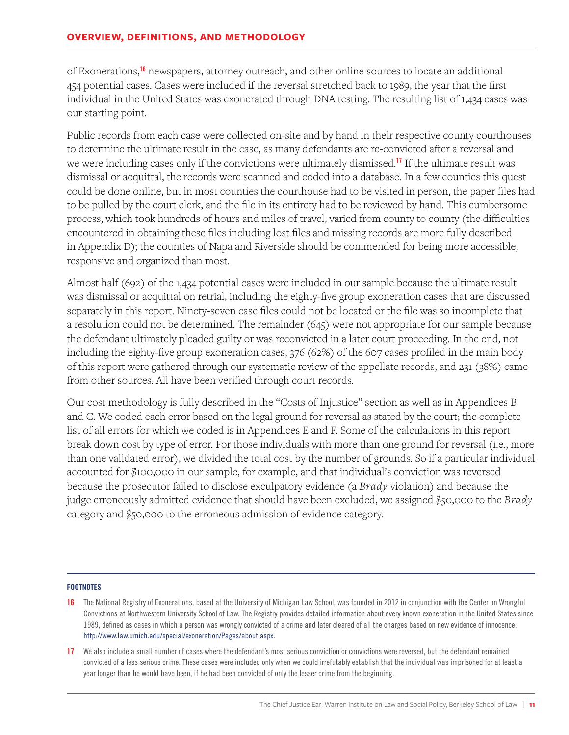of Exonerations,[16] newspapers, attorney outreach, and other online sources to locate an additional 454 potential cases. Cases were included if the reversal stretched back to 1989, the year that the first individual in the United States was exonerated through DNA testing. The resulting list of 1,434 cases was our starting point.

Public records from each case were collected on-site and by hand in their respective county courthouses to determine the ultimate result in the case, as many defendants are re-convicted after a reversal and we were including cases only if the convictions were ultimately dismissed.[17] If the ultimate result was dismissal or acquittal, the records were scanned and coded into a database. In a few counties this quest could be done online, but in most counties the courthouse had to be visited in person, the paper files had to be pulled by the court clerk, and the file in its entirety had to be reviewed by hand. This cumbersome process, which took hundreds of hours and miles of travel, varied from county to county (the difficulties encountered in obtaining these files including lost files and missing records are more fully described in Appendix D); the counties of Napa and Riverside should be commended for being more accessible, responsive and organized than most.

Almost half (692) of the 1,434 potential cases were included in our sample because the ultimate result was dismissal or acquittal on retrial, including the eighty-five group exoneration cases that are discussed separately in this report. Ninety-seven case files could not be located or the file was so incomplete that a resolution could not be determined. The remainder (645) were not appropriate for our sample because the defendant ultimately pleaded guilty or was reconvicted in a later court proceeding. In the end, not including the eighty-five group exoneration cases, 376 (62%) of the 607 cases profiled in the main body of this report were gathered through our systematic review of the appellate records, and 231 (38%) came from other sources. All have been verified through court records.

Our cost methodology is fully described in the "Costs of Injustice" section as well as in Appendices B and C. We coded each error based on the legal ground for reversal as stated by the court; the complete list of all errors for which we coded is in Appendices E and F. Some of the calculations in this report break down cost by type of error. For those individuals with more than one ground for reversal (i.e., more than one validated error), we divided the total cost by the number of grounds. So if a particular individual accounted for $100,000 in our sample, for example, and that individual's conviction was reversed because the prosecutor failed to disclose exculpatory evidence (a *Brady* violation) and because the judge erroneously admitted evidence that should have been excluded, we assigned $50,000 to the *Brady* category and $50,000 to the erroneous admission of evidence category.

---

**FOOTNOTES**

16 The National Registry of Exonerations, based at the University of Michigan Law School, was founded in 2012 in conjunction with the Center on Wrongful Convictions at Northwestern University School of Law. The Registry provides detailed information about every known exoneration in the United States since 1989, defined as cases in which a person was wrongly convicted of a crime and later cleared of all the charges based on new evidence of innocence. http://www.law.umich.edu/special/exoneration/Pages/about.aspx.

17 We also include a small number of cases where the defendant's most serious conviction or convictions were reversed, but the defendant remained convicted of a less serious crime. These cases were included only when we could irrefutably establish that the individual was imprisoned for at least a year longer than he would have been, if he had been convicted of only the lesser crime from the beginning.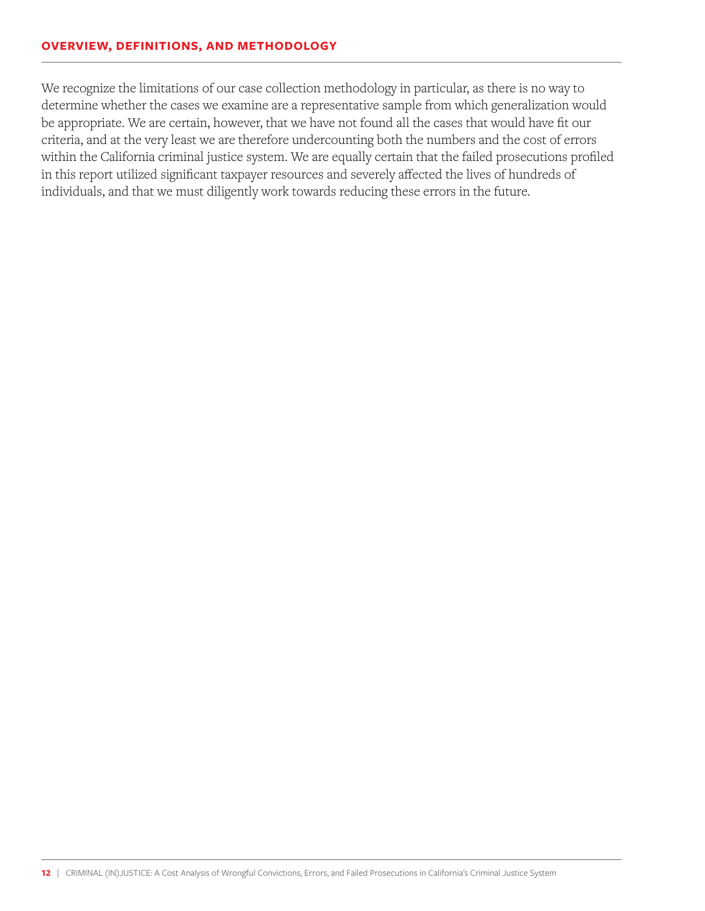We recognize the limitations of our case collection methodology in particular, as there is no way to determine whether the cases we examine are a representative sample from which generalization would be appropriate. We are certain, however, that we have not found all the cases that would have fit our criteria, and at the very least we are therefore undercounting both the numbers and the cost of errors within the California criminal justice system. We are equally certain that the failed prosecutions profiled in this report utilized significant taxpayer resources and severely affected the lives of hundreds of individuals, and that we must diligently work towards reducing these errors in the future.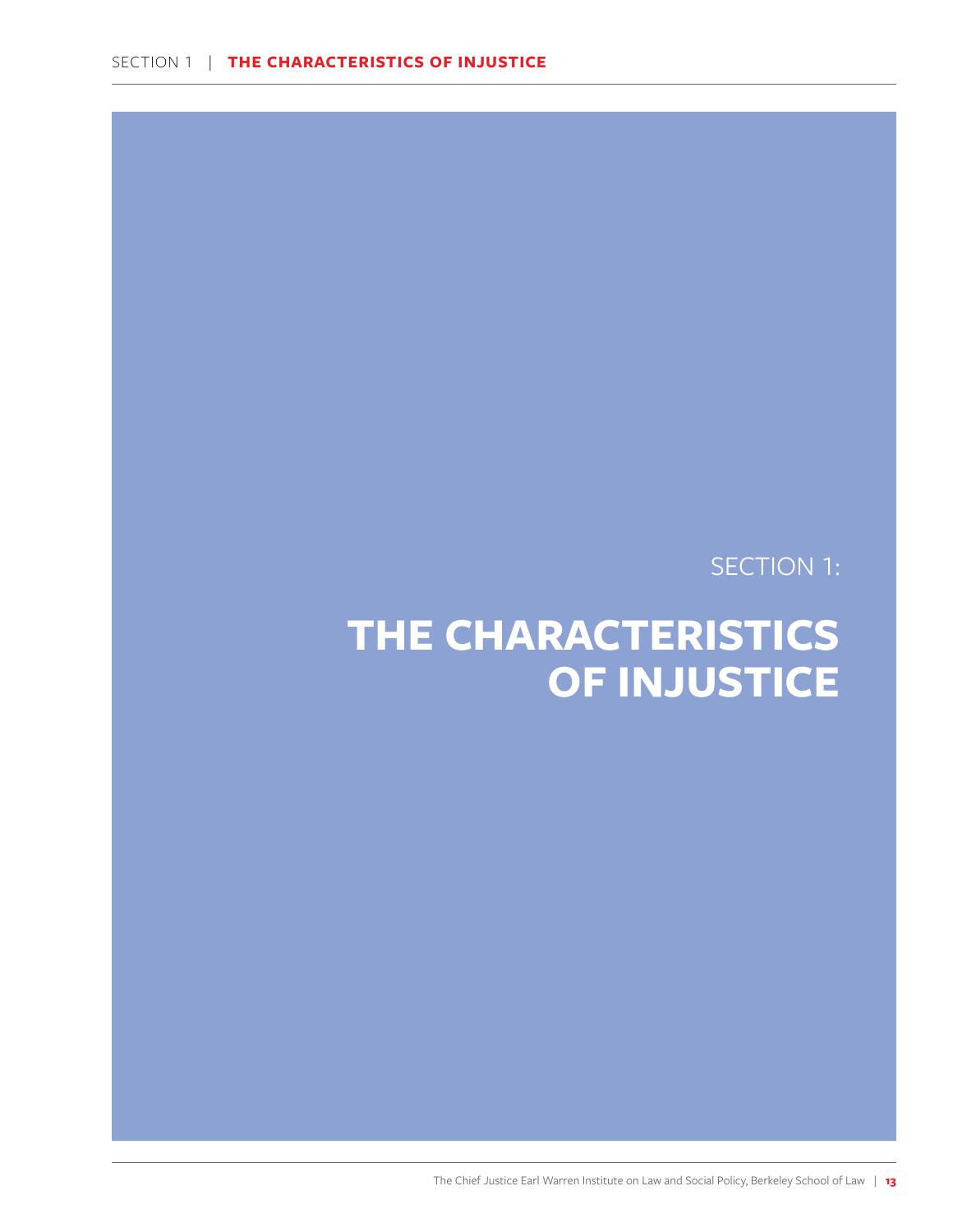SECTION 1:

# THE CHARACTERISTICS OF INJUSTICE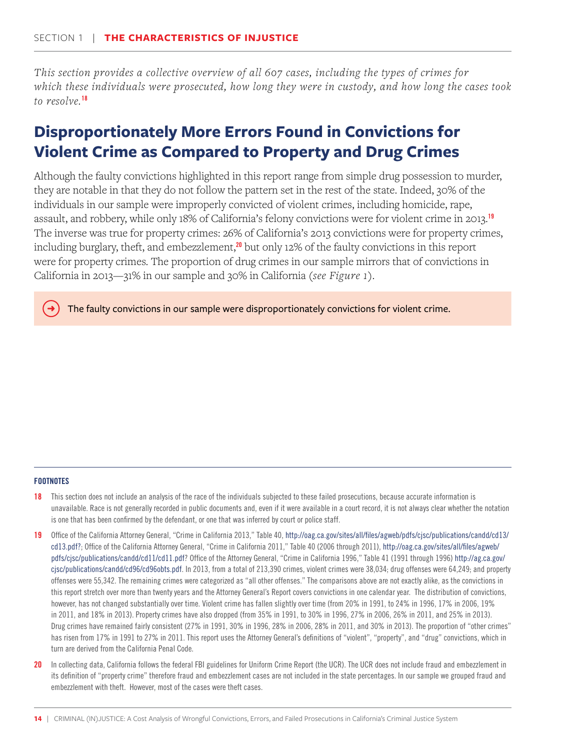SECTION 1 | **THE CHARACTERISTICS OF INJUSTICE**

*This section provides a collective overview of all 607 cases, including the types of crimes for which these individuals were prosecuted, how long they were in custody, and how long the cases took to resolve.*[18]

## Disproportionately More Errors Found in Convictions for Violent Crime as Compared to Property and Drug Crimes

Although the faulty convictions highlighted in this report range from simple drug possession to murder, they are notable in that they do not follow the pattern set in the rest of the state. Indeed, 30% of the individuals in our sample were improperly convicted of violent crimes, including homicide, rape, assault, and robbery, while only 18% of California's felony convictions were for violent crime in 2013.[19] The inverse was true for property crimes: 26% of California's 2013 convictions were for property crimes, including burglary, theft, and embezzlement,[20] but only 12% of the faulty convictions in this report were for property crimes. The proportion of drug crimes in our sample mirrors that of convictions in California in 2013—31% in our sample and 30% in California (*see Figure 1*).

➜ The faulty convictions in our sample were disproportionately convictions for violent crime.

**FOOTNOTES**

**18** This section does not include an analysis of the race of the individuals subjected to these failed prosecutions, because accurate information is unavailable. Race is not generally recorded in public documents and, even if it were available in a court record, it is not always clear whether the notation is one that has been confirmed by the defendant, or one that was inferred by court or police staff.

**19** Office of the California Attorney General, "Crime in California 2013," Table 40, http://oag.ca.gov/sites/all/files/agweb/pdfs/cjsc/publications/candd/cd13/cd13.pdf?; Office of the California Attorney General, "Crime in California 2011," Table 40 (2006 through 2011), http://oag.ca.gov/sites/all/files/agweb/pdfs/cjsc/publications/candd/cd11/cd11.pdf? Office of the Attorney General, "Crime in California 1996," Table 41 (1991 through 1996) http://ag.ca.gov/cjsc/publications/candd/cd96/cd96obts.pdf. In 2013, from a total of 213,390 crimes, violent crimes were 38,034; drug offenses were 64,249; and property offenses were 55,342. The remaining crimes were categorized as "all other offenses." The comparisons above are not exactly alike, as the convictions in this report stretch over more than twenty years and the Attorney General's Report covers convictions in one calendar year. The distribution of convictions, however, has not changed substantially over time. Violent crime has fallen slightly over time (from 20% in 1991, to 24% in 1996, 17% in 2006, 19% in 2011, and 18% in 2013). Property crimes have also dropped (from 35% in 1991, to 30% in 1996, 27% in 2006, 26% in 2011, and 25% in 2013). Drug crimes have remained fairly consistent (27% in 1991, 30% in 1996, 28% in 2006, 28% in 2011, and 30% in 2013). The proportion of "other crimes" has risen from 17% in 1991 to 27% in 2011. This report uses the Attorney General's definitions of "violent", "property", and "drug" convictions, which in turn are derived from the California Penal Code.

**20** In collecting data, California follows the federal FBI guidelines for Uniform Crime Report (the UCR). The UCR does not include fraud and embezzlement in its definition of "property crime" therefore fraud and embezzlement cases are not included in the state percentages. In our sample we grouped fraud and embezzlement with theft. However, most of the cases were theft cases.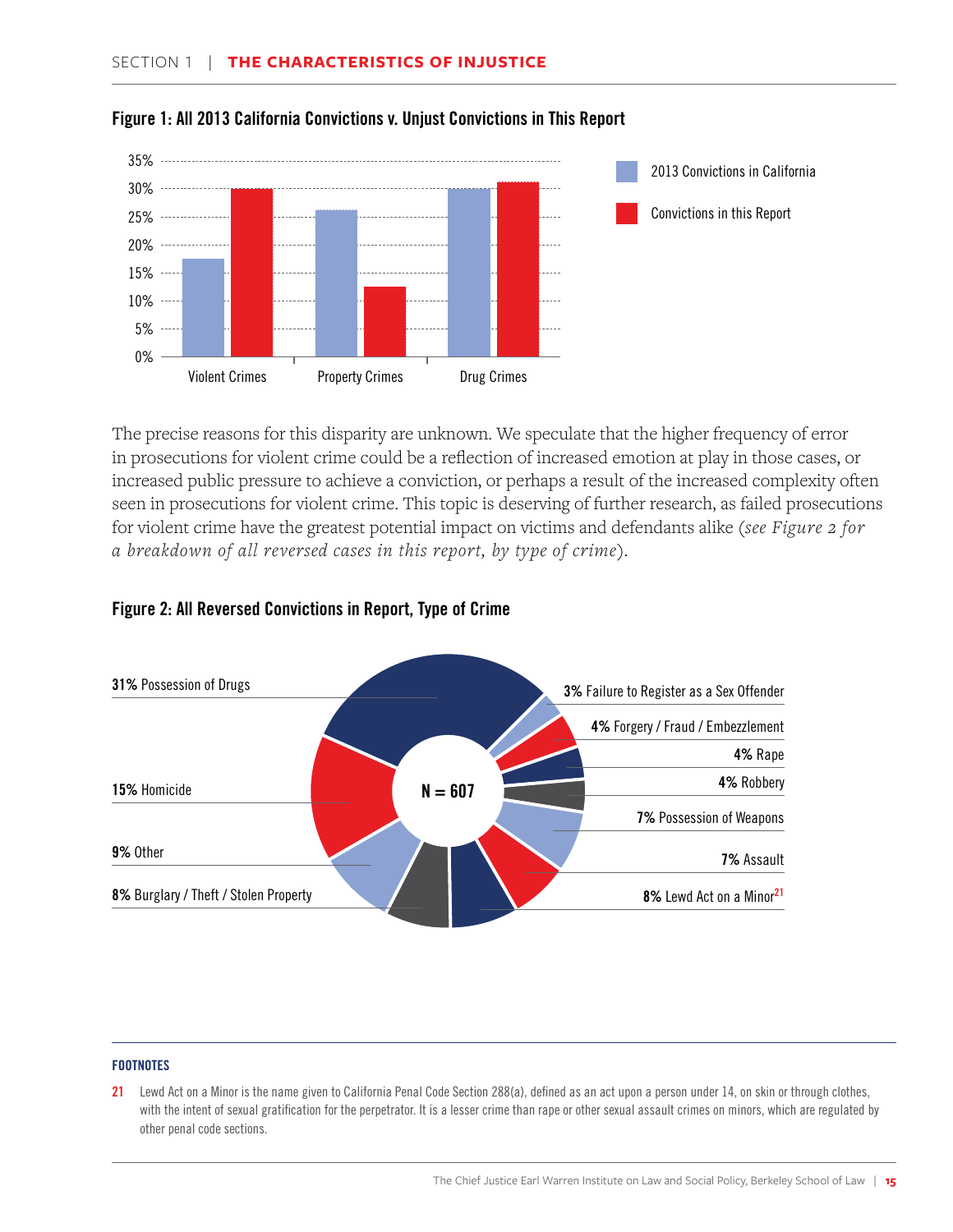**Figure 1: All 2013 California Convictions v. Unjust Convictions in This Report**

| | 2013 Convictions in California | Convictions in this Report |
|---|---|---|
| Violent Crimes | | |
| Property Crimes | | |
| Drug Crimes | | |

The precise reasons for this disparity are unknown. We speculate that the higher frequency of error in prosecutions for violent crime could be a reflection of increased emotion at play in those cases, or increased public pressure to achieve a conviction, or perhaps a result of the increased complexity often seen in prosecutions for violent crime. This topic is deserving of further research, as failed prosecutions for violent crime have the greatest potential impact on victims and defendants alike (*see Figure 2 for a breakdown of all reversed cases in this report, by type of crime*).

**Figure 2: All Reversed Convictions in Report, Type of Crime**

N = 607

- **31%** Possession of Drugs
- **15%** Homicide
- **9%** Other
- **8%** Burglary / Theft / Stolen Property
- **3%** Failure to Register as a Sex Offender
- **4%** Forgery / Fraud / Embezzlement
- **4%** Rape
- **4%** Robbery
- **7%** Possession of Weapons
- **7%** Assault
- **8%** Lewd Act on a Minor[21]

**FOOTNOTES**

21 Lewd Act on a Minor is the name given to California Penal Code Section 288(a), defined as an act upon a person under 14, on skin or through clothes, with the intent of sexual gratification for the perpetrator. It is a lesser crime than rape or other sexual assault crimes on minors, which are regulated by other penal code sections.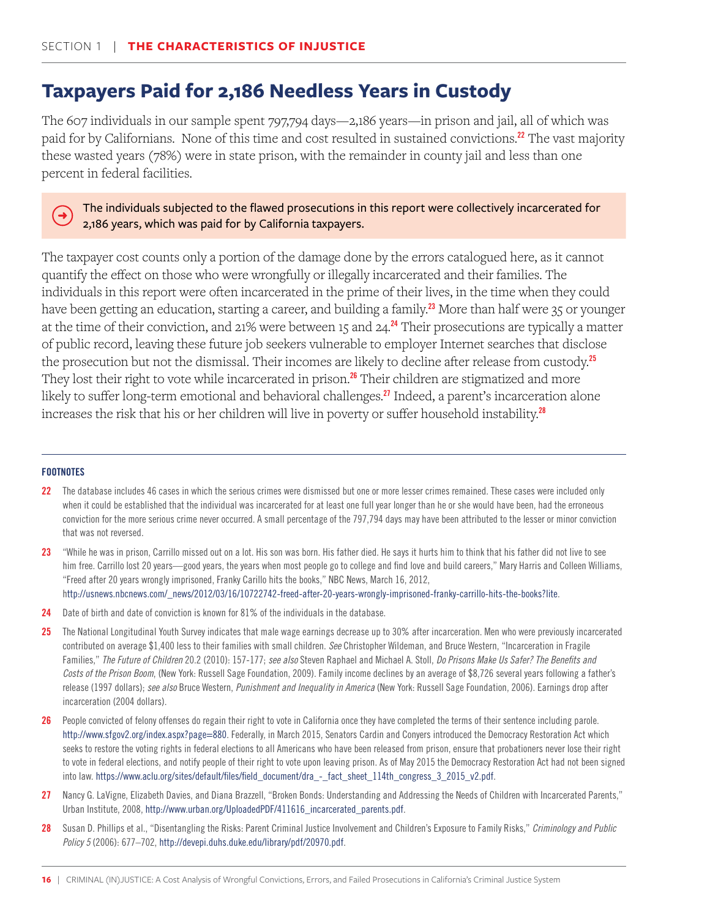## Taxpayers Paid for 2,186 Needless Years in Custody

The 607 individuals in our sample spent 797,794 days—2,186 years—in prison and jail, all of which was paid for by Californians. None of this time and cost resulted in sustained convictions.[22] The vast majority these wasted years (78%) were in state prison, with the remainder in county jail and less than one percent in federal facilities.

> The individuals subjected to the flawed prosecutions in this report were collectively incarcerated for 2,186 years, which was paid for by California taxpayers.

The taxpayer cost counts only a portion of the damage done by the errors catalogued here, as it cannot quantify the effect on those who were wrongfully or illegally incarcerated and their families. The individuals in this report were often incarcerated in the prime of their lives, in the time when they could have been getting an education, starting a career, and building a family.[23] More than half were 35 or younger at the time of their conviction, and 21% were between 15 and 24.[24] Their prosecutions are typically a matter of public record, leaving these future job seekers vulnerable to employer Internet searches that disclose the prosecution but not the dismissal. Their incomes are likely to decline after release from custody.[25] They lost their right to vote while incarcerated in prison.[26] Their children are stigmatized and more likely to suffer long-term emotional and behavioral challenges.[27] Indeed, a parent's incarceration alone increases the risk that his or her children will live in poverty or suffer household instability.[28]

---

**FOOTNOTES**

22 The database includes 46 cases in which the serious crimes were dismissed but one or more lesser crimes remained. These cases were included only when it could be established that the individual was incarcerated for at least one full year longer than he or she would have been, had the erroneous conviction for the more serious crime never occurred. A small percentage of the 797,794 days may have been attributed to the lesser or minor conviction that was not reversed.

23 "While he was in prison, Carrillo missed out on a lot. His son was born. His father died. He says it hurts him to think that his father did not live to see him free. Carrillo lost 20 years—good years, the years when most people go to college and find love and build careers," Mary Harris and Colleen Williams, "Freed after 20 years wrongly imprisoned, Franky Carillo hits the books," NBC News, March 16, 2012, http://usnews.nbcnews.com/_news/2012/03/16/10722742-freed-after-20-years-wrongly-imprisoned-franky-carrillo-hits-the-books?lite.

24 Date of birth and date of conviction is known for 81% of the individuals in the database.

25 The National Longitudinal Youth Survey indicates that male wage earnings decrease up to 30% after incarceration. Men who were previously incarcerated contributed on average $1,400 less to their families with small children. *See* Christopher Wildeman, and Bruce Western, "Incarceration in Fragile Families," *The Future of Children* 20.2 (2010): 157-177; *see also* Steven Raphael and Michael A. Stoll, *Do Prisons Make Us Safer? The Benefits and Costs of the Prison Boom*, (New York: Russell Sage Foundation, 2009). Family income declines by an average of $8,726 several years following a father's release (1997 dollars); *see also* Bruce Western, *Punishment and Inequality in America* (New York: Russell Sage Foundation, 2006). Earnings drop after incarceration (2004 dollars).

26 People convicted of felony offenses do regain their right to vote in California once they have completed the terms of their sentence including parole. http://www.sfgov2.org/index.aspx?page=880. Federally, in March 2015, Senators Cardin and Conyers introduced the Democracy Restoration Act which seeks to restore the voting rights in federal elections to all Americans who have been released from prison, ensure that probationers never lose their right to vote in federal elections, and notify people of their right to vote upon leaving prison. As of May 2015 the Democracy Restoration Act had not been signed into law. https://www.aclu.org/sites/default/files/field_document/dra_-_fact_sheet_114th_congress_3_2015_v2.pdf.

27 Nancy G. LaVigne, Elizabeth Davies, and Diana Brazzell, "Broken Bonds: Understanding and Addressing the Needs of Children with Incarcerated Parents," Urban Institute, 2008, http://www.urban.org/UploadedPDF/411616_incarcerated_parents.pdf.

28 Susan D. Phillips et al., "Disentangling the Risks: Parent Criminal Justice Involvement and Children's Exposure to Family Risks," *Criminology and Public Policy 5* (2006): 677–702, http://devepi.duhs.duke.edu/library/pdf/20970.pdf.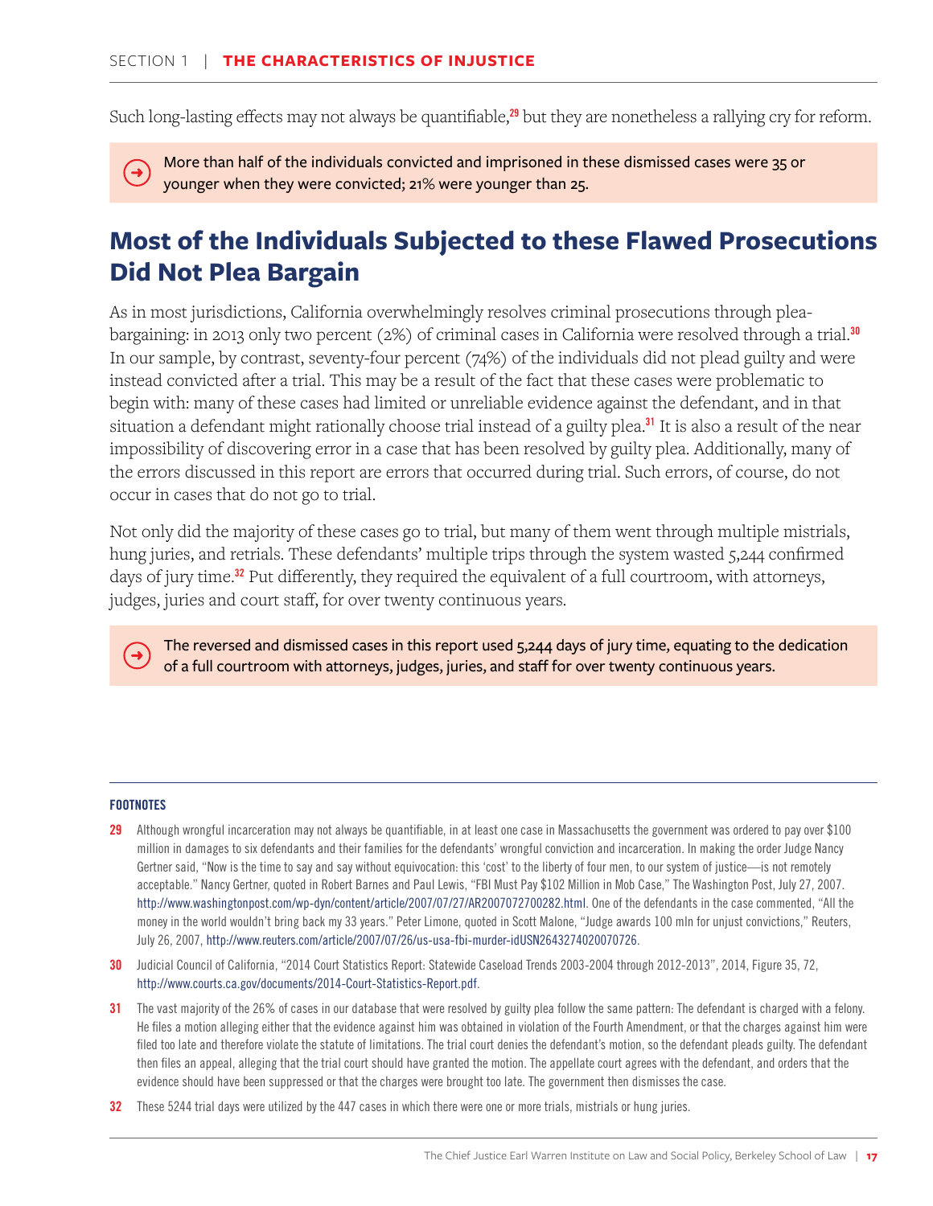Such long-lasting effects may not always be quantifiable,[29] but they are nonetheless a rallying cry for reform.

> More than half of the individuals convicted and imprisoned in these dismissed cases were 35 or younger when they were convicted; 21% were younger than 25.

## Most of the Individuals Subjected to these Flawed Prosecutions Did Not Plea Bargain

As in most jurisdictions, California overwhelmingly resolves criminal prosecutions through plea-bargaining: in 2013 only two percent (2%) of criminal cases in California were resolved through a trial.[30] In our sample, by contrast, seventy-four percent (74%) of the individuals did not plead guilty and were instead convicted after a trial. This may be a result of the fact that these cases were problematic to begin with: many of these cases had limited or unreliable evidence against the defendant, and in that situation a defendant might rationally choose trial instead of a guilty plea.[31] It is also a result of the near impossibility of discovering error in a case that has been resolved by guilty plea. Additionally, many of the errors discussed in this report are errors that occurred during trial. Such errors, of course, do not occur in cases that do not go to trial.

Not only did the majority of these cases go to trial, but many of them went through multiple mistrials, hung juries, and retrials. These defendants' multiple trips through the system wasted 5,244 confirmed days of jury time.[32] Put differently, they required the equivalent of a full courtroom, with attorneys, judges, juries and court staff, for over twenty continuous years.

> The reversed and dismissed cases in this report used 5,244 days of jury time, equating to the dedication of a full courtroom with attorneys, judges, juries, and staff for over twenty continuous years.

---

**FOOTNOTES**

[29] Although wrongful incarceration may not always be quantifiable, in at least one case in Massachusetts the government was ordered to pay over $100 million in damages to six defendants and their families for the defendants' wrongful conviction and incarceration. In making the order Judge Nancy Gertner said, "Now is the time to say and say without equivocation: this 'cost' to the liberty of four men, to our system of justice—is not remotely acceptable." Nancy Gertner, quoted in Robert Barnes and Paul Lewis, "FBI Must Pay $102 Million in Mob Case," The Washington Post, July 27, 2007. http://www.washingtonpost.com/wp-dyn/content/article/2007/07/27/AR2007072700282.html. One of the defendants in the case commented, "All the money in the world wouldn't bring back my 33 years." Peter Limone, quoted in Scott Malone, "Judge awards 100 mln for unjust convictions," Reuters, July 26, 2007, http://www.reuters.com/article/2007/07/26/us-usa-fbi-murder-idUSN2643274020070726.

[30] Judicial Council of California, "2014 Court Statistics Report: Statewide Caseload Trends 2003-2004 through 2012-2013", 2014, Figure 35, 72, http://www.courts.ca.gov/documents/2014-Court-Statistics-Report.pdf.

[31] The vast majority of the 26% of cases in our database that were resolved by guilty plea follow the same pattern: The defendant is charged with a felony. He files a motion alleging either that the evidence against him was obtained in violation of the Fourth Amendment, or that the charges against him were filed too late and therefore violate the statute of limitations. The trial court denies the defendant's motion, so the defendant pleads guilty. The defendant then files an appeal, alleging that the trial court should have granted the motion. The appellate court agrees with the defendant, and orders that the evidence should have been suppressed or that the charges were brought too late. The government then dismisses the case.

[32] These 5244 trial days were utilized by the 447 cases in which there were one or more trials, mistrials or hung juries.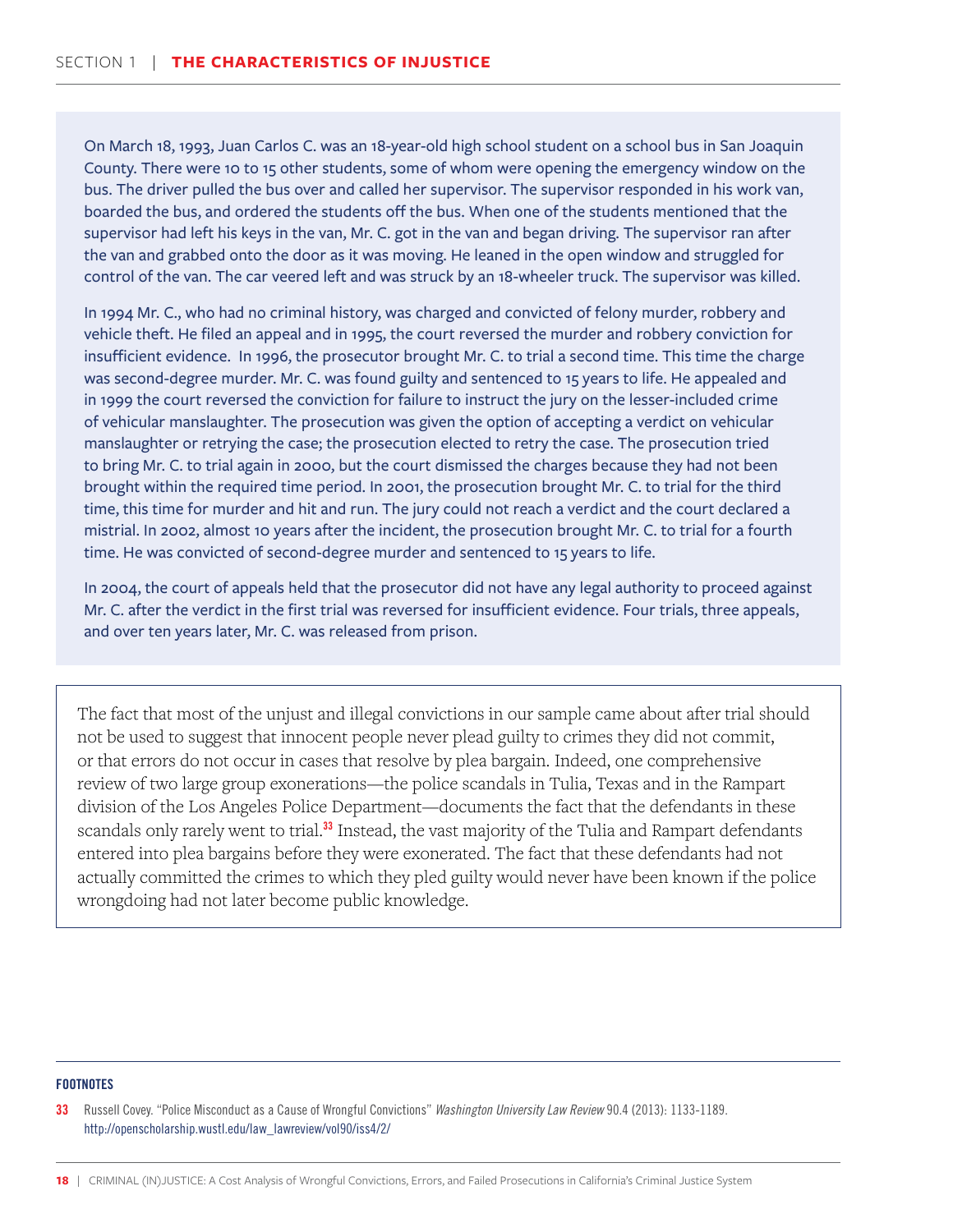On March 18, 1993, Juan Carlos C. was an 18-year-old high school student on a school bus in San Joaquin County. There were 10 to 15 other students, some of whom were opening the emergency window on the bus. The driver pulled the bus over and called her supervisor. The supervisor responded in his work van, boarded the bus, and ordered the students off the bus. When one of the students mentioned that the supervisor had left his keys in the van, Mr. C. got in the van and began driving. The supervisor ran after the van and grabbed onto the door as it was moving. He leaned in the open window and struggled for control of the van. The car veered left and was struck by an 18-wheeler truck. The supervisor was killed.

In 1994 Mr. C., who had no criminal history, was charged and convicted of felony murder, robbery and vehicle theft. He filed an appeal and in 1995, the court reversed the murder and robbery conviction for insufficient evidence. In 1996, the prosecutor brought Mr. C. to trial a second time. This time the charge was second-degree murder. Mr. C. was found guilty and sentenced to 15 years to life. He appealed and in 1999 the court reversed the conviction for failure to instruct the jury on the lesser-included crime of vehicular manslaughter. The prosecution was given the option of accepting a verdict on vehicular manslaughter or retrying the case; the prosecution elected to retry the case. The prosecution tried to bring Mr. C. to trial again in 2000, but the court dismissed the charges because they had not been brought within the required time period. In 2001, the prosecution brought Mr. C. to trial for the third time, this time for murder and hit and run. The jury could not reach a verdict and the court declared a mistrial. In 2002, almost 10 years after the incident, the prosecution brought Mr. C. to trial for a fourth time. He was convicted of second-degree murder and sentenced to 15 years to life.

In 2004, the court of appeals held that the prosecutor did not have any legal authority to proceed against Mr. C. after the verdict in the first trial was reversed for insufficient evidence. Four trials, three appeals, and over ten years later, Mr. C. was released from prison.

The fact that most of the unjust and illegal convictions in our sample came about after trial should not be used to suggest that innocent people never plead guilty to crimes they did not commit, or that errors do not occur in cases that resolve by plea bargain. Indeed, one comprehensive review of two large group exonerations—the police scandals in Tulia, Texas and in the Rampart division of the Los Angeles Police Department—documents the fact that the defendants in these scandals only rarely went to trial.[33] Instead, the vast majority of the Tulia and Rampart defendants entered into plea bargains before they were exonerated. The fact that these defendants had not actually committed the crimes to which they pled guilty would never have been known if the police wrongdoing had not later become public knowledge.

**FOOTNOTES**

**33** Russell Covey. "Police Misconduct as a Cause of Wrongful Convictions" *Washington University Law Review* 90.4 (2013): 1133-1189. http://openscholarship.wustl.edu/law_lawreview/vol90/iss4/2/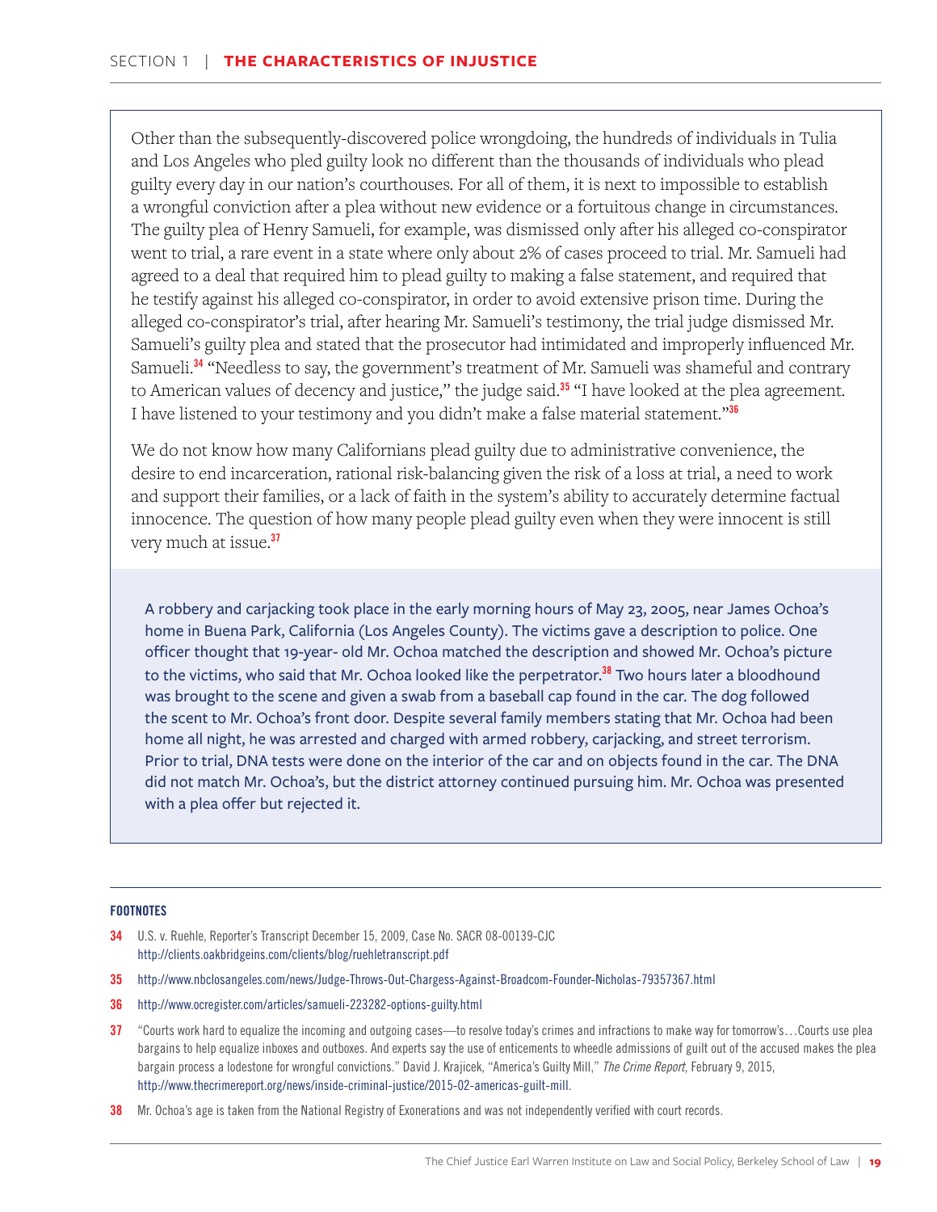Other than the subsequently-discovered police wrongdoing, the hundreds of individuals in Tulia and Los Angeles who pled guilty look no different than the thousands of individuals who plead guilty every day in our nation's courthouses. For all of them, it is next to impossible to establish a wrongful conviction after a plea without new evidence or a fortuitous change in circumstances. The guilty plea of Henry Samueli, for example, was dismissed only after his alleged co-conspirator went to trial, a rare event in a state where only about 2% of cases proceed to trial. Mr. Samueli had agreed to a deal that required him to plead guilty to making a false statement, and required that he testify against his alleged co-conspirator, in order to avoid extensive prison time. During the alleged co-conspirator's trial, after hearing Mr. Samueli's testimony, the trial judge dismissed Mr. Samueli's guilty plea and stated that the prosecutor had intimidated and improperly influenced Mr. Samueli.[34] "Needless to say, the government's treatment of Mr. Samueli was shameful and contrary to American values of decency and justice," the judge said.[35] "I have looked at the plea agreement. I have listened to your testimony and you didn't make a false material statement."[36]

We do not know how many Californians plead guilty due to administrative convenience, the desire to end incarceration, rational risk-balancing given the risk of a loss at trial, a need to work and support their families, or a lack of faith in the system's ability to accurately determine factual innocence. The question of how many people plead guilty even when they were innocent is still very much at issue.[37]

A robbery and carjacking took place in the early morning hours of May 23, 2005, near James Ochoa's home in Buena Park, California (Los Angeles County). The victims gave a description to police. One officer thought that 19-year- old Mr. Ochoa matched the description and showed Mr. Ochoa's picture to the victims, who said that Mr. Ochoa looked like the perpetrator.[38] Two hours later a bloodhound was brought to the scene and given a swab from a baseball cap found in the car. The dog followed the scent to Mr. Ochoa's front door. Despite several family members stating that Mr. Ochoa had been home all night, he was arrested and charged with armed robbery, carjacking, and street terrorism. Prior to trial, DNA tests were done on the interior of the car and on objects found in the car. The DNA did not match Mr. Ochoa's, but the district attorney continued pursuing him. Mr. Ochoa was presented with a plea offer but rejected it.

**FOOTNOTES**

**34** U.S. v. Ruehle, Reporter's Transcript December 15, 2009, Case No. SACR 08-00139-CJC http://clients.oakbridgeins.com/clients/blog/ruehletranscript.pdf

**35** http://www.nbclosangeles.com/news/Judge-Throws-Out-Chargess-Against-Broadcom-Founder-Nicholas-79357367.html

**36** http://www.ocregister.com/articles/samueli-223282-options-guilty.html

**37** "Courts work hard to equalize the incoming and outgoing cases—to resolve today's crimes and infractions to make way for tomorrow's…Courts use plea bargains to help equalize inboxes and outboxes. And experts say the use of enticements to wheedle admissions of guilt out of the accused makes the plea bargain process a lodestone for wrongful convictions." David J. Krajicek, "America's Guilty Mill," *The Crime Report*, February 9, 2015, http://www.thecrimereport.org/news/inside-criminal-justice/2015-02-americas-guilt-mill.

**38** Mr. Ochoa's age is taken from the National Registry of Exonerations and was not independently verified with court records.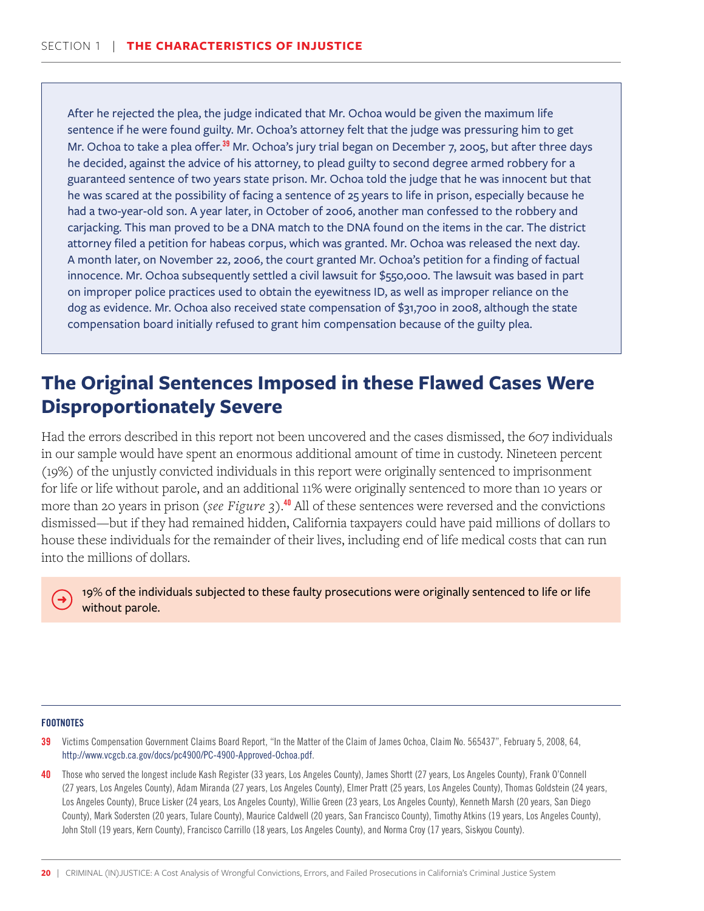After he rejected the plea, the judge indicated that Mr. Ochoa would be given the maximum life sentence if he were found guilty. Mr. Ochoa's attorney felt that the judge was pressuring him to get Mr. Ochoa to take a plea offer.[39] Mr. Ochoa's jury trial began on December 7, 2005, but after three days he decided, against the advice of his attorney, to plead guilty to second degree armed robbery for a guaranteed sentence of two years state prison. Mr. Ochoa told the judge that he was innocent but that he was scared at the possibility of facing a sentence of 25 years to life in prison, especially because he had a two-year-old son. A year later, in October of 2006, another man confessed to the robbery and carjacking. This man proved to be a DNA match to the DNA found on the items in the car. The district attorney filed a petition for habeas corpus, which was granted. Mr. Ochoa was released the next day. A month later, on November 22, 2006, the court granted Mr. Ochoa's petition for a finding of factual innocence. Mr. Ochoa subsequently settled a civil lawsuit for $550,000. The lawsuit was based in part on improper police practices used to obtain the eyewitness ID, as well as improper reliance on the dog as evidence. Mr. Ochoa also received state compensation of $31,700 in 2008, although the state compensation board initially refused to grant him compensation because of the guilty plea.

## The Original Sentences Imposed in these Flawed Cases Were Disproportionately Severe

Had the errors described in this report not been uncovered and the cases dismissed, the 607 individuals in our sample would have spent an enormous additional amount of time in custody. Nineteen percent (19%) of the unjustly convicted individuals in this report were originally sentenced to imprisonment for life or life without parole, and an additional 11% were originally sentenced to more than 10 years or more than 20 years in prison (*see Figure 3*).[40] All of these sentences were reversed and the convictions dismissed—but if they had remained hidden, California taxpayers could have paid millions of dollars to house these individuals for the remainder of their lives, including end of life medical costs that can run into the millions of dollars.

19% of the individuals subjected to these faulty prosecutions were originally sentenced to life or life without parole.

**FOOTNOTES**

[39] Victims Compensation Government Claims Board Report, "In the Matter of the Claim of James Ochoa, Claim No. 565437", February 5, 2008, 64, http://www.vcgcb.ca.gov/docs/pc4900/PC-4900-Approved-Ochoa.pdf.

[40] Those who served the longest include Kash Register (33 years, Los Angeles County), James Shortt (27 years, Los Angeles County), Frank O'Connell (27 years, Los Angeles County), Adam Miranda (27 years, Los Angeles County), Elmer Pratt (25 years, Los Angeles County), Thomas Goldstein (24 years, Los Angeles County), Bruce Lisker (24 years, Los Angeles County), Willie Green (23 years, Los Angeles County), Kenneth Marsh (20 years, San Diego County), Mark Sodersten (20 years, Tulare County), Maurice Caldwell (20 years, San Francisco County), Timothy Atkins (19 years, Los Angeles County), John Stoll (19 years, Kern County), Francisco Carrillo (18 years, Los Angeles County), and Norma Croy (17 years, Siskyou County).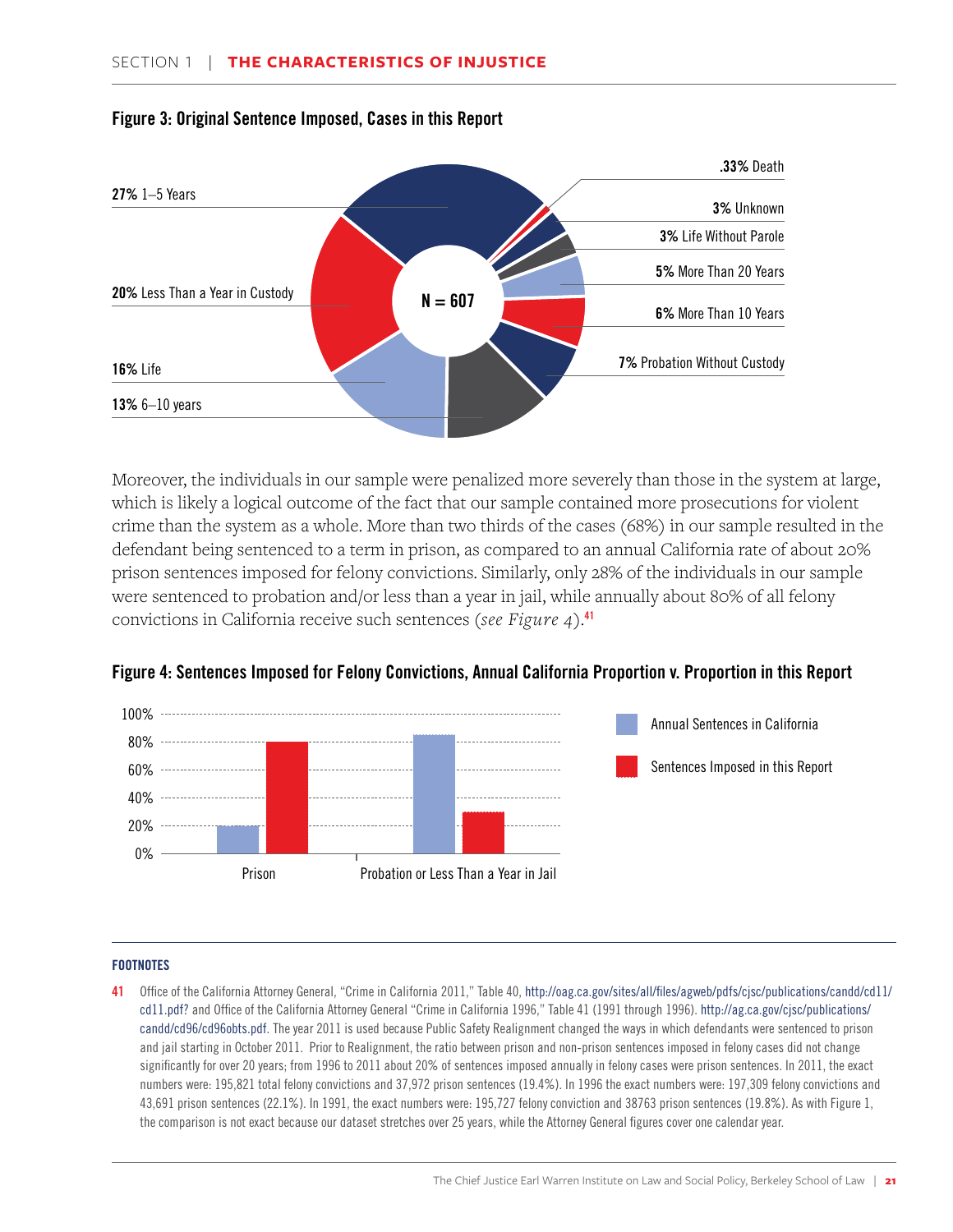**Figure 3: Original Sentence Imposed, Cases in this Report**

N = 607

- **27%** 1–5 Years
- **20%** Less Than a Year in Custody
- **16%** Life
- **13%** 6–10 years
- **.33%** Death
- **3%** Unknown
- **3%** Life Without Parole
- **5%** More Than 20 Years
- **6%** More Than 10 Years
- **7%** Probation Without Custody

Moreover, the individuals in our sample were penalized more severely than those in the system at large, which is likely a logical outcome of the fact that our sample contained more prosecutions for violent crime than the system as a whole. More than two thirds of the cases (68%) in our sample resulted in the defendant being sentenced to a term in prison, as compared to an annual California rate of about 20% prison sentences imposed for felony convictions. Similarly, only 28% of the individuals in our sample were sentenced to probation and/or less than a year in jail, while annually about 80% of all felony convictions in California receive such sentences (*see Figure 4*).[41]

**Figure 4: Sentences Imposed for Felony Convictions, Annual California Proportion v. Proportion in this Report**

Legend: Annual Sentences in California; Sentences Imposed in this Report

Y-axis: 0%, 20%, 40%, 60%, 80%, 100%

X-axis: Prison; Probation or Less Than a Year in Jail

---

**FOOTNOTES**

41 Office of the California Attorney General, "Crime in California 2011," Table 40, http://oag.ca.gov/sites/all/files/agweb/pdfs/cjsc/publications/candd/cd11/cd11.pdf? and Office of the California Attorney General "Crime in California 1996," Table 41 (1991 through 1996). http://ag.ca.gov/cjsc/publications/candd/cd96/cd96obts.pdf. The year 2011 is used because Public Safety Realignment changed the ways in which defendants were sentenced to prison and jail starting in October 2011. Prior to Realignment, the ratio between prison and non-prison sentences imposed in felony cases did not change significantly for over 20 years; from 1996 to 2011 about 20% of sentences imposed annually in felony cases were prison sentences. In 2011, the exact numbers were: 195,821 total felony convictions and 37,972 prison sentences (19.4%). In 1996 the exact numbers were: 197,309 felony convictions and 43,691 prison sentences (22.1%). In 1991, the exact numbers were: 195,727 felony conviction and 38763 prison sentences (19.8%). As with Figure 1, the comparison is not exact because our dataset stretches over 25 years, while the Attorney General figures cover one calendar year.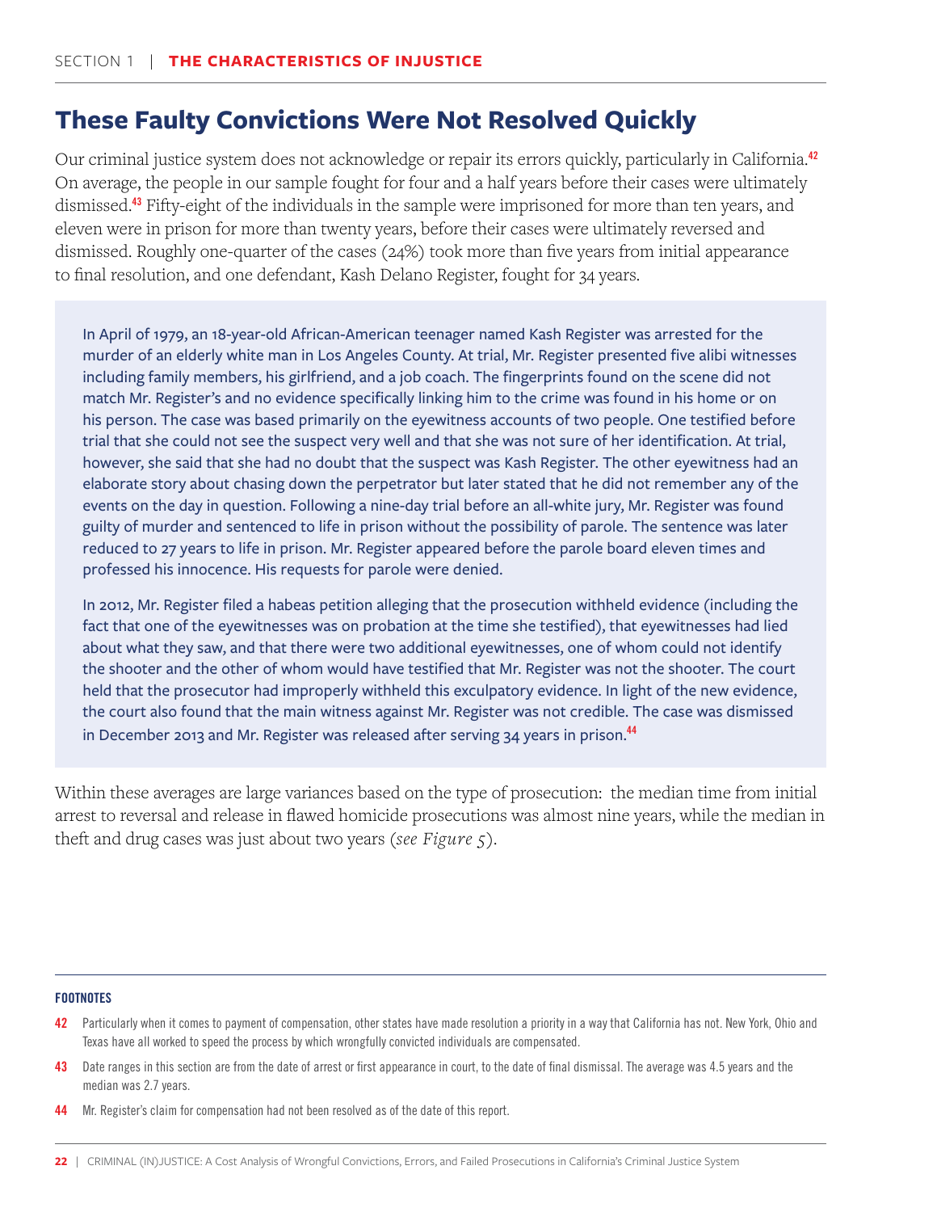## These Faulty Convictions Were Not Resolved Quickly

Our criminal justice system does not acknowledge or repair its errors quickly, particularly in California.[42] On average, the people in our sample fought for four and a half years before their cases were ultimately dismissed.[43] Fifty-eight of the individuals in the sample were imprisoned for more than ten years, and eleven were in prison for more than twenty years, before their cases were ultimately reversed and dismissed. Roughly one-quarter of the cases (24%) took more than five years from initial appearance to final resolution, and one defendant, Kash Delano Register, fought for 34 years.

In April of 1979, an 18-year-old African-American teenager named Kash Register was arrested for the murder of an elderly white man in Los Angeles County. At trial, Mr. Register presented five alibi witnesses including family members, his girlfriend, and a job coach. The fingerprints found on the scene did not match Mr. Register's and no evidence specifically linking him to the crime was found in his home or on his person. The case was based primarily on the eyewitness accounts of two people. One testified before trial that she could not see the suspect very well and that she was not sure of her identification. At trial, however, she said that she had no doubt that the suspect was Kash Register. The other eyewitness had an elaborate story about chasing down the perpetrator but later stated that he did not remember any of the events on the day in question. Following a nine-day trial before an all-white jury, Mr. Register was found guilty of murder and sentenced to life in prison without the possibility of parole. The sentence was later reduced to 27 years to life in prison. Mr. Register appeared before the parole board eleven times and professed his innocence. His requests for parole were denied.

In 2012, Mr. Register filed a habeas petition alleging that the prosecution withheld evidence (including the fact that one of the eyewitnesses was on probation at the time she testified), that eyewitnesses had lied about what they saw, and that there were two additional eyewitnesses, one of whom could not identify the shooter and the other of whom would have testified that Mr. Register was not the shooter. The court held that the prosecutor had improperly withheld this exculpatory evidence. In light of the new evidence, the court also found that the main witness against Mr. Register was not credible. The case was dismissed in December 2013 and Mr. Register was released after serving 34 years in prison.[44]

Within these averages are large variances based on the type of prosecution: the median time from initial arrest to reversal and release in flawed homicide prosecutions was almost nine years, while the median in theft and drug cases was just about two years (*see Figure 5*).

**FOOTNOTES**

42 Particularly when it comes to payment of compensation, other states have made resolution a priority in a way that California has not. New York, Ohio and Texas have all worked to speed the process by which wrongfully convicted individuals are compensated.

43 Date ranges in this section are from the date of arrest or first appearance in court, to the date of final dismissal. The average was 4.5 years and the median was 2.7 years.

44 Mr. Register's claim for compensation had not been resolved as of the date of this report.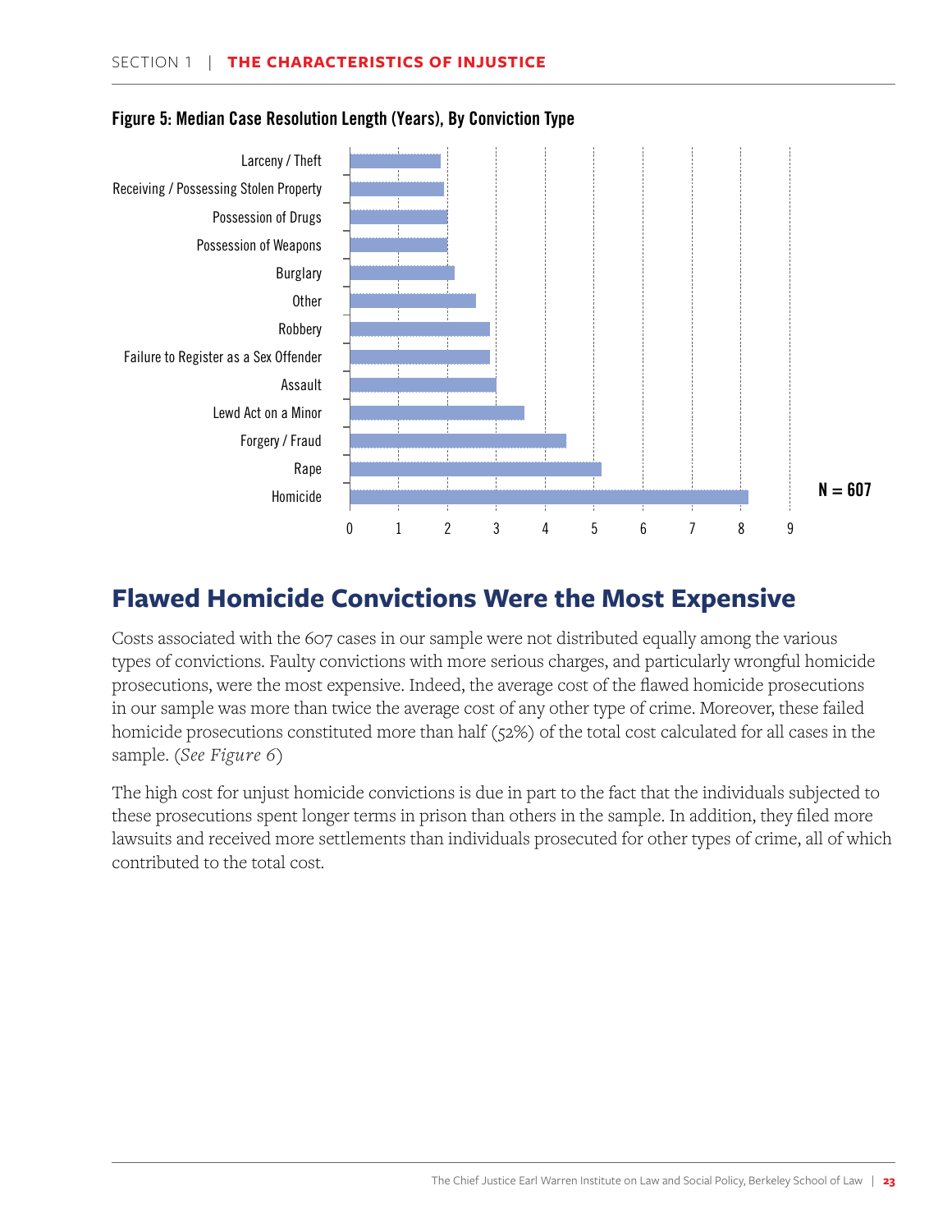**Figure 5: Median Case Resolution Length (Years), By Conviction Type**

| Conviction Type | Median Case Resolution Length (Years) |
|---|---|
| Larceny / Theft | ~1.85 |
| Receiving / Possessing Stolen Property | ~1.9 |
| Possession of Drugs | ~2 |
| Possession of Weapons | ~2 |
| Burglary | ~2.15 |
| Other | ~2.6 |
| Robbery | ~2.85 |
| Failure to Register as a Sex Offender | ~2.85 |
| Assault | ~3 |
| Lewd Act on a Minor | ~3.6 |
| Forgery / Fraud | ~4.45 |
| Rape | ~5.15 |
| Homicide | ~8.15 |

N = 607

## Flawed Homicide Convictions Were the Most Expensive

Costs associated with the 607 cases in our sample were not distributed equally among the various types of convictions. Faulty convictions with more serious charges, and particularly wrongful homicide prosecutions, were the most expensive. Indeed, the average cost of the flawed homicide prosecutions in our sample was more than twice the average cost of any other type of crime. Moreover, these failed homicide prosecutions constituted more than half (52%) of the total cost calculated for all cases in the sample. (*See Figure 6*)

The high cost for unjust homicide convictions is due in part to the fact that the individuals subjected to these prosecutions spent longer terms in prison than others in the sample. In addition, they filed more lawsuits and received more settlements than individuals prosecuted for other types of crime, all of which contributed to the total cost.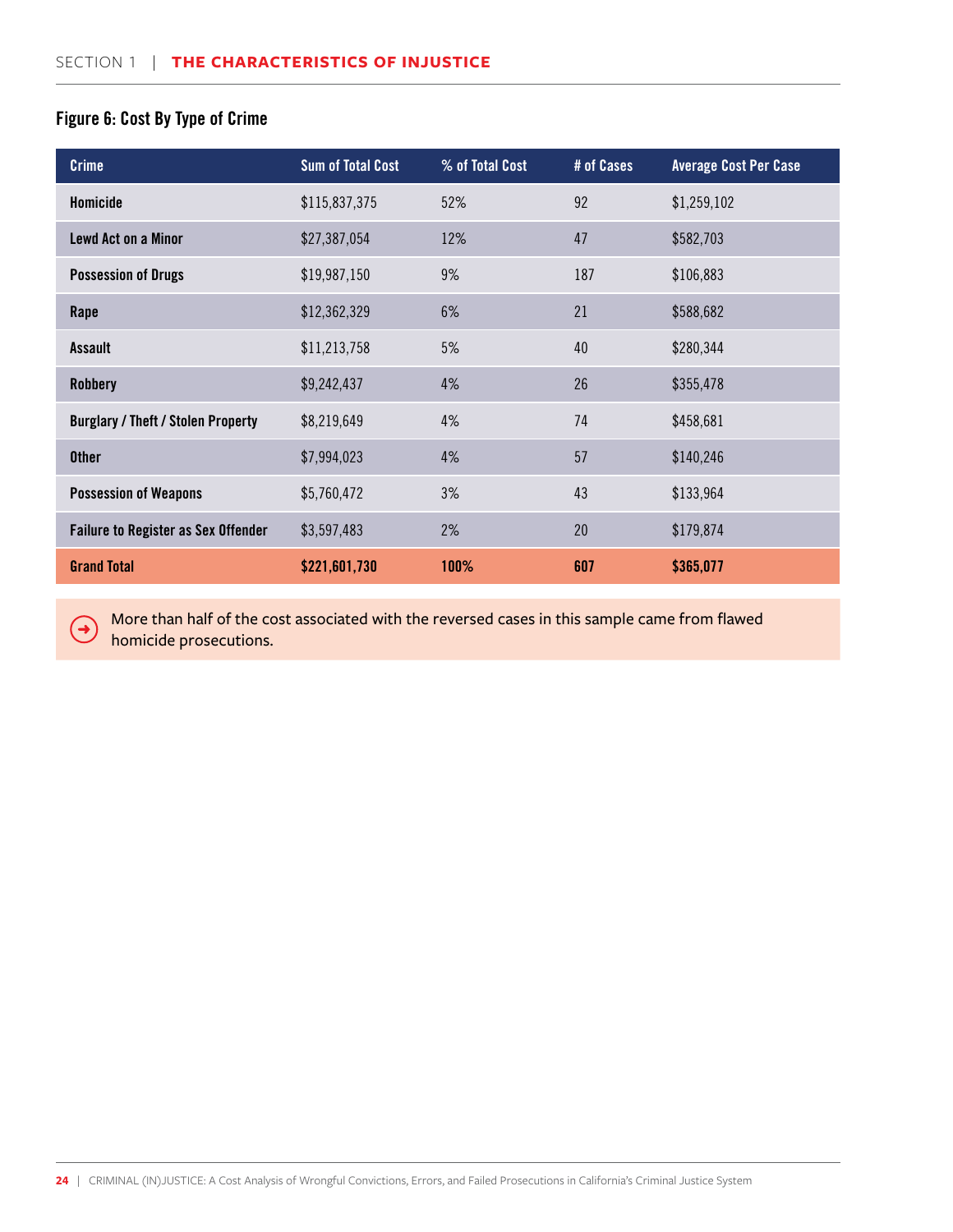## Figure 6: Cost By Type of Crime

| Crime | Sum of Total Cost | % of Total Cost | # of Cases | Average Cost Per Case |
|---|---|---|---|---|
| Homicide | $115,837,375 | 52% | 92 | $1,259,102 |
| Lewd Act on a Minor | $27,387,054 | 12% | 47 | $582,703 |
| Possession of Drugs | $19,987,150 | 9% | 187 | $106,883 |
| Rape | $12,362,329 | 6% | 21 | $588,682 |
| Assault | $11,213,758 | 5% | 40 | $280,344 |
| Robbery | $9,242,437 | 4% | 26 | $355,478 |
| Burglary / Theft / Stolen Property | $8,219,649 | 4% | 74 | $458,681 |
| Other | $7,994,023 | 4% | 57 | $140,246 |
| Possession of Weapons | $5,760,472 | 3% | 43 | $133,964 |
| Failure to Register as Sex Offender | $3,597,483 | 2% | 20 | $179,874 |
| **Grand Total** | **$221,601,730** | **100%** | **607** | **$365,077** |

More than half of the cost associated with the reversed cases in this sample came from flawed homicide prosecutions.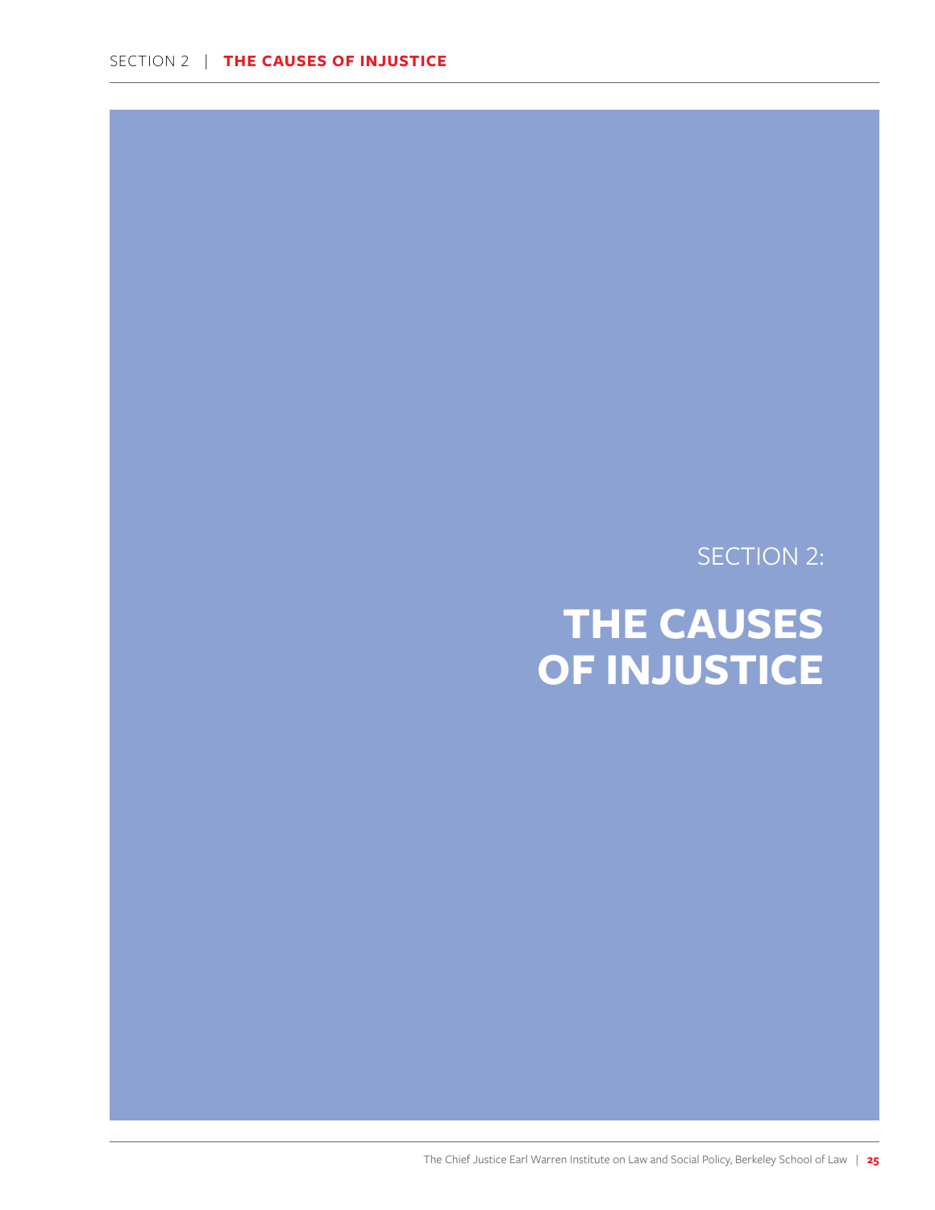SECTION 2:

# THE CAUSES OF INJUSTICE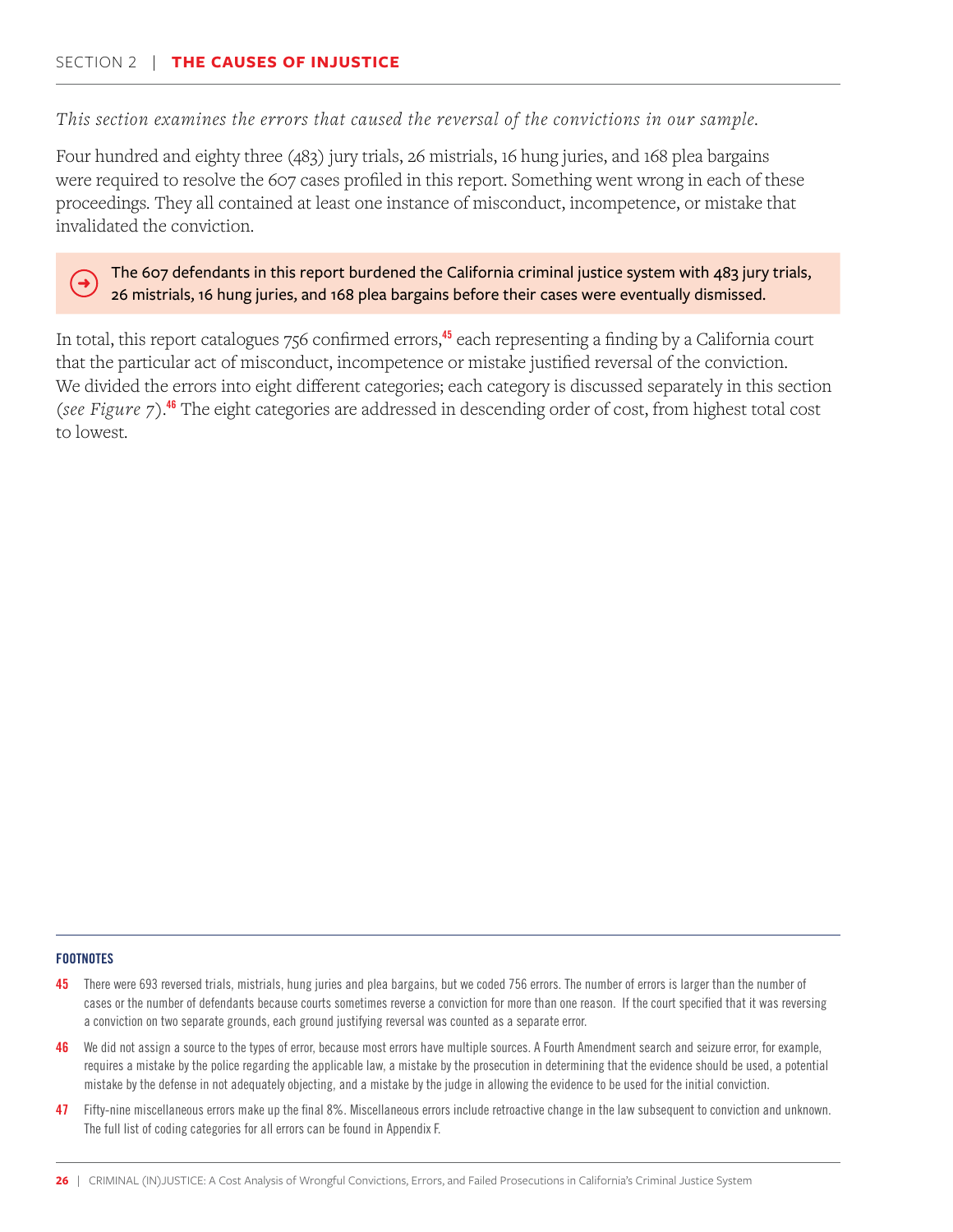## SECTION 2 | THE CAUSES OF INJUSTICE

*This section examines the errors that caused the reversal of the convictions in our sample.*

Four hundred and eighty three (483) jury trials, 26 mistrials, 16 hung juries, and 168 plea bargains were required to resolve the 607 cases profiled in this report. Something went wrong in each of these proceedings. They all contained at least one instance of misconduct, incompetence, or mistake that invalidated the conviction.

> The 607 defendants in this report burdened the California criminal justice system with 483 jury trials, 26 mistrials, 16 hung juries, and 168 plea bargains before their cases were eventually dismissed.

In total, this report catalogues 756 confirmed errors,[45] each representing a finding by a California court that the particular act of misconduct, incompetence or mistake justified reversal of the conviction. We divided the errors into eight different categories; each category is discussed separately in this section (*see Figure 7*).[46] The eight categories are addressed in descending order of cost, from highest total cost to lowest.

---

**FOOTNOTES**

**45** There were 693 reversed trials, mistrials, hung juries and plea bargains, but we coded 756 errors. The number of errors is larger than the number of cases or the number of defendants because courts sometimes reverse a conviction for more than one reason. If the court specified that it was reversing a conviction on two separate grounds, each ground justifying reversal was counted as a separate error.

**46** We did not assign a source to the types of error, because most errors have multiple sources. A Fourth Amendment search and seizure error, for example, requires a mistake by the police regarding the applicable law, a mistake by the prosecution in determining that the evidence should be used, a potential mistake by the defense in not adequately objecting, and a mistake by the judge in allowing the evidence to be used for the initial conviction.

**47** Fifty-nine miscellaneous errors make up the final 8%. Miscellaneous errors include retroactive change in the law subsequent to conviction and unknown. The full list of coding categories for all errors can be found in Appendix F.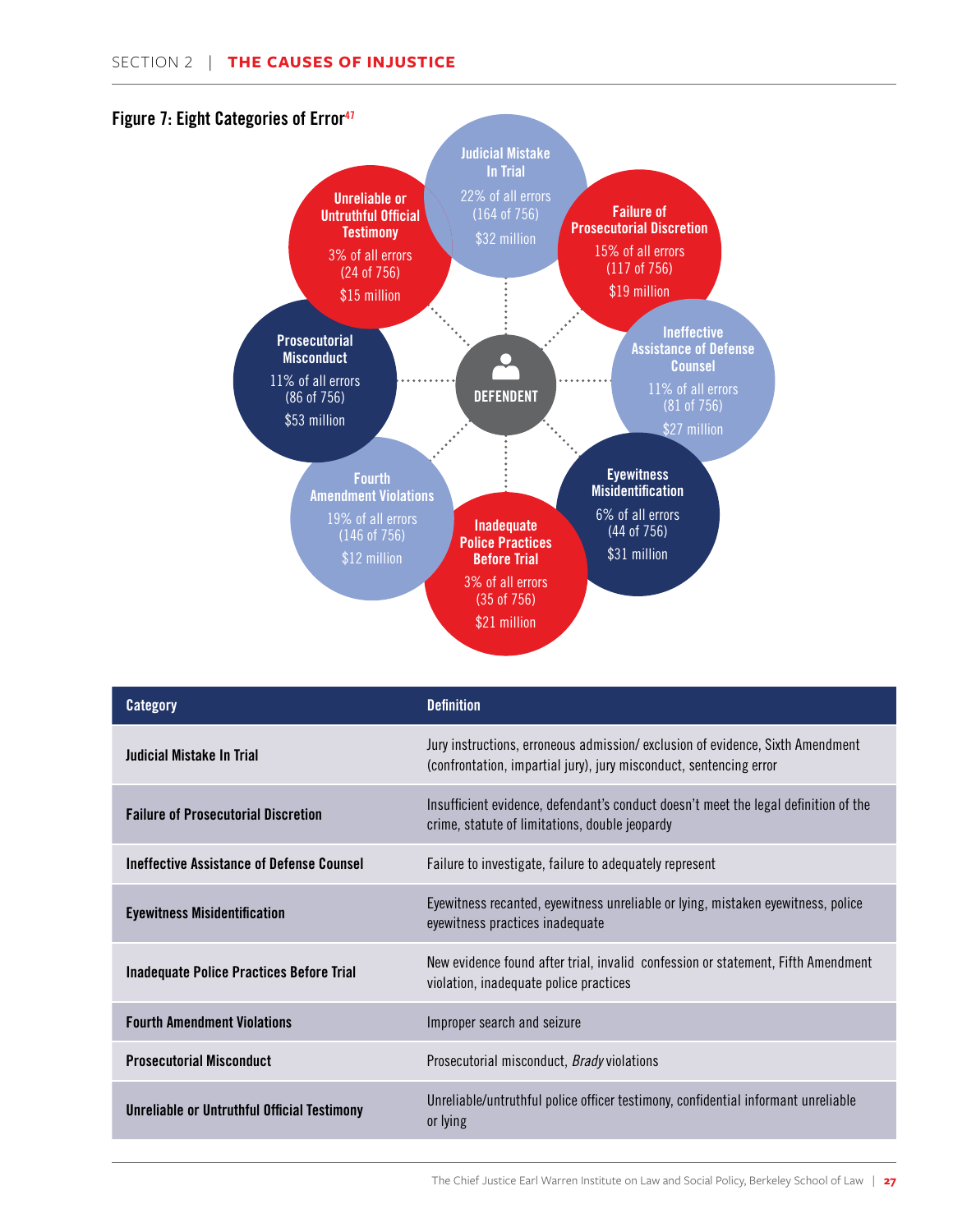## Figure 7: Eight Categories of Error[47]

**DEFENDANT**

**Judicial Mistake In Trial**
22% of all errors
(164 of 756)
$32 million

**Failure of Prosecutorial Discretion**
15% of all errors
(117 of 756)
$19 million

**Ineffective Assistance of Defense Counsel**
11% of all errors
(81 of 756)
$27 million

**Eyewitness Misidentification**
6% of all errors
(44 of 756)
$31 million

**Inadequate Police Practices Before Trial**
3% of all errors
(35 of 756)
$21 million

**Fourth Amendment Violations**
19% of all errors
(146 of 756)
$12 million

**Prosecutorial Misconduct**
11% of all errors
(86 of 756)
$53 million

**Unreliable or Untruthful Official Testimony**
3% of all errors
(24 of 756)
$15 million

| Category | Definition |
|---|---|
| **Judicial Mistake In Trial** | Jury instructions, erroneous admission/ exclusion of evidence, Sixth Amendment (confrontation, impartial jury), jury misconduct, sentencing error |
| **Failure of Prosecutorial Discretion** | Insufficient evidence, defendant's conduct doesn't meet the legal definition of the crime, statute of limitations, double jeopardy |
| **Ineffective Assistance of Defense Counsel** | Failure to investigate, failure to adequately represent |
| **Eyewitness Misidentification** | Eyewitness recanted, eyewitness unreliable or lying, mistaken eyewitness, police eyewitness practices inadequate |
| **Inadequate Police Practices Before Trial** | New evidence found after trial, invalid confession or statement, Fifth Amendment violation, inadequate police practices |
| **Fourth Amendment Violations** | Improper search and seizure |
| **Prosecutorial Misconduct** | Prosecutorial misconduct, *Brady* violations |
| **Unreliable or Untruthful Official Testimony** | Unreliable/untruthful police officer testimony, confidential informant unreliable or lying |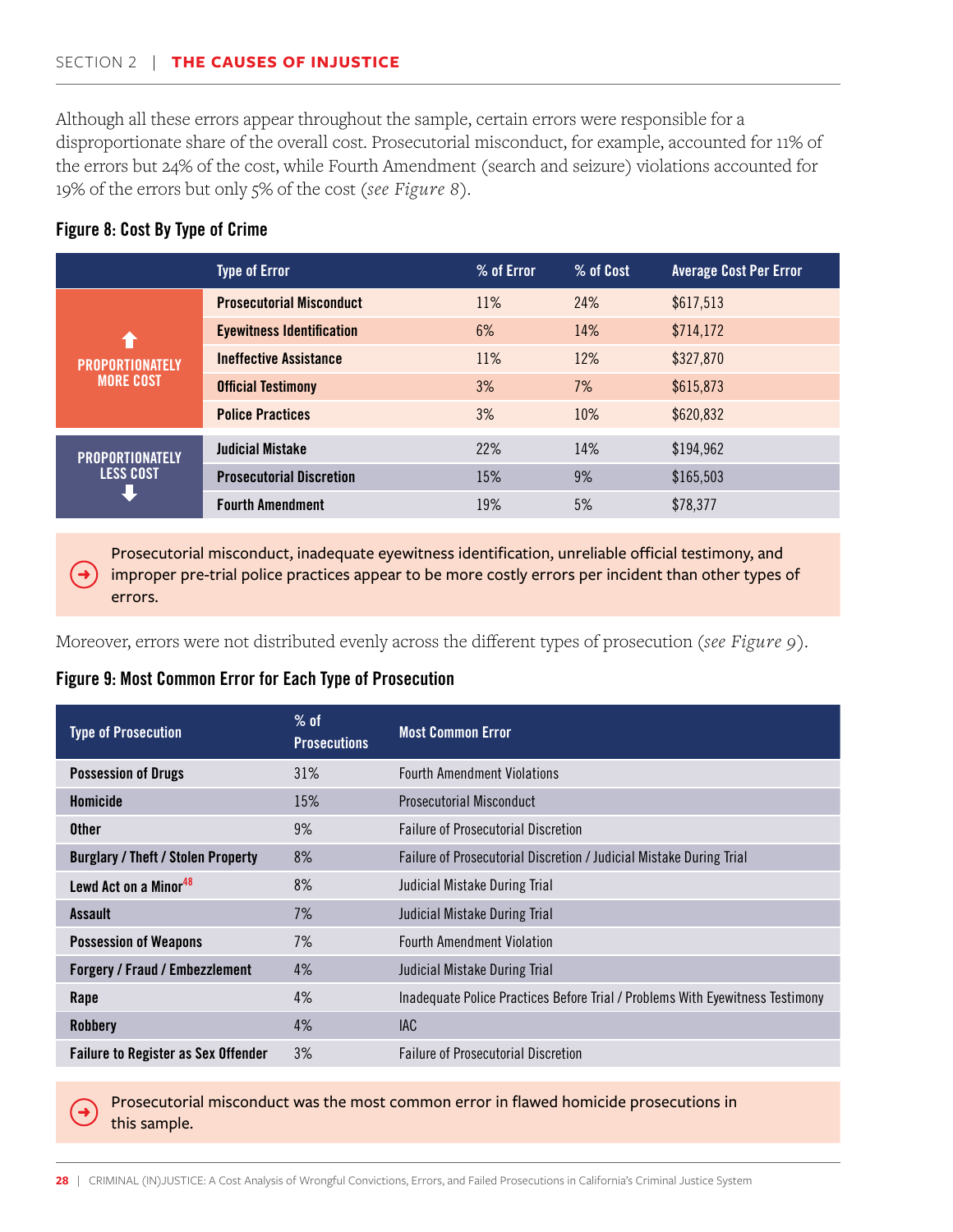Although all these errors appear throughout the sample, certain errors were responsible for a disproportionate share of the overall cost. Prosecutorial misconduct, for example, accounted for 11% of the errors but 24% of the cost, while Fourth Amendment (search and seizure) violations accounted for 19% of the errors but only 5% of the cost (*see Figure 8*).

### Figure 8: Cost By Type of Crime

| | Type of Error | % of Error | % of Cost | Average Cost Per Error |
|---|---|---|---|---|
| PROPORTIONATELY MORE COST | **Prosecutorial Misconduct** | 11% | 24% | $617,513 |
| | **Eyewitness Identification** | 6% | 14% | $714,172 |
| | **Ineffective Assistance** | 11% | 12% | $327,870 |
| | **Official Testimony** | 3% | 7% | $615,873 |
| | **Police Practices** | 3% | 10% | $620,832 |
| PROPORTIONATELY LESS COST | **Judicial Mistake** | 22% | 14% | $194,962 |
| | **Prosecutorial Discretion** | 15% | 9% | $165,503 |
| | **Fourth Amendment** | 19% | 5% | $78,377 |

Prosecutorial misconduct, inadequate eyewitness identification, unreliable official testimony, and improper pre-trial police practices appear to be more costly errors per incident than other types of errors.

Moreover, errors were not distributed evenly across the different types of prosecution (*see Figure 9*).

### Figure 9: Most Common Error for Each Type of Prosecution

| Type of Prosecution | % of Prosecutions | Most Common Error |
|---|---|---|
| **Possession of Drugs** | 31% | Fourth Amendment Violations |
| **Homicide** | 15% | Prosecutorial Misconduct |
| **Other** | 9% | Failure of Prosecutorial Discretion |
| **Burglary / Theft / Stolen Property** | 8% | Failure of Prosecutorial Discretion / Judicial Mistake During Trial |
| **Lewd Act on a Minor**[48] | 8% | Judicial Mistake During Trial |
| **Assault** | 7% | Judicial Mistake During Trial |
| **Possession of Weapons** | 7% | Fourth Amendment Violation |
| **Forgery / Fraud / Embezzlement** | 4% | Judicial Mistake During Trial |
| **Rape** | 4% | Inadequate Police Practices Before Trial / Problems With Eyewitness Testimony |
| **Robbery** | 4% | IAC |
| **Failure to Register as Sex Offender** | 3% | Failure of Prosecutorial Discretion |

Prosecutorial misconduct was the most common error in flawed homicide prosecutions in this sample.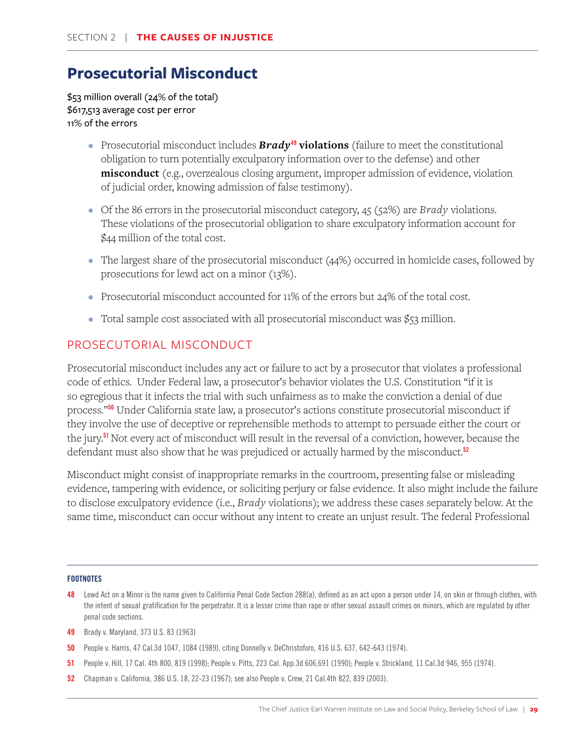# Prosecutorial Misconduct

$53 million overall (24% of the total)
$617,513 average cost per error
11% of the errors

- Prosecutorial misconduct includes ***Brady***[49] **violations** (failure to meet the constitutional obligation to turn potentially exculpatory information over to the defense) and other **misconduct** (e.g., overzealous closing argument, improper admission of evidence, violation of judicial order, knowing admission of false testimony).
- Of the 86 errors in the prosecutorial misconduct category, 45 (52%) are *Brady* violations. These violations of the prosecutorial obligation to share exculpatory information account for $44 million of the total cost.
- The largest share of the prosecutorial misconduct (44%) occurred in homicide cases, followed by prosecutions for lewd act on a minor (13%).
- Prosecutorial misconduct accounted for 11% of the errors but 24% of the total cost.
- Total sample cost associated with all prosecutorial misconduct was $53 million.

## PROSECUTORIAL MISCONDUCT

Prosecutorial misconduct includes any act or failure to act by a prosecutor that violates a professional code of ethics. Under Federal law, a prosecutor's behavior violates the U.S. Constitution "if it is so egregious that it infects the trial with such unfairness as to make the conviction a denial of due process."[50] Under California state law, a prosecutor's actions constitute prosecutorial misconduct if they involve the use of deceptive or reprehensible methods to attempt to persuade either the court or the jury.[51] Not every act of misconduct will result in the reversal of a conviction, however, because the defendant must also show that he was prejudiced or actually harmed by the misconduct.[52]

Misconduct might consist of inappropriate remarks in the courtroom, presenting false or misleading evidence, tampering with evidence, or soliciting perjury or false evidence. It also might include the failure to disclose exculpatory evidence (i.e., *Brady* violations); we address these cases separately below. At the same time, misconduct can occur without any intent to create an unjust result. The federal Professional

**FOOTNOTES**

48 Lewd Act on a Minor is the name given to California Penal Code Section 288(a), defined as an act upon a person under 14, on skin or through clothes, with the intent of sexual gratification for the perpetrator. It is a lesser crime than rape or other sexual assault crimes on minors, which are regulated by other penal code sections.

49 Brady v. Maryland, 373 U.S. 83 (1963)

50 People v. Harris, 47 Cal.3d 1047, 1084 (1989), citing Donnelly v. DeChristoforo, 416 U.S. 637, 642-643 (1974).

51 People v. Hill, 17 Cal. 4th 800, 819 (1998); People v. Pitts, 223 Cal. App.3d 606,691 (1990); People v. Strickland, 11 Cal.3d 946, 955 (1974).

52 Chapman v. California, 386 U.S. 18, 22-23 (1967); see also People v. Crew, 21 Cal.4th 822, 839 (2003).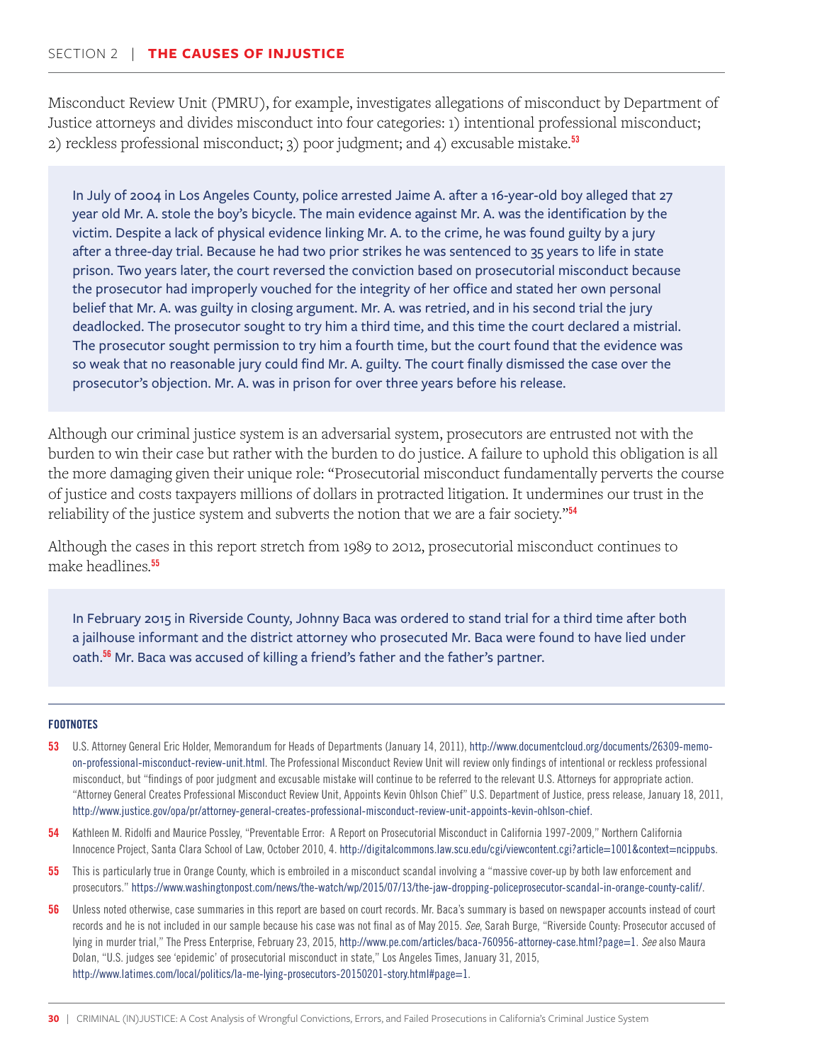Misconduct Review Unit (PMRU), for example, investigates allegations of misconduct by Department of Justice attorneys and divides misconduct into four categories: 1) intentional professional misconduct; 2) reckless professional misconduct; 3) poor judgment; and 4) excusable mistake.[53]

> In July of 2004 in Los Angeles County, police arrested Jaime A. after a 16-year-old boy alleged that 27 year old Mr. A. stole the boy's bicycle. The main evidence against Mr. A. was the identification by the victim. Despite a lack of physical evidence linking Mr. A. to the crime, he was found guilty by a jury after a three-day trial. Because he had two prior strikes he was sentenced to 35 years to life in state prison. Two years later, the court reversed the conviction based on prosecutorial misconduct because the prosecutor had improperly vouched for the integrity of her office and stated her own personal belief that Mr. A. was guilty in closing argument. Mr. A. was retried, and in his second trial the jury deadlocked. The prosecutor sought to try him a third time, and this time the court declared a mistrial. The prosecutor sought permission to try him a fourth time, but the court found that the evidence was so weak that no reasonable jury could find Mr. A. guilty. The court finally dismissed the case over the prosecutor's objection. Mr. A. was in prison for over three years before his release.

Although our criminal justice system is an adversarial system, prosecutors are entrusted not with the burden to win their case but rather with the burden to do justice. A failure to uphold this obligation is all the more damaging given their unique role: "Prosecutorial misconduct fundamentally perverts the course of justice and costs taxpayers millions of dollars in protracted litigation. It undermines our trust in the reliability of the justice system and subverts the notion that we are a fair society."[54]

Although the cases in this report stretch from 1989 to 2012, prosecutorial misconduct continues to make headlines.[55]

> In February 2015 in Riverside County, Johnny Baca was ordered to stand trial for a third time after both a jailhouse informant and the district attorney who prosecuted Mr. Baca were found to have lied under oath.[56] Mr. Baca was accused of killing a friend's father and the father's partner.

#### FOOTNOTES

**53** U.S. Attorney General Eric Holder, Memorandum for Heads of Departments (January 14, 2011), http://www.documentcloud.org/documents/26309-memo-on-professional-misconduct-review-unit.html. The Professional Misconduct Review Unit will review only findings of intentional or reckless professional misconduct, but "findings of poor judgment and excusable mistake will continue to be referred to the relevant U.S. Attorneys for appropriate action. "Attorney General Creates Professional Misconduct Review Unit, Appoints Kevin Ohlson Chief" U.S. Department of Justice, press release, January 18, 2011, http://www.justice.gov/opa/pr/attorney-general-creates-professional-misconduct-review-unit-appoints-kevin-ohlson-chief.

**54** Kathleen M. Ridolfi and Maurice Possley, "Preventable Error: A Report on Prosecutorial Misconduct in California 1997-2009," Northern California Innocence Project, Santa Clara School of Law, October 2010, 4. http://digitalcommons.law.scu.edu/cgi/viewcontent.cgi?article=1001&context=ncippubs.

**55** This is particularly true in Orange County, which is embroiled in a misconduct scandal involving a "massive cover-up by both law enforcement and prosecutors." https://www.washingtonpost.com/news/the-watch/wp/2015/07/13/the-jaw-dropping-policeprosecutor-scandal-in-orange-county-calif/.

**56** Unless noted otherwise, case summaries in this report are based on court records. Mr. Baca's summary is based on newspaper accounts instead of court records and he is not included in our sample because his case was not final as of May 2015. *See*, Sarah Burge, "Riverside County: Prosecutor accused of lying in murder trial," The Press Enterprise, February 23, 2015, http://www.pe.com/articles/baca-760956-attorney-case.html?page=1. *See* also Maura Dolan, "U.S. judges see 'epidemic' of prosecutorial misconduct in state," Los Angeles Times, January 31, 2015, http://www.latimes.com/local/politics/la-me-lying-prosecutors-20150201-story.html#page=1.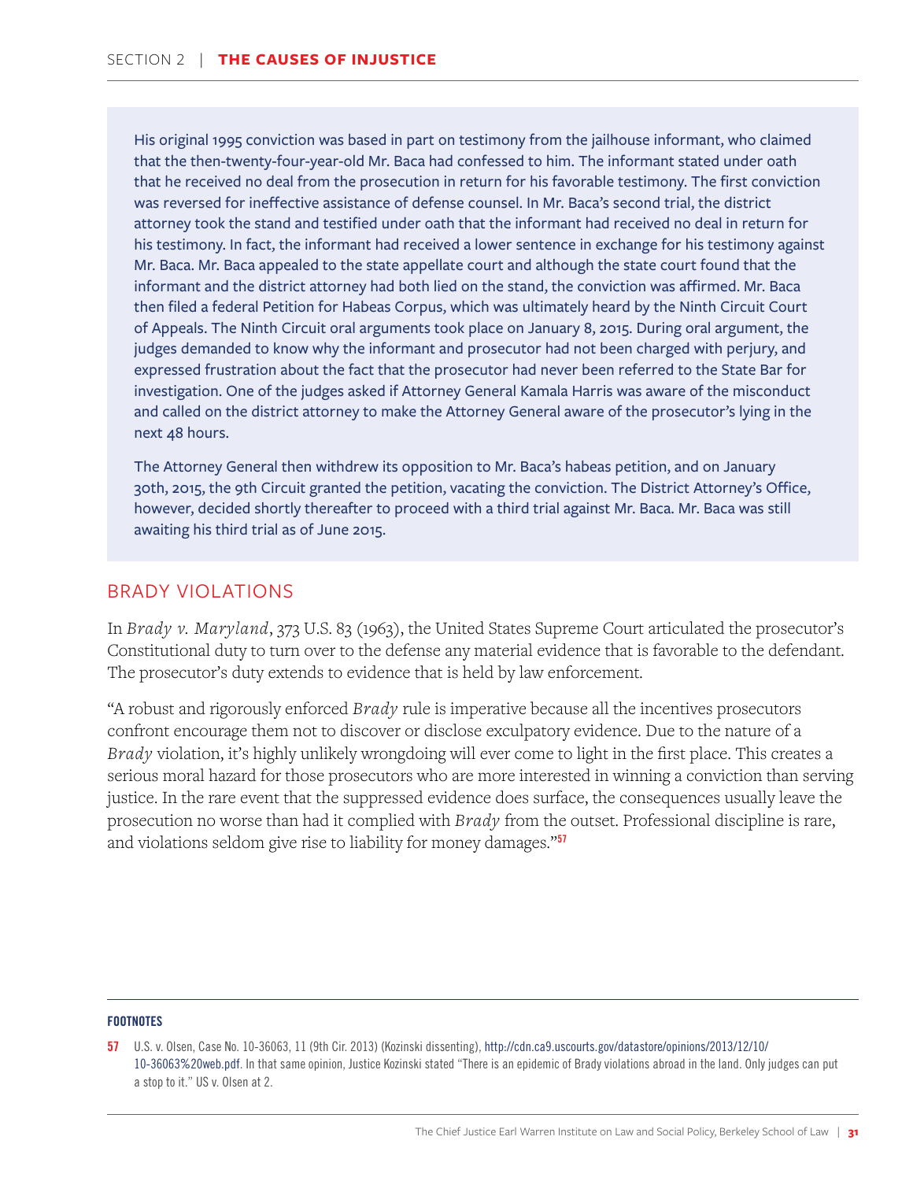His original 1995 conviction was based in part on testimony from the jailhouse informant, who claimed that the then-twenty-four-year-old Mr. Baca had confessed to him. The informant stated under oath that he received no deal from the prosecution in return for his favorable testimony. The first conviction was reversed for ineffective assistance of defense counsel. In Mr. Baca's second trial, the district attorney took the stand and testified under oath that the informant had received no deal in return for his testimony. In fact, the informant had received a lower sentence in exchange for his testimony against Mr. Baca. Mr. Baca appealed to the state appellate court and although the state court found that the informant and the district attorney had both lied on the stand, the conviction was affirmed. Mr. Baca then filed a federal Petition for Habeas Corpus, which was ultimately heard by the Ninth Circuit Court of Appeals. The Ninth Circuit oral arguments took place on January 8, 2015. During oral argument, the judges demanded to know why the informant and prosecutor had not been charged with perjury, and expressed frustration about the fact that the prosecutor had never been referred to the State Bar for investigation. One of the judges asked if Attorney General Kamala Harris was aware of the misconduct and called on the district attorney to make the Attorney General aware of the prosecutor's lying in the next 48 hours.

The Attorney General then withdrew its opposition to Mr. Baca's habeas petition, and on January 30th, 2015, the 9th Circuit granted the petition, vacating the conviction. The District Attorney's Office, however, decided shortly thereafter to proceed with a third trial against Mr. Baca. Mr. Baca was still awaiting his third trial as of June 2015.

## BRADY VIOLATIONS

In *Brady v. Maryland*, 373 U.S. 83 (1963), the United States Supreme Court articulated the prosecutor's Constitutional duty to turn over to the defense any material evidence that is favorable to the defendant. The prosecutor's duty extends to evidence that is held by law enforcement.

"A robust and rigorously enforced *Brady* rule is imperative because all the incentives prosecutors confront encourage them not to discover or disclose exculpatory evidence. Due to the nature of a *Brady* violation, it's highly unlikely wrongdoing will ever come to light in the first place. This creates a serious moral hazard for those prosecutors who are more interested in winning a conviction than serving justice. In the rare event that the suppressed evidence does surface, the consequences usually leave the prosecution no worse than had it complied with *Brady* from the outset. Professional discipline is rare, and violations seldom give rise to liability for money damages."[57]

---

**FOOTNOTES**

57 U.S. v. Olsen, Case No. 10-36063, 11 (9th Cir. 2013) (Kozinski dissenting), http://cdn.ca9.uscourts.gov/datastore/opinions/2013/12/10/10-36063%20web.pdf. In that same opinion, Justice Kozinski stated "There is an epidemic of Brady violations abroad in the land. Only judges can put a stop to it." US v. Olsen at 2.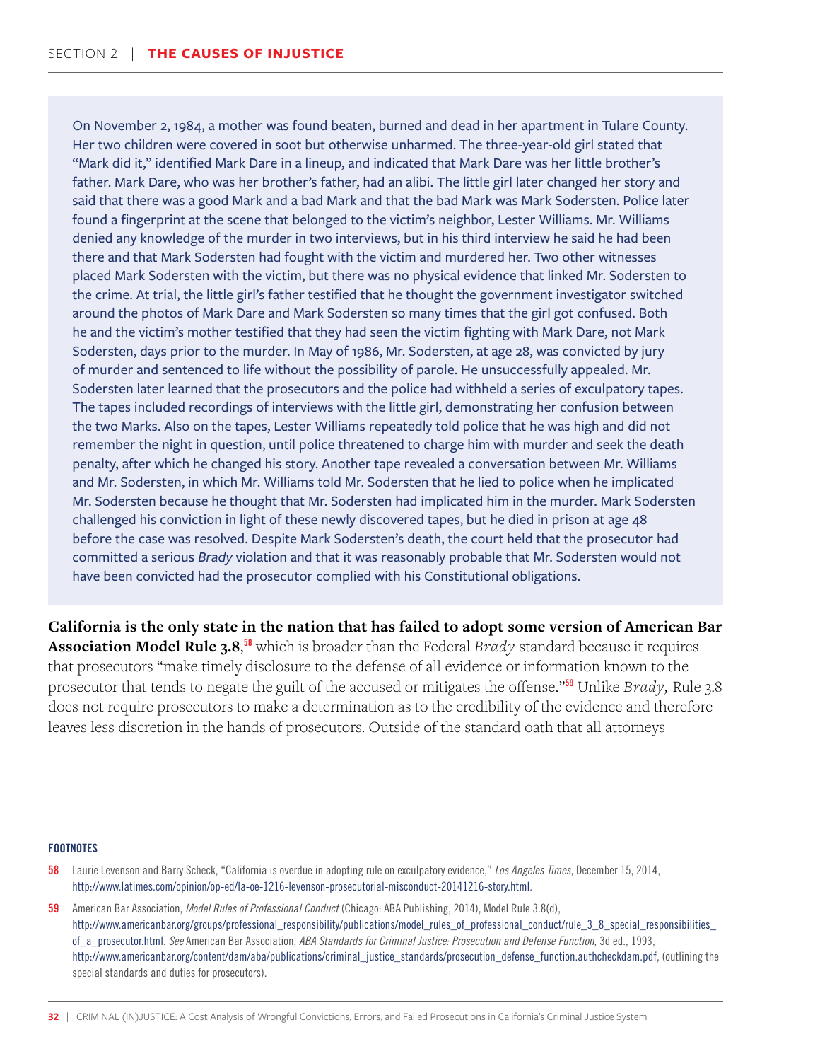On November 2, 1984, a mother was found beaten, burned and dead in her apartment in Tulare County. Her two children were covered in soot but otherwise unharmed. The three-year-old girl stated that "Mark did it," identified Mark Dare in a lineup, and indicated that Mark Dare was her little brother's father. Mark Dare, who was her brother's father, had an alibi. The little girl later changed her story and said that there was a good Mark and a bad Mark and that the bad Mark was Mark Sodersten. Police later found a fingerprint at the scene that belonged to the victim's neighbor, Lester Williams. Mr. Williams denied any knowledge of the murder in two interviews, but in his third interview he said he had been there and that Mark Sodersten had fought with the victim and murdered her. Two other witnesses placed Mark Sodersten with the victim, but there was no physical evidence that linked Mr. Sodersten to the crime. At trial, the little girl's father testified that he thought the government investigator switched around the photos of Mark Dare and Mark Sodersten so many times that the girl got confused. Both he and the victim's mother testified that they had seen the victim fighting with Mark Dare, not Mark Sodersten, days prior to the murder. In May of 1986, Mr. Sodersten, at age 28, was convicted by jury of murder and sentenced to life without the possibility of parole. He unsuccessfully appealed. Mr. Sodersten later learned that the prosecutors and the police had withheld a series of exculpatory tapes. The tapes included recordings of interviews with the little girl, demonstrating her confusion between the two Marks. Also on the tapes, Lester Williams repeatedly told police that he was high and did not remember the night in question, until police threatened to charge him with murder and seek the death penalty, after which he changed his story. Another tape revealed a conversation between Mr. Williams and Mr. Sodersten, in which Mr. Williams told Mr. Sodersten that he lied to police when he implicated Mr. Sodersten because he thought that Mr. Sodersten had implicated him in the murder. Mark Sodersten challenged his conviction in light of these newly discovered tapes, but he died in prison at age 48 before the case was resolved. Despite Mark Sodersten's death, the court held that the prosecutor had committed a serious *Brady* violation and that it was reasonably probable that Mr. Sodersten would not have been convicted had the prosecutor complied with his Constitutional obligations.

**California is the only state in the nation that has failed to adopt some version of American Bar Association Model Rule 3.8**,[58] which is broader than the Federal *Brady* standard because it requires that prosecutors "make timely disclosure to the defense of all evidence or information known to the prosecutor that tends to negate the guilt of the accused or mitigates the offense."[59] Unlike *Brady*, Rule 3.8 does not require prosecutors to make a determination as to the credibility of the evidence and therefore leaves less discretion in the hands of prosecutors. Outside of the standard oath that all attorneys

**FOOTNOTES**

58 Laurie Levenson and Barry Scheck, "California is overdue in adopting rule on exculpatory evidence," *Los Angeles Times*, December 15, 2014, http://www.latimes.com/opinion/op-ed/la-oe-1216-levenson-prosecutorial-misconduct-20141216-story.html.

59 American Bar Association, *Model Rules of Professional Conduct* (Chicago: ABA Publishing, 2014), Model Rule 3.8(d), http://www.americanbar.org/groups/professional_responsibility/publications/model_rules_of_professional_conduct/rule_3_8_special_responsibilities_of_a_prosecutor.html. *See* American Bar Association, *ABA Standards for Criminal Justice: Prosecution and Defense Function*, 3d ed., 1993, http://www.americanbar.org/content/dam/aba/publications/criminal_justice_standards/prosecution_defense_function.authcheckdam.pdf, (outlining the special standards and duties for prosecutors).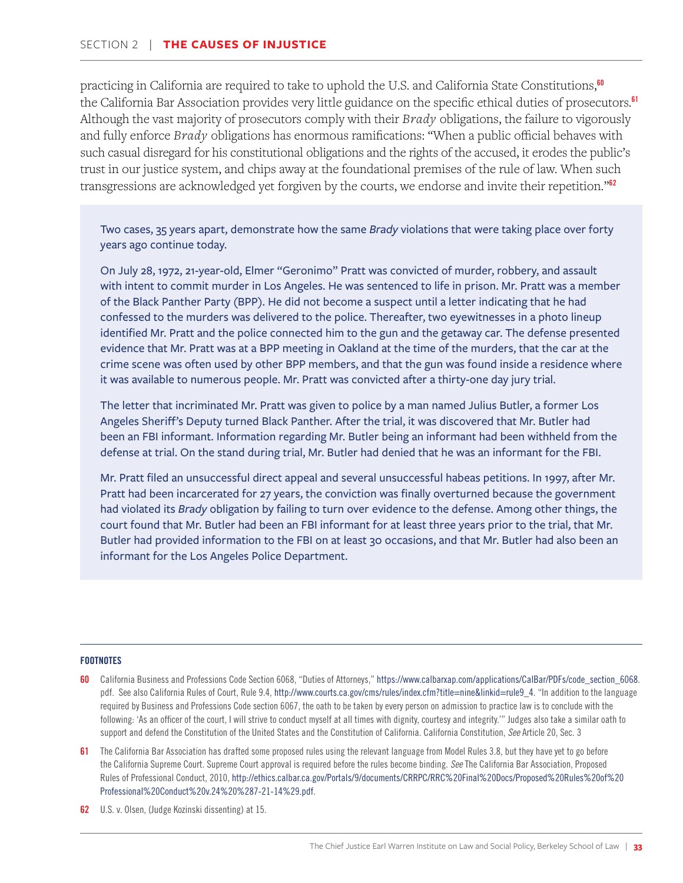practicing in California are required to take to uphold the U.S. and California State Constitutions,[60] the California Bar Association provides very little guidance on the specific ethical duties of prosecutors.[61] Although the vast majority of prosecutors comply with their *Brady* obligations, the failure to vigorously and fully enforce *Brady* obligations has enormous ramifications: "When a public official behaves with such casual disregard for his constitutional obligations and the rights of the accused, it erodes the public's trust in our justice system, and chips away at the foundational premises of the rule of law. When such transgressions are acknowledged yet forgiven by the courts, we endorse and invite their repetition."[62]

> Two cases, 35 years apart, demonstrate how the same *Brady* violations that were taking place over forty years ago continue today.
>
> On July 28, 1972, 21-year-old, Elmer "Geronimo" Pratt was convicted of murder, robbery, and assault with intent to commit murder in Los Angeles. He was sentenced to life in prison. Mr. Pratt was a member of the Black Panther Party (BPP). He did not become a suspect until a letter indicating that he had confessed to the murders was delivered to the police. Thereafter, two eyewitnesses in a photo lineup identified Mr. Pratt and the police connected him to the gun and the getaway car. The defense presented evidence that Mr. Pratt was at a BPP meeting in Oakland at the time of the murders, that the car at the crime scene was often used by other BPP members, and that the gun was found inside a residence where it was available to numerous people. Mr. Pratt was convicted after a thirty-one day jury trial.
>
> The letter that incriminated Mr. Pratt was given to police by a man named Julius Butler, a former Los Angeles Sheriff's Deputy turned Black Panther. After the trial, it was discovered that Mr. Butler had been an FBI informant. Information regarding Mr. Butler being an informant had been withheld from the defense at trial. On the stand during trial, Mr. Butler had denied that he was an informant for the FBI.
>
> Mr. Pratt filed an unsuccessful direct appeal and several unsuccessful habeas petitions. In 1997, after Mr. Pratt had been incarcerated for 27 years, the conviction was finally overturned because the government had violated its *Brady* obligation by failing to turn over evidence to the defense. Among other things, the court found that Mr. Butler had been an FBI informant for at least three years prior to the trial, that Mr. Butler had provided information to the FBI on at least 30 occasions, and that Mr. Butler had also been an informant for the Los Angeles Police Department.

**FOOTNOTES**

60 California Business and Professions Code Section 6068, "Duties of Attorneys," https://www.calbarxap.com/applications/CalBar/PDFs/code_section_6068.pdf. See also California Rules of Court, Rule 9.4, http://www.courts.ca.gov/cms/rules/index.cfm?title=nine&linkid=rule9_4. "In addition to the language required by Business and Professions Code section 6067, the oath to be taken by every person on admission to practice law is to conclude with the following: 'As an officer of the court, I will strive to conduct myself at all times with dignity, courtesy and integrity.'" Judges also take a similar oath to support and defend the Constitution of the United States and the Constitution of California. California Constitution, *See* Article 20, Sec. 3

61 The California Bar Association has drafted some proposed rules using the relevant language from Model Rules 3.8, but they have yet to go before the California Supreme Court. Supreme Court approval is required before the rules become binding. *See* The California Bar Association, Proposed Rules of Professional Conduct, 2010, http://ethics.calbar.ca.gov/Portals/9/documents/CRRPC/RRC%20Final%20Docs/Proposed%20Rules%20of%20Professional%20Conduct%20v.24%20%287-21-14%29.pdf.

62 U.S. v. Olsen, (Judge Kozinski dissenting) at 15.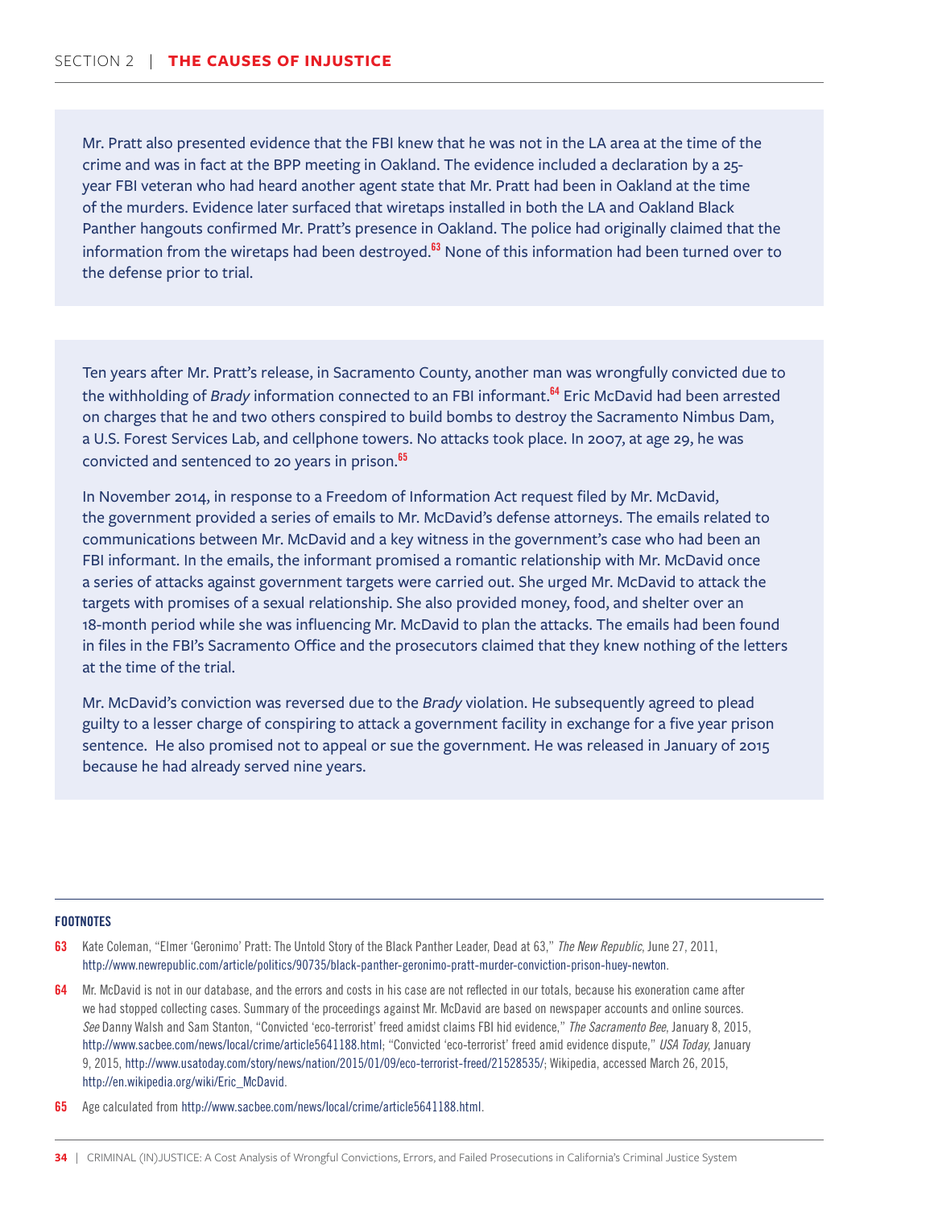Mr. Pratt also presented evidence that the FBI knew that he was not in the LA area at the time of the crime and was in fact at the BPP meeting in Oakland. The evidence included a declaration by a 25-year FBI veteran who had heard another agent state that Mr. Pratt had been in Oakland at the time of the murders. Evidence later surfaced that wiretaps installed in both the LA and Oakland Black Panther hangouts confirmed Mr. Pratt's presence in Oakland. The police had originally claimed that the information from the wiretaps had been destroyed.[63] None of this information had been turned over to the defense prior to trial.

Ten years after Mr. Pratt's release, in Sacramento County, another man was wrongfully convicted due to the withholding of *Brady* information connected to an FBI informant.[64] Eric McDavid had been arrested on charges that he and two others conspired to build bombs to destroy the Sacramento Nimbus Dam, a U.S. Forest Services Lab, and cellphone towers. No attacks took place. In 2007, at age 29, he was convicted and sentenced to 20 years in prison.[65]

In November 2014, in response to a Freedom of Information Act request filed by Mr. McDavid, the government provided a series of emails to Mr. McDavid's defense attorneys. The emails related to communications between Mr. McDavid and a key witness in the government's case who had been an FBI informant. In the emails, the informant promised a romantic relationship with Mr. McDavid once a series of attacks against government targets were carried out. She urged Mr. McDavid to attack the targets with promises of a sexual relationship. She also provided money, food, and shelter over an 18-month period while she was influencing Mr. McDavid to plan the attacks. The emails had been found in files in the FBI's Sacramento Office and the prosecutors claimed that they knew nothing of the letters at the time of the trial.

Mr. McDavid's conviction was reversed due to the *Brady* violation. He subsequently agreed to plead guilty to a lesser charge of conspiring to attack a government facility in exchange for a five year prison sentence. He also promised not to appeal or sue the government. He was released in January of 2015 because he had already served nine years.

**FOOTNOTES**

63 Kate Coleman, "Elmer 'Geronimo' Pratt: The Untold Story of the Black Panther Leader, Dead at 63," *The New Republic*, June 27, 2011, http://www.newrepublic.com/article/politics/90735/black-panther-geronimo-pratt-murder-conviction-prison-huey-newton.

64 Mr. McDavid is not in our database, and the errors and costs in his case are not reflected in our totals, because his exoneration came after we had stopped collecting cases. Summary of the proceedings against Mr. McDavid are based on newspaper accounts and online sources. *See* Danny Walsh and Sam Stanton, "Convicted 'eco-terrorist' freed amidst claims FBI hid evidence," *The Sacramento Bee*, January 8, 2015, http://www.sacbee.com/news/local/crime/article5641188.html; "Convicted 'eco-terrorist' freed amid evidence dispute," *USA Today*, January 9, 2015, http://www.usatoday.com/story/news/nation/2015/01/09/eco-terrorist-freed/21528535/; Wikipedia, accessed March 26, 2015, http://en.wikipedia.org/wiki/Eric_McDavid.

65 Age calculated from http://www.sacbee.com/news/local/crime/article5641188.html.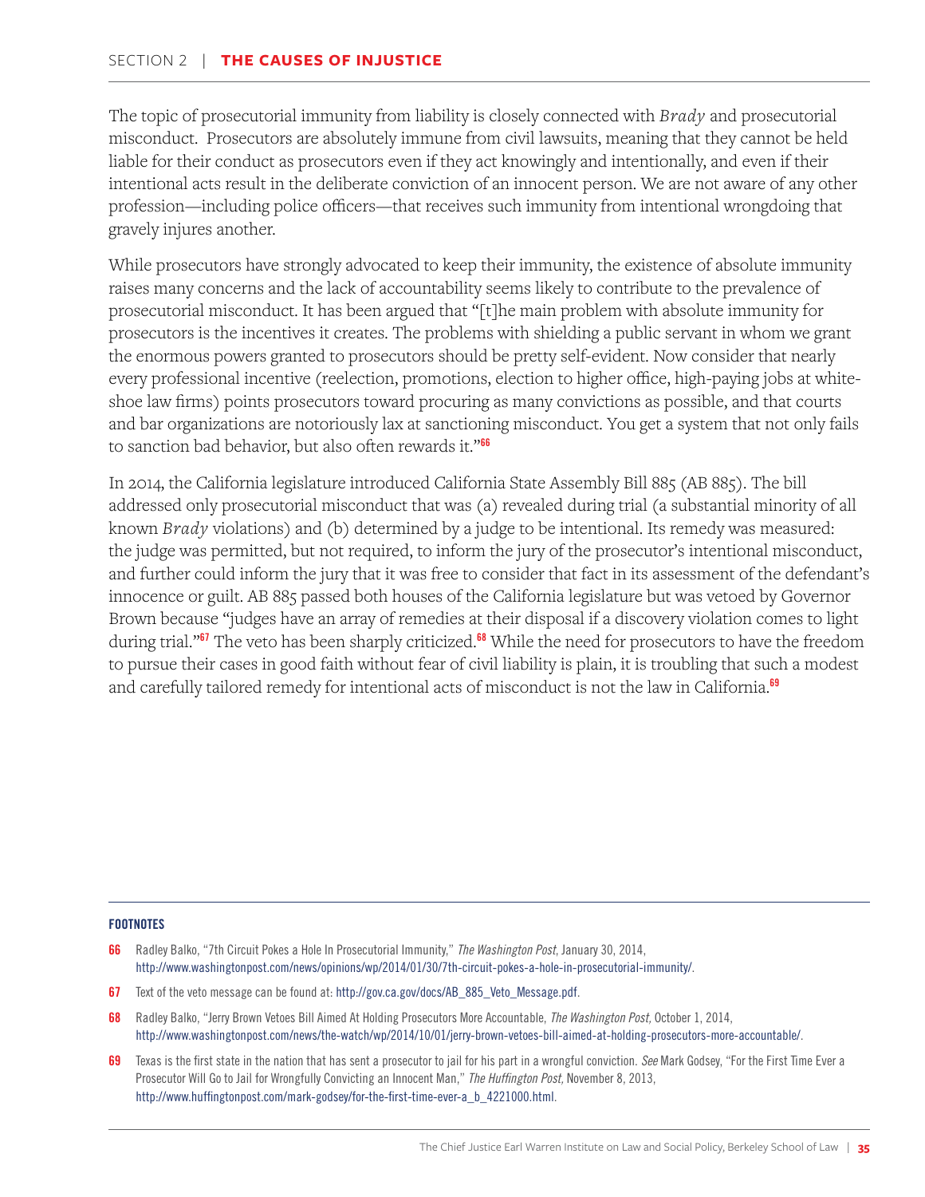The topic of prosecutorial immunity from liability is closely connected with *Brady* and prosecutorial misconduct. Prosecutors are absolutely immune from civil lawsuits, meaning that they cannot be held liable for their conduct as prosecutors even if they act knowingly and intentionally, and even if their intentional acts result in the deliberate conviction of an innocent person. We are not aware of any other profession—including police officers—that receives such immunity from intentional wrongdoing that gravely injures another.

While prosecutors have strongly advocated to keep their immunity, the existence of absolute immunity raises many concerns and the lack of accountability seems likely to contribute to the prevalence of prosecutorial misconduct. It has been argued that "[t]he main problem with absolute immunity for prosecutors is the incentives it creates. The problems with shielding a public servant in whom we grant the enormous powers granted to prosecutors should be pretty self-evident. Now consider that nearly every professional incentive (reelection, promotions, election to higher office, high-paying jobs at white-shoe law firms) points prosecutors toward procuring as many convictions as possible, and that courts and bar organizations are notoriously lax at sanctioning misconduct. You get a system that not only fails to sanction bad behavior, but also often rewards it."[66]

In 2014, the California legislature introduced California State Assembly Bill 885 (AB 885). The bill addressed only prosecutorial misconduct that was (a) revealed during trial (a substantial minority of all known *Brady* violations) and (b) determined by a judge to be intentional. Its remedy was measured: the judge was permitted, but not required, to inform the jury of the prosecutor's intentional misconduct, and further could inform the jury that it was free to consider that fact in its assessment of the defendant's innocence or guilt. AB 885 passed both houses of the California legislature but was vetoed by Governor Brown because "judges have an array of remedies at their disposal if a discovery violation comes to light during trial."[67] The veto has been sharply criticized.[68] While the need for prosecutors to have the freedom to pursue their cases in good faith without fear of civil liability is plain, it is troubling that such a modest and carefully tailored remedy for intentional acts of misconduct is not the law in California.[69]

---

**FOOTNOTES**

66 Radley Balko, "7th Circuit Pokes a Hole In Prosecutorial Immunity," *The Washington Post*, January 30, 2014, http://www.washingtonpost.com/news/opinions/wp/2014/01/30/7th-circuit-pokes-a-hole-in-prosecutorial-immunity/.

67 Text of the veto message can be found at: http://gov.ca.gov/docs/AB_885_Veto_Message.pdf.

68 Radley Balko, "Jerry Brown Vetoes Bill Aimed At Holding Prosecutors More Accountable, *The Washington Post,* October 1, 2014, http://www.washingtonpost.com/news/the-watch/wp/2014/10/01/jerry-brown-vetoes-bill-aimed-at-holding-prosecutors-more-accountable/.

69 Texas is the first state in the nation that has sent a prosecutor to jail for his part in a wrongful conviction. *See* Mark Godsey, "For the First Time Ever a Prosecutor Will Go to Jail for Wrongfully Convicting an Innocent Man," *The Huffington Post*, November 8, 2013, http://www.huffingtonpost.com/mark-godsey/for-the-first-time-ever-a_b_4221000.html.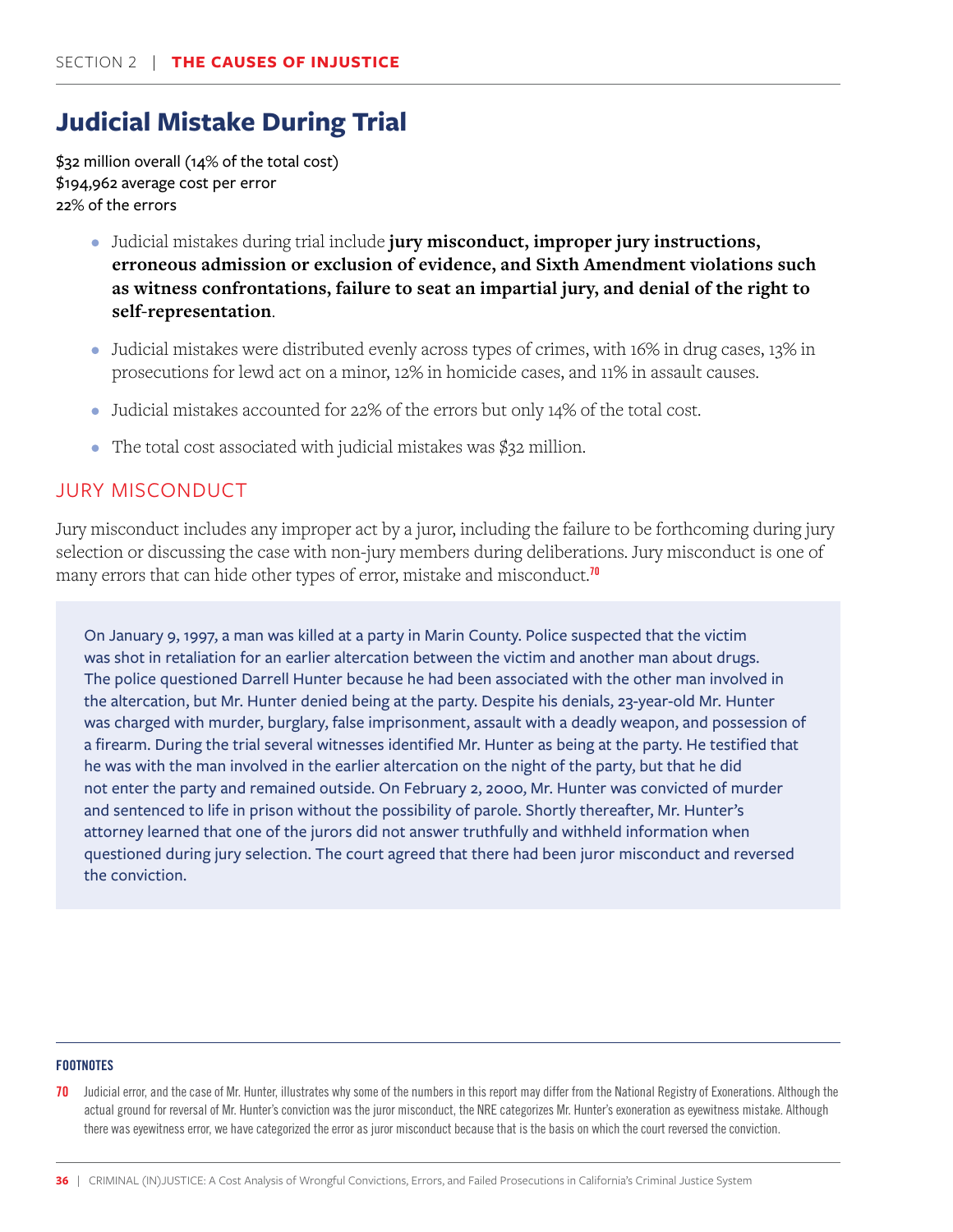## Judicial Mistake During Trial

$32 million overall (14% of the total cost)
$194,962 average cost per error
22% of the errors

- Judicial mistakes during trial include **jury misconduct, improper jury instructions, erroneous admission or exclusion of evidence, and Sixth Amendment violations such as witness confrontations, failure to seat an impartial jury, and denial of the right to self-representation**.
- Judicial mistakes were distributed evenly across types of crimes, with 16% in drug cases, 13% in prosecutions for lewd act on a minor, 12% in homicide cases, and 11% in assault causes.
- Judicial mistakes accounted for 22% of the errors but only 14% of the total cost.
- The total cost associated with judicial mistakes was $32 million.

### JURY MISCONDUCT

Jury misconduct includes any improper act by a juror, including the failure to be forthcoming during jury selection or discussing the case with non-jury members during deliberations. Jury misconduct is one of many errors that can hide other types of error, mistake and misconduct.[70]

> On January 9, 1997, a man was killed at a party in Marin County. Police suspected that the victim was shot in retaliation for an earlier altercation between the victim and another man about drugs. The police questioned Darrell Hunter because he had been associated with the other man involved in the altercation, but Mr. Hunter denied being at the party. Despite his denials, 23-year-old Mr. Hunter was charged with murder, burglary, false imprisonment, assault with a deadly weapon, and possession of a firearm. During the trial several witnesses identified Mr. Hunter as being at the party. He testified that he was with the man involved in the earlier altercation on the night of the party, but that he did not enter the party and remained outside. On February 2, 2000, Mr. Hunter was convicted of murder and sentenced to life in prison without the possibility of parole. Shortly thereafter, Mr. Hunter's attorney learned that one of the jurors did not answer truthfully and withheld information when questioned during jury selection. The court agreed that there had been juror misconduct and reversed the conviction.

---

**FOOTNOTES**

70 Judicial error, and the case of Mr. Hunter, illustrates why some of the numbers in this report may differ from the National Registry of Exonerations. Although the actual ground for reversal of Mr. Hunter's conviction was the juror misconduct, the NRE categorizes Mr. Hunter's exoneration as eyewitness mistake. Although there was eyewitness error, we have categorized the error as juror misconduct because that is the basis on which the court reversed the conviction.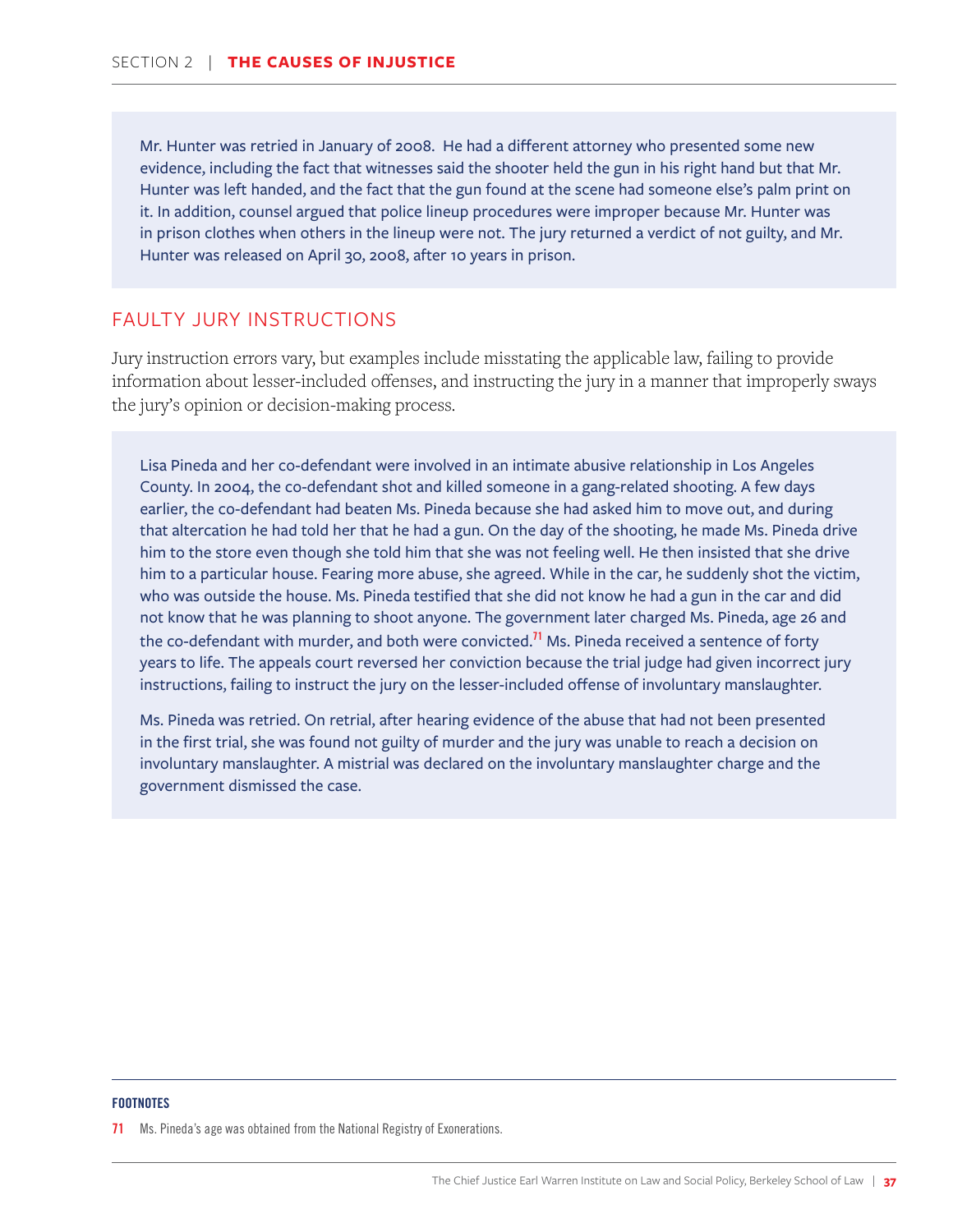Mr. Hunter was retried in January of 2008. He had a different attorney who presented some new evidence, including the fact that witnesses said the shooter held the gun in his right hand but that Mr. Hunter was left handed, and the fact that the gun found at the scene had someone else's palm print on it. In addition, counsel argued that police lineup procedures were improper because Mr. Hunter was in prison clothes when others in the lineup were not. The jury returned a verdict of not guilty, and Mr. Hunter was released on April 30, 2008, after 10 years in prison.

## FAULTY JURY INSTRUCTIONS

Jury instruction errors vary, but examples include misstating the applicable law, failing to provide information about lesser-included offenses, and instructing the jury in a manner that improperly sways the jury's opinion or decision-making process.

Lisa Pineda and her co-defendant were involved in an intimate abusive relationship in Los Angeles County. In 2004, the co-defendant shot and killed someone in a gang-related shooting. A few days earlier, the co-defendant had beaten Ms. Pineda because she had asked him to move out, and during that altercation he had told her that he had a gun. On the day of the shooting, he made Ms. Pineda drive him to the store even though she told him that she was not feeling well. He then insisted that she drive him to a particular house. Fearing more abuse, she agreed. While in the car, he suddenly shot the victim, who was outside the house. Ms. Pineda testified that she did not know he had a gun in the car and did not know that he was planning to shoot anyone. The government later charged Ms. Pineda, age 26 and the co-defendant with murder, and both were convicted.[71] Ms. Pineda received a sentence of forty years to life. The appeals court reversed her conviction because the trial judge had given incorrect jury instructions, failing to instruct the jury on the lesser-included offense of involuntary manslaughter.

Ms. Pineda was retried. On retrial, after hearing evidence of the abuse that had not been presented in the first trial, she was found not guilty of murder and the jury was unable to reach a decision on involuntary manslaughter. A mistrial was declared on the involuntary manslaughter charge and the government dismissed the case.

**FOOTNOTES**

71 Ms. Pineda's age was obtained from the National Registry of Exonerations.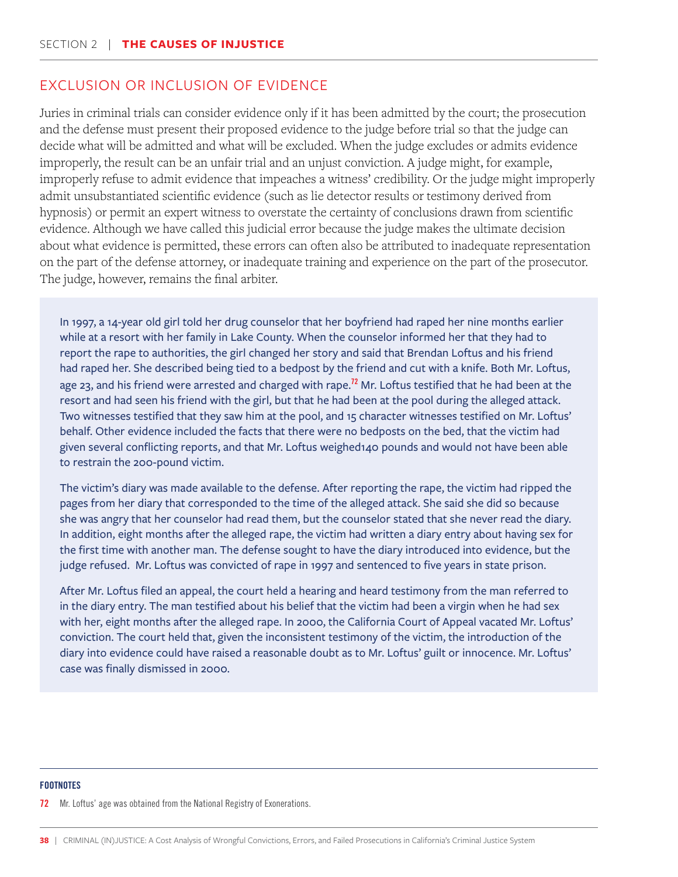## EXCLUSION OR INCLUSION OF EVIDENCE

Juries in criminal trials can consider evidence only if it has been admitted by the court; the prosecution and the defense must present their proposed evidence to the judge before trial so that the judge can decide what will be admitted and what will be excluded. When the judge excludes or admits evidence improperly, the result can be an unfair trial and an unjust conviction. A judge might, for example, improperly refuse to admit evidence that impeaches a witness' credibility. Or the judge might improperly admit unsubstantiated scientific evidence (such as lie detector results or testimony derived from hypnosis) or permit an expert witness to overstate the certainty of conclusions drawn from scientific evidence. Although we have called this judicial error because the judge makes the ultimate decision about what evidence is permitted, these errors can often also be attributed to inadequate representation on the part of the defense attorney, or inadequate training and experience on the part of the prosecutor. The judge, however, remains the final arbiter.

> In 1997, a 14-year old girl told her drug counselor that her boyfriend had raped her nine months earlier while at a resort with her family in Lake County. When the counselor informed her that they had to report the rape to authorities, the girl changed her story and said that Brendan Loftus and his friend had raped her. She described being tied to a bedpost by the friend and cut with a knife. Both Mr. Loftus, age 23, and his friend were arrested and charged with rape.[72] Mr. Loftus testified that he had been at the resort and had seen his friend with the girl, but that he had been at the pool during the alleged attack. Two witnesses testified that they saw him at the pool, and 15 character witnesses testified on Mr. Loftus' behalf. Other evidence included the facts that there were no bedposts on the bed, that the victim had given several conflicting reports, and that Mr. Loftus weighed140 pounds and would not have been able to restrain the 200-pound victim.
>
> The victim's diary was made available to the defense. After reporting the rape, the victim had ripped the pages from her diary that corresponded to the time of the alleged attack. She said she did so because she was angry that her counselor had read them, but the counselor stated that she never read the diary. In addition, eight months after the alleged rape, the victim had written a diary entry about having sex for the first time with another man. The defense sought to have the diary introduced into evidence, but the judge refused. Mr. Loftus was convicted of rape in 1997 and sentenced to five years in state prison.
>
> After Mr. Loftus filed an appeal, the court held a hearing and heard testimony from the man referred to in the diary entry. The man testified about his belief that the victim had been a virgin when he had sex with her, eight months after the alleged rape. In 2000, the California Court of Appeal vacated Mr. Loftus' conviction. The court held that, given the inconsistent testimony of the victim, the introduction of the diary into evidence could have raised a reasonable doubt as to Mr. Loftus' guilt or innocence. Mr. Loftus' case was finally dismissed in 2000.

---

**FOOTNOTES**

72 Mr. Loftus' age was obtained from the National Registry of Exonerations.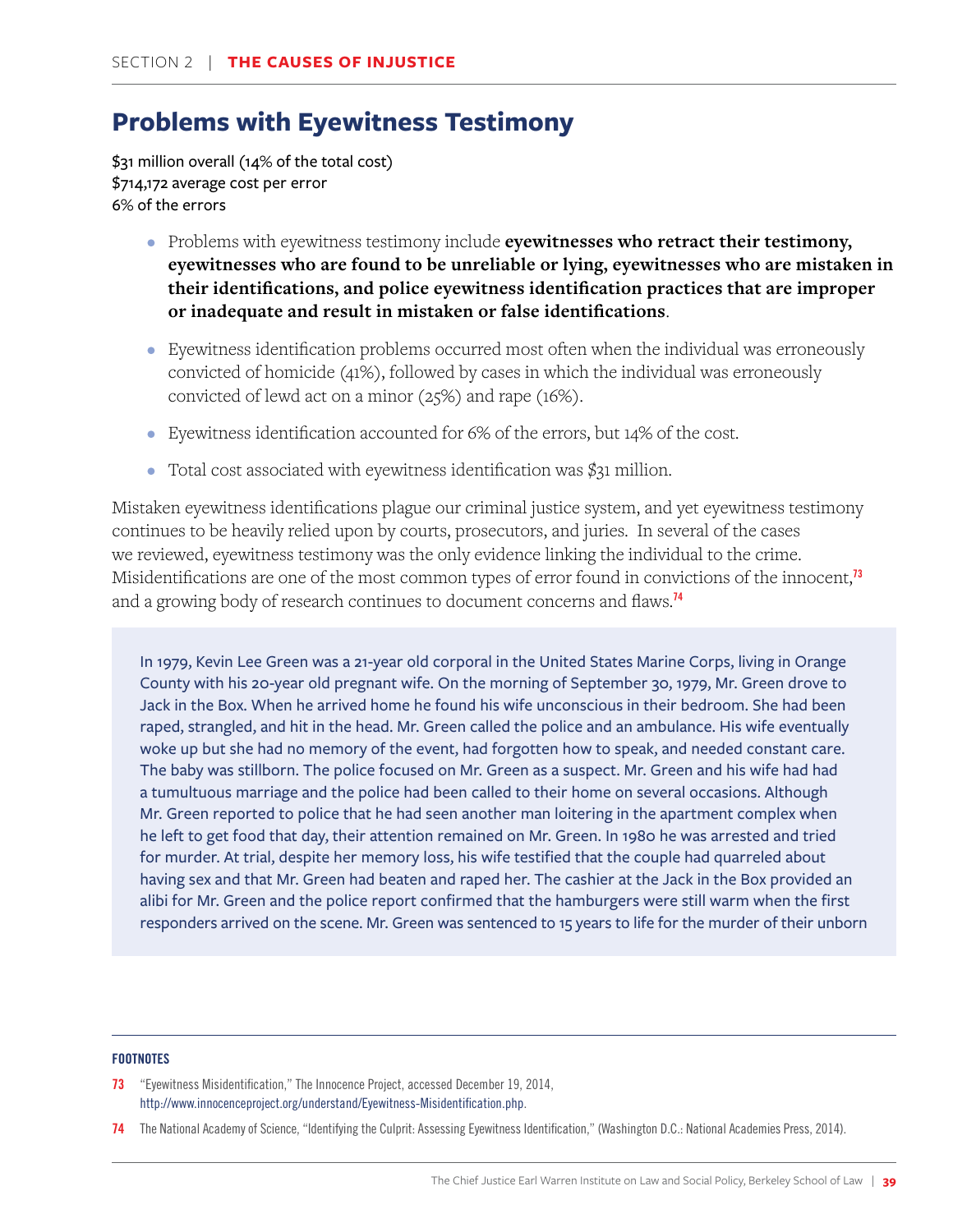## Problems with Eyewitness Testimony

$31 million overall (14% of the total cost)
$714,172 average cost per error
6% of the errors

- Problems with eyewitness testimony include **eyewitnesses who retract their testimony, eyewitnesses who are found to be unreliable or lying, eyewitnesses who are mistaken in their identifications, and police eyewitness identification practices that are improper or inadequate and result in mistaken or false identifications**.
- Eyewitness identification problems occurred most often when the individual was erroneously convicted of homicide (41%), followed by cases in which the individual was erroneously convicted of lewd act on a minor (25%) and rape (16%).
- Eyewitness identification accounted for 6% of the errors, but 14% of the cost.
- Total cost associated with eyewitness identification was $31 million.

Mistaken eyewitness identifications plague our criminal justice system, and yet eyewitness testimony continues to be heavily relied upon by courts, prosecutors, and juries. In several of the cases we reviewed, eyewitness testimony was the only evidence linking the individual to the crime. Misidentifications are one of the most common types of error found in convictions of the innocent,[73] and a growing body of research continues to document concerns and flaws.[74]

> In 1979, Kevin Lee Green was a 21-year old corporal in the United States Marine Corps, living in Orange County with his 20-year old pregnant wife. On the morning of September 30, 1979, Mr. Green drove to Jack in the Box. When he arrived home he found his wife unconscious in their bedroom. She had been raped, strangled, and hit in the head. Mr. Green called the police and an ambulance. His wife eventually woke up but she had no memory of the event, had forgotten how to speak, and needed constant care. The baby was stillborn. The police focused on Mr. Green as a suspect. Mr. Green and his wife had had a tumultuous marriage and the police had been called to their home on several occasions. Although Mr. Green reported to police that he had seen another man loitering in the apartment complex when he left to get food that day, their attention remained on Mr. Green. In 1980 he was arrested and tried for murder. At trial, despite her memory loss, his wife testified that the couple had quarreled about having sex and that Mr. Green had beaten and raped her. The cashier at the Jack in the Box provided an alibi for Mr. Green and the police report confirmed that the hamburgers were still warm when the first responders arrived on the scene. Mr. Green was sentenced to 15 years to life for the murder of their unborn

**FOOTNOTES**

73 "Eyewitness Misidentification," The Innocence Project, accessed December 19, 2014, http://www.innocenceproject.org/understand/Eyewitness-Misidentification.php.

74 The National Academy of Science, "Identifying the Culprit: Assessing Eyewitness Identification," (Washington D.C.: National Academies Press, 2014).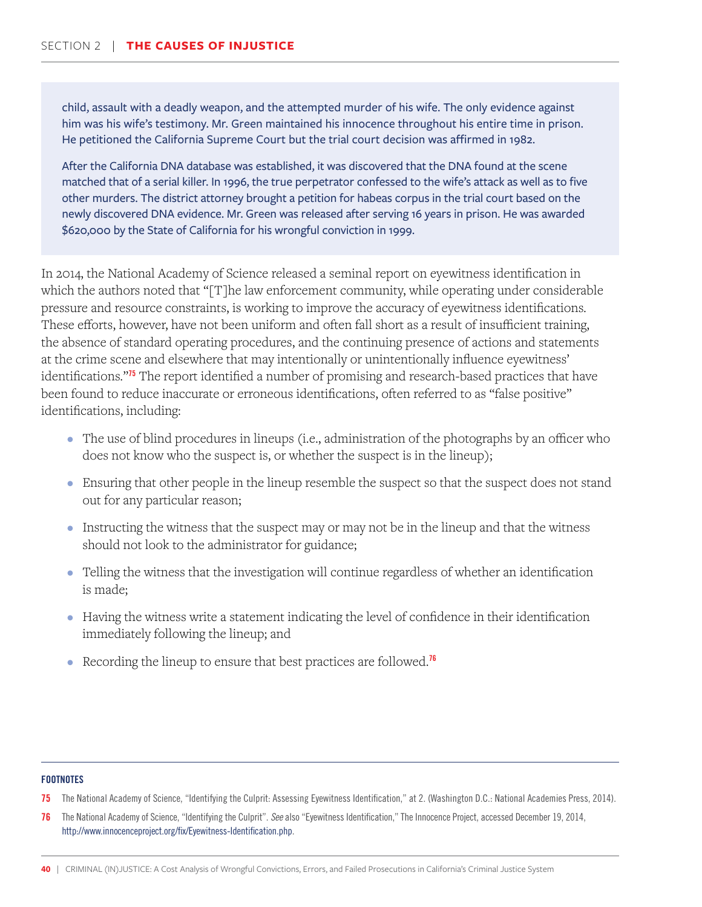child, assault with a deadly weapon, and the attempted murder of his wife. The only evidence against him was his wife's testimony. Mr. Green maintained his innocence throughout his entire time in prison. He petitioned the California Supreme Court but the trial court decision was affirmed in 1982.

After the California DNA database was established, it was discovered that the DNA found at the scene matched that of a serial killer. In 1996, the true perpetrator confessed to the wife's attack as well as to five other murders. The district attorney brought a petition for habeas corpus in the trial court based on the newly discovered DNA evidence. Mr. Green was released after serving 16 years in prison. He was awarded $620,000 by the State of California for his wrongful conviction in 1999.

In 2014, the National Academy of Science released a seminal report on eyewitness identification in which the authors noted that "[T]he law enforcement community, while operating under considerable pressure and resource constraints, is working to improve the accuracy of eyewitness identifications. These efforts, however, have not been uniform and often fall short as a result of insufficient training, the absence of standard operating procedures, and the continuing presence of actions and statements at the crime scene and elsewhere that may intentionally or unintentionally influence eyewitness' identifications."[75] The report identified a number of promising and research-based practices that have been found to reduce inaccurate or erroneous identifications, often referred to as "false positive" identifications, including:

- The use of blind procedures in lineups (i.e., administration of the photographs by an officer who does not know who the suspect is, or whether the suspect is in the lineup);
- Ensuring that other people in the lineup resemble the suspect so that the suspect does not stand out for any particular reason;
- Instructing the witness that the suspect may or may not be in the lineup and that the witness should not look to the administrator for guidance;
- Telling the witness that the investigation will continue regardless of whether an identification is made;
- Having the witness write a statement indicating the level of confidence in their identification immediately following the lineup; and
- Recording the lineup to ensure that best practices are followed.[76]

**FOOTNOTES**

75 The National Academy of Science, "Identifying the Culprit: Assessing Eyewitness Identification," at 2. (Washington D.C.: National Academies Press, 2014).

76 The National Academy of Science, "Identifying the Culprit". *See* also "Eyewitness Identification," The Innocence Project, accessed December 19, 2014, http://www.innocenceproject.org/fix/Eyewitness-Identification.php.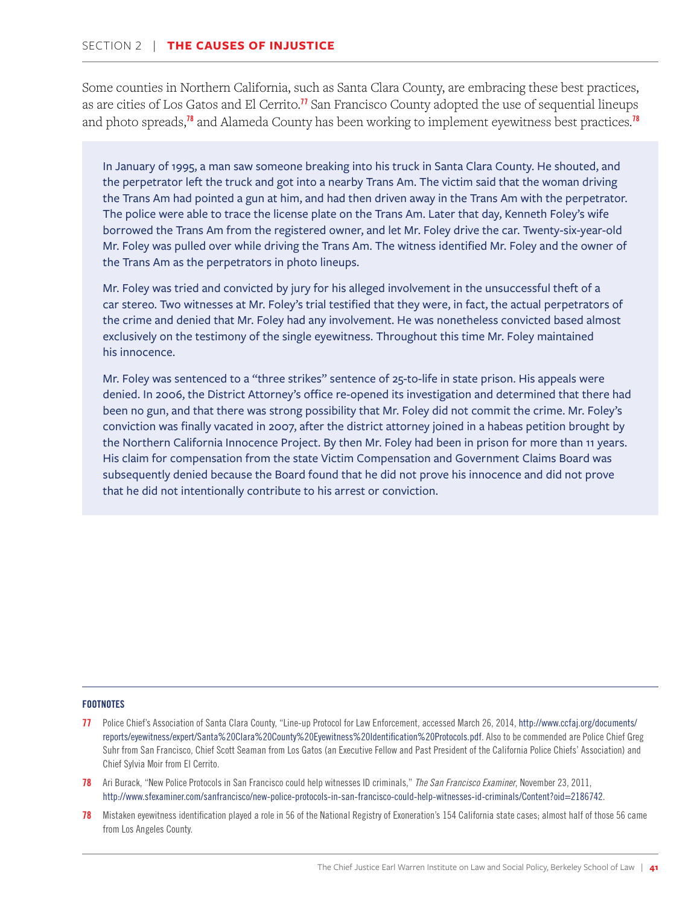Some counties in Northern California, such as Santa Clara County, are embracing these best practices, as are cities of Los Gatos and El Cerrito.[77] San Francisco County adopted the use of sequential lineups and photo spreads,[78] and Alameda County has been working to implement eyewitness best practices.[78]

In January of 1995, a man saw someone breaking into his truck in Santa Clara County. He shouted, and the perpetrator left the truck and got into a nearby Trans Am. The victim said that the woman driving the Trans Am had pointed a gun at him, and had then driven away in the Trans Am with the perpetrator. The police were able to trace the license plate on the Trans Am. Later that day, Kenneth Foley's wife borrowed the Trans Am from the registered owner, and let Mr. Foley drive the car. Twenty-six-year-old Mr. Foley was pulled over while driving the Trans Am. The witness identified Mr. Foley and the owner of the Trans Am as the perpetrators in photo lineups.

Mr. Foley was tried and convicted by jury for his alleged involvement in the unsuccessful theft of a car stereo. Two witnesses at Mr. Foley's trial testified that they were, in fact, the actual perpetrators of the crime and denied that Mr. Foley had any involvement. He was nonetheless convicted based almost exclusively on the testimony of the single eyewitness. Throughout this time Mr. Foley maintained his innocence.

Mr. Foley was sentenced to a "three strikes" sentence of 25-to-life in state prison. His appeals were denied. In 2006, the District Attorney's office re-opened its investigation and determined that there had been no gun, and that there was strong possibility that Mr. Foley did not commit the crime. Mr. Foley's conviction was finally vacated in 2007, after the district attorney joined in a habeas petition brought by the Northern California Innocence Project. By then Mr. Foley had been in prison for more than 11 years. His claim for compensation from the state Victim Compensation and Government Claims Board was subsequently denied because the Board found that he did not prove his innocence and did not prove that he did not intentionally contribute to his arrest or conviction.

**FOOTNOTES**

**77** Police Chief's Association of Santa Clara County, "Line-up Protocol for Law Enforcement, accessed March 26, 2014, http://www.ccfaj.org/documents/reports/eyewitness/expert/Santa%20Clara%20County%20Eyewitness%20Identification%20Protocols.pdf. Also to be commended are Police Chief Greg Suhr from San Francisco, Chief Scott Seaman from Los Gatos (an Executive Fellow and Past President of the California Police Chiefs' Association) and Chief Sylvia Moir from El Cerrito.

**78** Ari Burack, "New Police Protocols in San Francisco could help witnesses ID criminals," *The San Francisco Examiner*, November 23, 2011, http://www.sfexaminer.com/sanfrancisco/new-police-protocols-in-san-francisco-could-help-witnesses-id-criminals/Content?oid=2186742.

**78** Mistaken eyewitness identification played a role in 56 of the National Registry of Exoneration's 154 California state cases; almost half of those 56 came from Los Angeles County.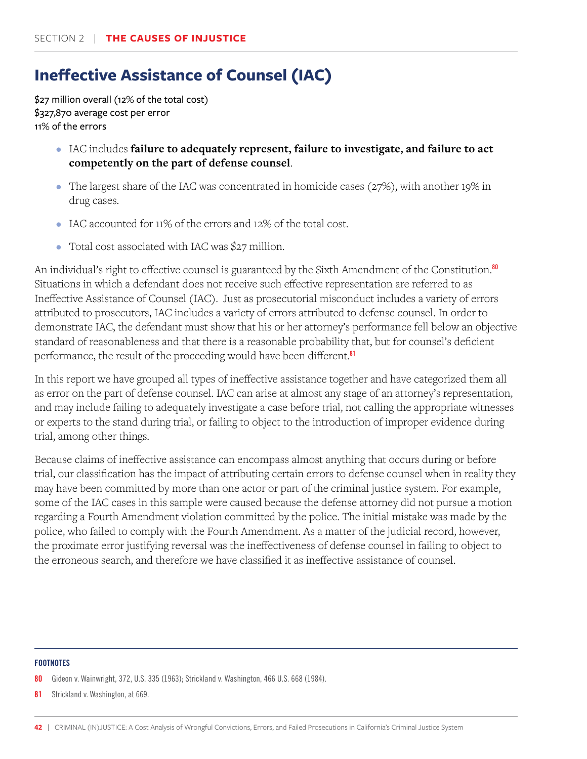## Ineffective Assistance of Counsel (IAC)

$27 million overall (12% of the total cost)
$327,870 average cost per error
11% of the errors

- IAC includes **failure to adequately represent, failure to investigate, and failure to act competently on the part of defense counsel**.
- The largest share of the IAC was concentrated in homicide cases (27%), with another 19% in drug cases.
- IAC accounted for 11% of the errors and 12% of the total cost.
- Total cost associated with IAC was $27 million.

An individual's right to effective counsel is guaranteed by the Sixth Amendment of the Constitution.[80] Situations in which a defendant does not receive such effective representation are referred to as Ineffective Assistance of Counsel (IAC). Just as prosecutorial misconduct includes a variety of errors attributed to prosecutors, IAC includes a variety of errors attributed to defense counsel. In order to demonstrate IAC, the defendant must show that his or her attorney's performance fell below an objective standard of reasonableness and that there is a reasonable probability that, but for counsel's deficient performance, the result of the proceeding would have been different.[81]

In this report we have grouped all types of ineffective assistance together and have categorized them all as error on the part of defense counsel. IAC can arise at almost any stage of an attorney's representation, and may include failing to adequately investigate a case before trial, not calling the appropriate witnesses or experts to the stand during trial, or failing to object to the introduction of improper evidence during trial, among other things.

Because claims of ineffective assistance can encompass almost anything that occurs during or before trial, our classification has the impact of attributing certain errors to defense counsel when in reality they may have been committed by more than one actor or part of the criminal justice system. For example, some of the IAC cases in this sample were caused because the defense attorney did not pursue a motion regarding a Fourth Amendment violation committed by the police. The initial mistake was made by the police, who failed to comply with the Fourth Amendment. As a matter of the judicial record, however, the proximate error justifying reversal was the ineffectiveness of defense counsel in failing to object to the erroneous search, and therefore we have classified it as ineffective assistance of counsel.

**FOOTNOTES**

80 Gideon v. Wainwright, 372, U.S. 335 (1963); Strickland v. Washington, 466 U.S. 668 (1984).

81 Strickland v. Washington, at 669.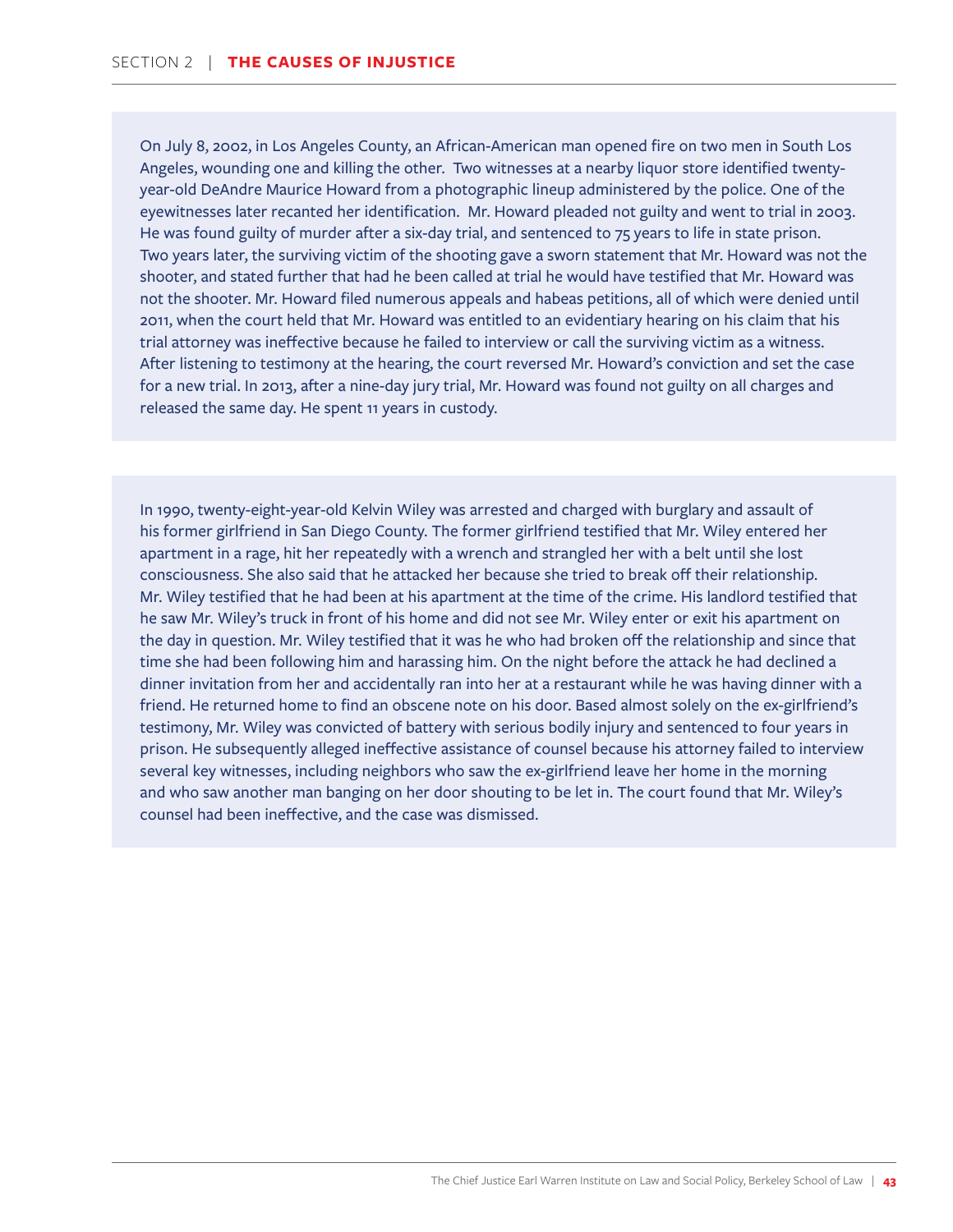On July 8, 2002, in Los Angeles County, an African-American man opened fire on two men in South Los Angeles, wounding one and killing the other. Two witnesses at a nearby liquor store identified twenty-year-old DeAndre Maurice Howard from a photographic lineup administered by the police. One of the eyewitnesses later recanted her identification. Mr. Howard pleaded not guilty and went to trial in 2003. He was found guilty of murder after a six-day trial, and sentenced to 75 years to life in state prison. Two years later, the surviving victim of the shooting gave a sworn statement that Mr. Howard was not the shooter, and stated further that had he been called at trial he would have testified that Mr. Howard was not the shooter. Mr. Howard filed numerous appeals and habeas petitions, all of which were denied until 2011, when the court held that Mr. Howard was entitled to an evidentiary hearing on his claim that his trial attorney was ineffective because he failed to interview or call the surviving victim as a witness. After listening to testimony at the hearing, the court reversed Mr. Howard's conviction and set the case for a new trial. In 2013, after a nine-day jury trial, Mr. Howard was found not guilty on all charges and released the same day. He spent 11 years in custody.

In 1990, twenty-eight-year-old Kelvin Wiley was arrested and charged with burglary and assault of his former girlfriend in San Diego County. The former girlfriend testified that Mr. Wiley entered her apartment in a rage, hit her repeatedly with a wrench and strangled her with a belt until she lost consciousness. She also said that he attacked her because she tried to break off their relationship. Mr. Wiley testified that he had been at his apartment at the time of the crime. His landlord testified that he saw Mr. Wiley's truck in front of his home and did not see Mr. Wiley enter or exit his apartment on the day in question. Mr. Wiley testified that it was he who had broken off the relationship and since that time she had been following him and harassing him. On the night before the attack he had declined a dinner invitation from her and accidentally ran into her at a restaurant while he was having dinner with a friend. He returned home to find an obscene note on his door. Based almost solely on the ex-girlfriend's testimony, Mr. Wiley was convicted of battery with serious bodily injury and sentenced to four years in prison. He subsequently alleged ineffective assistance of counsel because his attorney failed to interview several key witnesses, including neighbors who saw the ex-girlfriend leave her home in the morning and who saw another man banging on her door shouting to be let in. The court found that Mr. Wiley's counsel had been ineffective, and the case was dismissed.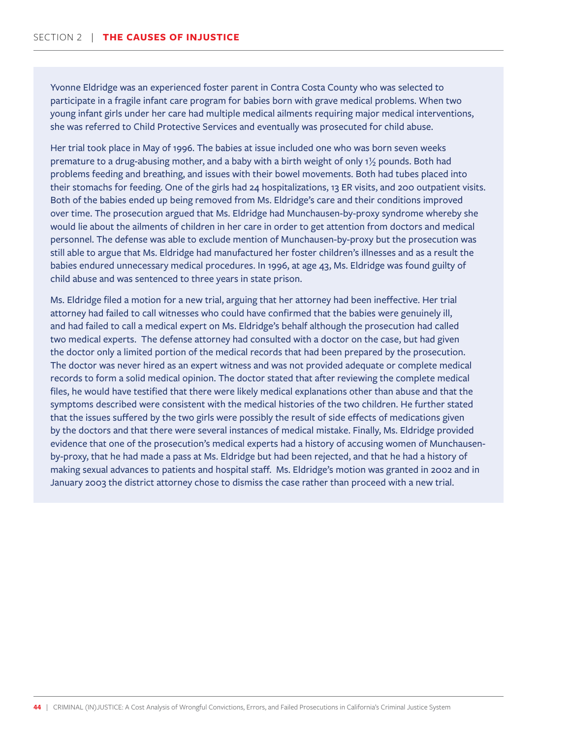Yvonne Eldridge was an experienced foster parent in Contra Costa County who was selected to participate in a fragile infant care program for babies born with grave medical problems. When two young infant girls under her care had multiple medical ailments requiring major medical interventions, she was referred to Child Protective Services and eventually was prosecuted for child abuse.

Her trial took place in May of 1996. The babies at issue included one who was born seven weeks premature to a drug-abusing mother, and a baby with a birth weight of only 1½ pounds. Both had problems feeding and breathing, and issues with their bowel movements. Both had tubes placed into their stomachs for feeding. One of the girls had 24 hospitalizations, 13 ER visits, and 200 outpatient visits. Both of the babies ended up being removed from Ms. Eldridge's care and their conditions improved over time. The prosecution argued that Ms. Eldridge had Munchausen-by-proxy syndrome whereby she would lie about the ailments of children in her care in order to get attention from doctors and medical personnel. The defense was able to exclude mention of Munchausen-by-proxy but the prosecution was still able to argue that Ms. Eldridge had manufactured her foster children's illnesses and as a result the babies endured unnecessary medical procedures. In 1996, at age 43, Ms. Eldridge was found guilty of child abuse and was sentenced to three years in state prison.

Ms. Eldridge filed a motion for a new trial, arguing that her attorney had been ineffective. Her trial attorney had failed to call witnesses who could have confirmed that the babies were genuinely ill, and had failed to call a medical expert on Ms. Eldridge's behalf although the prosecution had called two medical experts. The defense attorney had consulted with a doctor on the case, but had given the doctor only a limited portion of the medical records that had been prepared by the prosecution. The doctor was never hired as an expert witness and was not provided adequate or complete medical records to form a solid medical opinion. The doctor stated that after reviewing the complete medical files, he would have testified that there were likely medical explanations other than abuse and that the symptoms described were consistent with the medical histories of the two children. He further stated that the issues suffered by the two girls were possibly the result of side effects of medications given by the doctors and that there were several instances of medical mistake. Finally, Ms. Eldridge provided evidence that one of the prosecution's medical experts had a history of accusing women of Munchausen-by-proxy, that he had made a pass at Ms. Eldridge but had been rejected, and that he had a history of making sexual advances to patients and hospital staff. Ms. Eldridge's motion was granted in 2002 and in January 2003 the district attorney chose to dismiss the case rather than proceed with a new trial.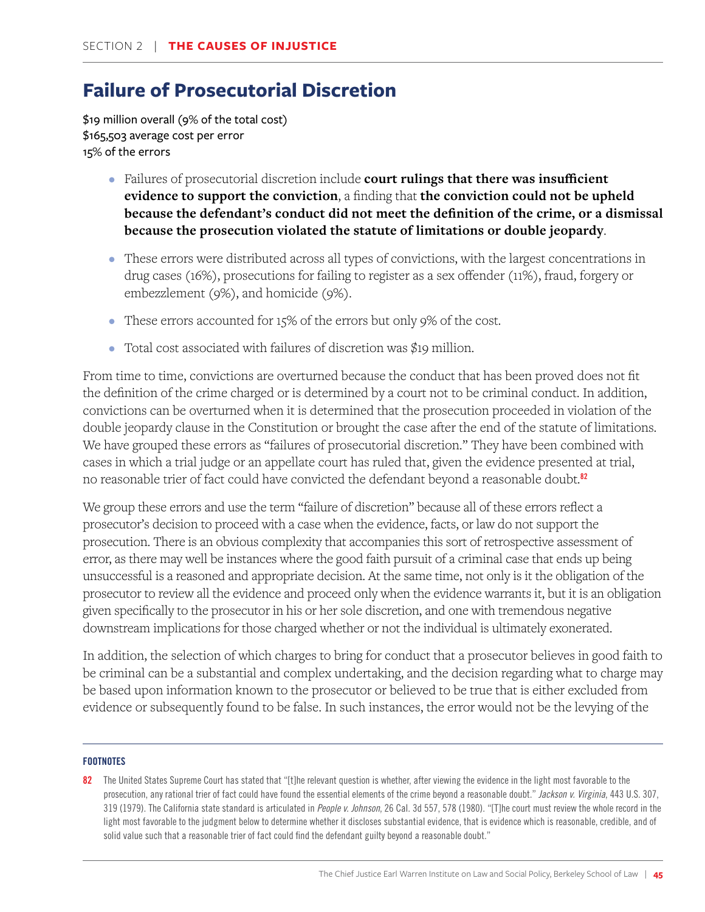## Failure of Prosecutorial Discretion

$19 million overall (9% of the total cost)
$165,503 average cost per error
15% of the errors

- Failures of prosecutorial discretion include **court rulings that there was insufficient evidence to support the conviction**, a finding that **the conviction could not be upheld because the defendant's conduct did not meet the definition of the crime, or a dismissal because the prosecution violated the statute of limitations or double jeopardy**.
- These errors were distributed across all types of convictions, with the largest concentrations in drug cases (16%), prosecutions for failing to register as a sex offender (11%), fraud, forgery or embezzlement (9%), and homicide (9%).
- These errors accounted for 15% of the errors but only 9% of the cost.
- Total cost associated with failures of discretion was $19 million.

From time to time, convictions are overturned because the conduct that has been proved does not fit the definition of the crime charged or is determined by a court not to be criminal conduct. In addition, convictions can be overturned when it is determined that the prosecution proceeded in violation of the double jeopardy clause in the Constitution or brought the case after the end of the statute of limitations. We have grouped these errors as "failures of prosecutorial discretion." They have been combined with cases in which a trial judge or an appellate court has ruled that, given the evidence presented at trial, no reasonable trier of fact could have convicted the defendant beyond a reasonable doubt.[82]

We group these errors and use the term "failure of discretion" because all of these errors reflect a prosecutor's decision to proceed with a case when the evidence, facts, or law do not support the prosecution. There is an obvious complexity that accompanies this sort of retrospective assessment of error, as there may well be instances where the good faith pursuit of a criminal case that ends up being unsuccessful is a reasoned and appropriate decision. At the same time, not only is it the obligation of the prosecutor to review all the evidence and proceed only when the evidence warrants it, but it is an obligation given specifically to the prosecutor in his or her sole discretion, and one with tremendous negative downstream implications for those charged whether or not the individual is ultimately exonerated.

In addition, the selection of which charges to bring for conduct that a prosecutor believes in good faith to be criminal can be a substantial and complex undertaking, and the decision regarding what to charge may be based upon information known to the prosecutor or believed to be true that is either excluded from evidence or subsequently found to be false. In such instances, the error would not be the levying of the

---

**FOOTNOTES**

82 The United States Supreme Court has stated that "[t]he relevant question is whether, after viewing the evidence in the light most favorable to the prosecution, any rational trier of fact could have found the essential elements of the crime beyond a reasonable doubt." *Jackson v. Virginia*, 443 U.S. 307, 319 (1979). The California state standard is articulated in *People v. Johnson*, 26 Cal. 3d 557, 578 (1980). "[T]he court must review the whole record in the light most favorable to the judgment below to determine whether it discloses substantial evidence, that is evidence which is reasonable, credible, and of solid value such that a reasonable trier of fact could find the defendant guilty beyond a reasonable doubt."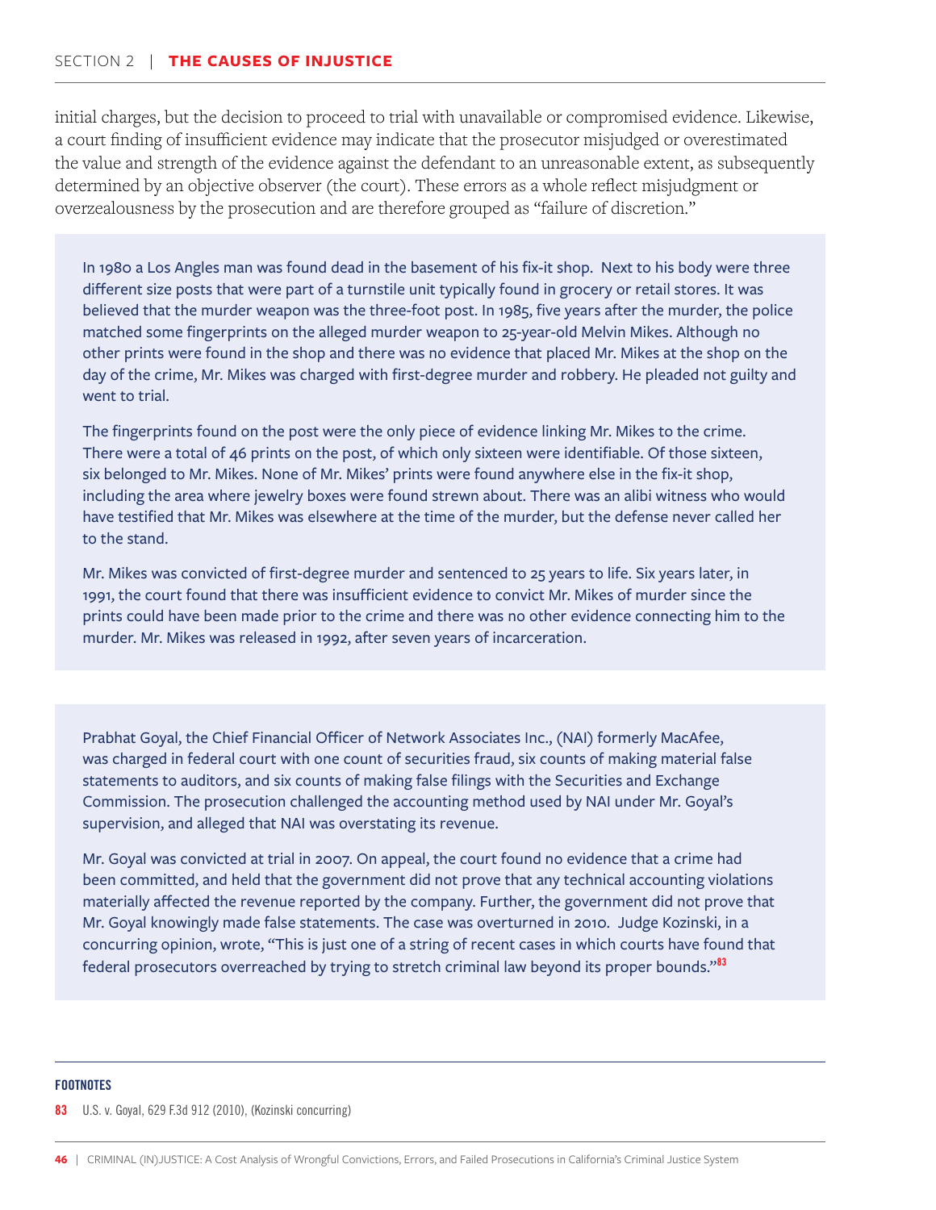initial charges, but the decision to proceed to trial with unavailable or compromised evidence. Likewise, a court finding of insufficient evidence may indicate that the prosecutor misjudged or overestimated the value and strength of the evidence against the defendant to an unreasonable extent, as subsequently determined by an objective observer (the court). These errors as a whole reflect misjudgment or overzealousness by the prosecution and are therefore grouped as "failure of discretion."

In 1980 a Los Angles man was found dead in the basement of his fix-it shop. Next to his body were three different size posts that were part of a turnstile unit typically found in grocery or retail stores. It was believed that the murder weapon was the three-foot post. In 1985, five years after the murder, the police matched some fingerprints on the alleged murder weapon to 25-year-old Melvin Mikes. Although no other prints were found in the shop and there was no evidence that placed Mr. Mikes at the shop on the day of the crime, Mr. Mikes was charged with first-degree murder and robbery. He pleaded not guilty and went to trial.

The fingerprints found on the post were the only piece of evidence linking Mr. Mikes to the crime. There were a total of 46 prints on the post, of which only sixteen were identifiable. Of those sixteen, six belonged to Mr. Mikes. None of Mr. Mikes' prints were found anywhere else in the fix-it shop, including the area where jewelry boxes were found strewn about. There was an alibi witness who would have testified that Mr. Mikes was elsewhere at the time of the murder, but the defense never called her to the stand.

Mr. Mikes was convicted of first-degree murder and sentenced to 25 years to life. Six years later, in 1991, the court found that there was insufficient evidence to convict Mr. Mikes of murder since the prints could have been made prior to the crime and there was no other evidence connecting him to the murder. Mr. Mikes was released in 1992, after seven years of incarceration.

Prabhat Goyal, the Chief Financial Officer of Network Associates Inc., (NAI) formerly MacAfee, was charged in federal court with one count of securities fraud, six counts of making material false statements to auditors, and six counts of making false filings with the Securities and Exchange Commission. The prosecution challenged the accounting method used by NAI under Mr. Goyal's supervision, and alleged that NAI was overstating its revenue.

Mr. Goyal was convicted at trial in 2007. On appeal, the court found no evidence that a crime had been committed, and held that the government did not prove that any technical accounting violations materially affected the revenue reported by the company. Further, the government did not prove that Mr. Goyal knowingly made false statements. The case was overturned in 2010. Judge Kozinski, in a concurring opinion, wrote, "This is just one of a string of recent cases in which courts have found that federal prosecutors overreached by trying to stretch criminal law beyond its proper bounds."[83]

---

**FOOTNOTES**

83 U.S. v. Goyal, 629 F.3d 912 (2010), (Kozinski concurring)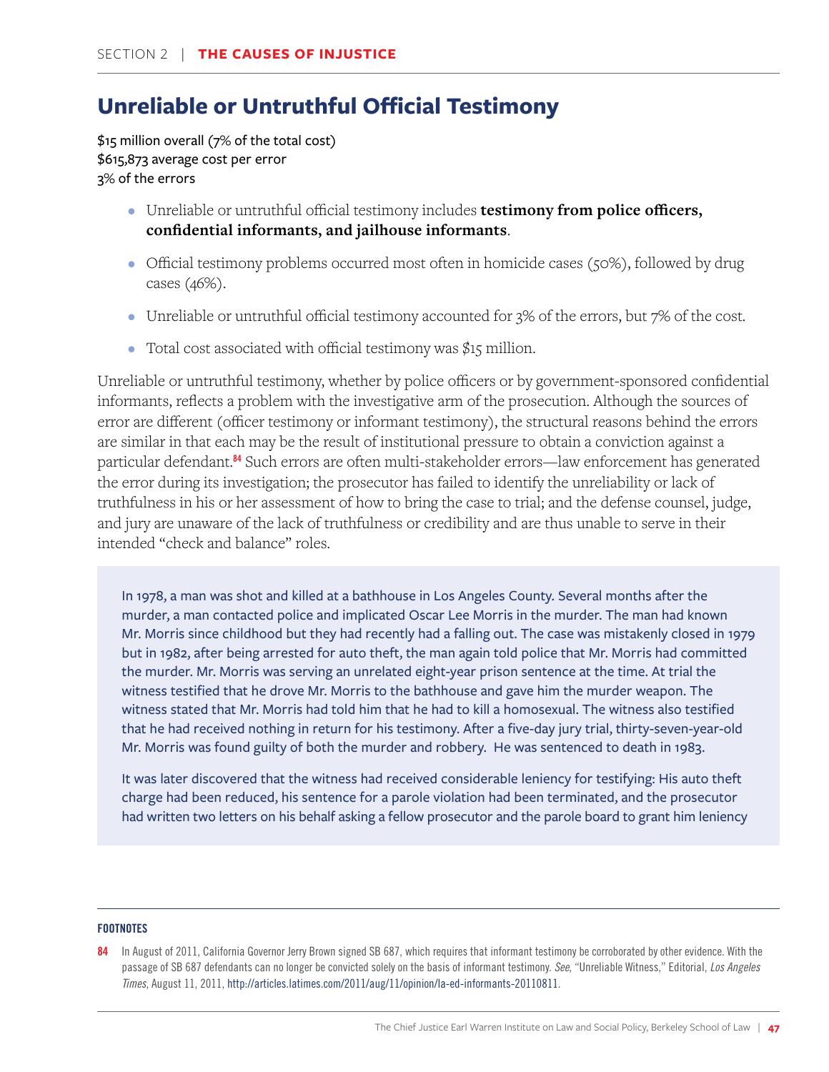## Unreliable or Untruthful Official Testimony

$15 million overall (7% of the total cost)
$615,873 average cost per error
3% of the errors

- Unreliable or untruthful official testimony includes **testimony from police officers, confidential informants, and jailhouse informants**.
- Official testimony problems occurred most often in homicide cases (50%), followed by drug cases (46%).
- Unreliable or untruthful official testimony accounted for 3% of the errors, but 7% of the cost.
- Total cost associated with official testimony was $15 million.

Unreliable or untruthful testimony, whether by police officers or by government-sponsored confidential informants, reflects a problem with the investigative arm of the prosecution. Although the sources of error are different (officer testimony or informant testimony), the structural reasons behind the errors are similar in that each may be the result of institutional pressure to obtain a conviction against a particular defendant.[84] Such errors are often multi-stakeholder errors—law enforcement has generated the error during its investigation; the prosecutor has failed to identify the unreliability or lack of truthfulness in his or her assessment of how to bring the case to trial; and the defense counsel, judge, and jury are unaware of the lack of truthfulness or credibility and are thus unable to serve in their intended "check and balance" roles.

> In 1978, a man was shot and killed at a bathhouse in Los Angeles County. Several months after the murder, a man contacted police and implicated Oscar Lee Morris in the murder. The man had known Mr. Morris since childhood but they had recently had a falling out. The case was mistakenly closed in 1979 but in 1982, after being arrested for auto theft, the man again told police that Mr. Morris had committed the murder. Mr. Morris was serving an unrelated eight-year prison sentence at the time. At trial the witness testified that he drove Mr. Morris to the bathhouse and gave him the murder weapon. The witness stated that Mr. Morris had told him that he had to kill a homosexual. The witness also testified that he had received nothing in return for his testimony. After a five-day jury trial, thirty-seven-year-old Mr. Morris was found guilty of both the murder and robbery. He was sentenced to death in 1983.
>
> It was later discovered that the witness had received considerable leniency for testifying: His auto theft charge had been reduced, his sentence for a parole violation had been terminated, and the prosecutor had written two letters on his behalf asking a fellow prosecutor and the parole board to grant him leniency

---

**FOOTNOTES**

84 In August of 2011, California Governor Jerry Brown signed SB 687, which requires that informant testimony be corroborated by other evidence. With the passage of SB 687 defendants can no longer be convicted solely on the basis of informant testimony. *See*, "Unreliable Witness," Editorial, *Los Angeles Times*, August 11, 2011, http://articles.latimes.com/2011/aug/11/opinion/la-ed-informants-20110811.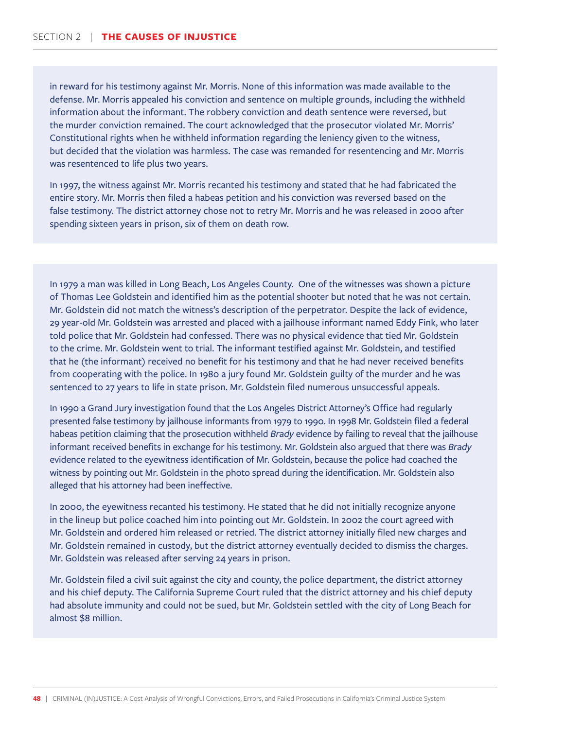in reward for his testimony against Mr. Morris. None of this information was made available to the defense. Mr. Morris appealed his conviction and sentence on multiple grounds, including the withheld information about the informant. The robbery conviction and death sentence were reversed, but the murder conviction remained. The court acknowledged that the prosecutor violated Mr. Morris' Constitutional rights when he withheld information regarding the leniency given to the witness, but decided that the violation was harmless. The case was remanded for resentencing and Mr. Morris was resentenced to life plus two years.

In 1997, the witness against Mr. Morris recanted his testimony and stated that he had fabricated the entire story. Mr. Morris then filed a habeas petition and his conviction was reversed based on the false testimony. The district attorney chose not to retry Mr. Morris and he was released in 2000 after spending sixteen years in prison, six of them on death row.

In 1979 a man was killed in Long Beach, Los Angeles County. One of the witnesses was shown a picture of Thomas Lee Goldstein and identified him as the potential shooter but noted that he was not certain. Mr. Goldstein did not match the witness's description of the perpetrator. Despite the lack of evidence, 29 year-old Mr. Goldstein was arrested and placed with a jailhouse informant named Eddy Fink, who later told police that Mr. Goldstein had confessed. There was no physical evidence that tied Mr. Goldstein to the crime. Mr. Goldstein went to trial. The informant testified against Mr. Goldstein, and testified that he (the informant) received no benefit for his testimony and that he had never received benefits from cooperating with the police. In 1980 a jury found Mr. Goldstein guilty of the murder and he was sentenced to 27 years to life in state prison. Mr. Goldstein filed numerous unsuccessful appeals.

In 1990 a Grand Jury investigation found that the Los Angeles District Attorney's Office had regularly presented false testimony by jailhouse informants from 1979 to 1990. In 1998 Mr. Goldstein filed a federal habeas petition claiming that the prosecution withheld *Brady* evidence by failing to reveal that the jailhouse informant received benefits in exchange for his testimony. Mr. Goldstein also argued that there was *Brady* evidence related to the eyewitness identification of Mr. Goldstein, because the police had coached the witness by pointing out Mr. Goldstein in the photo spread during the identification. Mr. Goldstein also alleged that his attorney had been ineffective.

In 2000, the eyewitness recanted his testimony. He stated that he did not initially recognize anyone in the lineup but police coached him into pointing out Mr. Goldstein. In 2002 the court agreed with Mr. Goldstein and ordered him released or retried. The district attorney initially filed new charges and Mr. Goldstein remained in custody, but the district attorney eventually decided to dismiss the charges. Mr. Goldstein was released after serving 24 years in prison.

Mr. Goldstein filed a civil suit against the city and county, the police department, the district attorney and his chief deputy. The California Supreme Court ruled that the district attorney and his chief deputy had absolute immunity and could not be sued, but Mr. Goldstein settled with the city of Long Beach for almost $8 million.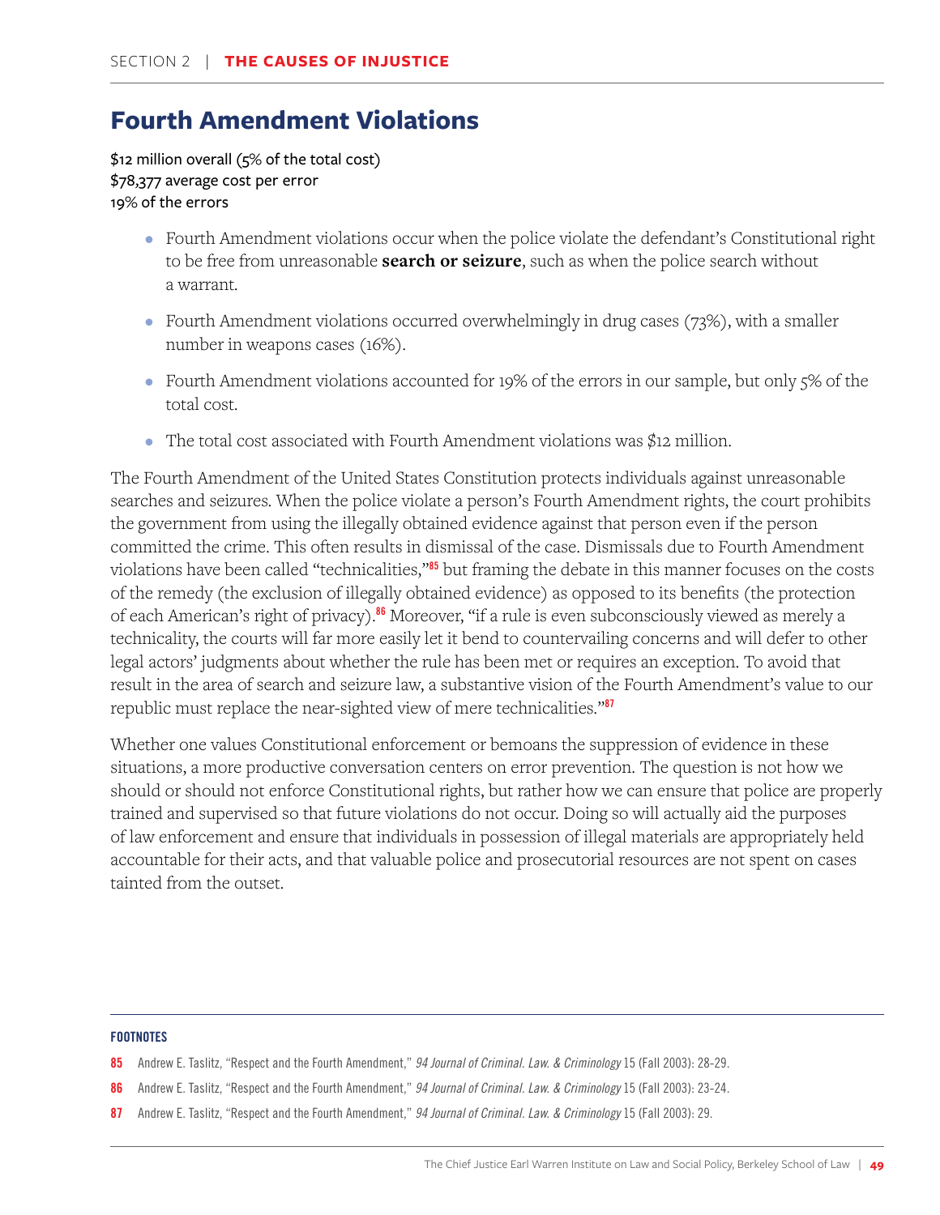## Fourth Amendment Violations

$12 million overall (5% of the total cost)
$78,377 average cost per error
19% of the errors

- Fourth Amendment violations occur when the police violate the defendant's Constitutional right to be free from unreasonable **search or seizure**, such as when the police search without a warrant.
- Fourth Amendment violations occurred overwhelmingly in drug cases (73%), with a smaller number in weapons cases (16%).
- Fourth Amendment violations accounted for 19% of the errors in our sample, but only 5% of the total cost.
- The total cost associated with Fourth Amendment violations was $12 million.

The Fourth Amendment of the United States Constitution protects individuals against unreasonable searches and seizures. When the police violate a person's Fourth Amendment rights, the court prohibits the government from using the illegally obtained evidence against that person even if the person committed the crime. This often results in dismissal of the case. Dismissals due to Fourth Amendment violations have been called "technicalities,"[85] but framing the debate in this manner focuses on the costs of the remedy (the exclusion of illegally obtained evidence) as opposed to its benefits (the protection of each American's right of privacy).[86] Moreover, "if a rule is even subconsciously viewed as merely a technicality, the courts will far more easily let it bend to countervailing concerns and will defer to other legal actors' judgments about whether the rule has been met or requires an exception. To avoid that result in the area of search and seizure law, a substantive vision of the Fourth Amendment's value to our republic must replace the near-sighted view of mere technicalities."[87]

Whether one values Constitutional enforcement or bemoans the suppression of evidence in these situations, a more productive conversation centers on error prevention. The question is not how we should or should not enforce Constitutional rights, but rather how we can ensure that police are properly trained and supervised so that future violations do not occur. Doing so will actually aid the purposes of law enforcement and ensure that individuals in possession of illegal materials are appropriately held accountable for their acts, and that valuable police and prosecutorial resources are not spent on cases tainted from the outset.

**FOOTNOTES**

85 Andrew E. Taslitz, "Respect and the Fourth Amendment," *94 Journal of Criminal. Law. & Criminology* 15 (Fall 2003): 28-29.

86 Andrew E. Taslitz, "Respect and the Fourth Amendment," *94 Journal of Criminal. Law. & Criminology* 15 (Fall 2003): 23-24.

87 Andrew E. Taslitz, "Respect and the Fourth Amendment," *94 Journal of Criminal. Law. & Criminology* 15 (Fall 2003): 29.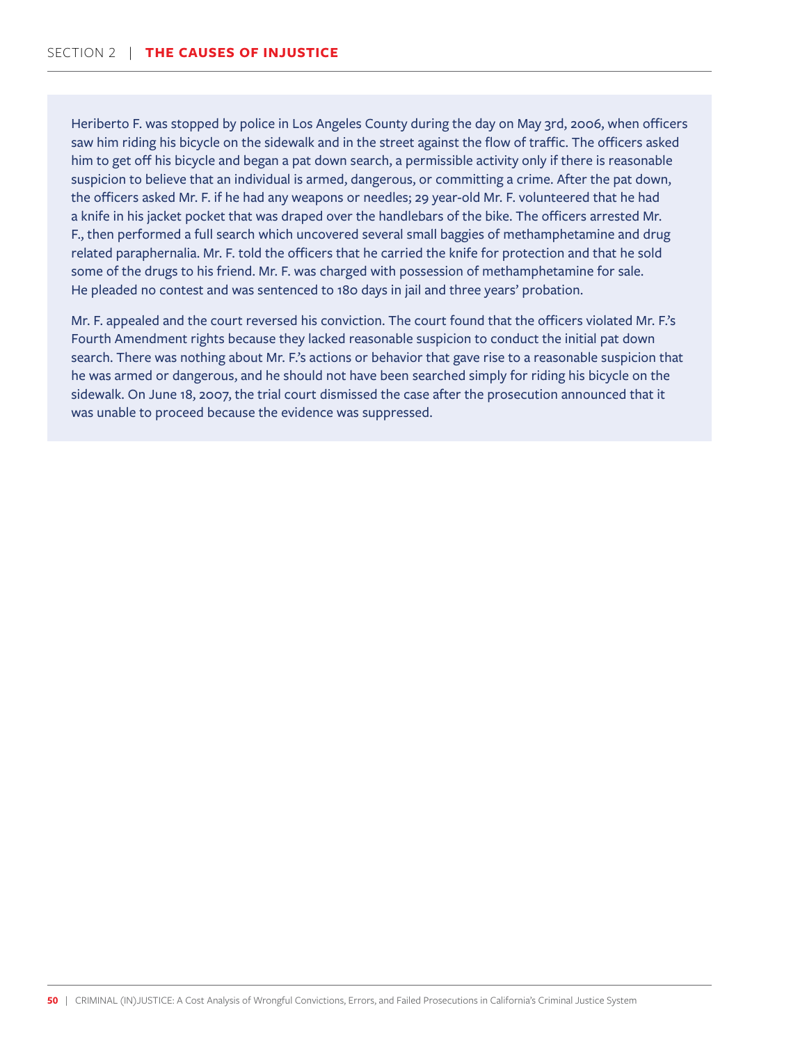Heriberto F. was stopped by police in Los Angeles County during the day on May 3rd, 2006, when officers saw him riding his bicycle on the sidewalk and in the street against the flow of traffic. The officers asked him to get off his bicycle and began a pat down search, a permissible activity only if there is reasonable suspicion to believe that an individual is armed, dangerous, or committing a crime. After the pat down, the officers asked Mr. F. if he had any weapons or needles; 29 year-old Mr. F. volunteered that he had a knife in his jacket pocket that was draped over the handlebars of the bike. The officers arrested Mr. F., then performed a full search which uncovered several small baggies of methamphetamine and drug related paraphernalia. Mr. F. told the officers that he carried the knife for protection and that he sold some of the drugs to his friend. Mr. F. was charged with possession of methamphetamine for sale. He pleaded no contest and was sentenced to 180 days in jail and three years' probation.

Mr. F. appealed and the court reversed his conviction. The court found that the officers violated Mr. F.'s Fourth Amendment rights because they lacked reasonable suspicion to conduct the initial pat down search. There was nothing about Mr. F.'s actions or behavior that gave rise to a reasonable suspicion that he was armed or dangerous, and he should not have been searched simply for riding his bicycle on the sidewalk. On June 18, 2007, the trial court dismissed the case after the prosecution announced that it was unable to proceed because the evidence was suppressed.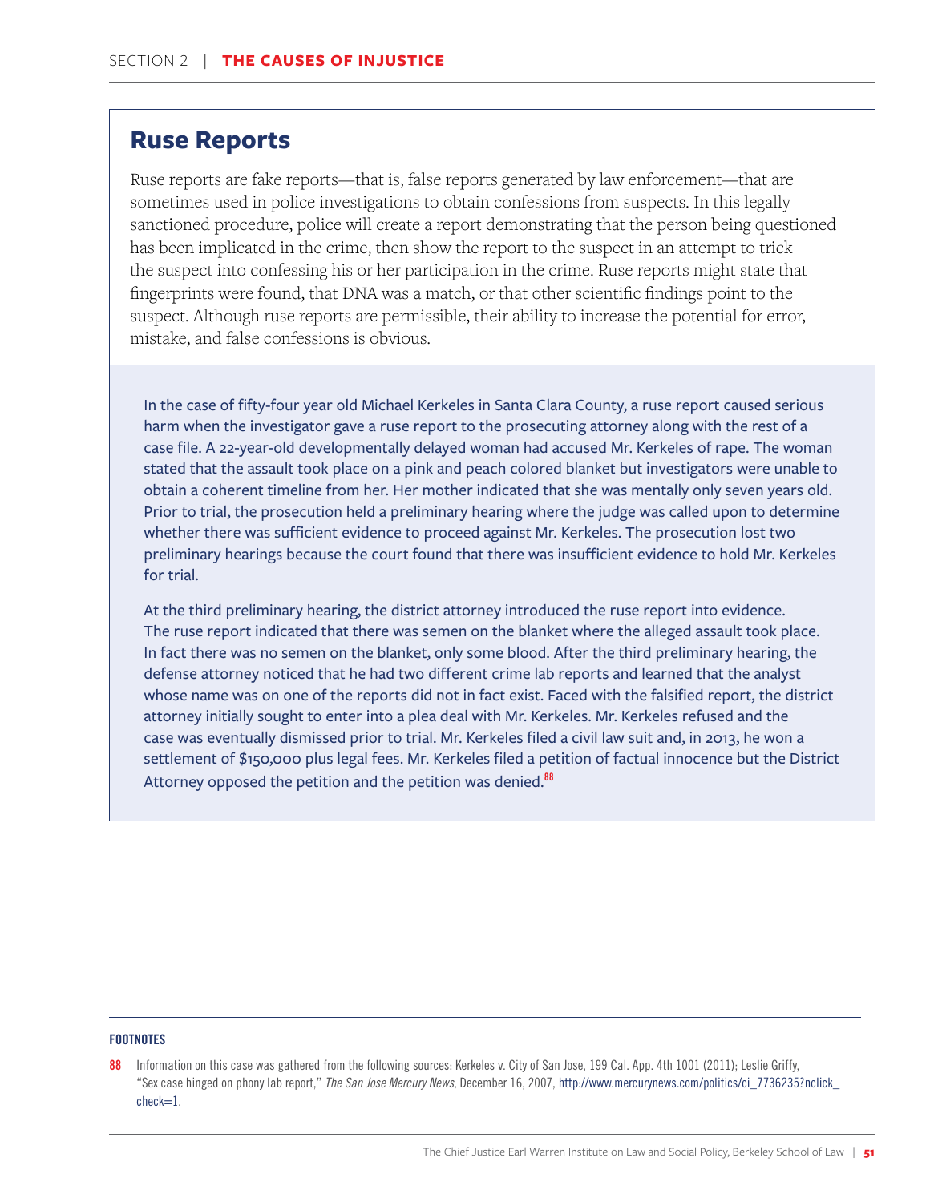## Ruse Reports

Ruse reports are fake reports—that is, false reports generated by law enforcement—that are sometimes used in police investigations to obtain confessions from suspects. In this legally sanctioned procedure, police will create a report demonstrating that the person being questioned has been implicated in the crime, then show the report to the suspect in an attempt to trick the suspect into confessing his or her participation in the crime. Ruse reports might state that fingerprints were found, that DNA was a match, or that other scientific findings point to the suspect. Although ruse reports are permissible, their ability to increase the potential for error, mistake, and false confessions is obvious.

In the case of fifty-four year old Michael Kerkeles in Santa Clara County, a ruse report caused serious harm when the investigator gave a ruse report to the prosecuting attorney along with the rest of a case file. A 22-year-old developmentally delayed woman had accused Mr. Kerkeles of rape. The woman stated that the assault took place on a pink and peach colored blanket but investigators were unable to obtain a coherent timeline from her. Her mother indicated that she was mentally only seven years old. Prior to trial, the prosecution held a preliminary hearing where the judge was called upon to determine whether there was sufficient evidence to proceed against Mr. Kerkeles. The prosecution lost two preliminary hearings because the court found that there was insufficient evidence to hold Mr. Kerkeles for trial.

At the third preliminary hearing, the district attorney introduced the ruse report into evidence. The ruse report indicated that there was semen on the blanket where the alleged assault took place. In fact there was no semen on the blanket, only some blood. After the third preliminary hearing, the defense attorney noticed that he had two different crime lab reports and learned that the analyst whose name was on one of the reports did not in fact exist. Faced with the falsified report, the district attorney initially sought to enter into a plea deal with Mr. Kerkeles. Mr. Kerkeles refused and the case was eventually dismissed prior to trial. Mr. Kerkeles filed a civil law suit and, in 2013, he won a settlement of $150,000 plus legal fees. Mr. Kerkeles filed a petition of factual innocence but the District Attorney opposed the petition and the petition was denied.[88]

---

**FOOTNOTES**

88 Information on this case was gathered from the following sources: Kerkeles v. City of San Jose, 199 Cal. App. 4th 1001 (2011); Leslie Griffy, "Sex case hinged on phony lab report," *The San Jose Mercury News*, December 16, 2007, http://www.mercurynews.com/politics/ci_7736235?nclick_check=1.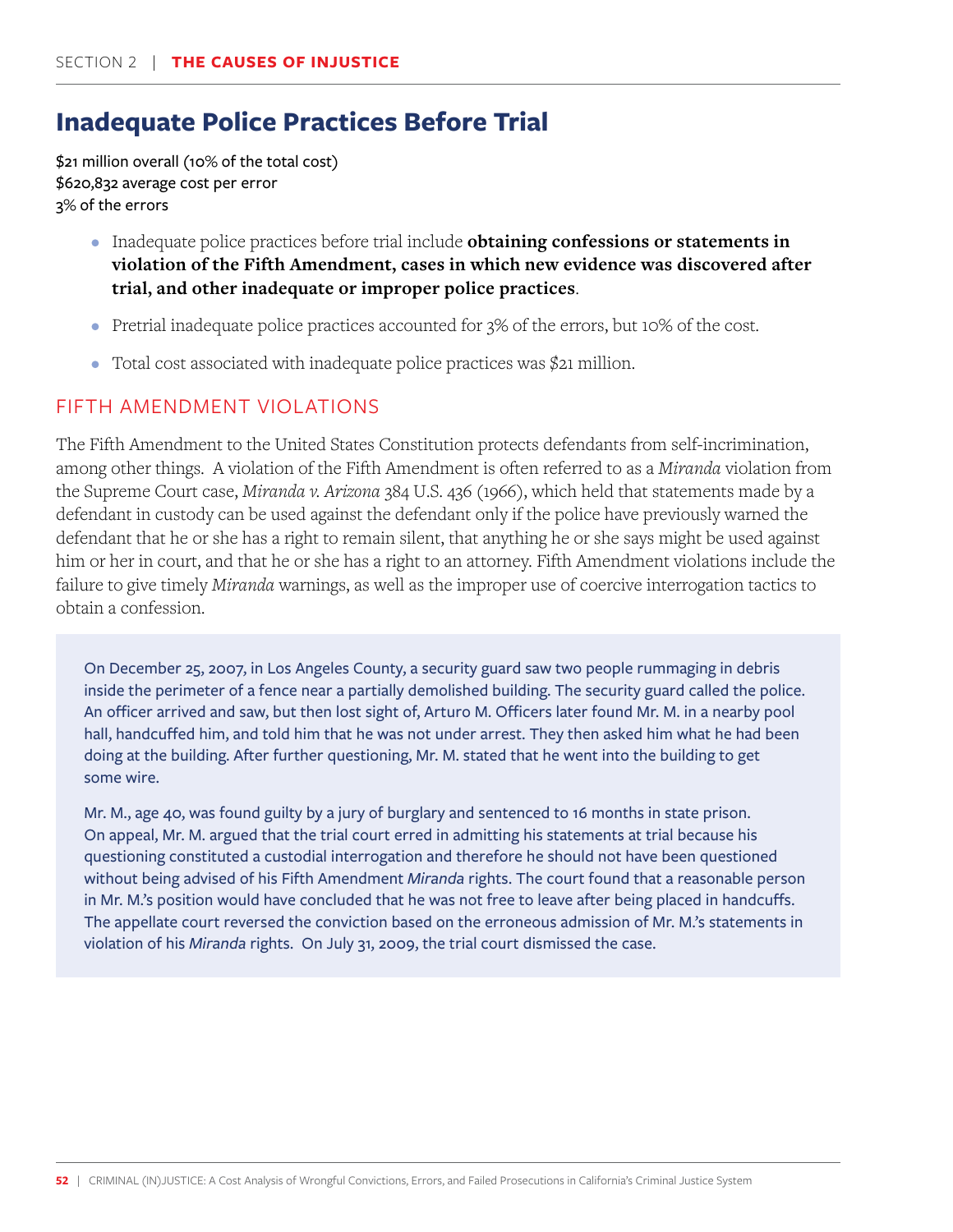## Inadequate Police Practices Before Trial

$21 million overall (10% of the total cost)
$620,832 average cost per error
3% of the errors

- Inadequate police practices before trial include **obtaining confessions or statements in violation of the Fifth Amendment, cases in which new evidence was discovered after trial, and other inadequate or improper police practices**.
- Pretrial inadequate police practices accounted for 3% of the errors, but 10% of the cost.
- Total cost associated with inadequate police practices was $21 million.

### FIFTH AMENDMENT VIOLATIONS

The Fifth Amendment to the United States Constitution protects defendants from self-incrimination, among other things. A violation of the Fifth Amendment is often referred to as a *Miranda* violation from the Supreme Court case, *Miranda v. Arizona* 384 U.S. 436 (1966), which held that statements made by a defendant in custody can be used against the defendant only if the police have previously warned the defendant that he or she has a right to remain silent, that anything he or she says might be used against him or her in court, and that he or she has a right to an attorney. Fifth Amendment violations include the failure to give timely *Miranda* warnings, as well as the improper use of coercive interrogation tactics to obtain a confession.

On December 25, 2007, in Los Angeles County, a security guard saw two people rummaging in debris inside the perimeter of a fence near a partially demolished building. The security guard called the police. An officer arrived and saw, but then lost sight of, Arturo M. Officers later found Mr. M. in a nearby pool hall, handcuffed him, and told him that he was not under arrest. They then asked him what he had been doing at the building. After further questioning, Mr. M. stated that he went into the building to get some wire.

Mr. M., age 40, was found guilty by a jury of burglary and sentenced to 16 months in state prison. On appeal, Mr. M. argued that the trial court erred in admitting his statements at trial because his questioning constituted a custodial interrogation and therefore he should not have been questioned without being advised of his Fifth Amendment *Miranda* rights. The court found that a reasonable person in Mr. M.'s position would have concluded that he was not free to leave after being placed in handcuffs. The appellate court reversed the conviction based on the erroneous admission of Mr. M.'s statements in violation of his *Miranda* rights. On July 31, 2009, the trial court dismissed the case.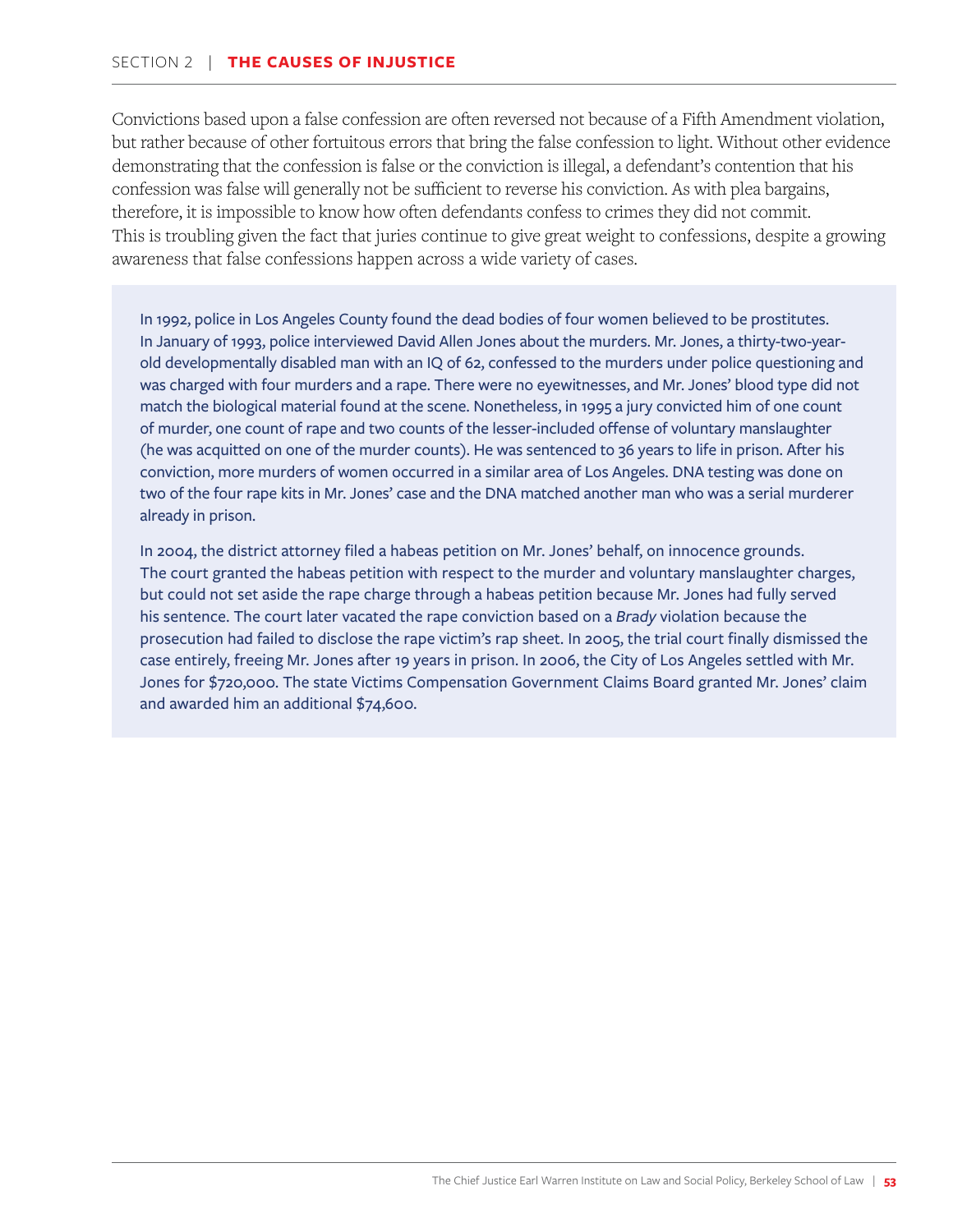Convictions based upon a false confession are often reversed not because of a Fifth Amendment violation, but rather because of other fortuitous errors that bring the false confession to light. Without other evidence demonstrating that the confession is false or the conviction is illegal, a defendant's contention that his confession was false will generally not be sufficient to reverse his conviction. As with plea bargains, therefore, it is impossible to know how often defendants confess to crimes they did not commit. This is troubling given the fact that juries continue to give great weight to confessions, despite a growing awareness that false confessions happen across a wide variety of cases.

In 1992, police in Los Angeles County found the dead bodies of four women believed to be prostitutes. In January of 1993, police interviewed David Allen Jones about the murders. Mr. Jones, a thirty-two-year-old developmentally disabled man with an IQ of 62, confessed to the murders under police questioning and was charged with four murders and a rape. There were no eyewitnesses, and Mr. Jones' blood type did not match the biological material found at the scene. Nonetheless, in 1995 a jury convicted him of one count of murder, one count of rape and two counts of the lesser-included offense of voluntary manslaughter (he was acquitted on one of the murder counts). He was sentenced to 36 years to life in prison. After his conviction, more murders of women occurred in a similar area of Los Angeles. DNA testing was done on two of the four rape kits in Mr. Jones' case and the DNA matched another man who was a serial murderer already in prison.

In 2004, the district attorney filed a habeas petition on Mr. Jones' behalf, on innocence grounds. The court granted the habeas petition with respect to the murder and voluntary manslaughter charges, but could not set aside the rape charge through a habeas petition because Mr. Jones had fully served his sentence. The court later vacated the rape conviction based on a *Brady* violation because the prosecution had failed to disclose the rape victim's rap sheet. In 2005, the trial court finally dismissed the case entirely, freeing Mr. Jones after 19 years in prison. In 2006, the City of Los Angeles settled with Mr. Jones for $720,000. The state Victims Compensation Government Claims Board granted Mr. Jones' claim and awarded him an additional $74,600.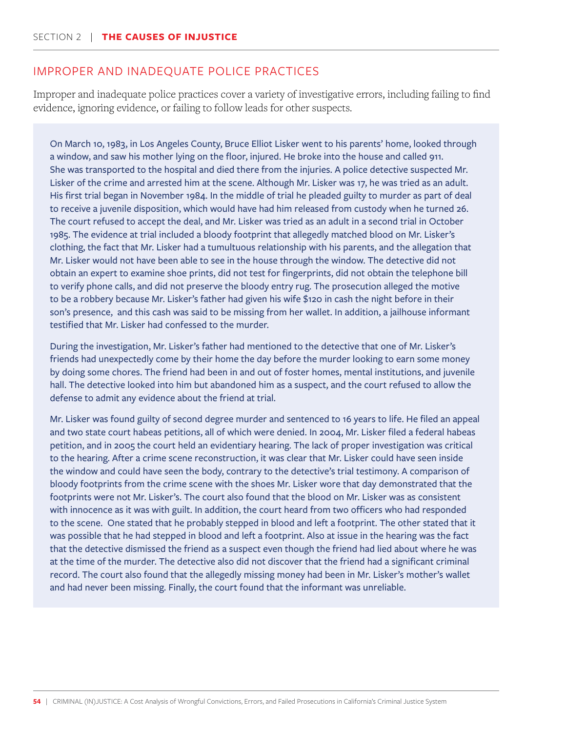## IMPROPER AND INADEQUATE POLICE PRACTICES

Improper and inadequate police practices cover a variety of investigative errors, including failing to find evidence, ignoring evidence, or failing to follow leads for other suspects.

On March 10, 1983, in Los Angeles County, Bruce Elliot Lisker went to his parents' home, looked through a window, and saw his mother lying on the floor, injured. He broke into the house and called 911. She was transported to the hospital and died there from the injuries. A police detective suspected Mr. Lisker of the crime and arrested him at the scene. Although Mr. Lisker was 17, he was tried as an adult. His first trial began in November 1984. In the middle of trial he pleaded guilty to murder as part of deal to receive a juvenile disposition, which would have had him released from custody when he turned 26. The court refused to accept the deal, and Mr. Lisker was tried as an adult in a second trial in October 1985. The evidence at trial included a bloody footprint that allegedly matched blood on Mr. Lisker's clothing, the fact that Mr. Lisker had a tumultuous relationship with his parents, and the allegation that Mr. Lisker would not have been able to see in the house through the window. The detective did not obtain an expert to examine shoe prints, did not test for fingerprints, did not obtain the telephone bill to verify phone calls, and did not preserve the bloody entry rug. The prosecution alleged the motive to be a robbery because Mr. Lisker's father had given his wife $120 in cash the night before in their son's presence, and this cash was said to be missing from her wallet. In addition, a jailhouse informant testified that Mr. Lisker had confessed to the murder.

During the investigation, Mr. Lisker's father had mentioned to the detective that one of Mr. Lisker's friends had unexpectedly come by their home the day before the murder looking to earn some money by doing some chores. The friend had been in and out of foster homes, mental institutions, and juvenile hall. The detective looked into him but abandoned him as a suspect, and the court refused to allow the defense to admit any evidence about the friend at trial.

Mr. Lisker was found guilty of second degree murder and sentenced to 16 years to life. He filed an appeal and two state court habeas petitions, all of which were denied. In 2004, Mr. Lisker filed a federal habeas petition, and in 2005 the court held an evidentiary hearing. The lack of proper investigation was critical to the hearing. After a crime scene reconstruction, it was clear that Mr. Lisker could have seen inside the window and could have seen the body, contrary to the detective's trial testimony. A comparison of bloody footprints from the crime scene with the shoes Mr. Lisker wore that day demonstrated that the footprints were not Mr. Lisker's. The court also found that the blood on Mr. Lisker was as consistent with innocence as it was with guilt. In addition, the court heard from two officers who had responded to the scene. One stated that he probably stepped in blood and left a footprint. The other stated that it was possible that he had stepped in blood and left a footprint. Also at issue in the hearing was the fact that the detective dismissed the friend as a suspect even though the friend had lied about where he was at the time of the murder. The detective also did not discover that the friend had a significant criminal record. The court also found that the allegedly missing money had been in Mr. Lisker's mother's wallet and had never been missing. Finally, the court found that the informant was unreliable.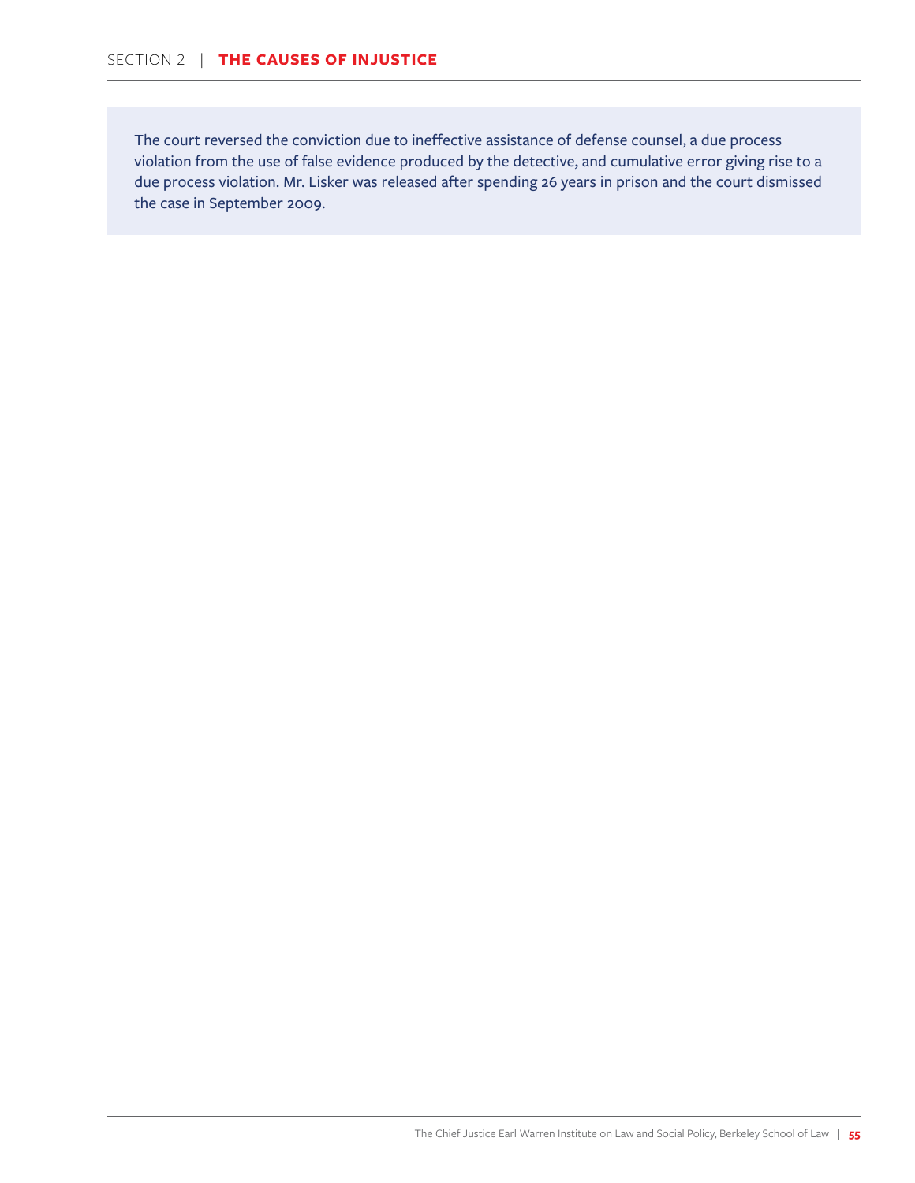The court reversed the conviction due to ineffective assistance of defense counsel, a due process violation from the use of false evidence produced by the detective, and cumulative error giving rise to a due process violation. Mr. Lisker was released after spending 26 years in prison and the court dismissed the case in September 2009.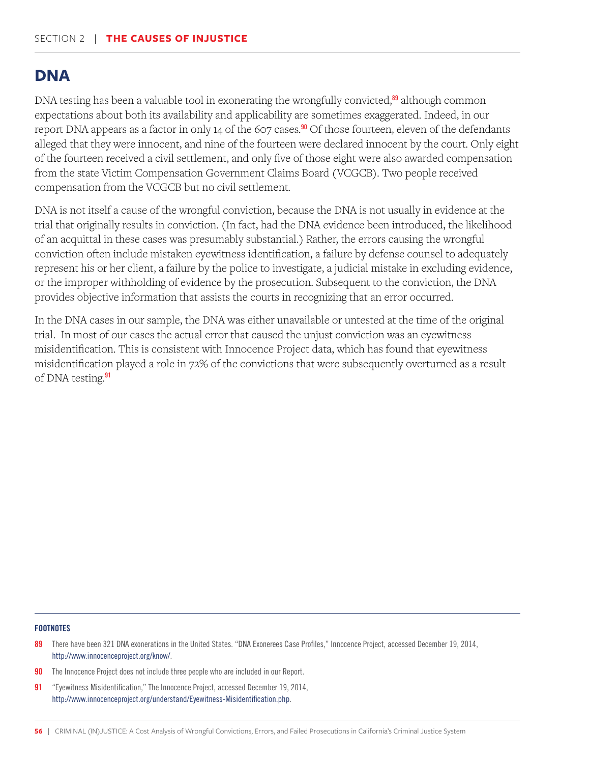## DNA

DNA testing has been a valuable tool in exonerating the wrongfully convicted,[89] although common expectations about both its availability and applicability are sometimes exaggerated. Indeed, in our report DNA appears as a factor in only 14 of the 607 cases.[90] Of those fourteen, eleven of the defendants alleged that they were innocent, and nine of the fourteen were declared innocent by the court. Only eight of the fourteen received a civil settlement, and only five of those eight were also awarded compensation from the state Victim Compensation Government Claims Board (VCGCB). Two people received compensation from the VCGCB but no civil settlement.

DNA is not itself a cause of the wrongful conviction, because the DNA is not usually in evidence at the trial that originally results in conviction. (In fact, had the DNA evidence been introduced, the likelihood of an acquittal in these cases was presumably substantial.) Rather, the errors causing the wrongful conviction often include mistaken eyewitness identification, a failure by defense counsel to adequately represent his or her client, a failure by the police to investigate, a judicial mistake in excluding evidence, or the improper withholding of evidence by the prosecution. Subsequent to the conviction, the DNA provides objective information that assists the courts in recognizing that an error occurred.

In the DNA cases in our sample, the DNA was either unavailable or untested at the time of the original trial. In most of our cases the actual error that caused the unjust conviction was an eyewitness misidentification. This is consistent with Innocence Project data, which has found that eyewitness misidentification played a role in 72% of the convictions that were subsequently overturned as a result of DNA testing.[91]

**FOOTNOTES**

89 There have been 321 DNA exonerations in the United States. "DNA Exonerees Case Profiles," Innocence Project, accessed December 19, 2014, http://www.innocenceproject.org/know/.

90 The Innocence Project does not include three people who are included in our Report.

91 "Eyewitness Misidentification," The Innocence Project, accessed December 19, 2014, http://www.innocenceproject.org/understand/Eyewitness-Misidentification.php.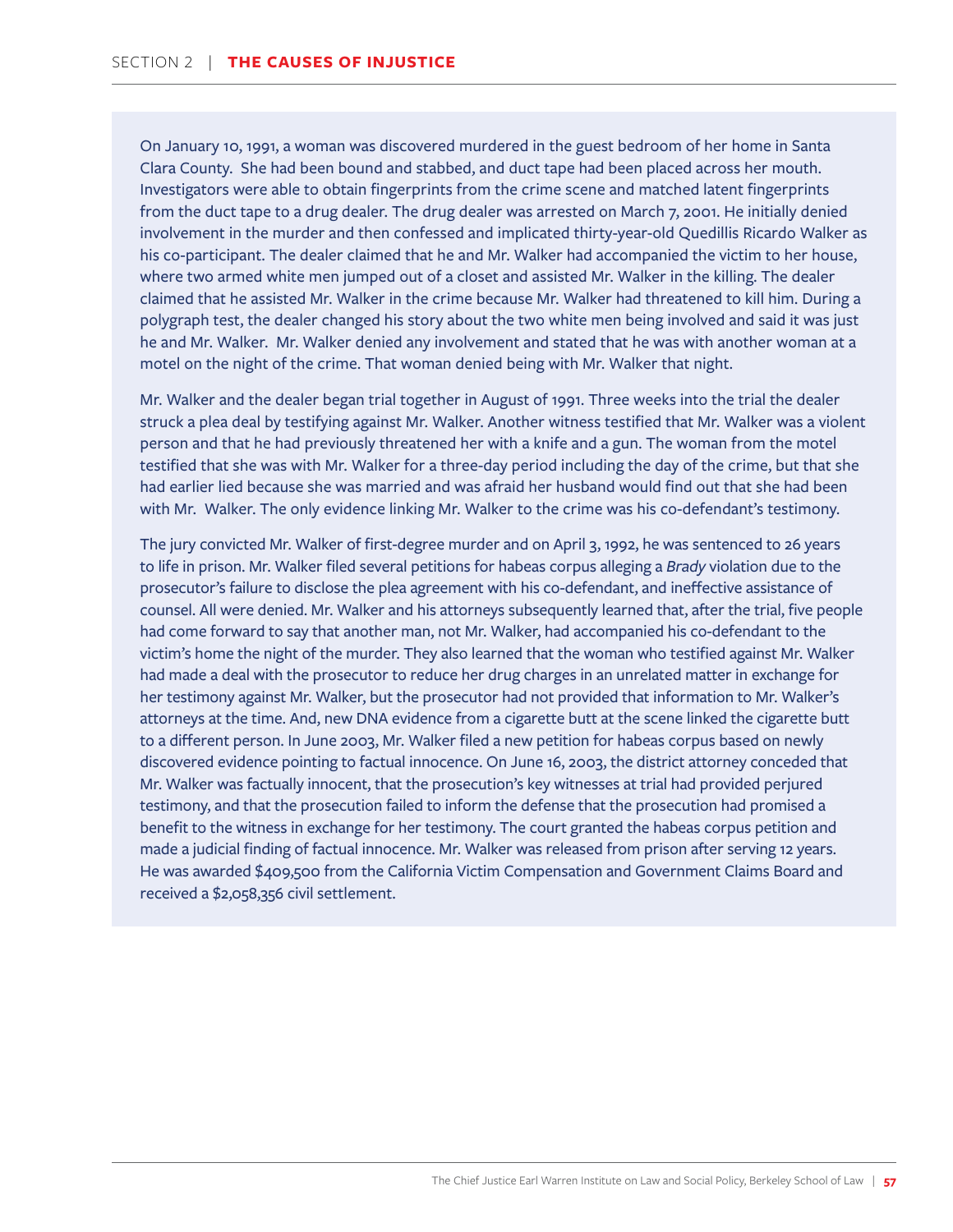On January 10, 1991, a woman was discovered murdered in the guest bedroom of her home in Santa Clara County. She had been bound and stabbed, and duct tape had been placed across her mouth. Investigators were able to obtain fingerprints from the crime scene and matched latent fingerprints from the duct tape to a drug dealer. The drug dealer was arrested on March 7, 2001. He initially denied involvement in the murder and then confessed and implicated thirty-year-old Quedillis Ricardo Walker as his co-participant. The dealer claimed that he and Mr. Walker had accompanied the victim to her house, where two armed white men jumped out of a closet and assisted Mr. Walker in the killing. The dealer claimed that he assisted Mr. Walker in the crime because Mr. Walker had threatened to kill him. During a polygraph test, the dealer changed his story about the two white men being involved and said it was just he and Mr. Walker. Mr. Walker denied any involvement and stated that he was with another woman at a motel on the night of the crime. That woman denied being with Mr. Walker that night.

Mr. Walker and the dealer began trial together in August of 1991. Three weeks into the trial the dealer struck a plea deal by testifying against Mr. Walker. Another witness testified that Mr. Walker was a violent person and that he had previously threatened her with a knife and a gun. The woman from the motel testified that she was with Mr. Walker for a three-day period including the day of the crime, but that she had earlier lied because she was married and was afraid her husband would find out that she had been with Mr. Walker. The only evidence linking Mr. Walker to the crime was his co-defendant's testimony.

The jury convicted Mr. Walker of first-degree murder and on April 3, 1992, he was sentenced to 26 years to life in prison. Mr. Walker filed several petitions for habeas corpus alleging a *Brady* violation due to the prosecutor's failure to disclose the plea agreement with his co-defendant, and ineffective assistance of counsel. All were denied. Mr. Walker and his attorneys subsequently learned that, after the trial, five people had come forward to say that another man, not Mr. Walker, had accompanied his co-defendant to the victim's home the night of the murder. They also learned that the woman who testified against Mr. Walker had made a deal with the prosecutor to reduce her drug charges in an unrelated matter in exchange for her testimony against Mr. Walker, but the prosecutor had not provided that information to Mr. Walker's attorneys at the time. And, new DNA evidence from a cigarette butt at the scene linked the cigarette butt to a different person. In June 2003, Mr. Walker filed a new petition for habeas corpus based on newly discovered evidence pointing to factual innocence. On June 16, 2003, the district attorney conceded that Mr. Walker was factually innocent, that the prosecution's key witnesses at trial had provided perjured testimony, and that the prosecution failed to inform the defense that the prosecution had promised a benefit to the witness in exchange for her testimony. The court granted the habeas corpus petition and made a judicial finding of factual innocence. Mr. Walker was released from prison after serving 12 years. He was awarded $409,500 from the California Victim Compensation and Government Claims Board and received a $2,058,356 civil settlement.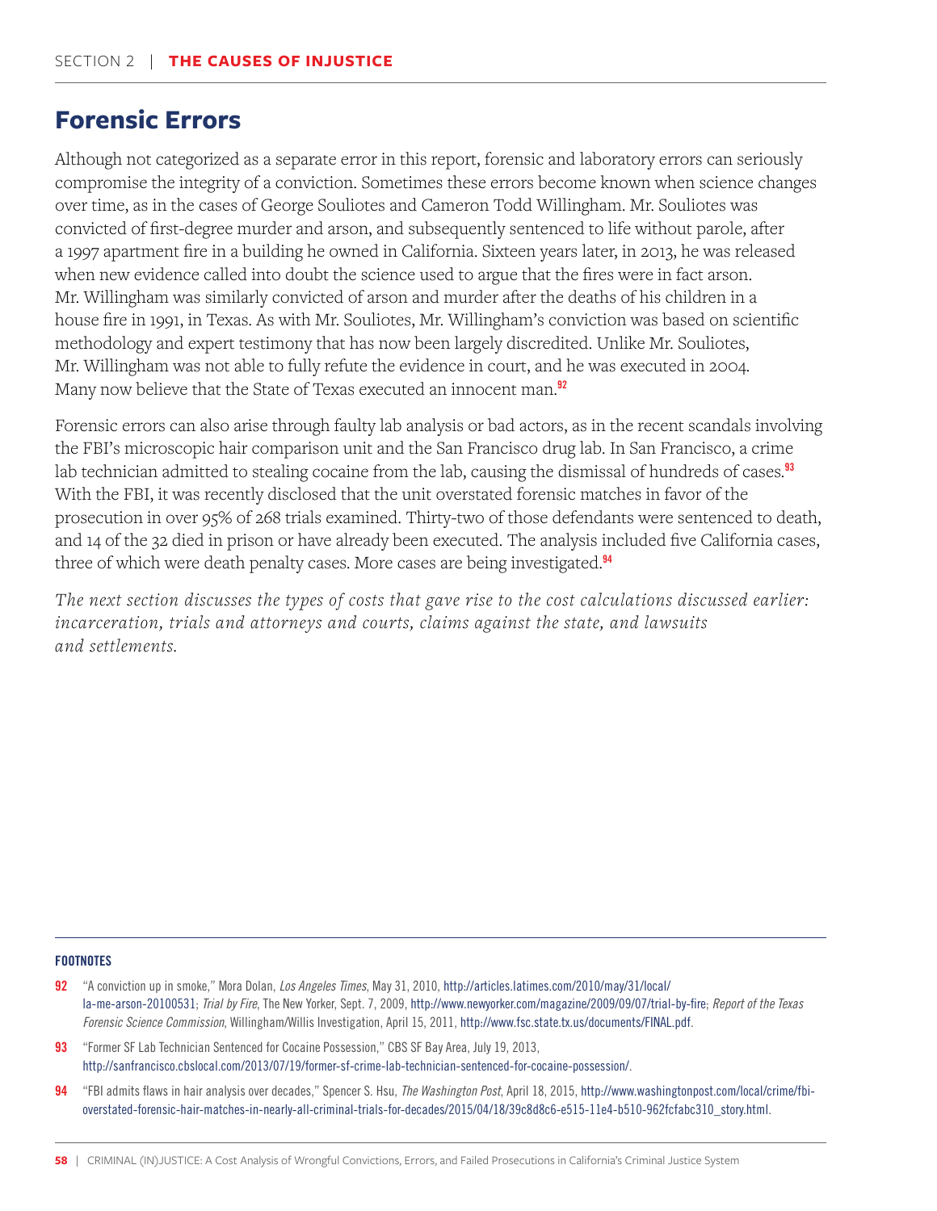## Forensic Errors

Although not categorized as a separate error in this report, forensic and laboratory errors can seriously compromise the integrity of a conviction. Sometimes these errors become known when science changes over time, as in the cases of George Souliotes and Cameron Todd Willingham. Mr. Souliotes was convicted of first-degree murder and arson, and subsequently sentenced to life without parole, after a 1997 apartment fire in a building he owned in California. Sixteen years later, in 2013, he was released when new evidence called into doubt the science used to argue that the fires were in fact arson. Mr. Willingham was similarly convicted of arson and murder after the deaths of his children in a house fire in 1991, in Texas. As with Mr. Souliotes, Mr. Willingham's conviction was based on scientific methodology and expert testimony that has now been largely discredited. Unlike Mr. Souliotes, Mr. Willingham was not able to fully refute the evidence in court, and he was executed in 2004. Many now believe that the State of Texas executed an innocent man.[92]

Forensic errors can also arise through faulty lab analysis or bad actors, as in the recent scandals involving the FBI's microscopic hair comparison unit and the San Francisco drug lab. In San Francisco, a crime lab technician admitted to stealing cocaine from the lab, causing the dismissal of hundreds of cases.[93] With the FBI, it was recently disclosed that the unit overstated forensic matches in favor of the prosecution in over 95% of 268 trials examined. Thirty-two of those defendants were sentenced to death, and 14 of the 32 died in prison or have already been executed. The analysis included five California cases, three of which were death penalty cases. More cases are being investigated.[94]

*The next section discusses the types of costs that gave rise to the cost calculations discussed earlier: incarceration, trials and attorneys and courts, claims against the state, and lawsuits and settlements.*

---

**FOOTNOTES**

92 "A conviction up in smoke," Mora Dolan, *Los Angeles Times*, May 31, 2010, http://articles.latimes.com/2010/may/31/local/la-me-arson-20100531; *Trial by Fire*, The New Yorker, Sept. 7, 2009, http://www.newyorker.com/magazine/2009/09/07/trial-by-fire; *Report of the Texas Forensic Science Commission*, Willingham/Willis Investigation, April 15, 2011, http://www.fsc.state.tx.us/documents/FINAL.pdf.

93 "Former SF Lab Technician Sentenced for Cocaine Possession," CBS SF Bay Area, July 19, 2013, http://sanfrancisco.cbslocal.com/2013/07/19/former-sf-crime-lab-technician-sentenced-for-cocaine-possession/.

94 "FBI admits flaws in hair analysis over decades," Spencer S. Hsu, *The Washington Post*, April 18, 2015, http://www.washingtonpost.com/local/crime/fbi-overstated-forensic-hair-matches-in-nearly-all-criminal-trials-for-decades/2015/04/18/39c8d8c6-e515-11e4-b510-962fcfabc310_story.html.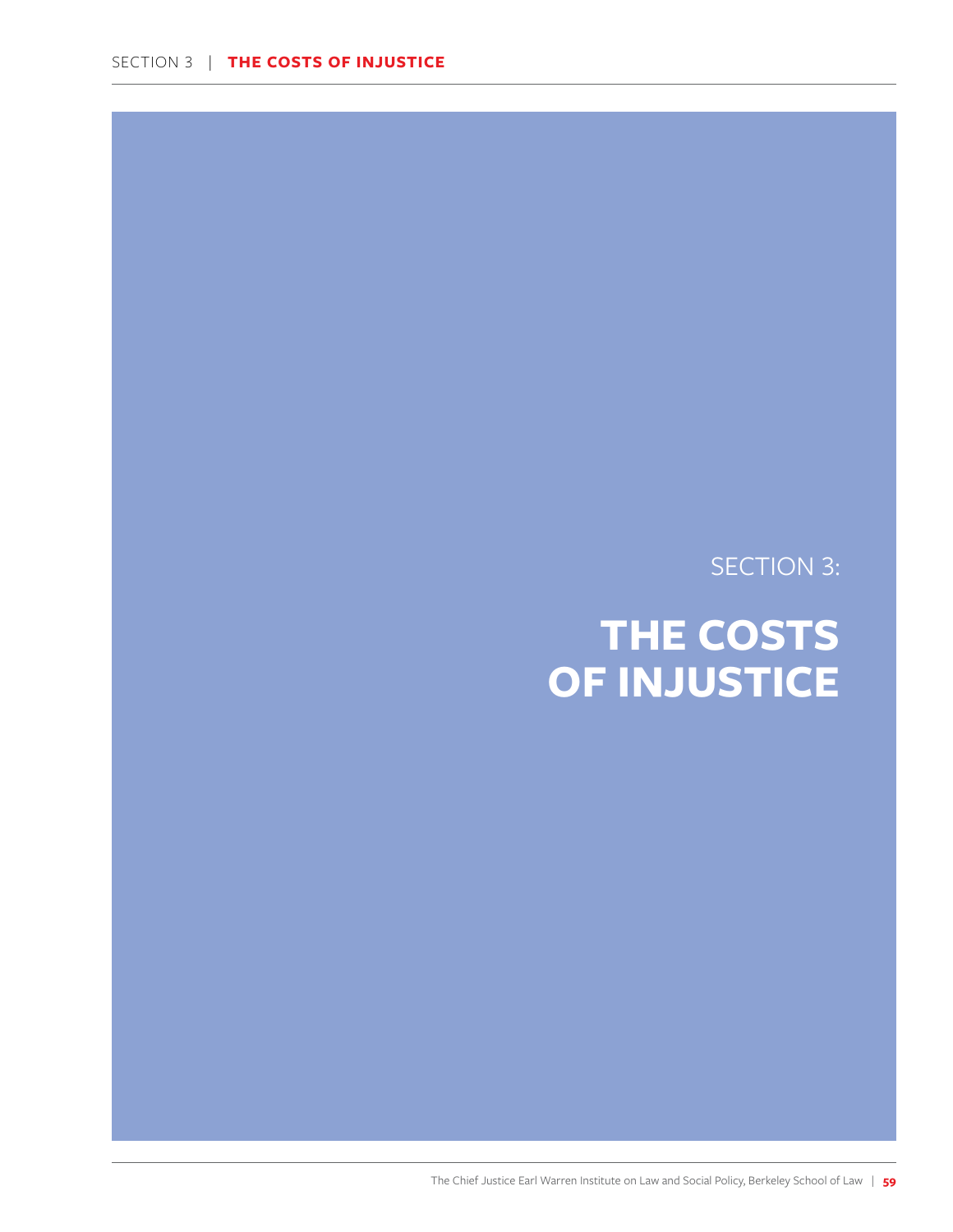SECTION 3:

# THE COSTS OF INJUSTICE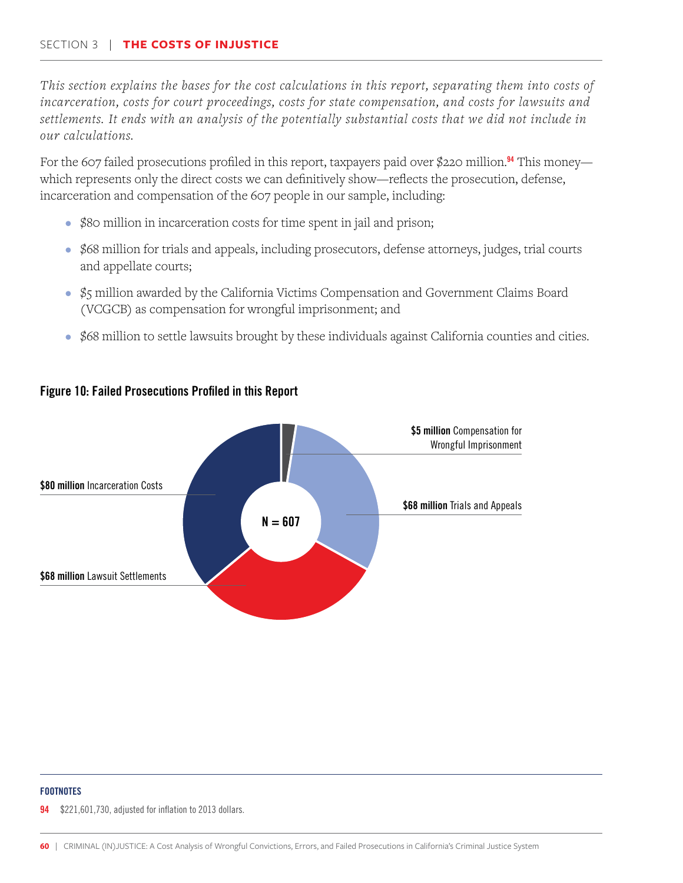SECTION 3 | **THE COSTS OF INJUSTICE**

*This section explains the bases for the cost calculations in this report, separating them into costs of incarceration, costs for court proceedings, costs for state compensation, and costs for lawsuits and settlements. It ends with an analysis of the potentially substantial costs that we did not include in our calculations.*

For the 607 failed prosecutions profiled in this report, taxpayers paid over $220 million.[94] This money—which represents only the direct costs we can definitively show—reflects the prosecution, defense, incarceration and compensation of the 607 people in our sample, including:

- $80 million in incarceration costs for time spent in jail and prison;
- $68 million for trials and appeals, including prosecutors, defense attorneys, judges, trial courts and appellate courts;
- $5 million awarded by the California Victims Compensation and Government Claims Board (VCGCB) as compensation for wrongful imprisonment; and
- $68 million to settle lawsuits brought by these individuals against California counties and cities.

**Figure 10: Failed Prosecutions Profiled in this Report**

N = 607

- **$5 million** Compensation for Wrongful Imprisonment
- **$68 million** Trials and Appeals
- **$68 million** Lawsuit Settlements
- **$80 million** Incarceration Costs

**FOOTNOTES**

94 $221,601,730, adjusted for inflation to 2013 dollars.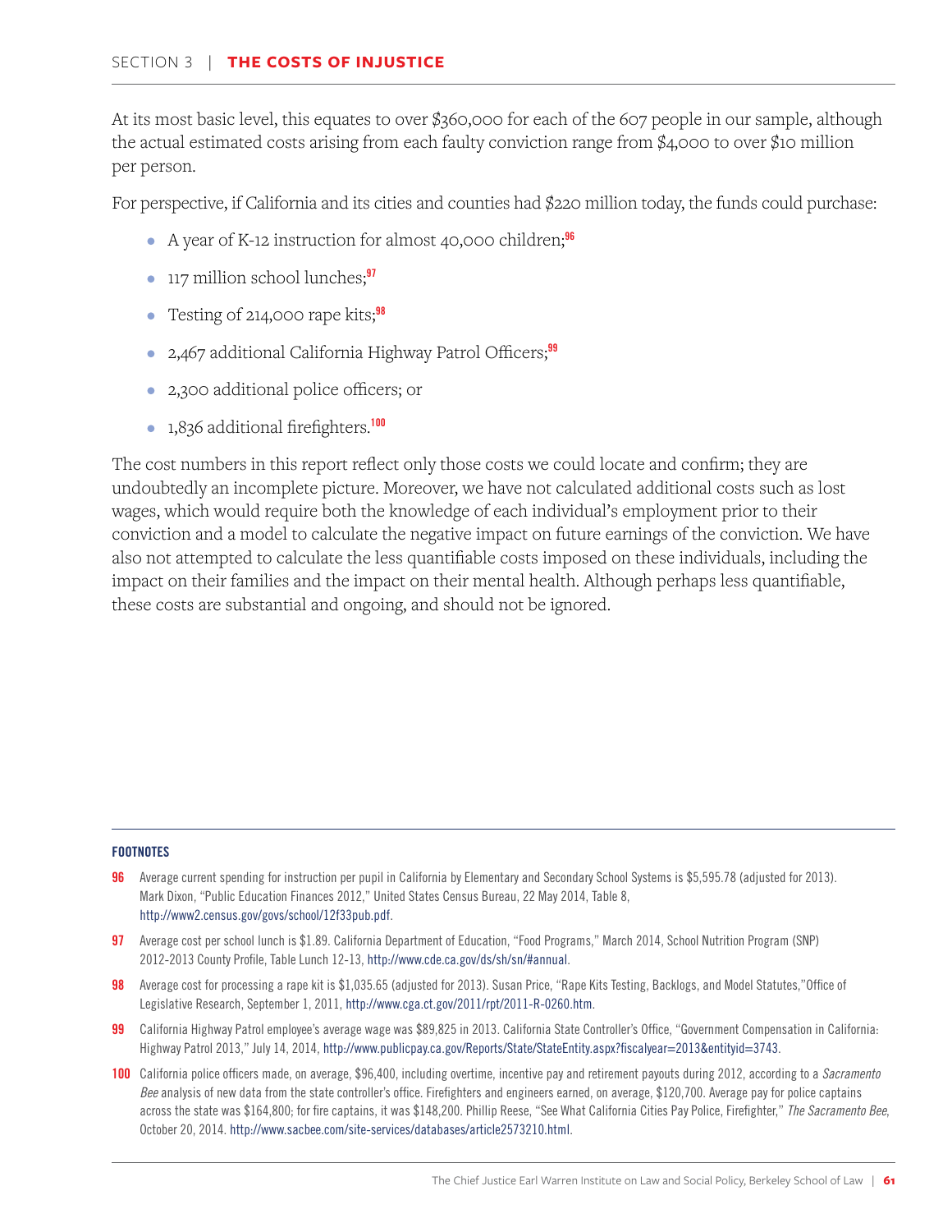At its most basic level, this equates to over $360,000 for each of the 607 people in our sample, although the actual estimated costs arising from each faulty conviction range from $4,000 to over $10 million per person.

For perspective, if California and its cities and counties had $220 million today, the funds could purchase:

- A year of K-12 instruction for almost 40,000 children;[96]
- 117 million school lunches;[97]
- Testing of 214,000 rape kits;[98]
- 2,467 additional California Highway Patrol Officers;[99]
- 2,300 additional police officers; or
- 1,836 additional firefighters.[100]

The cost numbers in this report reflect only those costs we could locate and confirm; they are undoubtedly an incomplete picture. Moreover, we have not calculated additional costs such as lost wages, which would require both the knowledge of each individual's employment prior to their conviction and a model to calculate the negative impact on future earnings of the conviction. We have also not attempted to calculate the less quantifiable costs imposed on these individuals, including the impact on their families and the impact on their mental health. Although perhaps less quantifiable, these costs are substantial and ongoing, and should not be ignored.

---

**FOOTNOTES**

**96** Average current spending for instruction per pupil in California by Elementary and Secondary School Systems is $5,595.78 (adjusted for 2013). Mark Dixon, "Public Education Finances 2012," United States Census Bureau, 22 May 2014, Table 8, http://www2.census.gov/govs/school/12f33pub.pdf.

**97** Average cost per school lunch is $1.89. California Department of Education, "Food Programs," March 2014, School Nutrition Program (SNP) 2012-2013 County Profile, Table Lunch 12-13, http://www.cde.ca.gov/ds/sh/sn/#annual.

**98** Average cost for processing a rape kit is $1,035.65 (adjusted for 2013). Susan Price, "Rape Kits Testing, Backlogs, and Model Statutes,"Office of Legislative Research, September 1, 2011, http://www.cga.ct.gov/2011/rpt/2011-R-0260.htm.

**99** California Highway Patrol employee's average wage was $89,825 in 2013. California State Controller's Office, "Government Compensation in California: Highway Patrol 2013," July 14, 2014, http://www.publicpay.ca.gov/Reports/State/StateEntity.aspx?fiscalyear=2013&entityid=3743.

**100** California police officers made, on average, $96,400, including overtime, incentive pay and retirement payouts during 2012, according to a *Sacramento Bee* analysis of new data from the state controller's office. Firefighters and engineers earned, on average, $120,700. Average pay for police captains across the state was $164,800; for fire captains, it was $148,200. Phillip Reese, "See What California Cities Pay Police, Firefighter," *The Sacramento Bee*, October 20, 2014. http://www.sacbee.com/site-services/databases/article2573210.html.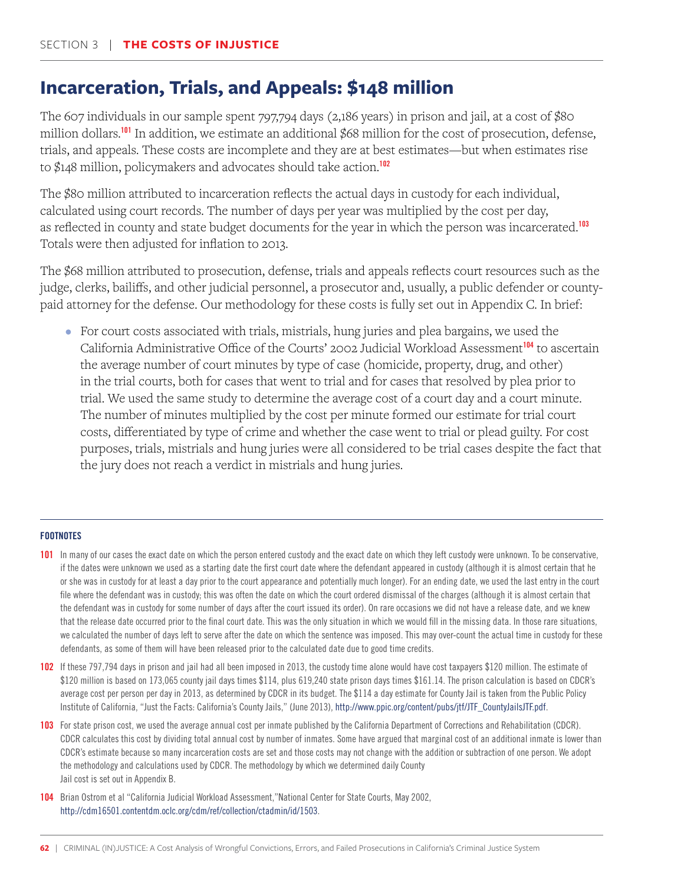## Incarceration, Trials, and Appeals: $148 million

The 607 individuals in our sample spent 797,794 days (2,186 years) in prison and jail, at a cost of $80 million dollars.[101] In addition, we estimate an additional $68 million for the cost of prosecution, defense, trials, and appeals. These costs are incomplete and they are at best estimates—but when estimates rise to $148 million, policymakers and advocates should take action.[102]

The $80 million attributed to incarceration reflects the actual days in custody for each individual, calculated using court records. The number of days per year was multiplied by the cost per day, as reflected in county and state budget documents for the year in which the person was incarcerated.[103] Totals were then adjusted for inflation to 2013.

The $68 million attributed to prosecution, defense, trials and appeals reflects court resources such as the judge, clerks, bailiffs, and other judicial personnel, a prosecutor and, usually, a public defender or county-paid attorney for the defense. Our methodology for these costs is fully set out in Appendix C. In brief:

- For court costs associated with trials, mistrials, hung juries and plea bargains, we used the California Administrative Office of the Courts' 2002 Judicial Workload Assessment[104] to ascertain the average number of court minutes by type of case (homicide, property, drug, and other) in the trial courts, both for cases that went to trial and for cases that resolved by plea prior to trial. We used the same study to determine the average cost of a court day and a court minute. The number of minutes multiplied by the cost per minute formed our estimate for trial court costs, differentiated by type of crime and whether the case went to trial or plead guilty. For cost purposes, trials, mistrials and hung juries were all considered to be trial cases despite the fact that the jury does not reach a verdict in mistrials and hung juries.

**FOOTNOTES**

101 In many of our cases the exact date on which the person entered custody and the exact date on which they left custody were unknown. To be conservative, if the dates were unknown we used as a starting date the first court date where the defendant appeared in custody (although it is almost certain that he or she was in custody for at least a day prior to the court appearance and potentially much longer). For an ending date, we used the last entry in the court file where the defendant was in custody; this was often the date on which the court ordered dismissal of the charges (although it is almost certain that the defendant was in custody for some number of days after the court issued its order). On rare occasions we did not have a release date, and we knew that the release date occurred prior to the final court date. This was the only situation in which we would fill in the missing data. In those rare situations, we calculated the number of days left to serve after the date on which the sentence was imposed. This may over-count the actual time in custody for these defendants, as some of them will have been released prior to the calculated date due to good time credits.

102 If these 797,794 days in prison and jail had all been imposed in 2013, the custody time alone would have cost taxpayers $120 million. The estimate of $120 million is based on 173,065 county jail days times $114, plus 619,240 state prison days times $161.14. The prison calculation is based on CDCR's average cost per person per day in 2013, as determined by CDCR in its budget. The $114 a day estimate for County Jail is taken from the Public Policy Institute of California, "Just the Facts: California's County Jails," (June 2013), http://www.ppic.org/content/pubs/jtf/JTF_CountyJailsJTF.pdf.

103 For state prison cost, we used the average annual cost per inmate published by the California Department of Corrections and Rehabilitation (CDCR). CDCR calculates this cost by dividing total annual cost by number of inmates. Some have argued that marginal cost of an additional inmate is lower than CDCR's estimate because so many incarceration costs are set and those costs may not change with the addition or subtraction of one person. We adopt the methodology and calculations used by CDCR. The methodology by which we determined daily County Jail cost is set out in Appendix B.

104 Brian Ostrom et al "California Judicial Workload Assessment,"National Center for State Courts, May 2002, http://cdm16501.contentdm.oclc.org/cdm/ref/collection/ctadmin/id/1503.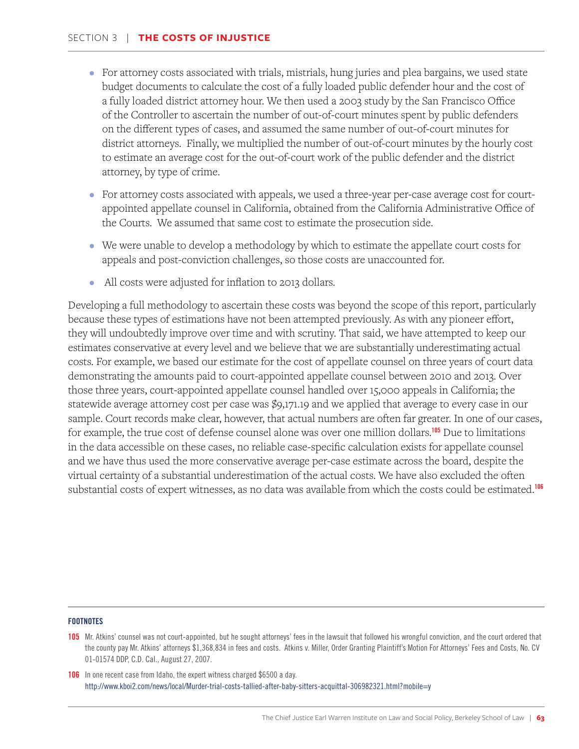- For attorney costs associated with trials, mistrials, hung juries and plea bargains, we used state budget documents to calculate the cost of a fully loaded public defender hour and the cost of a fully loaded district attorney hour. We then used a 2003 study by the San Francisco Office of the Controller to ascertain the number of out-of-court minutes spent by public defenders on the different types of cases, and assumed the same number of out-of-court minutes for district attorneys. Finally, we multiplied the number of out-of-court minutes by the hourly cost to estimate an average cost for the out-of-court work of the public defender and the district attorney, by type of crime.
- For attorney costs associated with appeals, we used a three-year per-case average cost for court-appointed appellate counsel in California, obtained from the California Administrative Office of the Courts. We assumed that same cost to estimate the prosecution side.
- We were unable to develop a methodology by which to estimate the appellate court costs for appeals and post-conviction challenges, so those costs are unaccounted for.
- All costs were adjusted for inflation to 2013 dollars.

Developing a full methodology to ascertain these costs was beyond the scope of this report, particularly because these types of estimations have not been attempted previously. As with any pioneer effort, they will undoubtedly improve over time and with scrutiny. That said, we have attempted to keep our estimates conservative at every level and we believe that we are substantially underestimating actual costs. For example, we based our estimate for the cost of appellate counsel on three years of court data demonstrating the amounts paid to court-appointed appellate counsel between 2010 and 2013. Over those three years, court-appointed appellate counsel handled over 15,000 appeals in California; the statewide average attorney cost per case was $9,171.19 and we applied that average to every case in our sample. Court records make clear, however, that actual numbers are often far greater. In one of our cases, for example, the true cost of defense counsel alone was over one million dollars.[105] Due to limitations in the data accessible on these cases, no reliable case-specific calculation exists for appellate counsel and we have thus used the more conservative average per-case estimate across the board, despite the virtual certainty of a substantial underestimation of the actual costs. We have also excluded the often substantial costs of expert witnesses, as no data was available from which the costs could be estimated.[106]

**FOOTNOTES**

**105** Mr. Atkins' counsel was not court-appointed, but he sought attorneys' fees in the lawsuit that followed his wrongful conviction, and the court ordered that the county pay Mr. Atkins' attorneys $1,368,834 in fees and costs. Atkins v. Miller, Order Granting Plaintiff's Motion For Attorneys' Fees and Costs, No. CV 01-01574 DDP, C.D. Cal., August 27, 2007.

**106** In one recent case from Idaho, the expert witness charged $6500 a day. http://www.kboi2.com/news/local/Murder-trial-costs-tallied-after-baby-sitters-acquittal-306982321.html?mobile=y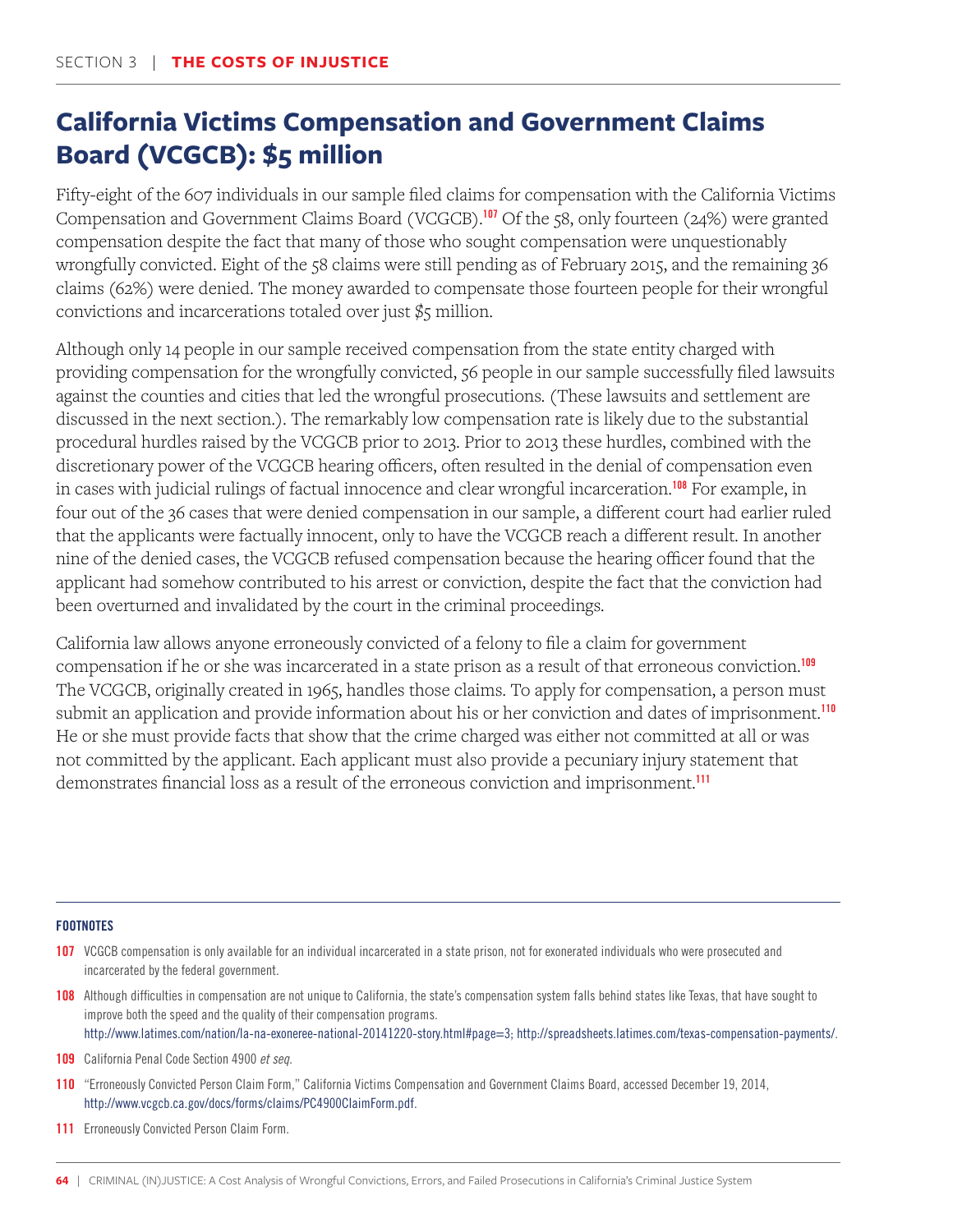## California Victims Compensation and Government Claims Board (VCGCB): $5 million

Fifty-eight of the 607 individuals in our sample filed claims for compensation with the California Victims Compensation and Government Claims Board (VCGCB).[107] Of the 58, only fourteen (24%) were granted compensation despite the fact that many of those who sought compensation were unquestionably wrongfully convicted. Eight of the 58 claims were still pending as of February 2015, and the remaining 36 claims (62%) were denied. The money awarded to compensate those fourteen people for their wrongful convictions and incarcerations totaled over just $5 million.

Although only 14 people in our sample received compensation from the state entity charged with providing compensation for the wrongfully convicted, 56 people in our sample successfully filed lawsuits against the counties and cities that led the wrongful prosecutions. (These lawsuits and settlement are discussed in the next section.). The remarkably low compensation rate is likely due to the substantial procedural hurdles raised by the VCGCB prior to 2013. Prior to 2013 these hurdles, combined with the discretionary power of the VCGCB hearing officers, often resulted in the denial of compensation even in cases with judicial rulings of factual innocence and clear wrongful incarceration.[108] For example, in four out of the 36 cases that were denied compensation in our sample, a different court had earlier ruled that the applicants were factually innocent, only to have the VCGCB reach a different result. In another nine of the denied cases, the VCGCB refused compensation because the hearing officer found that the applicant had somehow contributed to his arrest or conviction, despite the fact that the conviction had been overturned and invalidated by the court in the criminal proceedings.

California law allows anyone erroneously convicted of a felony to file a claim for government compensation if he or she was incarcerated in a state prison as a result of that erroneous conviction.[109] The VCGCB, originally created in 1965, handles those claims. To apply for compensation, a person must submit an application and provide information about his or her conviction and dates of imprisonment.[110] He or she must provide facts that show that the crime charged was either not committed at all or was not committed by the applicant. Each applicant must also provide a pecuniary injury statement that demonstrates financial loss as a result of the erroneous conviction and imprisonment.[111]

---

**FOOTNOTES**

**107** VCGCB compensation is only available for an individual incarcerated in a state prison, not for exonerated individuals who were prosecuted and incarcerated by the federal government.

**108** Although difficulties in compensation are not unique to California, the state's compensation system falls behind states like Texas, that have sought to improve both the speed and the quality of their compensation programs. http://www.latimes.com/nation/la-na-exoneree-national-20141220-story.html#page=3; http://spreadsheets.latimes.com/texas-compensation-payments/.

**109** California Penal Code Section 4900 *et seq.*

**110** "Erroneously Convicted Person Claim Form," California Victims Compensation and Government Claims Board, accessed December 19, 2014, http://www.vcgcb.ca.gov/docs/forms/claims/PC4900ClaimForm.pdf.

**111** Erroneously Convicted Person Claim Form.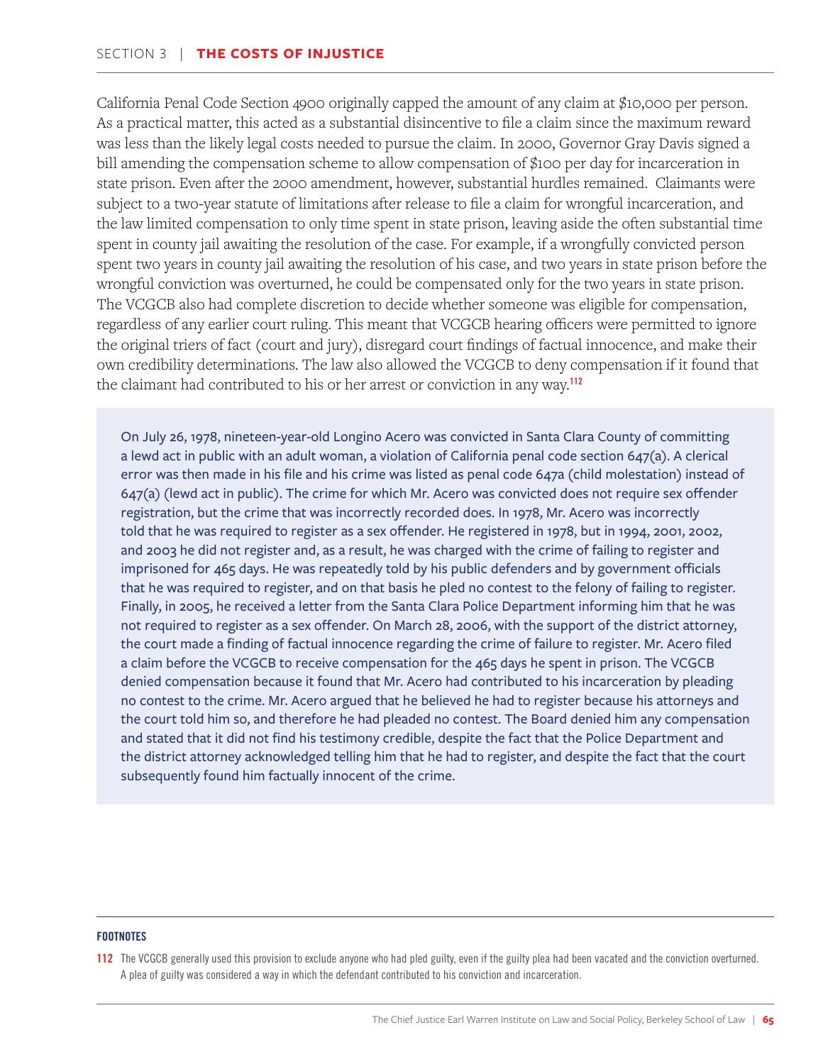California Penal Code Section 4900 originally capped the amount of any claim at $10,000 per person. As a practical matter, this acted as a substantial disincentive to file a claim since the maximum reward was less than the likely legal costs needed to pursue the claim. In 2000, Governor Gray Davis signed a bill amending the compensation scheme to allow compensation of $100 per day for incarceration in state prison. Even after the 2000 amendment, however, substantial hurdles remained. Claimants were subject to a two-year statute of limitations after release to file a claim for wrongful incarceration, and the law limited compensation to only time spent in state prison, leaving aside the often substantial time spent in county jail awaiting the resolution of the case. For example, if a wrongfully convicted person spent two years in county jail awaiting the resolution of his case, and two years in state prison before the wrongful conviction was overturned, he could be compensated only for the two years in state prison. The VCGCB also had complete discretion to decide whether someone was eligible for compensation, regardless of any earlier court ruling. This meant that VCGCB hearing officers were permitted to ignore the original triers of fact (court and jury), disregard court findings of factual innocence, and make their own credibility determinations. The law also allowed the VCGCB to deny compensation if it found that the claimant had contributed to his or her arrest or conviction in any way.[112]

> On July 26, 1978, nineteen-year-old Longino Acero was convicted in Santa Clara County of committing a lewd act in public with an adult woman, a violation of California penal code section 647(a). A clerical error was then made in his file and his crime was listed as penal code 647a (child molestation) instead of 647(a) (lewd act in public). The crime for which Mr. Acero was convicted does not require sex offender registration, but the crime that was incorrectly recorded does. In 1978, Mr. Acero was incorrectly told that he was required to register as a sex offender. He registered in 1978, but in 1994, 2001, 2002, and 2003 he did not register and, as a result, he was charged with the crime of failing to register and imprisoned for 465 days. He was repeatedly told by his public defenders and by government officials that he was required to register, and on that basis he pled no contest to the felony of failing to register. Finally, in 2005, he received a letter from the Santa Clara Police Department informing him that he was not required to register as a sex offender. On March 28, 2006, with the support of the district attorney, the court made a finding of factual innocence regarding the crime of failure to register. Mr. Acero filed a claim before the VCGCB to receive compensation for the 465 days he spent in prison. The VCGCB denied compensation because it found that Mr. Acero had contributed to his incarceration by pleading no contest to the crime. Mr. Acero argued that he believed he had to register because his attorneys and the court told him so, and therefore he had pleaded no contest. The Board denied him any compensation and stated that it did not find his testimony credible, despite the fact that the Police Department and the district attorney acknowledged telling him that he had to register, and despite the fact that the court subsequently found him factually innocent of the crime.

**FOOTNOTES**

112 The VCGCB generally used this provision to exclude anyone who had pled guilty, even if the guilty plea had been vacated and the conviction overturned. A plea of guilty was considered a way in which the defendant contributed to his conviction and incarceration.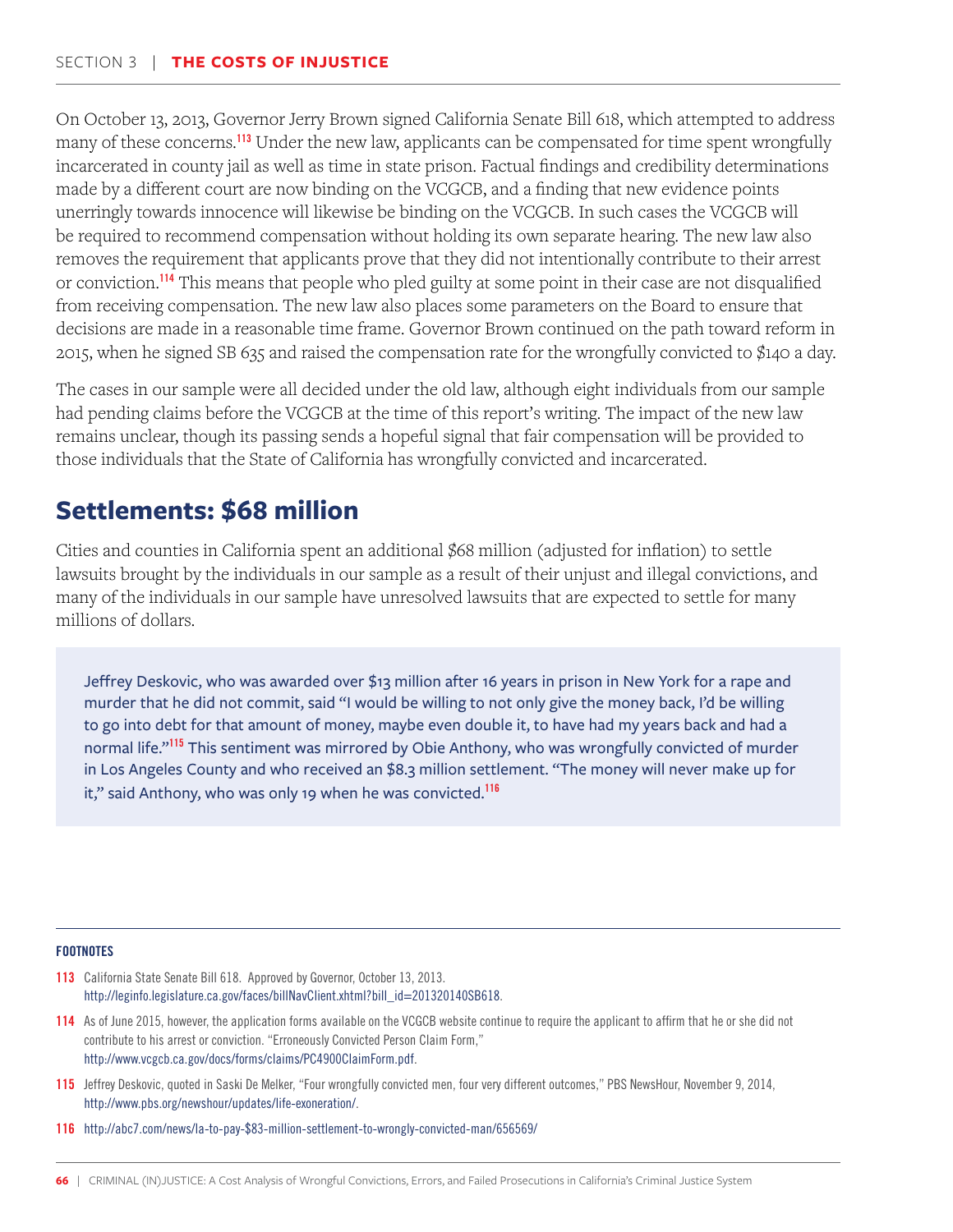On October 13, 2013, Governor Jerry Brown signed California Senate Bill 618, which attempted to address many of these concerns.[113] Under the new law, applicants can be compensated for time spent wrongfully incarcerated in county jail as well as time in state prison. Factual findings and credibility determinations made by a different court are now binding on the VCGCB, and a finding that new evidence points unerringly towards innocence will likewise be binding on the VCGCB. In such cases the VCGCB will be required to recommend compensation without holding its own separate hearing. The new law also removes the requirement that applicants prove that they did not intentionally contribute to their arrest or conviction.[114] This means that people who pled guilty at some point in their case are not disqualified from receiving compensation. The new law also places some parameters on the Board to ensure that decisions are made in a reasonable time frame. Governor Brown continued on the path toward reform in 2015, when he signed SB 635 and raised the compensation rate for the wrongfully convicted to $140 a day.

The cases in our sample were all decided under the old law, although eight individuals from our sample had pending claims before the VCGCB at the time of this report's writing. The impact of the new law remains unclear, though its passing sends a hopeful signal that fair compensation will be provided to those individuals that the State of California has wrongfully convicted and incarcerated.

## Settlements: $68 million

Cities and counties in California spent an additional $68 million (adjusted for inflation) to settle lawsuits brought by the individuals in our sample as a result of their unjust and illegal convictions, and many of the individuals in our sample have unresolved lawsuits that are expected to settle for many millions of dollars.

> Jeffrey Deskovic, who was awarded over $13 million after 16 years in prison in New York for a rape and murder that he did not commit, said "I would be willing to not only give the money back, I'd be willing to go into debt for that amount of money, maybe even double it, to have had my years back and had a normal life."[115] This sentiment was mirrored by Obie Anthony, who was wrongfully convicted of murder in Los Angeles County and who received an $8.3 million settlement. "The money will never make up for it," said Anthony, who was only 19 when he was convicted.[116]

**FOOTNOTES**

113 California State Senate Bill 618. Approved by Governor, October 13, 2013. http://leginfo.legislature.ca.gov/faces/billNavClient.xhtml?bill_id=201320140SB618.

114 As of June 2015, however, the application forms available on the VCGCB website continue to require the applicant to affirm that he or she did not contribute to his arrest or conviction. "Erroneously Convicted Person Claim Form," http://www.vcgcb.ca.gov/docs/forms/claims/PC4900ClaimForm.pdf.

115 Jeffrey Deskovic, quoted in Saski De Melker, "Four wrongfully convicted men, four very different outcomes," PBS NewsHour, November 9, 2014, http://www.pbs.org/newshour/updates/life-exoneration/.

116 http://abc7.com/news/la-to-pay-$83-million-settlement-to-wrongly-convicted-man/656569/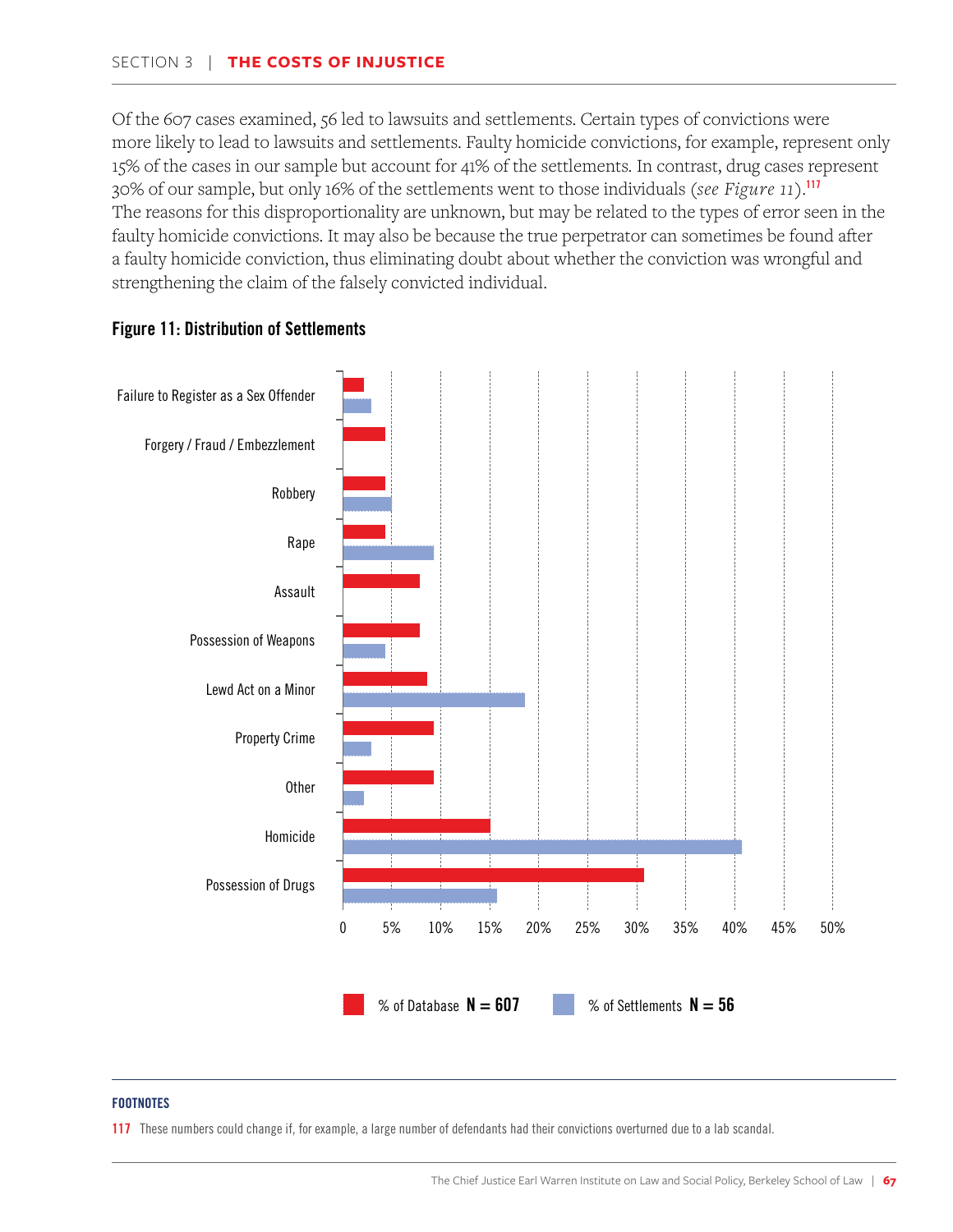Of the 607 cases examined, 56 led to lawsuits and settlements. Certain types of convictions were more likely to lead to lawsuits and settlements. Faulty homicide convictions, for example, represent only 15% of the cases in our sample but account for 41% of the settlements. In contrast, drug cases represent 30% of our sample, but only 16% of the settlements went to those individuals (*see Figure 11*).[117] The reasons for this disproportionality are unknown, but may be related to the types of error seen in the faulty homicide convictions. It may also be because the true perpetrator can sometimes be found after a faulty homicide conviction, thus eliminating doubt about whether the conviction was wrongful and strengthening the claim of the falsely convicted individual.

### Figure 11: Distribution of Settlements

Categories (top to bottom): Failure to Register as a Sex Offender; Forgery / Fraud / Embezzlement; Robbery; Rape; Assault; Possession of Weapons; Lewd Act on a Minor; Property Crime; Other; Homicide; Possession of Drugs

Axis: 0, 5%, 10%, 15%, 20%, 25%, 30%, 35%, 40%, 45%, 50%

Legend: % of Database **N = 607** | % of Settlements **N = 56**

---

**FOOTNOTES**

117 These numbers could change if, for example, a large number of defendants had their convictions overturned due to a lab scandal.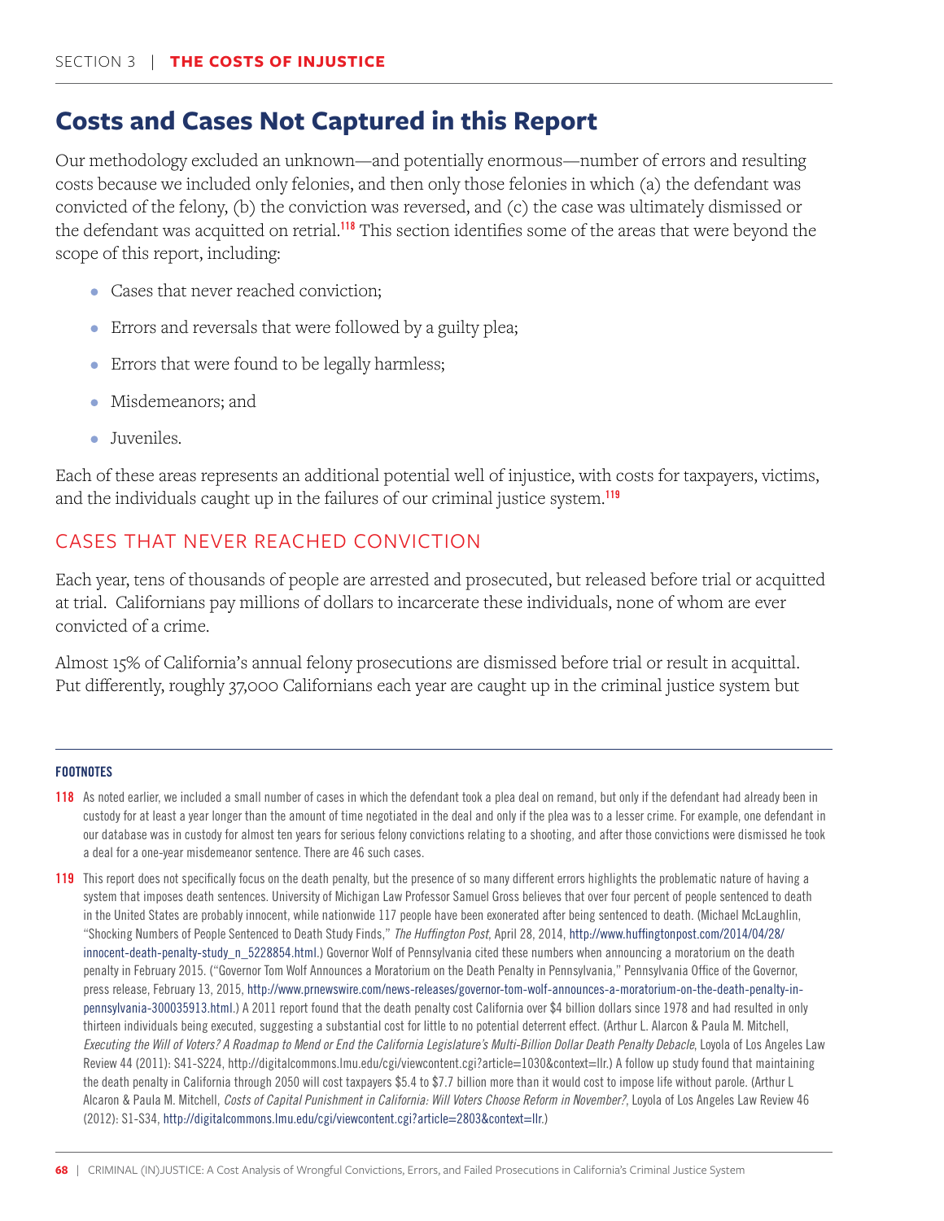## Costs and Cases Not Captured in this Report

Our methodology excluded an unknown—and potentially enormous—number of errors and resulting costs because we included only felonies, and then only those felonies in which (a) the defendant was convicted of the felony, (b) the conviction was reversed, and (c) the case was ultimately dismissed or the defendant was acquitted on retrial.[118] This section identifies some of the areas that were beyond the scope of this report, including:

- Cases that never reached conviction;
- Errors and reversals that were followed by a guilty plea;
- Errors that were found to be legally harmless;
- Misdemeanors; and
- Juveniles.

Each of these areas represents an additional potential well of injustice, with costs for taxpayers, victims, and the individuals caught up in the failures of our criminal justice system.[119]

### CASES THAT NEVER REACHED CONVICTION

Each year, tens of thousands of people are arrested and prosecuted, but released before trial or acquitted at trial. Californians pay millions of dollars to incarcerate these individuals, none of whom are ever convicted of a crime.

Almost 15% of California's annual felony prosecutions are dismissed before trial or result in acquittal. Put differently, roughly 37,000 Californians each year are caught up in the criminal justice system but

---

**FOOTNOTES**

118 As noted earlier, we included a small number of cases in which the defendant took a plea deal on remand, but only if the defendant had already been in custody for at least a year longer than the amount of time negotiated in the deal and only if the plea was to a lesser crime. For example, one defendant in our database was in custody for almost ten years for serious felony convictions relating to a shooting, and after those convictions were dismissed he took a deal for a one-year misdemeanor sentence. There are 46 such cases.

119 This report does not specifically focus on the death penalty, but the presence of so many different errors highlights the problematic nature of having a system that imposes death sentences. University of Michigan Law Professor Samuel Gross believes that over four percent of people sentenced to death in the United States are probably innocent, while nationwide 117 people have been exonerated after being sentenced to death. (Michael McLaughlin, "Shocking Numbers of People Sentenced to Death Study Finds," *The Huffington Post*, April 28, 2014, http://www.huffingtonpost.com/2014/04/28/innocent-death-penalty-study_n_5228854.html.) Governor Wolf of Pennsylvania cited these numbers when announcing a moratorium on the death penalty in February 2015. ("Governor Tom Wolf Announces a Moratorium on the Death Penalty in Pennsylvania," Pennsylvania Office of the Governor, press release, February 13, 2015, http://www.prnewswire.com/news-releases/governor-tom-wolf-announces-a-moratorium-on-the-death-penalty-in-pennsylvania-300035913.html.) A 2011 report found that the death penalty cost California over $4 billion dollars since 1978 and had resulted in only thirteen individuals being executed, suggesting a substantial cost for little to no potential deterrent effect. (Arthur L. Alarcon & Paula M. Mitchell, *Executing the Will of Voters? A Roadmap to Mend or End the California Legislature's Multi-Billion Dollar Death Penalty Debacle*, Loyola of Los Angeles Law Review 44 (2011): S41-S224, http://digitalcommons.lmu.edu/cgi/viewcontent.cgi?article=1030&context=llr.) A follow up study found that maintaining the death penalty in California through 2050 will cost taxpayers $5.4 to $7.7 billion more than it would cost to impose life without parole. (Arthur L Alcaron & Paula M. Mitchell, *Costs of Capital Punishment in California: Will Voters Choose Reform in November?*, Loyola of Los Angeles Law Review 46 (2012): S1-S34, http://digitalcommons.lmu.edu/cgi/viewcontent.cgi?article=2803&context=llr.)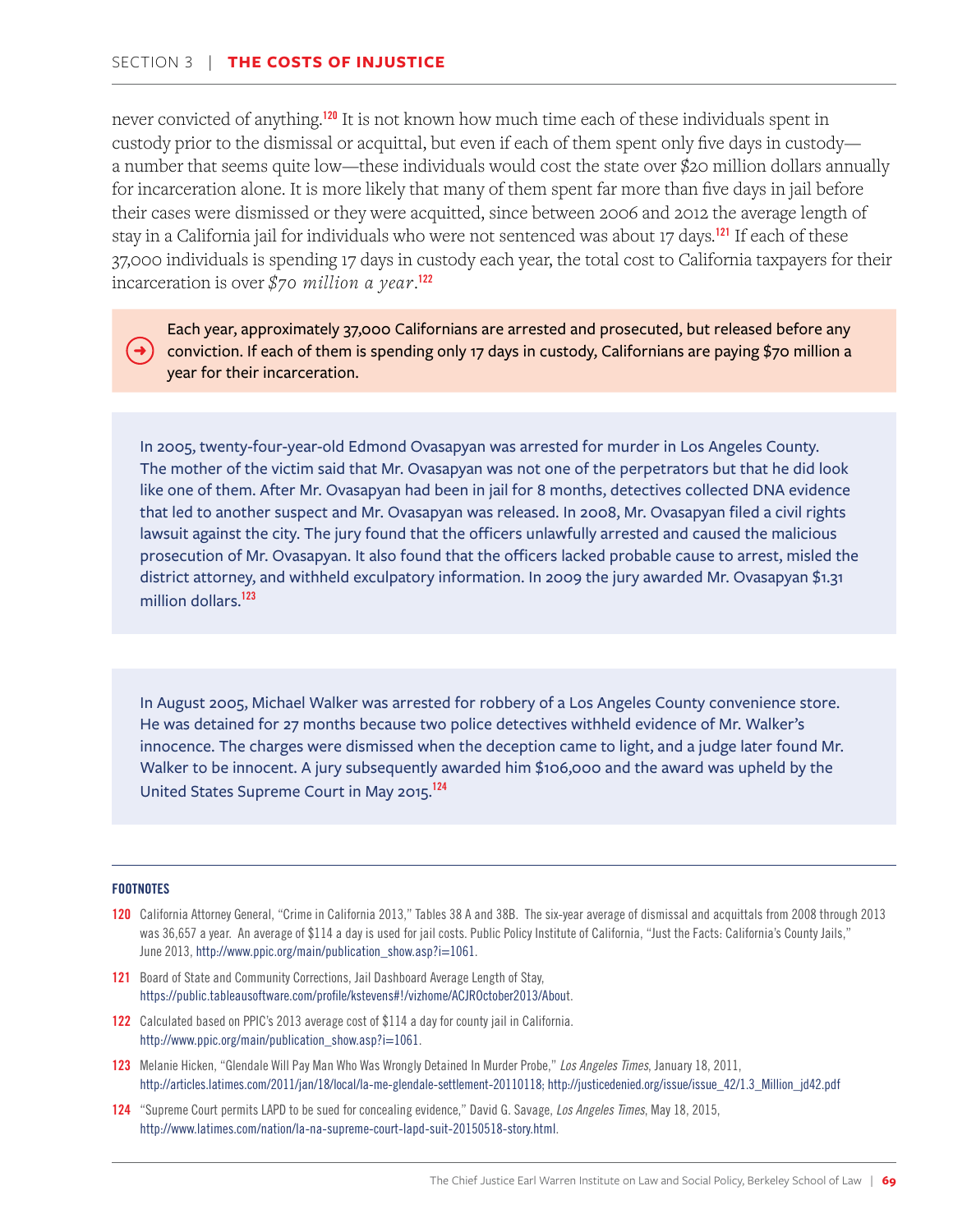never convicted of anything.[120] It is not known how much time each of these individuals spent in custody prior to the dismissal or acquittal, but even if each of them spent only five days in custody—a number that seems quite low—these individuals would cost the state over $20 million dollars annually for incarceration alone. It is more likely that many of them spent far more than five days in jail before their cases were dismissed or they were acquitted, since between 2006 and 2012 the average length of stay in a California jail for individuals who were not sentenced was about 17 days.[121] If each of these 37,000 individuals is spending 17 days in custody each year, the total cost to California taxpayers for their incarceration is over *$70 million a year*.[122]

> Each year, approximately 37,000 Californians are arrested and prosecuted, but released before any conviction. If each of them is spending only 17 days in custody, Californians are paying $70 million a year for their incarceration.

> In 2005, twenty-four-year-old Edmond Ovasapyan was arrested for murder in Los Angeles County. The mother of the victim said that Mr. Ovasapyan was not one of the perpetrators but that he did look like one of them. After Mr. Ovasapyan had been in jail for 8 months, detectives collected DNA evidence that led to another suspect and Mr. Ovasapyan was released. In 2008, Mr. Ovasapyan filed a civil rights lawsuit against the city. The jury found that the officers unlawfully arrested and caused the malicious prosecution of Mr. Ovasapyan. It also found that the officers lacked probable cause to arrest, misled the district attorney, and withheld exculpatory information. In 2009 the jury awarded Mr. Ovasapyan $1.31 million dollars.[123]

> In August 2005, Michael Walker was arrested for robbery of a Los Angeles County convenience store. He was detained for 27 months because two police detectives withheld evidence of Mr. Walker's innocence. The charges were dismissed when the deception came to light, and a judge later found Mr. Walker to be innocent. A jury subsequently awarded him $106,000 and the award was upheld by the United States Supreme Court in May 2015.[124]

---

**FOOTNOTES**

**120** California Attorney General, "Crime in California 2013," Tables 38 A and 38B. The six-year average of dismissal and acquittals from 2008 through 2013 was 36,657 a year. An average of $114 a day is used for jail costs. Public Policy Institute of California, "Just the Facts: California's County Jails," June 2013, http://www.ppic.org/main/publication_show.asp?i=1061.

**121** Board of State and Community Corrections, Jail Dashboard Average Length of Stay, https://public.tableausoftware.com/profile/kstevens#!/vizhome/ACJROctober2013/About.

**122** Calculated based on PPIC's 2013 average cost of $114 a day for county jail in California. http://www.ppic.org/main/publication_show.asp?i=1061.

**123** Melanie Hicken, "Glendale Will Pay Man Who Was Wrongly Detained In Murder Probe," *Los Angeles Times*, January 18, 2011, http://articles.latimes.com/2011/jan/18/local/la-me-glendale-settlement-20110118; http://justicedenied.org/issue/issue_42/1.3_Million_jd42.pdf

**124** "Supreme Court permits LAPD to be sued for concealing evidence," David G. Savage, *Los Angeles Times*, May 18, 2015, http://www.latimes.com/nation/la-na-supreme-court-lapd-suit-20150518-story.html.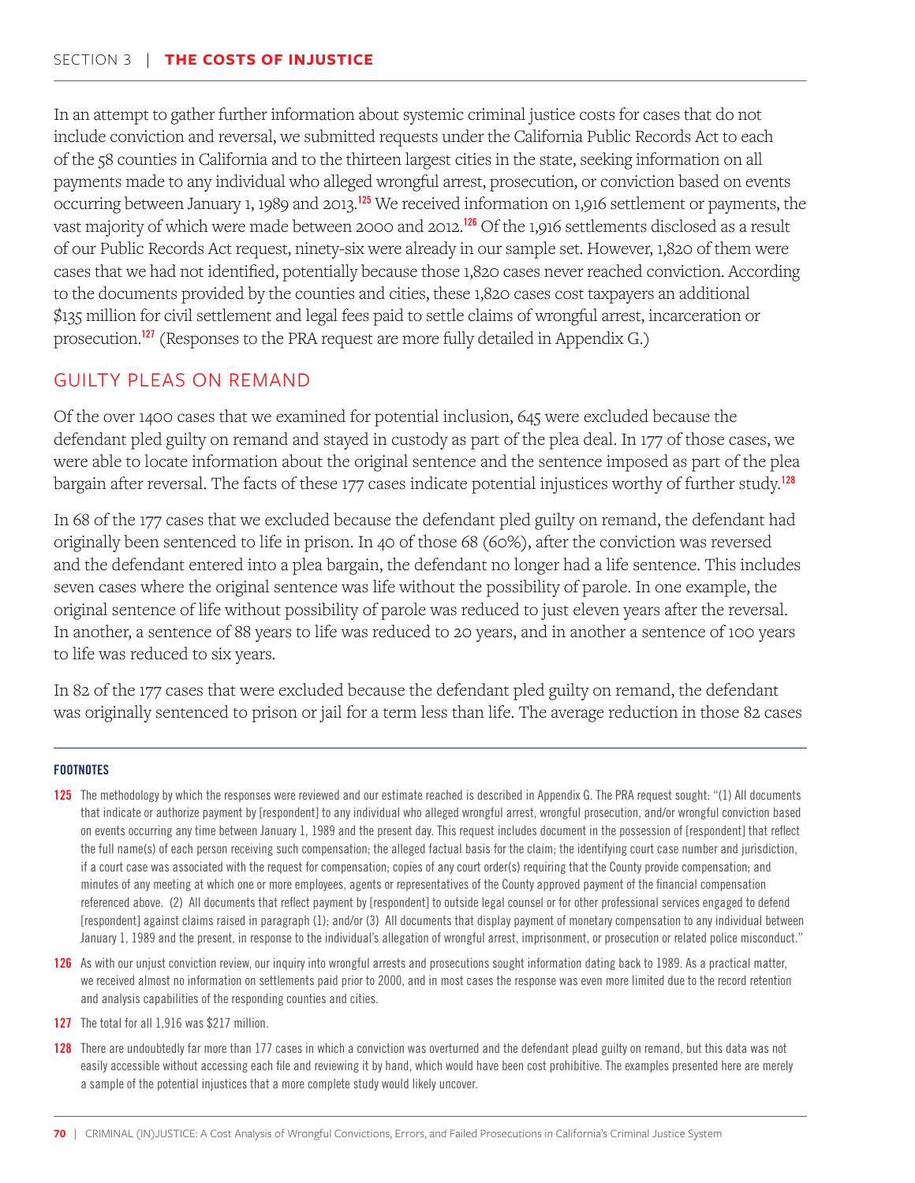In an attempt to gather further information about systemic criminal justice costs for cases that do not include conviction and reversal, we submitted requests under the California Public Records Act to each of the 58 counties in California and to the thirteen largest cities in the state, seeking information on all payments made to any individual who alleged wrongful arrest, prosecution, or conviction based on events occurring between January 1, 1989 and 2013.[125] We received information on 1,916 settlement or payments, the vast majority of which were made between 2000 and 2012.[126] Of the 1,916 settlements disclosed as a result of our Public Records Act request, ninety-six were already in our sample set. However, 1,820 of them were cases that we had not identified, potentially because those 1,820 cases never reached conviction. According to the documents provided by the counties and cities, these 1,820 cases cost taxpayers an additional $135 million for civil settlement and legal fees paid to settle claims of wrongful arrest, incarceration or prosecution.[127] (Responses to the PRA request are more fully detailed in Appendix G.)

## GUILTY PLEAS ON REMAND

Of the over 1400 cases that we examined for potential inclusion, 645 were excluded because the defendant pled guilty on remand and stayed in custody as part of the plea deal. In 177 of those cases, we were able to locate information about the original sentence and the sentence imposed as part of the plea bargain after reversal. The facts of these 177 cases indicate potential injustices worthy of further study.[128]

In 68 of the 177 cases that we excluded because the defendant pled guilty on remand, the defendant had originally been sentenced to life in prison. In 40 of those 68 (60%), after the conviction was reversed and the defendant entered into a plea bargain, the defendant no longer had a life sentence. This includes seven cases where the original sentence was life without the possibility of parole. In one example, the original sentence of life without possibility of parole was reduced to just eleven years after the reversal. In another, a sentence of 88 years to life was reduced to 20 years, and in another a sentence of 100 years to life was reduced to six years.

In 82 of the 177 cases that were excluded because the defendant pled guilty on remand, the defendant was originally sentenced to prison or jail for a term less than life. The average reduction in those 82 cases

---

**FOOTNOTES**

125 The methodology by which the responses were reviewed and our estimate reached is described in Appendix G. The PRA request sought: "(1) All documents that indicate or authorize payment by [respondent] to any individual who alleged wrongful arrest, wrongful prosecution, and/or wrongful conviction based on events occurring any time between January 1, 1989 and the present day. This request includes document in the possession of [respondent] that reflect the full name(s) of each person receiving such compensation; the alleged factual basis for the claim; the identifying court case number and jurisdiction, if a court case was associated with the request for compensation; copies of any court order(s) requiring that the County provide compensation; and minutes of any meeting at which one or more employees, agents or representatives of the County approved payment of the financial compensation referenced above. (2) All documents that reflect payment by [respondent] to outside legal counsel or for other professional services engaged to defend [respondent] against claims raised in paragraph (1); and/or (3) All documents that display payment of monetary compensation to any individual between January 1, 1989 and the present, in response to the individual's allegation of wrongful arrest, imprisonment, or prosecution or related police misconduct."

126 As with our unjust conviction review, our inquiry into wrongful arrests and prosecutions sought information dating back to 1989. As a practical matter, we received almost no information on settlements paid prior to 2000, and in most cases the response was even more limited due to the record retention and analysis capabilities of the responding counties and cities.

127 The total for all 1,916 was $217 million.

128 There are undoubtedly far more than 177 cases in which a conviction was overturned and the defendant plead guilty on remand, but this data was not easily accessible without accessing each file and reviewing it by hand, which would have been cost prohibitive. The examples presented here are merely a sample of the potential injustices that a more complete study would likely uncover.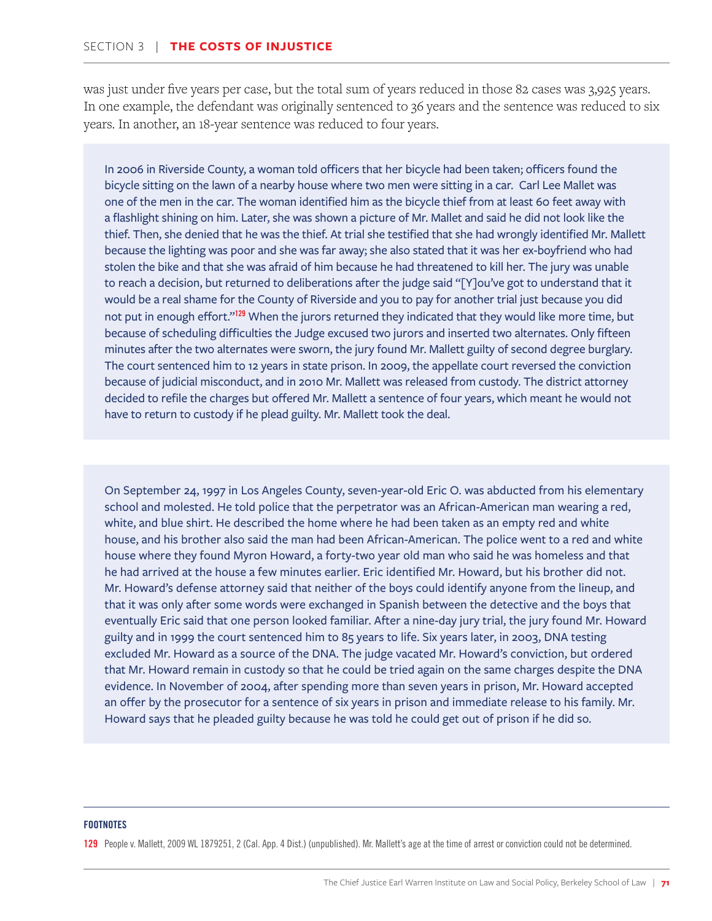was just under five years per case, but the total sum of years reduced in those 82 cases was 3,925 years. In one example, the defendant was originally sentenced to 36 years and the sentence was reduced to six years. In another, an 18-year sentence was reduced to four years.

> In 2006 in Riverside County, a woman told officers that her bicycle had been taken; officers found the bicycle sitting on the lawn of a nearby house where two men were sitting in a car. Carl Lee Mallet was one of the men in the car. The woman identified him as the bicycle thief from at least 60 feet away with a flashlight shining on him. Later, she was shown a picture of Mr. Mallet and said he did not look like the thief. Then, she denied that he was the thief. At trial she testified that she had wrongly identified Mr. Mallett because the lighting was poor and she was far away; she also stated that it was her ex-boyfriend who had stolen the bike and that she was afraid of him because he had threatened to kill her. The jury was unable to reach a decision, but returned to deliberations after the judge said "[Y]ou've got to understand that it would be a real shame for the County of Riverside and you to pay for another trial just because you did not put in enough effort."[129] When the jurors returned they indicated that they would like more time, but because of scheduling difficulties the Judge excused two jurors and inserted two alternates. Only fifteen minutes after the two alternates were sworn, the jury found Mr. Mallett guilty of second degree burglary. The court sentenced him to 12 years in state prison. In 2009, the appellate court reversed the conviction because of judicial misconduct, and in 2010 Mr. Mallett was released from custody. The district attorney decided to refile the charges but offered Mr. Mallett a sentence of four years, which meant he would not have to return to custody if he plead guilty. Mr. Mallett took the deal.

> On September 24, 1997 in Los Angeles County, seven-year-old Eric O. was abducted from his elementary school and molested. He told police that the perpetrator was an African-American man wearing a red, white, and blue shirt. He described the home where he had been taken as an empty red and white house, and his brother also said the man had been African-American. The police went to a red and white house where they found Myron Howard, a forty-two year old man who said he was homeless and that he had arrived at the house a few minutes earlier. Eric identified Mr. Howard, but his brother did not. Mr. Howard's defense attorney said that neither of the boys could identify anyone from the lineup, and that it was only after some words were exchanged in Spanish between the detective and the boys that eventually Eric said that one person looked familiar. After a nine-day jury trial, the jury found Mr. Howard guilty and in 1999 the court sentenced him to 85 years to life. Six years later, in 2003, DNA testing excluded Mr. Howard as a source of the DNA. The judge vacated Mr. Howard's conviction, but ordered that Mr. Howard remain in custody so that he could be tried again on the same charges despite the DNA evidence. In November of 2004, after spending more than seven years in prison, Mr. Howard accepted an offer by the prosecutor for a sentence of six years in prison and immediate release to his family. Mr. Howard says that he pleaded guilty because he was told he could get out of prison if he did so.

**FOOTNOTES**

129 People v. Mallett, 2009 WL 1879251, 2 (Cal. App. 4 Dist.) (unpublished). Mr. Mallett's age at the time of arrest or conviction could not be determined.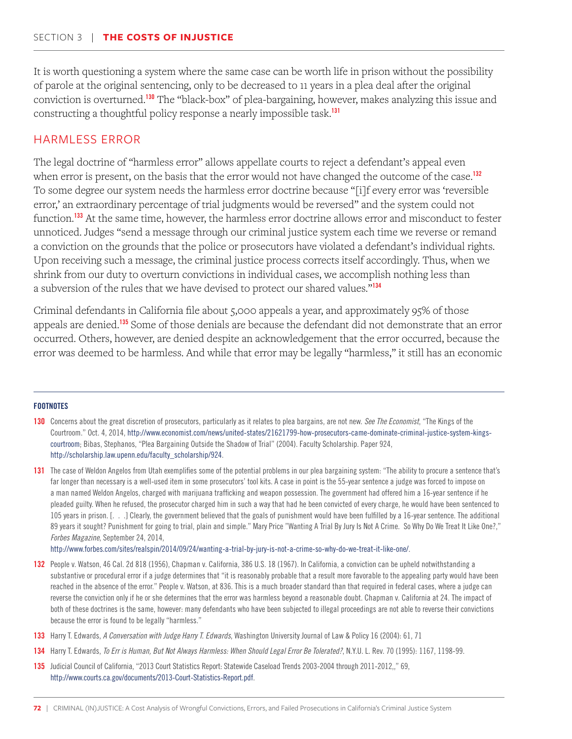It is worth questioning a system where the same case can be worth life in prison without the possibility of parole at the original sentencing, only to be decreased to 11 years in a plea deal after the original conviction is overturned.[130] The "black-box" of plea-bargaining, however, makes analyzing this issue and constructing a thoughtful policy response a nearly impossible task.[131]

## HARMLESS ERROR

The legal doctrine of "harmless error" allows appellate courts to reject a defendant's appeal even when error is present, on the basis that the error would not have changed the outcome of the case.[132] To some degree our system needs the harmless error doctrine because "[i]f every error was 'reversible error,' an extraordinary percentage of trial judgments would be reversed" and the system could not function.[133] At the same time, however, the harmless error doctrine allows error and misconduct to fester unnoticed. Judges "send a message through our criminal justice system each time we reverse or remand a conviction on the grounds that the police or prosecutors have violated a defendant's individual rights. Upon receiving such a message, the criminal justice process corrects itself accordingly. Thus, when we shrink from our duty to overturn convictions in individual cases, we accomplish nothing less than a subversion of the rules that we have devised to protect our shared values."[134]

Criminal defendants in California file about 5,000 appeals a year, and approximately 95% of those appeals are denied.[135] Some of those denials are because the defendant did not demonstrate that an error occurred. Others, however, are denied despite an acknowledgement that the error occurred, because the error was deemed to be harmless. And while that error may be legally "harmless," it still has an economic

---

**FOOTNOTES**

130 Concerns about the great discretion of prosecutors, particularly as it relates to plea bargains, are not new. *See The Economist*, "The Kings of the Courtroom." Oct. 4, 2014, http://www.economist.com/news/united-states/21621799-how-prosecutors-came-dominate-criminal-justice-system-kings-courtroom; Bibas, Stephanos, "Plea Bargaining Outside the Shadow of Trial" (2004). Faculty Scholarship. Paper 924, http://scholarship.law.upenn.edu/faculty_scholarship/924.

131 The case of Weldon Angelos from Utah exemplifies some of the potential problems in our plea bargaining system: "The ability to procure a sentence that's far longer than necessary is a well-used item in some prosecutors' tool kits. A case in point is the 55-year sentence a judge was forced to impose on a man named Weldon Angelos, charged with marijuana trafficking and weapon possession. The government had offered him a 16-year sentence if he pleaded guilty. When he refused, the prosecutor charged him in such a way that had he been convicted of every charge, he would have been sentenced to 105 years in prison. [. . .] Clearly, the government believed that the goals of punishment would have been fulfilled by a 16-year sentence. The additional 89 years it sought? Punishment for going to trial, plain and simple." Mary Price "Wanting A Trial By Jury Is Not A Crime. So Why Do We Treat It Like One?," *Forbes Magazine*, September 24, 2014, http://www.forbes.com/sites/realspin/2014/09/24/wanting-a-trial-by-jury-is-not-a-crime-so-why-do-we-treat-it-like-one/.

132 People v. Watson, 46 Cal. 2d 818 (1956), Chapman v. California, 386 U.S. 18 (1967). In California, a conviction can be upheld notwithstanding a substantive or procedural error if a judge determines that "it is reasonably probable that a result more favorable to the appealing party would have been reached in the absence of the error." People v. Watson, at 836. This is a much broader standard than that required in federal cases, where a judge can reverse the conviction only if he or she determines that the error was harmless beyond a reasonable doubt. Chapman v. California at 24. The impact of both of these doctrines is the same, however: many defendants who have been subjected to illegal proceedings are not able to reverse their convictions because the error is found to be legally "harmless."

133 Harry T. Edwards, *A Conversation with Judge Harry T. Edwards*, Washington University Journal of Law & Policy 16 (2004): 61, 71

134 Harry T. Edwards, *To Err is Human, But Not Always Harmless: When Should Legal Error Be Tolerated?*, N.Y.U. L. Rev. 70 (1995): 1167, 1198-99.

135 Judicial Council of California, "2013 Court Statistics Report: Statewide Caseload Trends 2003-2004 through 2011-2012,," 69, http://www.courts.ca.gov/documents/2013-Court-Statistics-Report.pdf.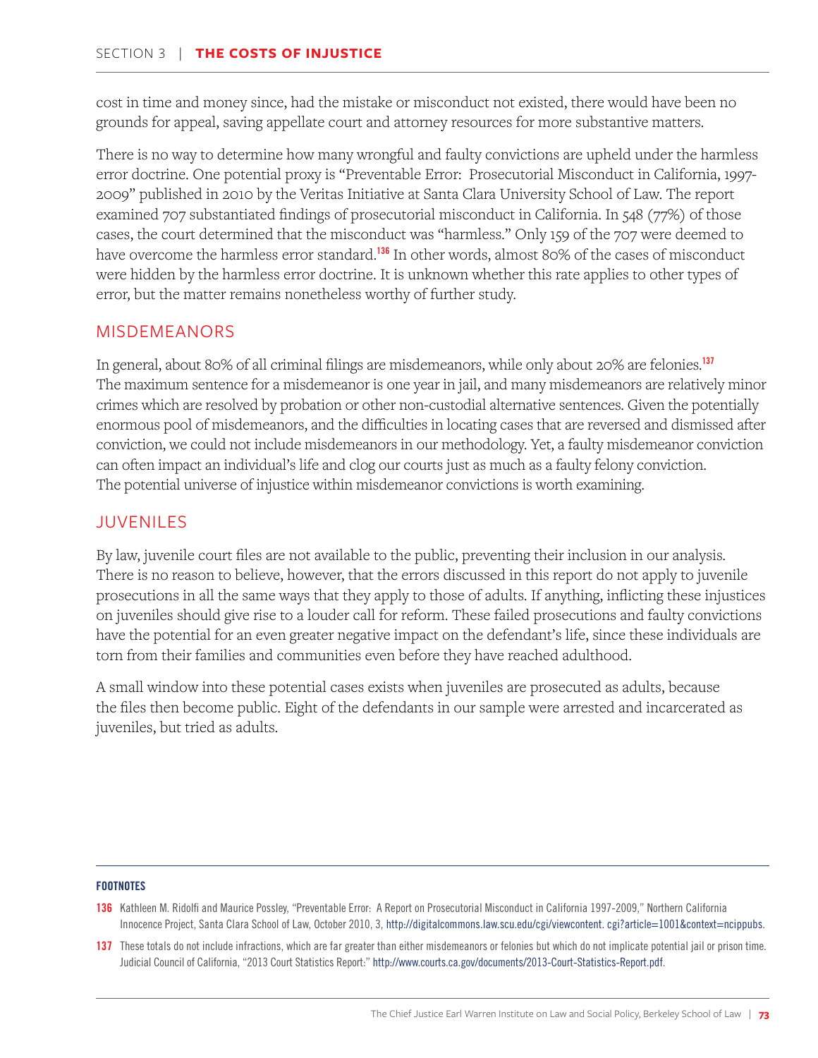cost in time and money since, had the mistake or misconduct not existed, there would have been no grounds for appeal, saving appellate court and attorney resources for more substantive matters.

There is no way to determine how many wrongful and faulty convictions are upheld under the harmless error doctrine. One potential proxy is "Preventable Error: Prosecutorial Misconduct in California, 1997-2009" published in 2010 by the Veritas Initiative at Santa Clara University School of Law. The report examined 707 substantiated findings of prosecutorial misconduct in California. In 548 (77%) of those cases, the court determined that the misconduct was "harmless." Only 159 of the 707 were deemed to have overcome the harmless error standard.[136] In other words, almost 80% of the cases of misconduct were hidden by the harmless error doctrine. It is unknown whether this rate applies to other types of error, but the matter remains nonetheless worthy of further study.

## MISDEMEANORS

In general, about 80% of all criminal filings are misdemeanors, while only about 20% are felonies.[137] The maximum sentence for a misdemeanor is one year in jail, and many misdemeanors are relatively minor crimes which are resolved by probation or other non-custodial alternative sentences. Given the potentially enormous pool of misdemeanors, and the difficulties in locating cases that are reversed and dismissed after conviction, we could not include misdemeanors in our methodology. Yet, a faulty misdemeanor conviction can often impact an individual's life and clog our courts just as much as a faulty felony conviction. The potential universe of injustice within misdemeanor convictions is worth examining.

## JUVENILES

By law, juvenile court files are not available to the public, preventing their inclusion in our analysis. There is no reason to believe, however, that the errors discussed in this report do not apply to juvenile prosecutions in all the same ways that they apply to those of adults. If anything, inflicting these injustices on juveniles should give rise to a louder call for reform. These failed prosecutions and faulty convictions have the potential for an even greater negative impact on the defendant's life, since these individuals are torn from their families and communities even before they have reached adulthood.

A small window into these potential cases exists when juveniles are prosecuted as adults, because the files then become public. Eight of the defendants in our sample were arrested and incarcerated as juveniles, but tried as adults.

---

**FOOTNOTES**

**136** Kathleen M. Ridolfi and Maurice Possley, "Preventable Error: A Report on Prosecutorial Misconduct in California 1997-2009," Northern California Innocence Project, Santa Clara School of Law, October 2010, 3, http://digitalcommons.law.scu.edu/cgi/viewcontent. cgi?article=1001&context=ncippubs.

**137** These totals do not include infractions, which are far greater than either misdemeanors or felonies but which do not implicate potential jail or prison time. Judicial Council of California, "2013 Court Statistics Report:" http://www.courts.ca.gov/documents/2013-Court-Statistics-Report.pdf.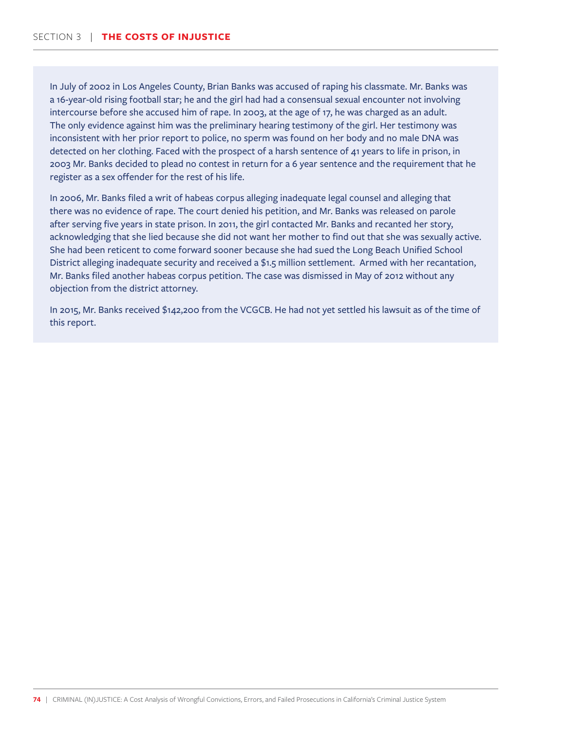In July of 2002 in Los Angeles County, Brian Banks was accused of raping his classmate. Mr. Banks was a 16-year-old rising football star; he and the girl had had a consensual sexual encounter not involving intercourse before she accused him of rape. In 2003, at the age of 17, he was charged as an adult. The only evidence against him was the preliminary hearing testimony of the girl. Her testimony was inconsistent with her prior report to police, no sperm was found on her body and no male DNA was detected on her clothing. Faced with the prospect of a harsh sentence of 41 years to life in prison, in 2003 Mr. Banks decided to plead no contest in return for a 6 year sentence and the requirement that he register as a sex offender for the rest of his life.

In 2006, Mr. Banks filed a writ of habeas corpus alleging inadequate legal counsel and alleging that there was no evidence of rape. The court denied his petition, and Mr. Banks was released on parole after serving five years in state prison. In 2011, the girl contacted Mr. Banks and recanted her story, acknowledging that she lied because she did not want her mother to find out that she was sexually active. She had been reticent to come forward sooner because she had sued the Long Beach Unified School District alleging inadequate security and received a $1.5 million settlement. Armed with her recantation, Mr. Banks filed another habeas corpus petition. The case was dismissed in May of 2012 without any objection from the district attorney.

In 2015, Mr. Banks received $142,200 from the VCGCB. He had not yet settled his lawsuit as of the time of this report.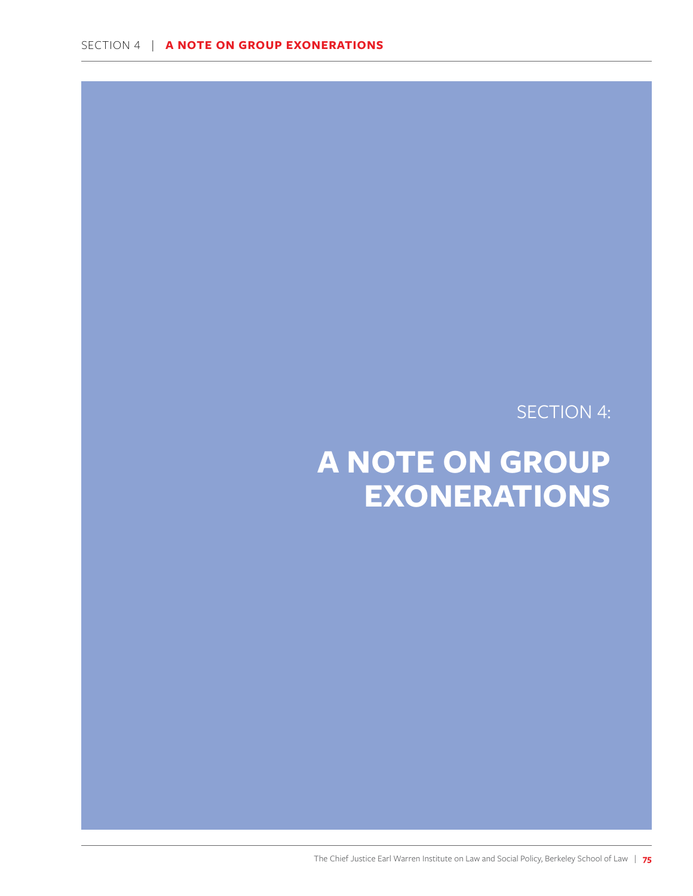SECTION 4:

# A NOTE ON GROUP EXONERATIONS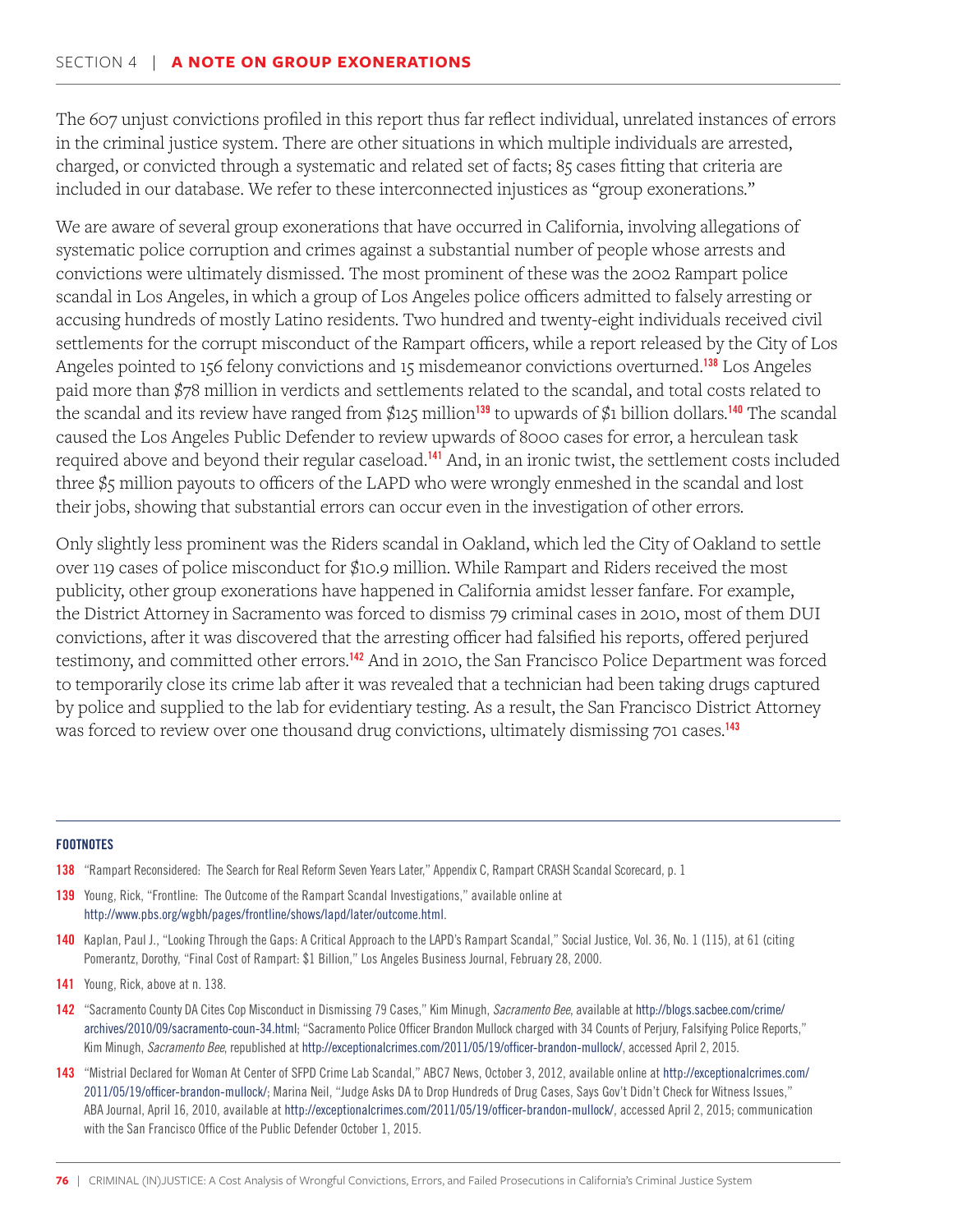## SECTION 4 | A NOTE ON GROUP EXONERATIONS

The 607 unjust convictions profiled in this report thus far reflect individual, unrelated instances of errors in the criminal justice system. There are other situations in which multiple individuals are arrested, charged, or convicted through a systematic and related set of facts; 85 cases fitting that criteria are included in our database. We refer to these interconnected injustices as "group exonerations."

We are aware of several group exonerations that have occurred in California, involving allegations of systematic police corruption and crimes against a substantial number of people whose arrests and convictions were ultimately dismissed. The most prominent of these was the 2002 Rampart police scandal in Los Angeles, in which a group of Los Angeles police officers admitted to falsely arresting or accusing hundreds of mostly Latino residents. Two hundred and twenty-eight individuals received civil settlements for the corrupt misconduct of the Rampart officers, while a report released by the City of Los Angeles pointed to 156 felony convictions and 15 misdemeanor convictions overturned.[138] Los Angeles paid more than $78 million in verdicts and settlements related to the scandal, and total costs related to the scandal and its review have ranged from $125 million[139] to upwards of $1 billion dollars.[140] The scandal caused the Los Angeles Public Defender to review upwards of 8000 cases for error, a herculean task required above and beyond their regular caseload.[141] And, in an ironic twist, the settlement costs included three $5 million payouts to officers of the LAPD who were wrongly enmeshed in the scandal and lost their jobs, showing that substantial errors can occur even in the investigation of other errors.

Only slightly less prominent was the Riders scandal in Oakland, which led the City of Oakland to settle over 119 cases of police misconduct for $10.9 million. While Rampart and Riders received the most publicity, other group exonerations have happened in California amidst lesser fanfare. For example, the District Attorney in Sacramento was forced to dismiss 79 criminal cases in 2010, most of them DUI convictions, after it was discovered that the arresting officer had falsified his reports, offered perjured testimony, and committed other errors.[142] And in 2010, the San Francisco Police Department was forced to temporarily close its crime lab after it was revealed that a technician had been taking drugs captured by police and supplied to the lab for evidentiary testing. As a result, the San Francisco District Attorney was forced to review over one thousand drug convictions, ultimately dismissing 701 cases.[143]

---

**FOOTNOTES**

138 "Rampart Reconsidered: The Search for Real Reform Seven Years Later," Appendix C, Rampart CRASH Scandal Scorecard, p. 1

139 Young, Rick, "Frontline: The Outcome of the Rampart Scandal Investigations," available online at http://www.pbs.org/wgbh/pages/frontline/shows/lapd/later/outcome.html.

140 Kaplan, Paul J., "Looking Through the Gaps: A Critical Approach to the LAPD's Rampart Scandal," Social Justice, Vol. 36, No. 1 (115), at 61 (citing Pomerantz, Dorothy, "Final Cost of Rampart: $1 Billion," Los Angeles Business Journal, February 28, 2000.

141 Young, Rick, above at n. 138.

142 "Sacramento County DA Cites Cop Misconduct in Dismissing 79 Cases," Kim Minugh, *Sacramento Bee*, available at http://blogs.sacbee.com/crime/archives/2010/09/sacramento-coun-34.html; "Sacramento Police Officer Brandon Mullock charged with 34 Counts of Perjury, Falsifying Police Reports," Kim Minugh, *Sacramento Bee*, republished at http://exceptionalcrimes.com/2011/05/19/officer-brandon-mullock/, accessed April 2, 2015.

143 "Mistrial Declared for Woman At Center of SFPD Crime Lab Scandal," ABC7 News, October 3, 2012, available online at http://exceptionalcrimes.com/2011/05/19/officer-brandon-mullock/; Marina Neil, "Judge Asks DA to Drop Hundreds of Drug Cases, Says Gov't Didn't Check for Witness Issues," ABA Journal, April 16, 2010, available at http://exceptionalcrimes.com/2011/05/19/officer-brandon-mullock/, accessed April 2, 2015; communication with the San Francisco Office of the Public Defender October 1, 2015.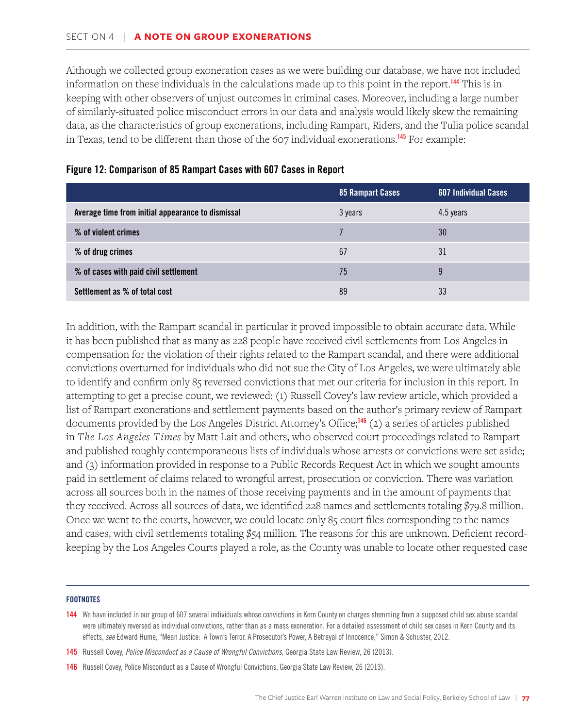Although we collected group exoneration cases as we were building our database, we have not included information on these individuals in the calculations made up to this point in the report.[144] This is in keeping with other observers of unjust outcomes in criminal cases. Moreover, including a large number of similarly-situated police misconduct errors in our data and analysis would likely skew the remaining data, as the characteristics of group exonerations, including Rampart, Riders, and the Tulia police scandal in Texas, tend to be different than those of the 607 individual exonerations.[145] For example:

**Figure 12: Comparison of 85 Rampart Cases with 607 Cases in Report**

| | 85 Rampart Cases | 607 Individual Cases |
|---|---|---|
| Average time from initial appearance to dismissal | 3 years | 4.5 years |
| % of violent crimes | 7 | 30 |
| % of drug crimes | 67 | 31 |
| % of cases with paid civil settlement | 75 | 9 |
| Settlement as % of total cost | 89 | 33 |

In addition, with the Rampart scandal in particular it proved impossible to obtain accurate data. While it has been published that as many as 228 people have received civil settlements from Los Angeles in compensation for the violation of their rights related to the Rampart scandal, and there were additional convictions overturned for individuals who did not sue the City of Los Angeles, we were ultimately able to identify and confirm only 85 reversed convictions that met our criteria for inclusion in this report. In attempting to get a precise count, we reviewed: (1) Russell Covey's law review article, which provided a list of Rampart exonerations and settlement payments based on the author's primary review of Rampart documents provided by the Los Angeles District Attorney's Office;[146] (2) a series of articles published in *The Los Angeles Times* by Matt Lait and others, who observed court proceedings related to Rampart and published roughly contemporaneous lists of individuals whose arrests or convictions were set aside; and (3) information provided in response to a Public Records Request Act in which we sought amounts paid in settlement of claims related to wrongful arrest, prosecution or conviction. There was variation across all sources both in the names of those receiving payments and in the amount of payments that they received. Across all sources of data, we identified 228 names and settlements totaling $79.8 million. Once we went to the courts, however, we could locate only 85 court files corresponding to the names and cases, with civil settlements totaling $54 million. The reasons for this are unknown. Deficient record-keeping by the Los Angeles Courts played a role, as the County was unable to locate other requested case

**FOOTNOTES**

144 We have included in our group of 607 several individuals whose convictions in Kern County on charges stemming from a supposed child sex abuse scandal were ultimately reversed as individual convictions, rather than as a mass exoneration. For a detailed assessment of child sex cases in Kern County and its effects, *see* Edward Hume, "Mean Justice: A Town's Terror, A Prosecutor's Power, A Betrayal of Innocence," Simon & Schuster, 2012.

145 Russell Covey, *Police Misconduct as a Cause of Wrongful Convictions*, Georgia State Law Review, 26 (2013).

146 Russell Covey, Police Misconduct as a Cause of Wrongful Convictions, Georgia State Law Review, 26 (2013).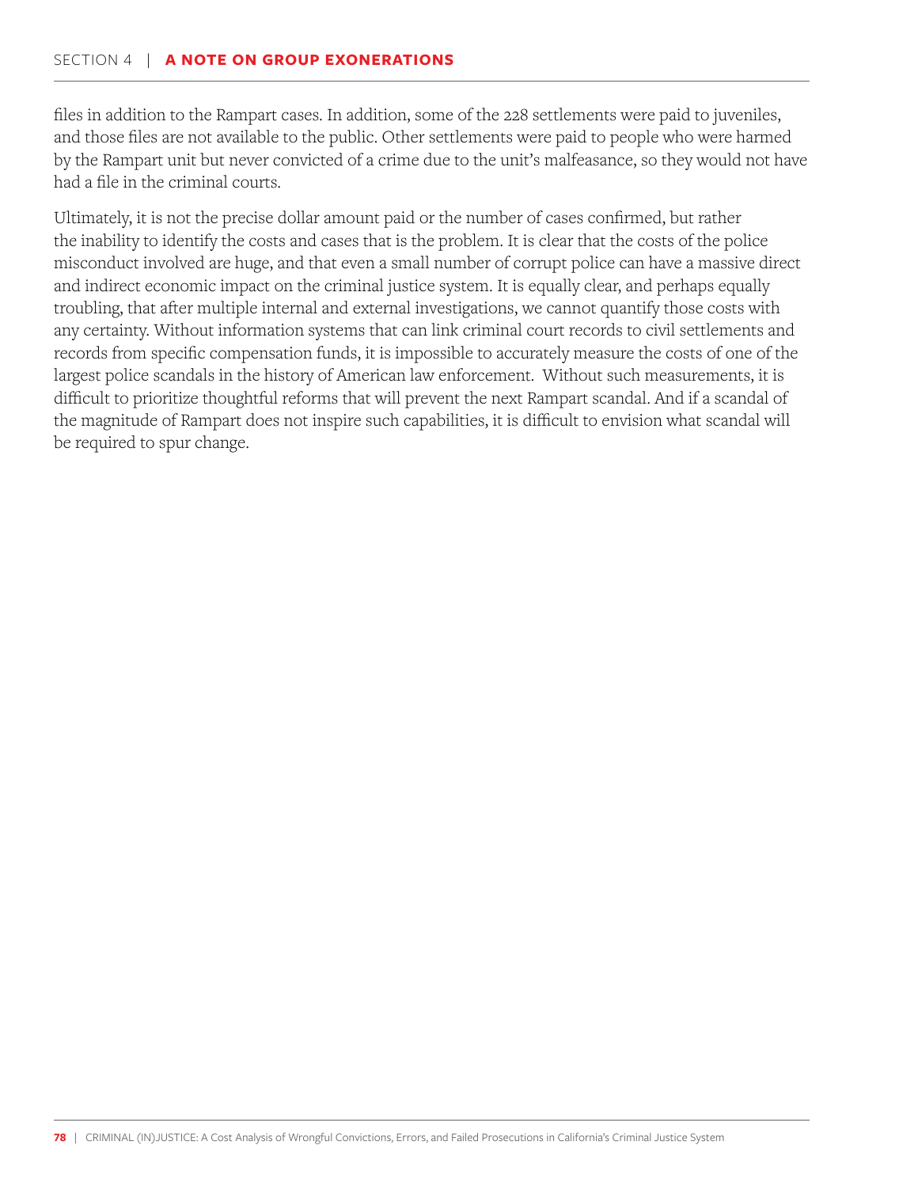files in addition to the Rampart cases. In addition, some of the 228 settlements were paid to juveniles, and those files are not available to the public. Other settlements were paid to people who were harmed by the Rampart unit but never convicted of a crime due to the unit's malfeasance, so they would not have had a file in the criminal courts.

Ultimately, it is not the precise dollar amount paid or the number of cases confirmed, but rather the inability to identify the costs and cases that is the problem. It is clear that the costs of the police misconduct involved are huge, and that even a small number of corrupt police can have a massive direct and indirect economic impact on the criminal justice system. It is equally clear, and perhaps equally troubling, that after multiple internal and external investigations, we cannot quantify those costs with any certainty. Without information systems that can link criminal court records to civil settlements and records from specific compensation funds, it is impossible to accurately measure the costs of one of the largest police scandals in the history of American law enforcement. Without such measurements, it is difficult to prioritize thoughtful reforms that will prevent the next Rampart scandal. And if a scandal of the magnitude of Rampart does not inspire such capabilities, it is difficult to envision what scandal will be required to spur change.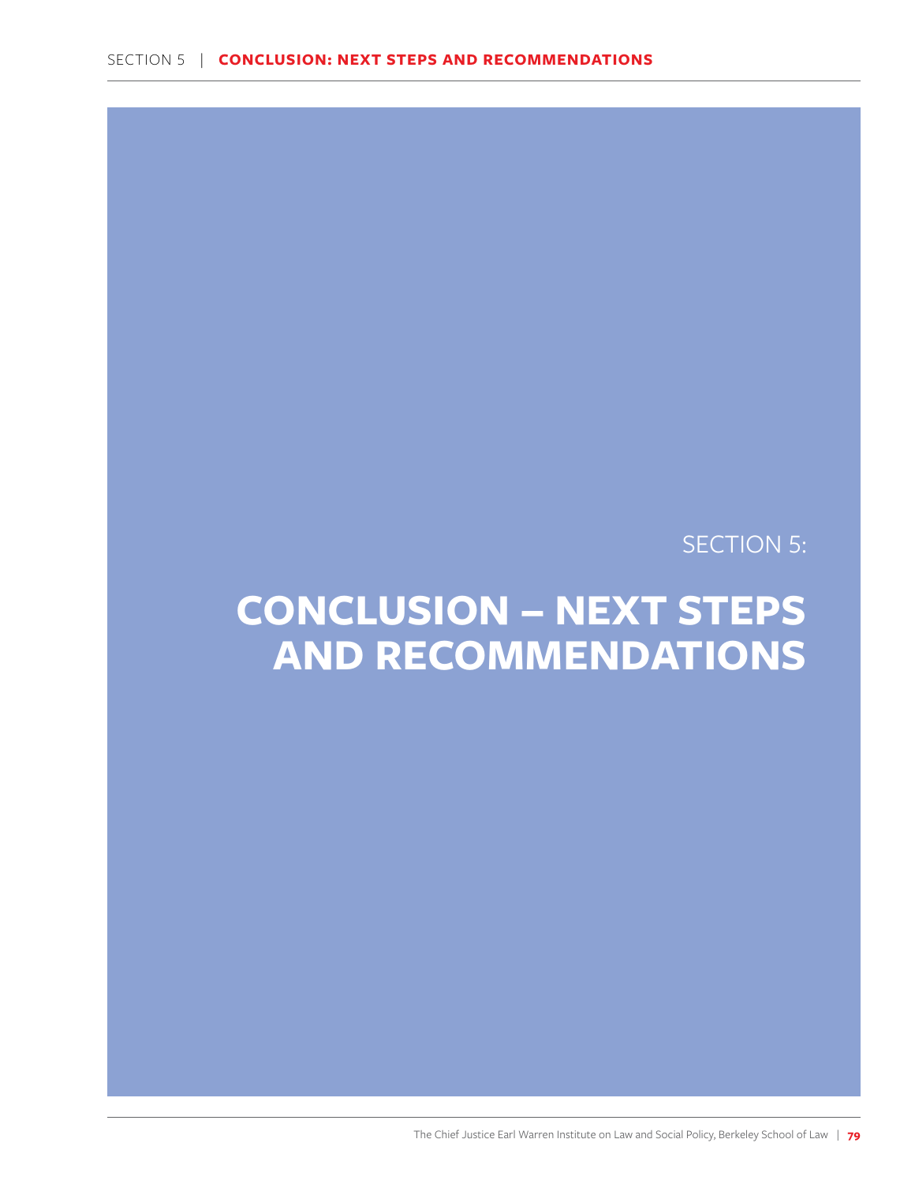SECTION 5:

# CONCLUSION – NEXT STEPS AND RECOMMENDATIONS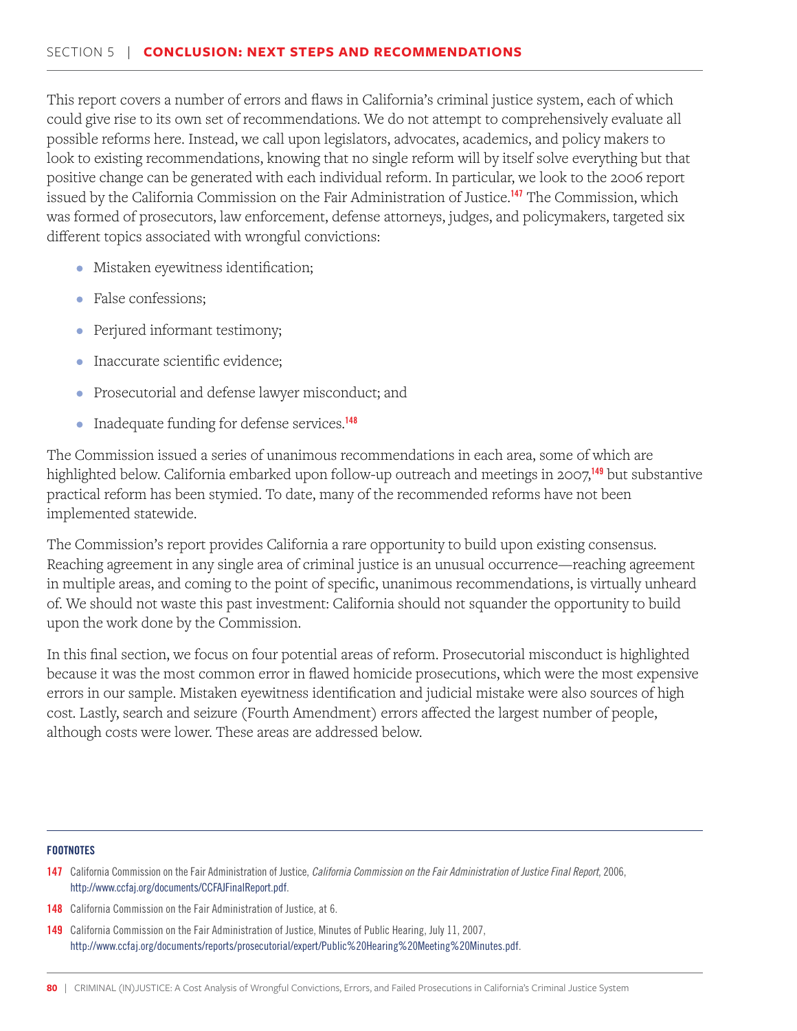## SECTION 5 | CONCLUSION: NEXT STEPS AND RECOMMENDATIONS

This report covers a number of errors and flaws in California's criminal justice system, each of which could give rise to its own set of recommendations. We do not attempt to comprehensively evaluate all possible reforms here. Instead, we call upon legislators, advocates, academics, and policy makers to look to existing recommendations, knowing that no single reform will by itself solve everything but that positive change can be generated with each individual reform. In particular, we look to the 2006 report issued by the California Commission on the Fair Administration of Justice.[147] The Commission, which was formed of prosecutors, law enforcement, defense attorneys, judges, and policymakers, targeted six different topics associated with wrongful convictions:

- Mistaken eyewitness identification;
- False confessions;
- Perjured informant testimony;
- Inaccurate scientific evidence;
- Prosecutorial and defense lawyer misconduct; and
- Inadequate funding for defense services.[148]

The Commission issued a series of unanimous recommendations in each area, some of which are highlighted below. California embarked upon follow-up outreach and meetings in 2007,[149] but substantive practical reform has been stymied. To date, many of the recommended reforms have not been implemented statewide.

The Commission's report provides California a rare opportunity to build upon existing consensus. Reaching agreement in any single area of criminal justice is an unusual occurrence—reaching agreement in multiple areas, and coming to the point of specific, unanimous recommendations, is virtually unheard of. We should not waste this past investment: California should not squander the opportunity to build upon the work done by the Commission.

In this final section, we focus on four potential areas of reform. Prosecutorial misconduct is highlighted because it was the most common error in flawed homicide prosecutions, which were the most expensive errors in our sample. Mistaken eyewitness identification and judicial mistake were also sources of high cost. Lastly, search and seizure (Fourth Amendment) errors affected the largest number of people, although costs were lower. These areas are addressed below.

---

**FOOTNOTES**

147 California Commission on the Fair Administration of Justice, *California Commission on the Fair Administration of Justice Final Report*, 2006, http://www.ccfaj.org/documents/CCFAJFinalReport.pdf.

148 California Commission on the Fair Administration of Justice, at 6.

149 California Commission on the Fair Administration of Justice, Minutes of Public Hearing, July 11, 2007, http://www.ccfaj.org/documents/reports/prosecutorial/expert/Public%20Hearing%20Meeting%20Minutes.pdf.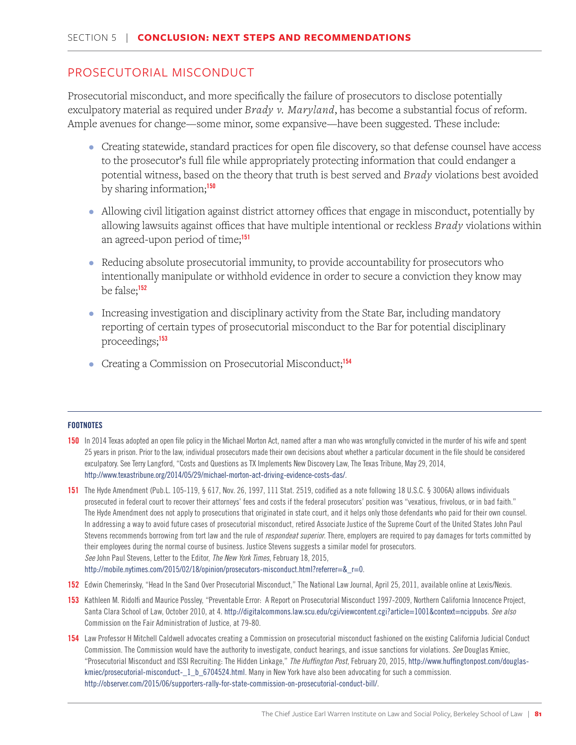## PROSECUTORIAL MISCONDUCT

Prosecutorial misconduct, and more specifically the failure of prosecutors to disclose potentially exculpatory material as required under *Brady v. Maryland*, has become a substantial focus of reform. Ample avenues for change—some minor, some expansive—have been suggested. These include:

- Creating statewide, standard practices for open file discovery, so that defense counsel have access to the prosecutor's full file while appropriately protecting information that could endanger a potential witness, based on the theory that truth is best served and *Brady* violations best avoided by sharing information;[150]

- Allowing civil litigation against district attorney offices that engage in misconduct, potentially by allowing lawsuits against offices that have multiple intentional or reckless *Brady* violations within an agreed-upon period of time;[151]

- Reducing absolute prosecutorial immunity, to provide accountability for prosecutors who intentionally manipulate or withhold evidence in order to secure a conviction they know may be false;[152]

- Increasing investigation and disciplinary activity from the State Bar, including mandatory reporting of certain types of prosecutorial misconduct to the Bar for potential disciplinary proceedings;[153]

- Creating a Commission on Prosecutorial Misconduct;[154]

**FOOTNOTES**

**150** In 2014 Texas adopted an open file policy in the Michael Morton Act, named after a man who was wrongfully convicted in the murder of his wife and spent 25 years in prison. Prior to the law, individual prosecutors made their own decisions about whether a particular document in the file should be considered exculpatory. See Terry Langford, "Costs and Questions as TX Implements New Discovery Law, The Texas Tribune, May 29, 2014, http://www.texastribune.org/2014/05/29/michael-morton-act-driving-evidence-costs-das/.

**151** The Hyde Amendment (Pub.L. 105-119, § 617, Nov. 26, 1997, 111 Stat. 2519, codified as a note following 18 U.S.C. § 3006A) allows individuals prosecuted in federal court to recover their attorneys' fees and costs if the federal prosecutors' position was "vexatious, frivolous, or in bad faith." The Hyde Amendment does not apply to prosecutions that originated in state court, and it helps only those defendants who paid for their own counsel. In addressing a way to avoid future cases of prosecutorial misconduct, retired Associate Justice of the Supreme Court of the United States John Paul Stevens recommends borrowing from tort law and the rule of *respondeat superior*. There, employers are required to pay damages for torts committed by their employees during the normal course of business. Justice Stevens suggests a similar model for prosecutors. *See* John Paul Stevens, Letter to the Editor, *The New York Times*, February 18, 2015, http://mobile.nytimes.com/2015/02/18/opinion/prosecutors-misconduct.html?referrer=&_r=0.

**152** Edwin Chemerinsky, "Head In the Sand Over Prosecutorial Misconduct," The National Law Journal, April 25, 2011, available online at Lexis/Nexis.

**153** Kathleen M. Ridolfi and Maurice Possley, "Preventable Error: A Report on Prosecutorial Misconduct 1997-2009, Northern California Innocence Project, Santa Clara School of Law, October 2010, at 4. http://digitalcommons.law.scu.edu/cgi/viewcontent.cgi?article=1001&context=ncippubs. *See also* Commission on the Fair Administration of Justice, at 79-80.

**154** Law Professor H Mitchell Caldwell advocates creating a Commission on prosecutorial misconduct fashioned on the existing California Judicial Conduct Commission. The Commission would have the authority to investigate, conduct hearings, and issue sanctions for violations. *See* Douglas Kmiec, "Prosecutorial Misconduct and ISSI Recruiting: The Hidden Linkage," *The Huffington Post*, February 20, 2015, http://www.huffingtonpost.com/douglas-kmiec/prosecutorial-misconduct-_1_b_6704524.html. Many in New York have also been advocating for such a commission. http://observer.com/2015/06/supporters-rally-for-state-commission-on-prosecutorial-conduct-bill/.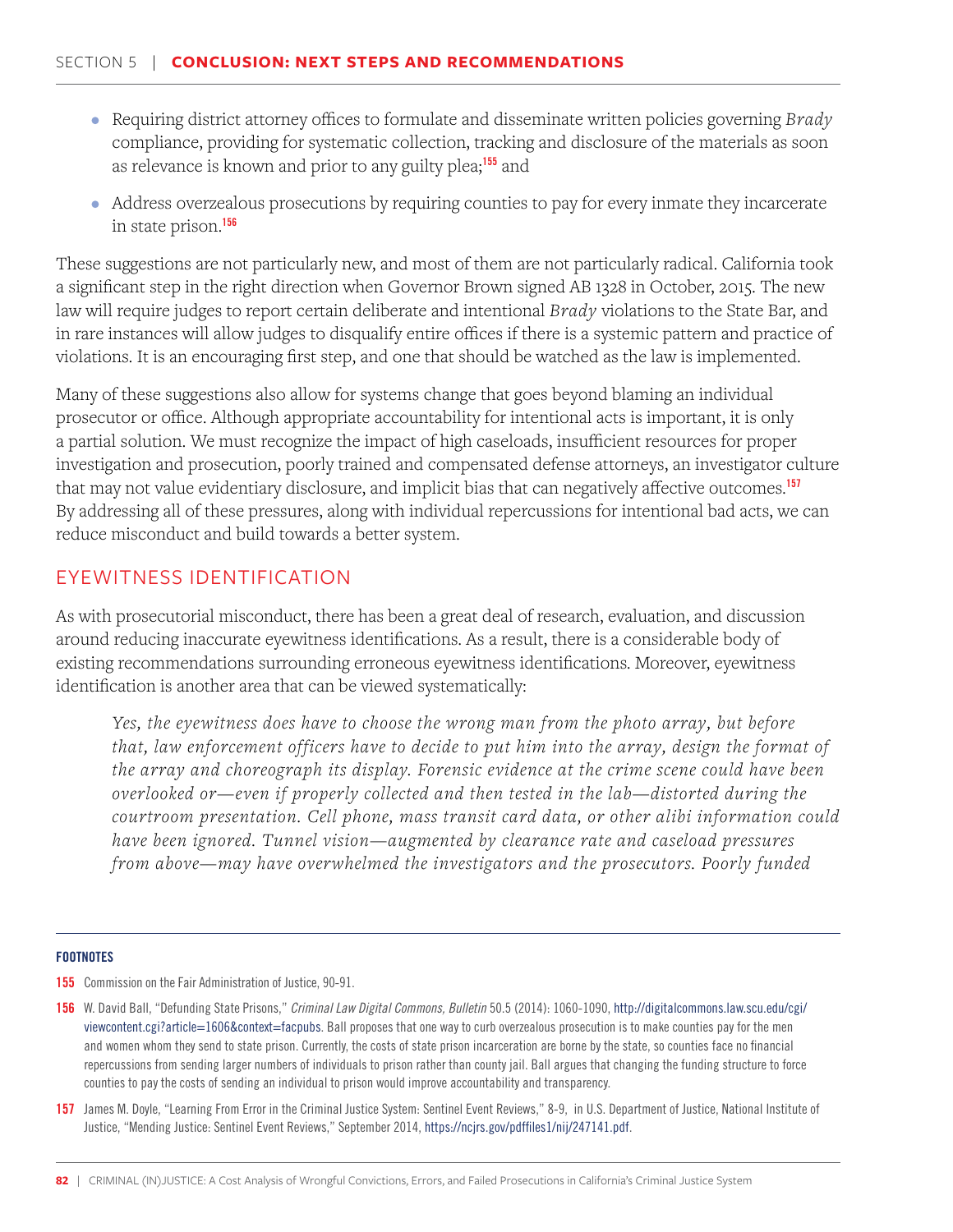- Requiring district attorney offices to formulate and disseminate written policies governing *Brady* compliance, providing for systematic collection, tracking and disclosure of the materials as soon as relevance is known and prior to any guilty plea;[155] and
- Address overzealous prosecutions by requiring counties to pay for every inmate they incarcerate in state prison.[156]

These suggestions are not particularly new, and most of them are not particularly radical. California took a significant step in the right direction when Governor Brown signed AB 1328 in October, 2015. The new law will require judges to report certain deliberate and intentional *Brady* violations to the State Bar, and in rare instances will allow judges to disqualify entire offices if there is a systemic pattern and practice of violations. It is an encouraging first step, and one that should be watched as the law is implemented.

Many of these suggestions also allow for systems change that goes beyond blaming an individual prosecutor or office. Although appropriate accountability for intentional acts is important, it is only a partial solution. We must recognize the impact of high caseloads, insufficient resources for proper investigation and prosecution, poorly trained and compensated defense attorneys, an investigator culture that may not value evidentiary disclosure, and implicit bias that can negatively affective outcomes.[157] By addressing all of these pressures, along with individual repercussions for intentional bad acts, we can reduce misconduct and build towards a better system.

## EYEWITNESS IDENTIFICATION

As with prosecutorial misconduct, there has been a great deal of research, evaluation, and discussion around reducing inaccurate eyewitness identifications. As a result, there is a considerable body of existing recommendations surrounding erroneous eyewitness identifications. Moreover, eyewitness identification is another area that can be viewed systematically:

> *Yes, the eyewitness does have to choose the wrong man from the photo array, but before that, law enforcement officers have to decide to put him into the array, design the format of the array and choreograph its display. Forensic evidence at the crime scene could have been overlooked or—even if properly collected and then tested in the lab—distorted during the courtroom presentation. Cell phone, mass transit card data, or other alibi information could have been ignored. Tunnel vision—augmented by clearance rate and caseload pressures from above—may have overwhelmed the investigators and the prosecutors. Poorly funded*

**FOOTNOTES**

155 Commission on the Fair Administration of Justice, 90-91.

156 W. David Ball, "Defunding State Prisons," *Criminal Law Digital Commons, Bulletin* 50.5 (2014): 1060-1090, http://digitalcommons.law.scu.edu/cgi/viewcontent.cgi?article=1606&context=facpubs. Ball proposes that one way to curb overzealous prosecution is to make counties pay for the men and women whom they send to state prison. Currently, the costs of state prison incarceration are borne by the state, so counties face no financial repercussions from sending larger numbers of individuals to prison rather than county jail. Ball argues that changing the funding structure to force counties to pay the costs of sending an individual to prison would improve accountability and transparency.

157 James M. Doyle, "Learning From Error in the Criminal Justice System: Sentinel Event Reviews," 8-9, in U.S. Department of Justice, National Institute of Justice, "Mending Justice: Sentinel Event Reviews," September 2014, https://ncjrs.gov/pdffiles1/nij/247141.pdf.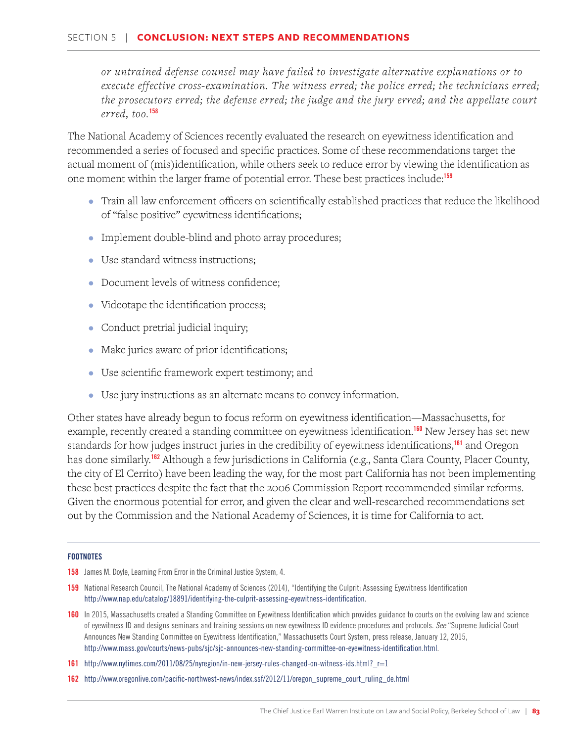> *or untrained defense counsel may have failed to investigate alternative explanations or to execute effective cross-examination. The witness erred; the police erred; the technicians erred; the prosecutors erred; the defense erred; the judge and the jury erred; and the appellate court erred, too.*[158]

The National Academy of Sciences recently evaluated the research on eyewitness identification and recommended a series of focused and specific practices. Some of these recommendations target the actual moment of (mis)identification, while others seek to reduce error by viewing the identification as one moment within the larger frame of potential error. These best practices include:[159]

- Train all law enforcement officers on scientifically established practices that reduce the likelihood of "false positive" eyewitness identifications;
- Implement double-blind and photo array procedures;
- Use standard witness instructions;
- Document levels of witness confidence;
- Videotape the identification process;
- Conduct pretrial judicial inquiry;
- Make juries aware of prior identifications;
- Use scientific framework expert testimony; and
- Use jury instructions as an alternate means to convey information.

Other states have already begun to focus reform on eyewitness identification—Massachusetts, for example, recently created a standing committee on eyewitness identification.[160] New Jersey has set new standards for how judges instruct juries in the credibility of eyewitness identifications,[161] and Oregon has done similarly.[162] Although a few jurisdictions in California (e.g., Santa Clara County, Placer County, the city of El Cerrito) have been leading the way, for the most part California has not been implementing these best practices despite the fact that the 2006 Commission Report recommended similar reforms. Given the enormous potential for error, and given the clear and well-researched recommendations set out by the Commission and the National Academy of Sciences, it is time for California to act.

---

**FOOTNOTES**

**158** James M. Doyle, Learning From Error in the Criminal Justice System, 4.

**159** National Research Council, The National Academy of Sciences (2014), "Identifying the Culprit: Assessing Eyewitness Identification http://www.nap.edu/catalog/18891/identifying-the-culprit-assessing-eyewitness-identification.

**160** In 2015, Massachusetts created a Standing Committee on Eyewitness Identification which provides guidance to courts on the evolving law and science of eyewitness ID and designs seminars and training sessions on new eyewitness ID evidence procedures and protocols. *See* "Supreme Judicial Court Announces New Standing Committee on Eyewitness Identification," Massachusetts Court System, press release, January 12, 2015, http://www.mass.gov/courts/news-pubs/sjc/sjc-announces-new-standing-committee-on-eyewitness-identification.html.

**161** http://www.nytimes.com/2011/08/25/nyregion/in-new-jersey-rules-changed-on-witness-ids.html?_r=1

**162** http://www.oregonlive.com/pacific-northwest-news/index.ssf/2012/11/oregon_supreme_court_ruling_de.html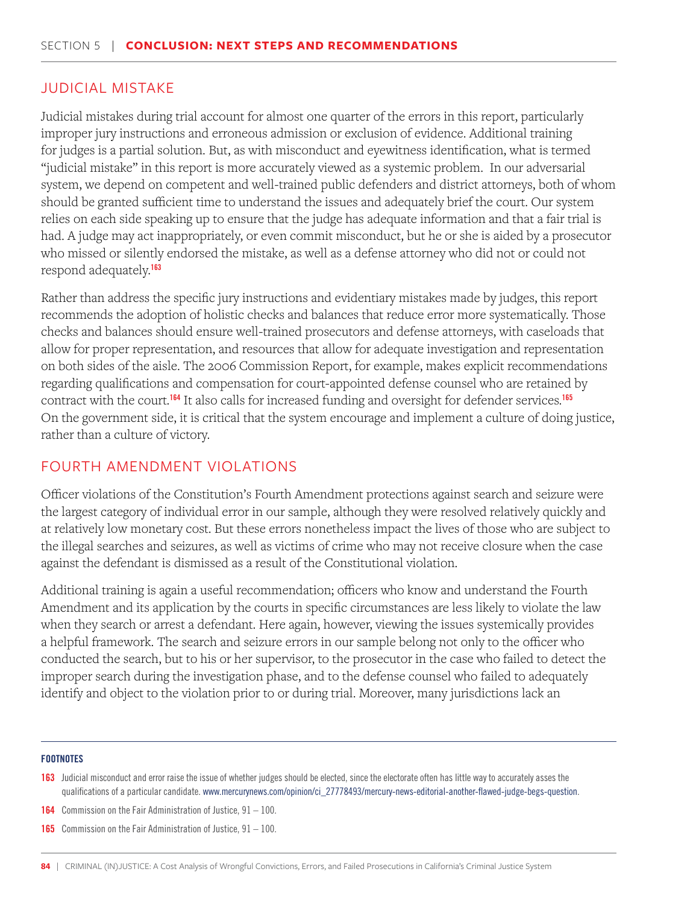## JUDICIAL MISTAKE

Judicial mistakes during trial account for almost one quarter of the errors in this report, particularly improper jury instructions and erroneous admission or exclusion of evidence. Additional training for judges is a partial solution. But, as with misconduct and eyewitness identification, what is termed "judicial mistake" in this report is more accurately viewed as a systemic problem. In our adversarial system, we depend on competent and well-trained public defenders and district attorneys, both of whom should be granted sufficient time to understand the issues and adequately brief the court. Our system relies on each side speaking up to ensure that the judge has adequate information and that a fair trial is had. A judge may act inappropriately, or even commit misconduct, but he or she is aided by a prosecutor who missed or silently endorsed the mistake, as well as a defense attorney who did not or could not respond adequately.[163]

Rather than address the specific jury instructions and evidentiary mistakes made by judges, this report recommends the adoption of holistic checks and balances that reduce error more systematically. Those checks and balances should ensure well-trained prosecutors and defense attorneys, with caseloads that allow for proper representation, and resources that allow for adequate investigation and representation on both sides of the aisle. The 2006 Commission Report, for example, makes explicit recommendations regarding qualifications and compensation for court-appointed defense counsel who are retained by contract with the court.[164] It also calls for increased funding and oversight for defender services.[165] On the government side, it is critical that the system encourage and implement a culture of doing justice, rather than a culture of victory.

## FOURTH AMENDMENT VIOLATIONS

Officer violations of the Constitution's Fourth Amendment protections against search and seizure were the largest category of individual error in our sample, although they were resolved relatively quickly and at relatively low monetary cost. But these errors nonetheless impact the lives of those who are subject to the illegal searches and seizures, as well as victims of crime who may not receive closure when the case against the defendant is dismissed as a result of the Constitutional violation.

Additional training is again a useful recommendation; officers who know and understand the Fourth Amendment and its application by the courts in specific circumstances are less likely to violate the law when they search or arrest a defendant. Here again, however, viewing the issues systemically provides a helpful framework. The search and seizure errors in our sample belong not only to the officer who conducted the search, but to his or her supervisor, to the prosecutor in the case who failed to detect the improper search during the investigation phase, and to the defense counsel who failed to adequately identify and object to the violation prior to or during trial. Moreover, many jurisdictions lack an

---

**FOOTNOTES**

163 Judicial misconduct and error raise the issue of whether judges should be elected, since the electorate often has little way to accurately asses the qualifications of a particular candidate. www.mercurynews.com/opinion/ci_27778493/mercury-news-editorial-another-flawed-judge-begs-question.

164 Commission on the Fair Administration of Justice, 91 – 100.

165 Commission on the Fair Administration of Justice, 91 – 100.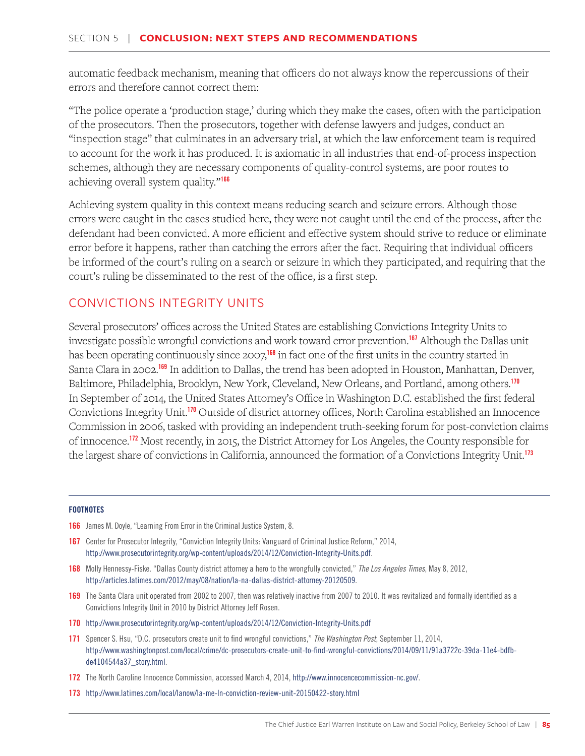automatic feedback mechanism, meaning that officers do not always know the repercussions of their errors and therefore cannot correct them:

"The police operate a 'production stage,' during which they make the cases, often with the participation of the prosecutors. Then the prosecutors, together with defense lawyers and judges, conduct an "inspection stage" that culminates in an adversary trial, at which the law enforcement team is required to account for the work it has produced. It is axiomatic in all industries that end-of-process inspection schemes, although they are necessary components of quality-control systems, are poor routes to achieving overall system quality."[166]

Achieving system quality in this context means reducing search and seizure errors. Although those errors were caught in the cases studied here, they were not caught until the end of the process, after the defendant had been convicted. A more efficient and effective system should strive to reduce or eliminate error before it happens, rather than catching the errors after the fact. Requiring that individual officers be informed of the court's ruling on a search or seizure in which they participated, and requiring that the court's ruling be disseminated to the rest of the office, is a first step.

## CONVICTIONS INTEGRITY UNITS

Several prosecutors' offices across the United States are establishing Convictions Integrity Units to investigate possible wrongful convictions and work toward error prevention.[167] Although the Dallas unit has been operating continuously since 2007,[168] in fact one of the first units in the country started in Santa Clara in 2002.[169] In addition to Dallas, the trend has been adopted in Houston, Manhattan, Denver, Baltimore, Philadelphia, Brooklyn, New York, Cleveland, New Orleans, and Portland, among others.[170] In September of 2014, the United States Attorney's Office in Washington D.C. established the first federal Convictions Integrity Unit.[170] Outside of district attorney offices, North Carolina established an Innocence Commission in 2006, tasked with providing an independent truth-seeking forum for post-conviction claims of innocence.[172] Most recently, in 2015, the District Attorney for Los Angeles, the County responsible for the largest share of convictions in California, announced the formation of a Convictions Integrity Unit.[173]

---

**FOOTNOTES**

166 James M. Doyle, "Learning From Error in the Criminal Justice System, 8.

167 Center for Prosecutor Integrity, "Conviction Integrity Units: Vanguard of Criminal Justice Reform," 2014, http://www.prosecutorintegrity.org/wp-content/uploads/2014/12/Conviction-Integrity-Units.pdf.

168 Molly Hennessy-Fiske. "Dallas County district attorney a hero to the wrongfully convicted," *The Los Angeles Times*, May 8, 2012, http://articles.latimes.com/2012/may/08/nation/la-na-dallas-district-attorney-20120509.

169 The Santa Clara unit operated from 2002 to 2007, then was relatively inactive from 2007 to 2010. It was revitalized and formally identified as a Convictions Integrity Unit in 2010 by District Attorney Jeff Rosen.

170 http://www.prosecutorintegrity.org/wp-content/uploads/2014/12/Conviction-Integrity-Units.pdf

171 Spencer S. Hsu, "D.C. prosecutors create unit to find wrongful convictions," *The Washington Post*, September 11, 2014, http://www.washingtonpost.com/local/crime/dc-prosecutors-create-unit-to-find-wrongful-convictions/2014/09/11/91a3722c-39da-11e4-bdfb-de4104544a37_story.html.

172 The North Caroline Innocence Commission, accessed March 4, 2014, http://www.innocencecommission-nc.gov/.

173 http://www.latimes.com/local/lanow/la-me-ln-conviction-review-unit-20150422-story.html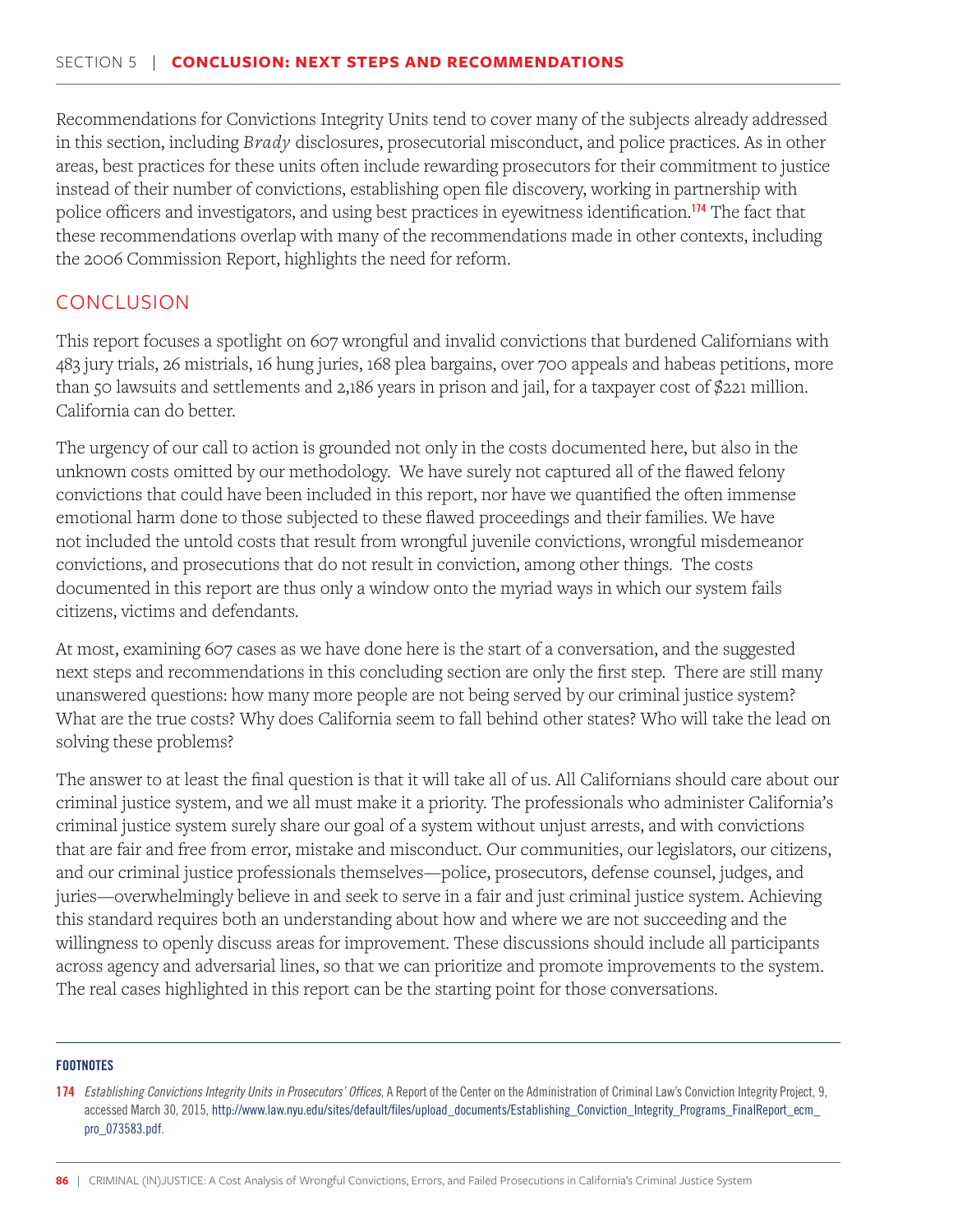Recommendations for Convictions Integrity Units tend to cover many of the subjects already addressed in this section, including *Brady* disclosures, prosecutorial misconduct, and police practices. As in other areas, best practices for these units often include rewarding prosecutors for their commitment to justice instead of their number of convictions, establishing open file discovery, working in partnership with police officers and investigators, and using best practices in eyewitness identification.[174] The fact that these recommendations overlap with many of the recommendations made in other contexts, including the 2006 Commission Report, highlights the need for reform.

## CONCLUSION

This report focuses a spotlight on 607 wrongful and invalid convictions that burdened Californians with 483 jury trials, 26 mistrials, 16 hung juries, 168 plea bargains, over 700 appeals and habeas petitions, more than 50 lawsuits and settlements and 2,186 years in prison and jail, for a taxpayer cost of $221 million. California can do better.

The urgency of our call to action is grounded not only in the costs documented here, but also in the unknown costs omitted by our methodology. We have surely not captured all of the flawed felony convictions that could have been included in this report, nor have we quantified the often immense emotional harm done to those subjected to these flawed proceedings and their families. We have not included the untold costs that result from wrongful juvenile convictions, wrongful misdemeanor convictions, and prosecutions that do not result in conviction, among other things. The costs documented in this report are thus only a window onto the myriad ways in which our system fails citizens, victims and defendants.

At most, examining 607 cases as we have done here is the start of a conversation, and the suggested next steps and recommendations in this concluding section are only the first step. There are still many unanswered questions: how many more people are not being served by our criminal justice system? What are the true costs? Why does California seem to fall behind other states? Who will take the lead on solving these problems?

The answer to at least the final question is that it will take all of us. All Californians should care about our criminal justice system, and we all must make it a priority. The professionals who administer California's criminal justice system surely share our goal of a system without unjust arrests, and with convictions that are fair and free from error, mistake and misconduct. Our communities, our legislators, our citizens, and our criminal justice professionals themselves—police, prosecutors, defense counsel, judges, and juries—overwhelmingly believe in and seek to serve in a fair and just criminal justice system. Achieving this standard requires both an understanding about how and where we are not succeeding and the willingness to openly discuss areas for improvement. These discussions should include all participants across agency and adversarial lines, so that we can prioritize and promote improvements to the system. The real cases highlighted in this report can be the starting point for those conversations.

---

**FOOTNOTES**

174 *Establishing Convictions Integrity Units in Prosecutors' Offices*, A Report of the Center on the Administration of Criminal Law's Conviction Integrity Project, 9, accessed March 30, 2015, http://www.law.nyu.edu/sites/default/files/upload_documents/Establishing_Conviction_Integrity_Programs_FinalReport_ecm_pro_073583.pdf.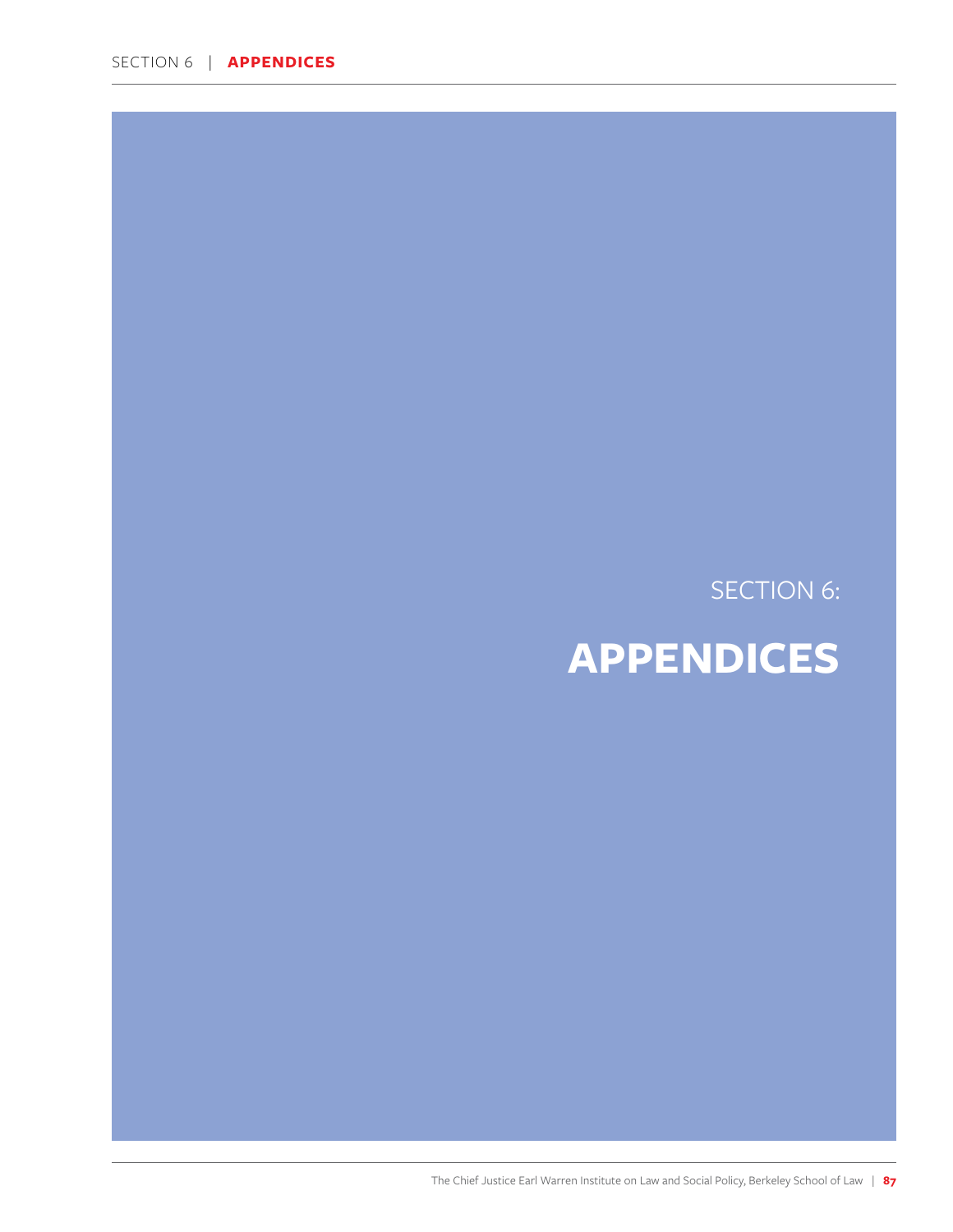SECTION 6:

# APPENDICES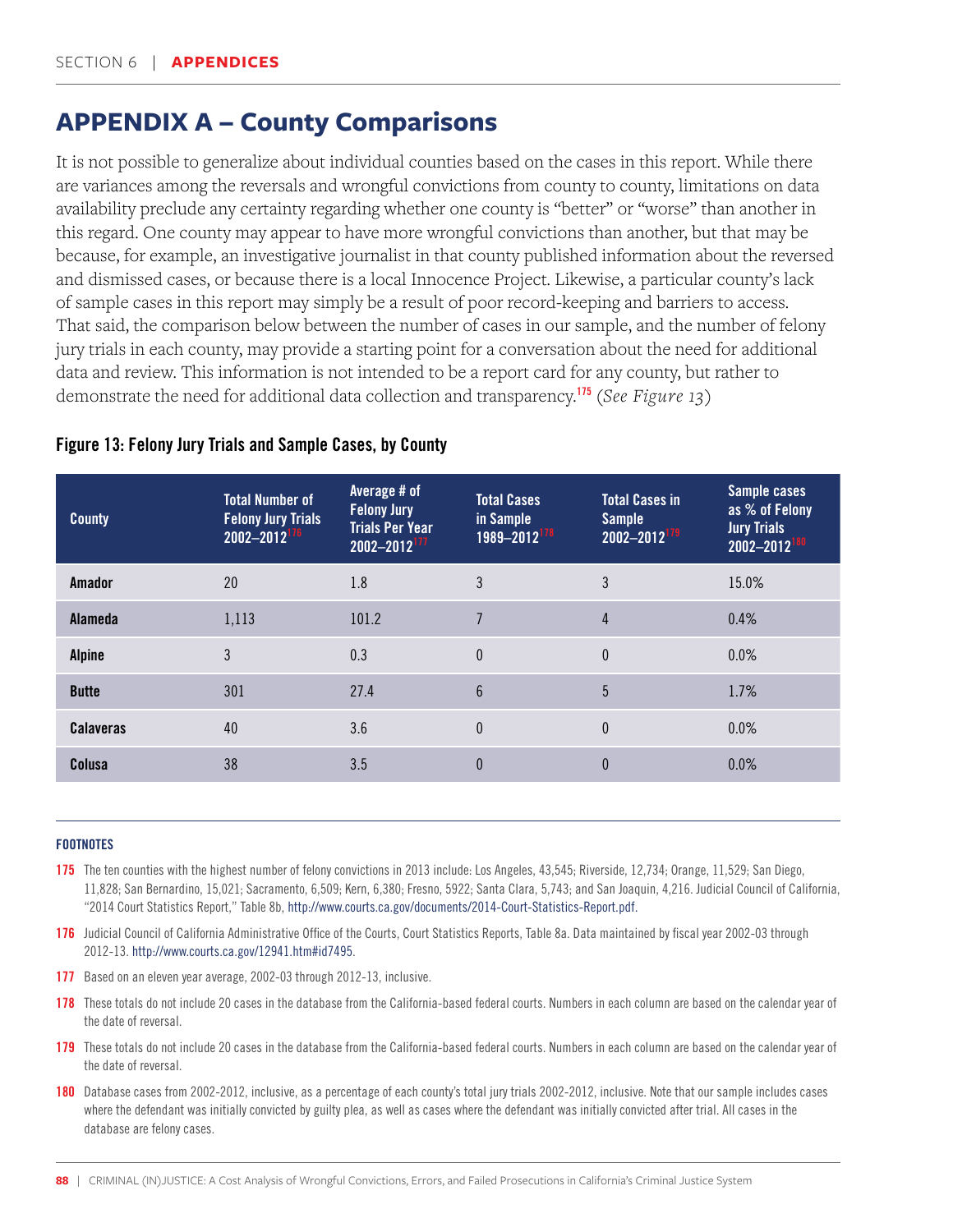## APPENDIX A – County Comparisons

It is not possible to generalize about individual counties based on the cases in this report. While there are variances among the reversals and wrongful convictions from county to county, limitations on data availability preclude any certainty regarding whether one county is "better" or "worse" than another in this regard. One county may appear to have more wrongful convictions than another, but that may be because, for example, an investigative journalist in that county published information about the reversed and dismissed cases, or because there is a local Innocence Project. Likewise, a particular county's lack of sample cases in this report may simply be a result of poor record-keeping and barriers to access. That said, the comparison below between the number of cases in our sample, and the number of felony jury trials in each county, may provide a starting point for a conversation about the need for additional data and review. This information is not intended to be a report card for any county, but rather to demonstrate the need for additional data collection and transparency.[175] (*See Figure 13*)

**Figure 13: Felony Jury Trials and Sample Cases, by County**

| County | Total Number of Felony Jury Trials 2002–2012[176] | Average # of Felony Jury Trials Per Year 2002–2012[177] | Total Cases in Sample 1989–2012[178] | Total Cases in Sample 2002–2012[179] | Sample cases as % of Felony Jury Trials 2002–2012[180] |
|---|---|---|---|---|---|
| **Amador** | 20 | 1.8 | 3 | 3 | 15.0% |
| **Alameda** | 1,113 | 101.2 | 7 | 4 | 0.4% |
| **Alpine** | 3 | 0.3 | 0 | 0 | 0.0% |
| **Butte** | 301 | 27.4 | 6 | 5 | 1.7% |
| **Calaveras** | 40 | 3.6 | 0 | 0 | 0.0% |
| **Colusa** | 38 | 3.5 | 0 | 0 | 0.0% |

**FOOTNOTES**

**175** The ten counties with the highest number of felony convictions in 2013 include: Los Angeles, 43,545; Riverside, 12,734; Orange, 11,529; San Diego, 11,828; San Bernardino, 15,021; Sacramento, 6,509; Kern, 6,380; Fresno, 5922; Santa Clara, 5,743; and San Joaquin, 4,216. Judicial Council of California, "2014 Court Statistics Report," Table 8b, http://www.courts.ca.gov/documents/2014-Court-Statistics-Report.pdf.

**176** Judicial Council of California Administrative Office of the Courts, Court Statistics Reports, Table 8a. Data maintained by fiscal year 2002-03 through 2012-13. http://www.courts.ca.gov/12941.htm#id7495.

**177** Based on an eleven year average, 2002-03 through 2012-13, inclusive.

**178** These totals do not include 20 cases in the database from the California-based federal courts. Numbers in each column are based on the calendar year of the date of reversal.

**179** These totals do not include 20 cases in the database from the California-based federal courts. Numbers in each column are based on the calendar year of the date of reversal.

**180** Database cases from 2002-2012, inclusive, as a percentage of each county's total jury trials 2002-2012, inclusive. Note that our sample includes cases where the defendant was initially convicted by guilty plea, as well as cases where the defendant was initially convicted after trial. All cases in the database are felony cases.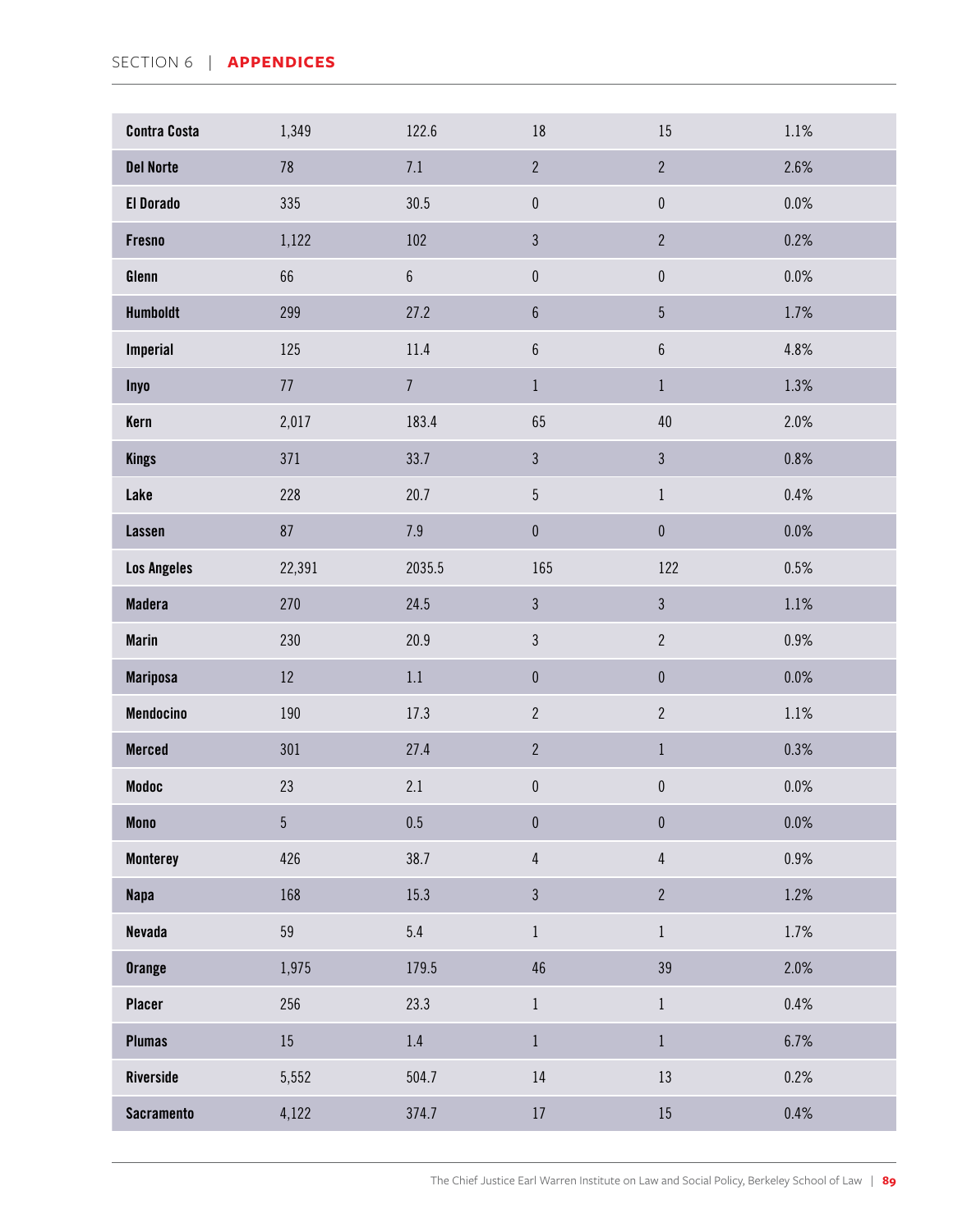| Contra Costa | 1,349 | 122.6 | 18 | 15 | 1.1% |
|---|---|---|---|---|---|
| Del Norte | 78 | 7.1 | 2 | 2 | 2.6% |
| El Dorado | 335 | 30.5 | 0 | 0 | 0.0% |
| Fresno | 1,122 | 102 | 3 | 2 | 0.2% |
| Glenn | 66 | 6 | 0 | 0 | 0.0% |
| Humboldt | 299 | 27.2 | 6 | 5 | 1.7% |
| Imperial | 125 | 11.4 | 6 | 6 | 4.8% |
| Inyo | 77 | 7 | 1 | 1 | 1.3% |
| Kern | 2,017 | 183.4 | 65 | 40 | 2.0% |
| Kings | 371 | 33.7 | 3 | 3 | 0.8% |
| Lake | 228 | 20.7 | 5 | 1 | 0.4% |
| Lassen | 87 | 7.9 | 0 | 0 | 0.0% |
| Los Angeles | 22,391 | 2035.5 | 165 | 122 | 0.5% |
| Madera | 270 | 24.5 | 3 | 3 | 1.1% |
| Marin | 230 | 20.9 | 3 | 2 | 0.9% |
| Mariposa | 12 | 1.1 | 0 | 0 | 0.0% |
| Mendocino | 190 | 17.3 | 2 | 2 | 1.1% |
| Merced | 301 | 27.4 | 2 | 1 | 0.3% |
| Modoc | 23 | 2.1 | 0 | 0 | 0.0% |
| Mono | 5 | 0.5 | 0 | 0 | 0.0% |
| Monterey | 426 | 38.7 | 4 | 4 | 0.9% |
| Napa | 168 | 15.3 | 3 | 2 | 1.2% |
| Nevada | 59 | 5.4 | 1 | 1 | 1.7% |
| Orange | 1,975 | 179.5 | 46 | 39 | 2.0% |
| Placer | 256 | 23.3 | 1 | 1 | 0.4% |
| Plumas | 15 | 1.4 | 1 | 1 | 6.7% |
| Riverside | 5,552 | 504.7 | 14 | 13 | 0.2% |
| Sacramento | 4,122 | 374.7 | 17 | 15 | 0.4% |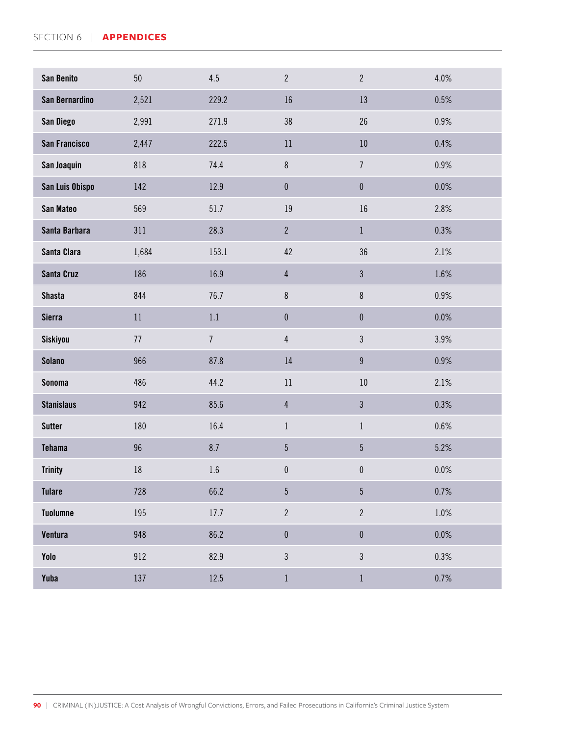| | | | | | |
|---|---|---|---|---|---|
| San Benito | 50 | 4.5 | 2 | 2 | 4.0% |
| San Bernardino | 2,521 | 229.2 | 16 | 13 | 0.5% |
| San Diego | 2,991 | 271.9 | 38 | 26 | 0.9% |
| San Francisco | 2,447 | 222.5 | 11 | 10 | 0.4% |
| San Joaquin | 818 | 74.4 | 8 | 7 | 0.9% |
| San Luis Obispo | 142 | 12.9 | 0 | 0 | 0.0% |
| San Mateo | 569 | 51.7 | 19 | 16 | 2.8% |
| Santa Barbara | 311 | 28.3 | 2 | 1 | 0.3% |
| Santa Clara | 1,684 | 153.1 | 42 | 36 | 2.1% |
| Santa Cruz | 186 | 16.9 | 4 | 3 | 1.6% |
| Shasta | 844 | 76.7 | 8 | 8 | 0.9% |
| Sierra | 11 | 1.1 | 0 | 0 | 0.0% |
| Siskiyou | 77 | 7 | 4 | 3 | 3.9% |
| Solano | 966 | 87.8 | 14 | 9 | 0.9% |
| Sonoma | 486 | 44.2 | 11 | 10 | 2.1% |
| Stanislaus | 942 | 85.6 | 4 | 3 | 0.3% |
| Sutter | 180 | 16.4 | 1 | 1 | 0.6% |
| Tehama | 96 | 8.7 | 5 | 5 | 5.2% |
| Trinity | 18 | 1.6 | 0 | 0 | 0.0% |
| Tulare | 728 | 66.2 | 5 | 5 | 0.7% |
| Tuolumne | 195 | 17.7 | 2 | 2 | 1.0% |
| Ventura | 948 | 86.2 | 0 | 0 | 0.0% |
| Yolo | 912 | 82.9 | 3 | 3 | 0.3% |
| Yuba | 137 | 12.5 | 1 | 1 | 0.7% |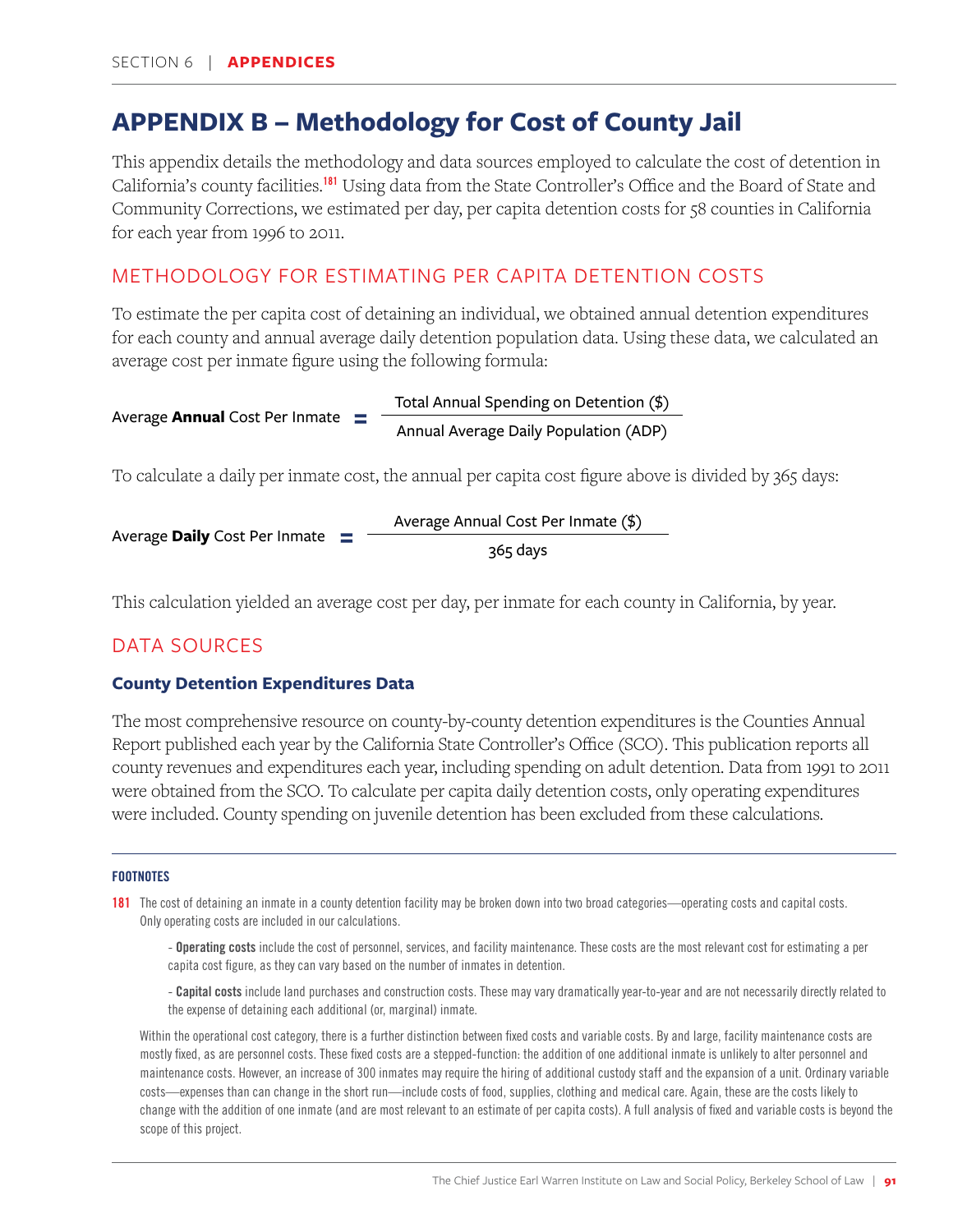# APPENDIX B – Methodology for Cost of County Jail

This appendix details the methodology and data sources employed to calculate the cost of detention in California's county facilities.[181] Using data from the State Controller's Office and the Board of State and Community Corrections, we estimated per day, per capita detention costs for 58 counties in California for each year from 1996 to 2011.

## METHODOLOGY FOR ESTIMATING PER CAPITA DETENTION COSTS

To estimate the per capita cost of detaining an individual, we obtained annual detention expenditures for each county and annual average daily detention population data. Using these data, we calculated an average cost per inmate figure using the following formula:

$$\text{Average } \textbf{Annual} \text{ Cost Per Inmate} = \frac{\text{Total Annual Spending on Detention (\$)}}{\text{Annual Average Daily Population (ADP)}}$$

To calculate a daily per inmate cost, the annual per capita cost figure above is divided by 365 days:

$$\text{Average } \textbf{Daily} \text{ Cost Per Inmate} = \frac{\text{Average Annual Cost Per Inmate (\$)}}{\text{365 days}}$$

This calculation yielded an average cost per day, per inmate for each county in California, by year.

## DATA SOURCES

### County Detention Expenditures Data

The most comprehensive resource on county-by-county detention expenditures is the Counties Annual Report published each year by the California State Controller's Office (SCO). This publication reports all county revenues and expenditures each year, including spending on adult detention. Data from 1991 to 2011 were obtained from the SCO. To calculate per capita daily detention costs, only operating expenditures were included. County spending on juvenile detention has been excluded from these calculations.

---

**FOOTNOTES**

181 The cost of detaining an inmate in a county detention facility may be broken down into two broad categories—operating costs and capital costs. Only operating costs are included in our calculations.

- **Operating costs** include the cost of personnel, services, and facility maintenance. These costs are the most relevant cost for estimating a per capita cost figure, as they can vary based on the number of inmates in detention.

- **Capital costs** include land purchases and construction costs. These may vary dramatically year-to-year and are not necessarily directly related to the expense of detaining each additional (or, marginal) inmate.

Within the operational cost category, there is a further distinction between fixed costs and variable costs. By and large, facility maintenance costs are mostly fixed, as are personnel costs. These fixed costs are a stepped-function: the addition of one additional inmate is unlikely to alter personnel and maintenance costs. However, an increase of 300 inmates may require the hiring of additional custody staff and the expansion of a unit. Ordinary variable costs—expenses than can change in the short run—include costs of food, supplies, clothing and medical care. Again, these are the costs likely to change with the addition of one inmate (and are most relevant to an estimate of per capita costs). A full analysis of fixed and variable costs is beyond the scope of this project.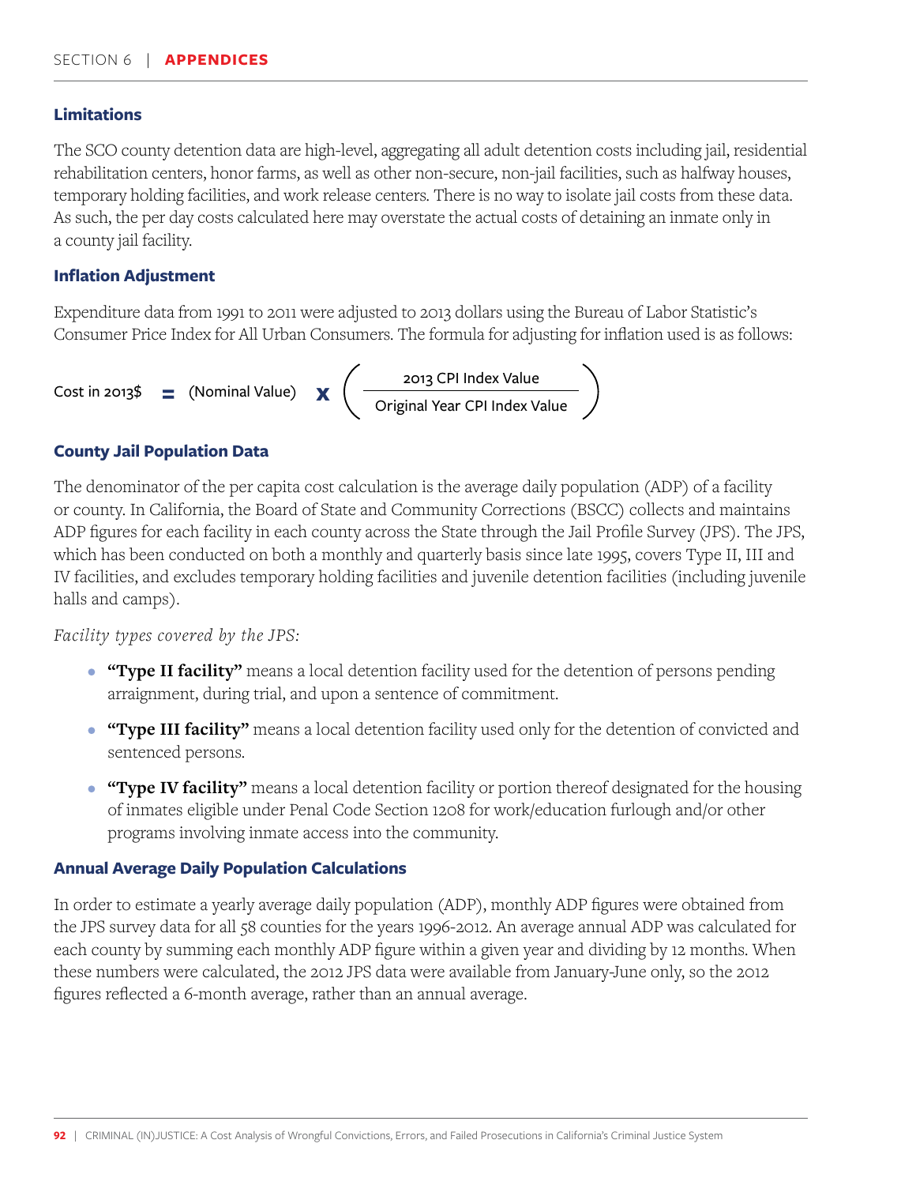### Limitations

The SCO county detention data are high-level, aggregating all adult detention costs including jail, residential rehabilitation centers, honor farms, as well as other non-secure, non-jail facilities, such as halfway houses, temporary holding facilities, and work release centers. There is no way to isolate jail costs from these data. As such, the per day costs calculated here may overstate the actual costs of detaining an inmate only in a county jail facility.

### Inflation Adjustment

Expenditure data from 1991 to 2011 were adjusted to 2013 dollars using the Bureau of Labor Statistic's Consumer Price Index for All Urban Consumers. The formula for adjusting for inflation used is as follows:

$$\text{Cost in 2013\$} = (\text{Nominal Value}) \times \left( \frac{\text{2013 CPI Index Value}}{\text{Original Year CPI Index Value}} \right)$$

### County Jail Population Data

The denominator of the per capita cost calculation is the average daily population (ADP) of a facility or county. In California, the Board of State and Community Corrections (BSCC) collects and maintains ADP figures for each facility in each county across the State through the Jail Profile Survey (JPS). The JPS, which has been conducted on both a monthly and quarterly basis since late 1995, covers Type II, III and IV facilities, and excludes temporary holding facilities and juvenile detention facilities (including juvenile halls and camps).

*Facility types covered by the JPS:*

- **"Type II facility"** means a local detention facility used for the detention of persons pending arraignment, during trial, and upon a sentence of commitment.
- **"Type III facility"** means a local detention facility used only for the detention of convicted and sentenced persons.
- **"Type IV facility"** means a local detention facility or portion thereof designated for the housing of inmates eligible under Penal Code Section 1208 for work/education furlough and/or other programs involving inmate access into the community.

### Annual Average Daily Population Calculations

In order to estimate a yearly average daily population (ADP), monthly ADP figures were obtained from the JPS survey data for all 58 counties for the years 1996-2012. An average annual ADP was calculated for each county by summing each monthly ADP figure within a given year and dividing by 12 months. When these numbers were calculated, the 2012 JPS data were available from January-June only, so the 2012 figures reflected a 6-month average, rather than an annual average.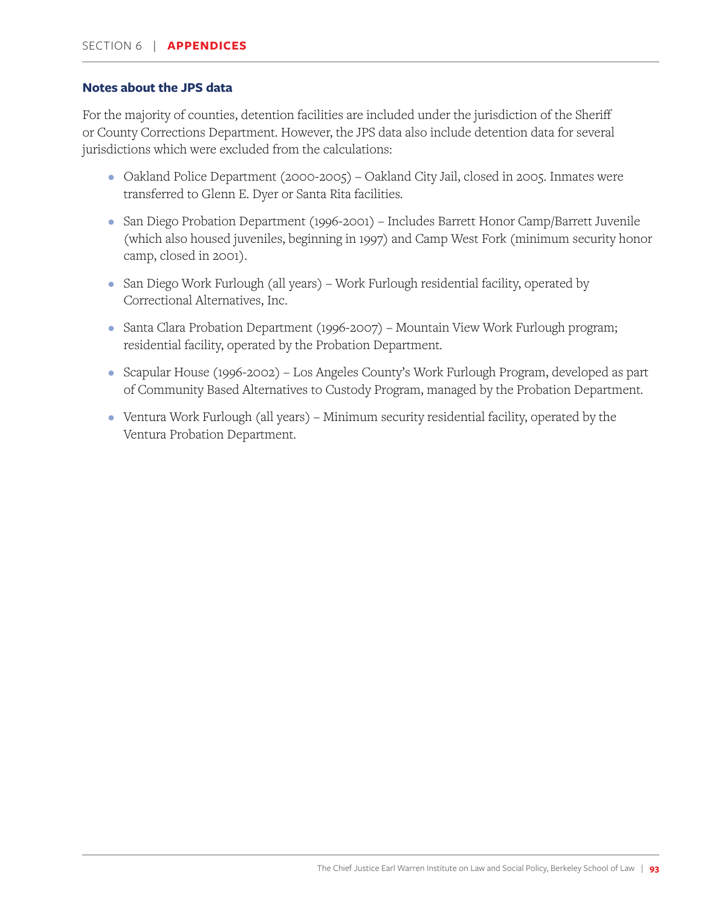### Notes about the JPS data

For the majority of counties, detention facilities are included under the jurisdiction of the Sheriff or County Corrections Department. However, the JPS data also include detention data for several jurisdictions which were excluded from the calculations:

- Oakland Police Department (2000-2005) – Oakland City Jail, closed in 2005. Inmates were transferred to Glenn E. Dyer or Santa Rita facilities.
- San Diego Probation Department (1996-2001) – Includes Barrett Honor Camp/Barrett Juvenile (which also housed juveniles, beginning in 1997) and Camp West Fork (minimum security honor camp, closed in 2001).
- San Diego Work Furlough (all years) – Work Furlough residential facility, operated by Correctional Alternatives, Inc.
- Santa Clara Probation Department (1996-2007) – Mountain View Work Furlough program; residential facility, operated by the Probation Department.
- Scapular House (1996-2002) – Los Angeles County's Work Furlough Program, developed as part of Community Based Alternatives to Custody Program, managed by the Probation Department.
- Ventura Work Furlough (all years) – Minimum security residential facility, operated by the Ventura Probation Department.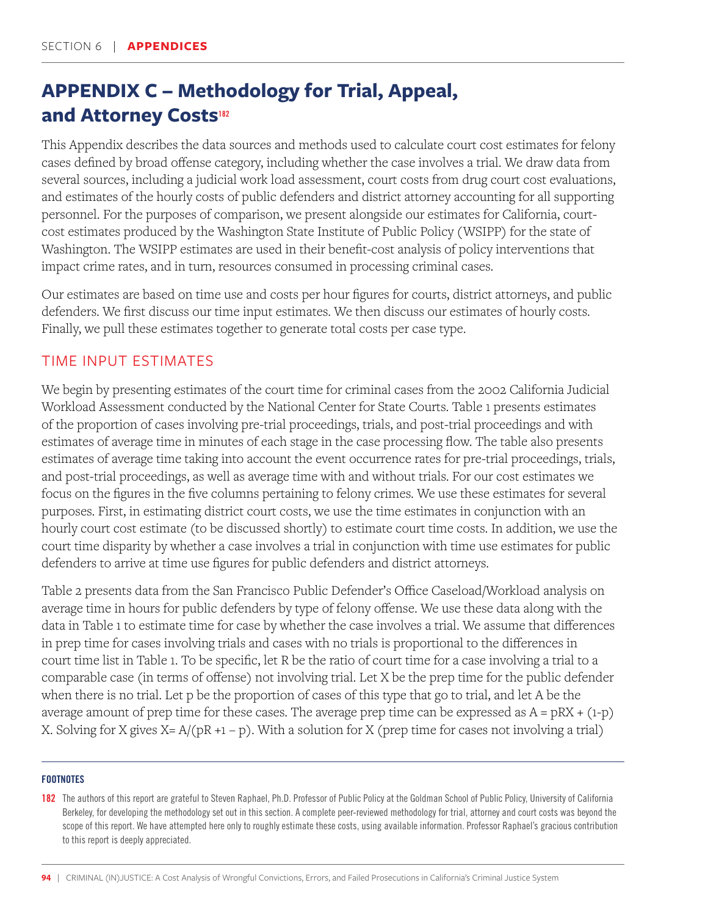# APPENDIX C – Methodology for Trial, Appeal, and Attorney Costs[182]

This Appendix describes the data sources and methods used to calculate court cost estimates for felony cases defined by broad offense category, including whether the case involves a trial. We draw data from several sources, including a judicial work load assessment, court costs from drug court cost evaluations, and estimates of the hourly costs of public defenders and district attorney accounting for all supporting personnel. For the purposes of comparison, we present alongside our estimates for California, court-cost estimates produced by the Washington State Institute of Public Policy (WSIPP) for the state of Washington. The WSIPP estimates are used in their benefit-cost analysis of policy interventions that impact crime rates, and in turn, resources consumed in processing criminal cases.

Our estimates are based on time use and costs per hour figures for courts, district attorneys, and public defenders. We first discuss our time input estimates. We then discuss our estimates of hourly costs. Finally, we pull these estimates together to generate total costs per case type.

## TIME INPUT ESTIMATES

We begin by presenting estimates of the court time for criminal cases from the 2002 California Judicial Workload Assessment conducted by the National Center for State Courts. Table 1 presents estimates of the proportion of cases involving pre-trial proceedings, trials, and post-trial proceedings and with estimates of average time in minutes of each stage in the case processing flow. The table also presents estimates of average time taking into account the event occurrence rates for pre-trial proceedings, trials, and post-trial proceedings, as well as average time with and without trials. For our cost estimates we focus on the figures in the five columns pertaining to felony crimes. We use these estimates for several purposes. First, in estimating district court costs, we use the time estimates in conjunction with an hourly court cost estimate (to be discussed shortly) to estimate court time costs. In addition, we use the court time disparity by whether a case involves a trial in conjunction with time use estimates for public defenders to arrive at time use figures for public defenders and district attorneys.

Table 2 presents data from the San Francisco Public Defender's Office Caseload/Workload analysis on average time in hours for public defenders by type of felony offense. We use these data along with the data in Table 1 to estimate time for case by whether the case involves a trial. We assume that differences in prep time for cases involving trials and cases with no trials is proportional to the differences in court time list in Table 1. To be specific, let R be the ratio of court time for a case involving a trial to a comparable case (in terms of offense) not involving trial. Let X be the prep time for the public defender when there is no trial. Let p be the proportion of cases of this type that go to trial, and let A be the average amount of prep time for these cases. The average prep time can be expressed as $A = pRX + (1-p)X$. Solving for X gives $X = A/(pR + 1 - p)$. With a solution for X (prep time for cases not involving a trial)

---

**FOOTNOTES**

182 The authors of this report are grateful to Steven Raphael, Ph.D. Professor of Public Policy at the Goldman School of Public Policy, University of California Berkeley, for developing the methodology set out in this section. A complete peer-reviewed methodology for trial, attorney and court costs was beyond the scope of this report. We have attempted here only to roughly estimate these costs, using available information. Professor Raphael's gracious contribution to this report is deeply appreciated.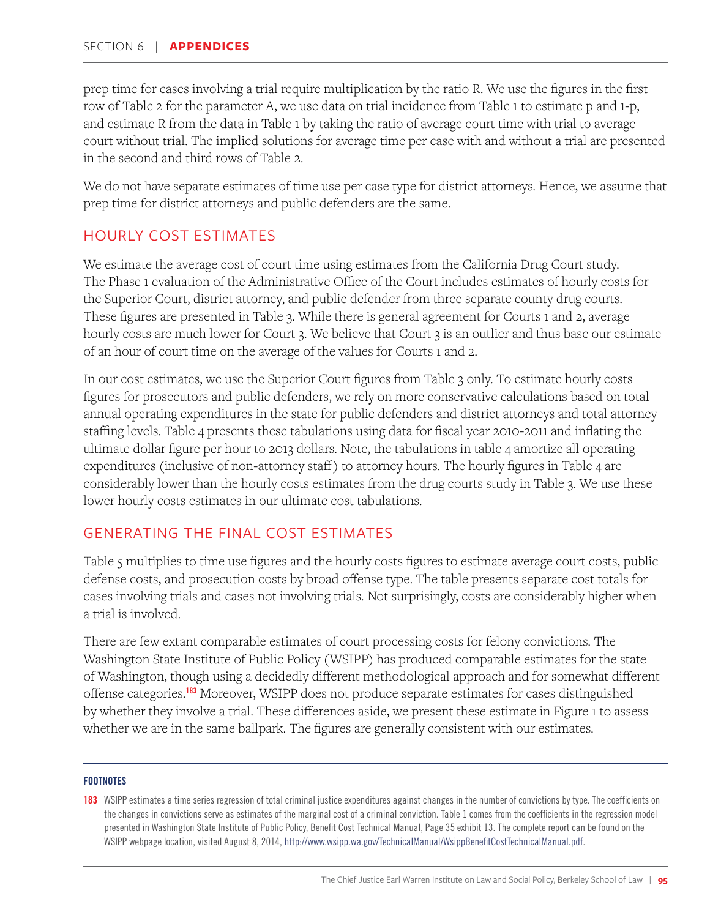prep time for cases involving a trial require multiplication by the ratio R. We use the figures in the first row of Table 2 for the parameter A, we use data on trial incidence from Table 1 to estimate p and 1-p, and estimate R from the data in Table 1 by taking the ratio of average court time with trial to average court without trial. The implied solutions for average time per case with and without a trial are presented in the second and third rows of Table 2.

We do not have separate estimates of time use per case type for district attorneys. Hence, we assume that prep time for district attorneys and public defenders are the same.

## HOURLY COST ESTIMATES

We estimate the average cost of court time using estimates from the California Drug Court study. The Phase 1 evaluation of the Administrative Office of the Court includes estimates of hourly costs for the Superior Court, district attorney, and public defender from three separate county drug courts. These figures are presented in Table 3. While there is general agreement for Courts 1 and 2, average hourly costs are much lower for Court 3. We believe that Court 3 is an outlier and thus base our estimate of an hour of court time on the average of the values for Courts 1 and 2.

In our cost estimates, we use the Superior Court figures from Table 3 only. To estimate hourly costs figures for prosecutors and public defenders, we rely on more conservative calculations based on total annual operating expenditures in the state for public defenders and district attorneys and total attorney staffing levels. Table 4 presents these tabulations using data for fiscal year 2010-2011 and inflating the ultimate dollar figure per hour to 2013 dollars. Note, the tabulations in table 4 amortize all operating expenditures (inclusive of non-attorney staff) to attorney hours. The hourly figures in Table 4 are considerably lower than the hourly costs estimates from the drug courts study in Table 3. We use these lower hourly costs estimates in our ultimate cost tabulations.

## GENERATING THE FINAL COST ESTIMATES

Table 5 multiplies to time use figures and the hourly costs figures to estimate average court costs, public defense costs, and prosecution costs by broad offense type. The table presents separate cost totals for cases involving trials and cases not involving trials. Not surprisingly, costs are considerably higher when a trial is involved.

There are few extant comparable estimates of court processing costs for felony convictions. The Washington State Institute of Public Policy (WSIPP) has produced comparable estimates for the state of Washington, though using a decidedly different methodological approach and for somewhat different offense categories.[183] Moreover, WSIPP does not produce separate estimates for cases distinguished by whether they involve a trial. These differences aside, we present these estimate in Figure 1 to assess whether we are in the same ballpark. The figures are generally consistent with our estimates.

---

**FOOTNOTES**

**183** WSIPP estimates a time series regression of total criminal justice expenditures against changes in the number of convictions by type. The coefficients on the changes in convictions serve as estimates of the marginal cost of a criminal conviction. Table 1 comes from the coefficients in the regression model presented in Washington State Institute of Public Policy, Benefit Cost Technical Manual, Page 35 exhibit 13. The complete report can be found on the WSIPP webpage location, visited August 8, 2014, http://www.wsipp.wa.gov/TechnicalManual/WsippBenefitCostTechnicalManual.pdf.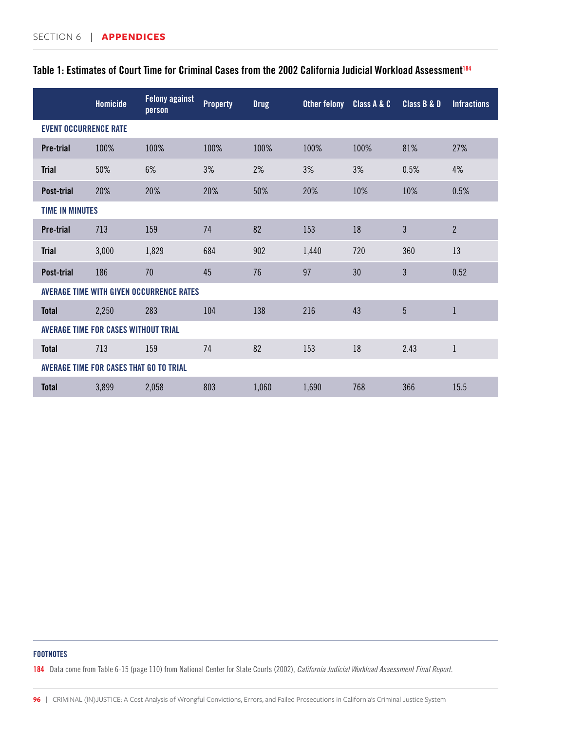**Table 1: Estimates of Court Time for Criminal Cases from the 2002 California Judicial Workload Assessment[184]**

| | Homicide | Felony against person | Property | Drug | Other felony | Class A & C | Class B & D | Infractions |
|---|---|---|---|---|---|---|---|---|
| **EVENT OCCURRENCE RATE** | | | | | | | | |
| **Pre-trial** | 100% | 100% | 100% | 100% | 100% | 100% | 81% | 27% |
| **Trial** | 50% | 6% | 3% | 2% | 3% | 3% | 0.5% | 4% |
| **Post-trial** | 20% | 20% | 20% | 50% | 20% | 10% | 10% | 0.5% |
| **TIME IN MINUTES** | | | | | | | | |
| **Pre-trial** | 713 | 159 | 74 | 82 | 153 | 18 | 3 | 2 |
| **Trial** | 3,000 | 1,829 | 684 | 902 | 1,440 | 720 | 360 | 13 |
| **Post-trial** | 186 | 70 | 45 | 76 | 97 | 30 | 3 | 0.52 |
| **AVERAGE TIME WITH GIVEN OCCURRENCE RATES** | | | | | | | | |
| **Total** | 2,250 | 283 | 104 | 138 | 216 | 43 | 5 | 1 |
| **AVERAGE TIME FOR CASES WITHOUT TRIAL** | | | | | | | | |
| **Total** | 713 | 159 | 74 | 82 | 153 | 18 | 2.43 | 1 |
| **AVERAGE TIME FOR CASES THAT GO TO TRIAL** | | | | | | | | |
| **Total** | 3,899 | 2,058 | 803 | 1,060 | 1,690 | 768 | 366 | 15.5 |

**FOOTNOTES**

184 Data come from Table 6-15 (page 110) from National Center for State Courts (2002), *California Judicial Workload Assessment Final Report*.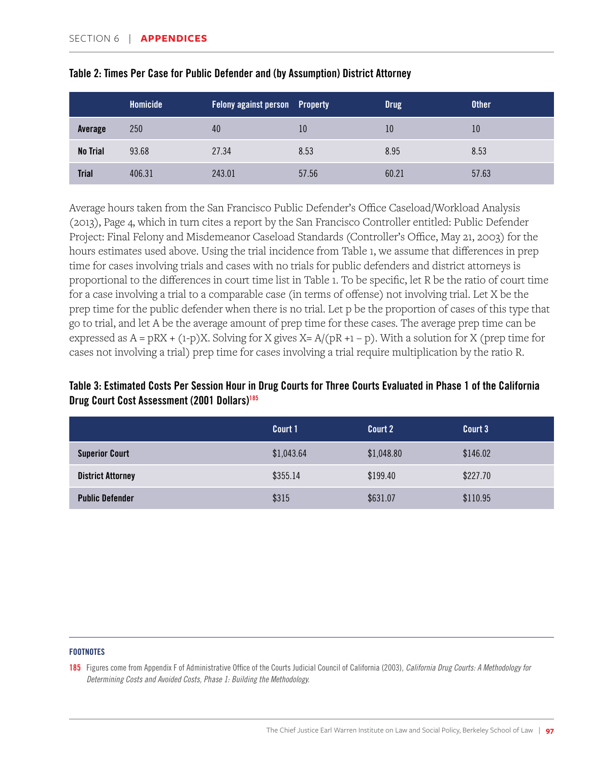**Table 2: Times Per Case for Public Defender and (by Assumption) District Attorney**

| | Homicide | Felony against person | Property | Drug | Other |
|---|---|---|---|---|---|
| **Average** | 250 | 40 | 10 | 10 | 10 |
| **No Trial** | 93.68 | 27.34 | 8.53 | 8.95 | 8.53 |
| **Trial** | 406.31 | 243.01 | 57.56 | 60.21 | 57.63 |

Average hours taken from the San Francisco Public Defender's Office Caseload/Workload Analysis (2013), Page 4, which in turn cites a report by the San Francisco Controller entitled: Public Defender Project: Final Felony and Misdemeanor Caseload Standards (Controller's Office, May 21, 2003) for the hours estimates used above. Using the trial incidence from Table 1, we assume that differences in prep time for cases involving trials and cases with no trials for public defenders and district attorneys is proportional to the differences in court time list in Table 1. To be specific, let R be the ratio of court time for a case involving a trial to a comparable case (in terms of offense) not involving trial. Let X be the prep time for the public defender when there is no trial. Let p be the proportion of cases of this type that go to trial, and let A be the average amount of prep time for these cases. The average prep time can be expressed as $A = pRX + (1-p)X$. Solving for X gives $X = A/(pR + 1 - p)$. With a solution for X (prep time for cases not involving a trial) prep time for cases involving a trial require multiplication by the ratio R.

**Table 3: Estimated Costs Per Session Hour in Drug Courts for Three Courts Evaluated in Phase 1 of the California Drug Court Cost Assessment (2001 Dollars)[185]**

| | Court 1 | Court 2 | Court 3 |
|---|---|---|---|
| **Superior Court** | $1,043.64 | $1,048.80 | $146.02 |
| **District Attorney** | $355.14 | $199.40 | $227.70 |
| **Public Defender** | $315 | $631.07 | $110.95 |

**FOOTNOTES**

185 Figures come from Appendix F of Administrative Office of the Courts Judicial Council of California (2003), *California Drug Courts: A Methodology for Determining Costs and Avoided Costs, Phase 1: Building the Methodology.*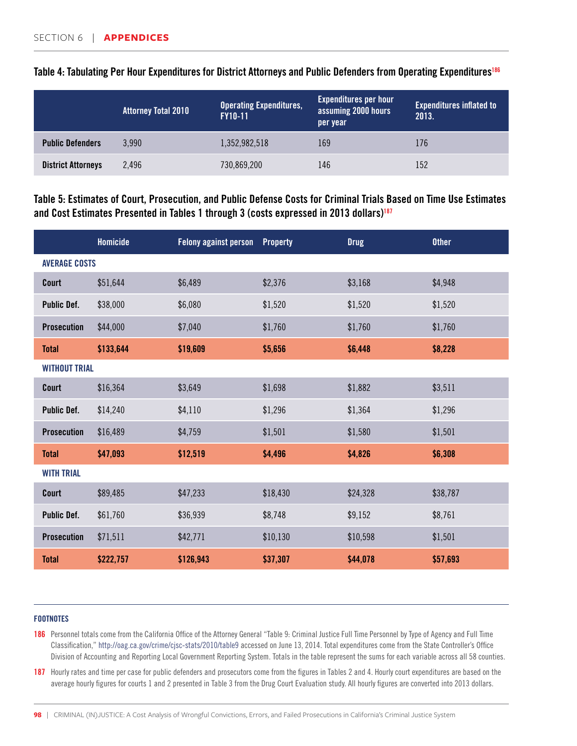### Table 4: Tabulating Per Hour Expenditures for District Attorneys and Public Defenders from Operating Expenditures[186]

| | Attorney Total 2010 | Operating Expenditures, FY10-11 | Expenditures per hour assuming 2000 hours per year | Expenditures inflated to 2013. |
|---|---|---|---|---|
| **Public Defenders** | 3,990 | 1,352,982,518 | 169 | 176 |
| **District Attorneys** | 2,496 | 730,869,200 | 146 | 152 |

### Table 5: Estimates of Court, Prosecution, and Public Defense Costs for Criminal Trials Based on Time Use Estimates and Cost Estimates Presented in Tables 1 through 3 (costs expressed in 2013 dollars)[187]

| | Homicide | Felony against person | Property | Drug | Other |
|---|---|---|---|---|---|
| **AVERAGE COSTS** | | | | | |
| **Court** | $51,644 | $6,489 | $2,376 | $3,168 | $4,948 |
| **Public Def.** | $38,000 | $6,080 | $1,520 | $1,520 | $1,520 |
| **Prosecution** | $44,000 | $7,040 | $1,760 | $1,760 | $1,760 |
| **Total** | **$133,644** | **$19,609** | **$5,656** | **$6,448** | **$8,228** |
| **WITHOUT TRIAL** | | | | | |
| **Court** | $16,364 | $3,649 | $1,698 | $1,882 | $3,511 |
| **Public Def.** | $14,240 | $4,110 | $1,296 | $1,364 | $1,296 |
| **Prosecution** | $16,489 | $4,759 | $1,501 | $1,580 | $1,501 |
| **Total** | **$47,093** | **$12,519** | **$4,496** | **$4,826** | **$6,308** |
| **WITH TRIAL** | | | | | |
| **Court** | $89,485 | $47,233 | $18,430 | $24,328 | $38,787 |
| **Public Def.** | $61,760 | $36,939 | $8,748 | $9,152 | $8,761 |
| **Prosecution** | $71,511 | $42,771 | $10,130 | $10,598 | $1,501 |
| **Total** | **$222,757** | **$126,943** | **$37,307** | **$44,078** | **$57,693** |

#### FOOTNOTES

**186** Personnel totals come from the California Office of the Attorney General "Table 9: Criminal Justice Full Time Personnel by Type of Agency and Full Time Classification," http://oag.ca.gov/crime/cjsc-stats/2010/table9 accessed on June 13, 2014. Total expenditures come from the State Controller's Office Division of Accounting and Reporting Local Government Reporting System. Totals in the table represent the sums for each variable across all 58 counties.

**187** Hourly rates and time per case for public defenders and prosecutors come from the figures in Tables 2 and 4. Hourly court expenditures are based on the average hourly figures for courts 1 and 2 presented in Table 3 from the Drug Court Evaluation study. All hourly figures are converted into 2013 dollars.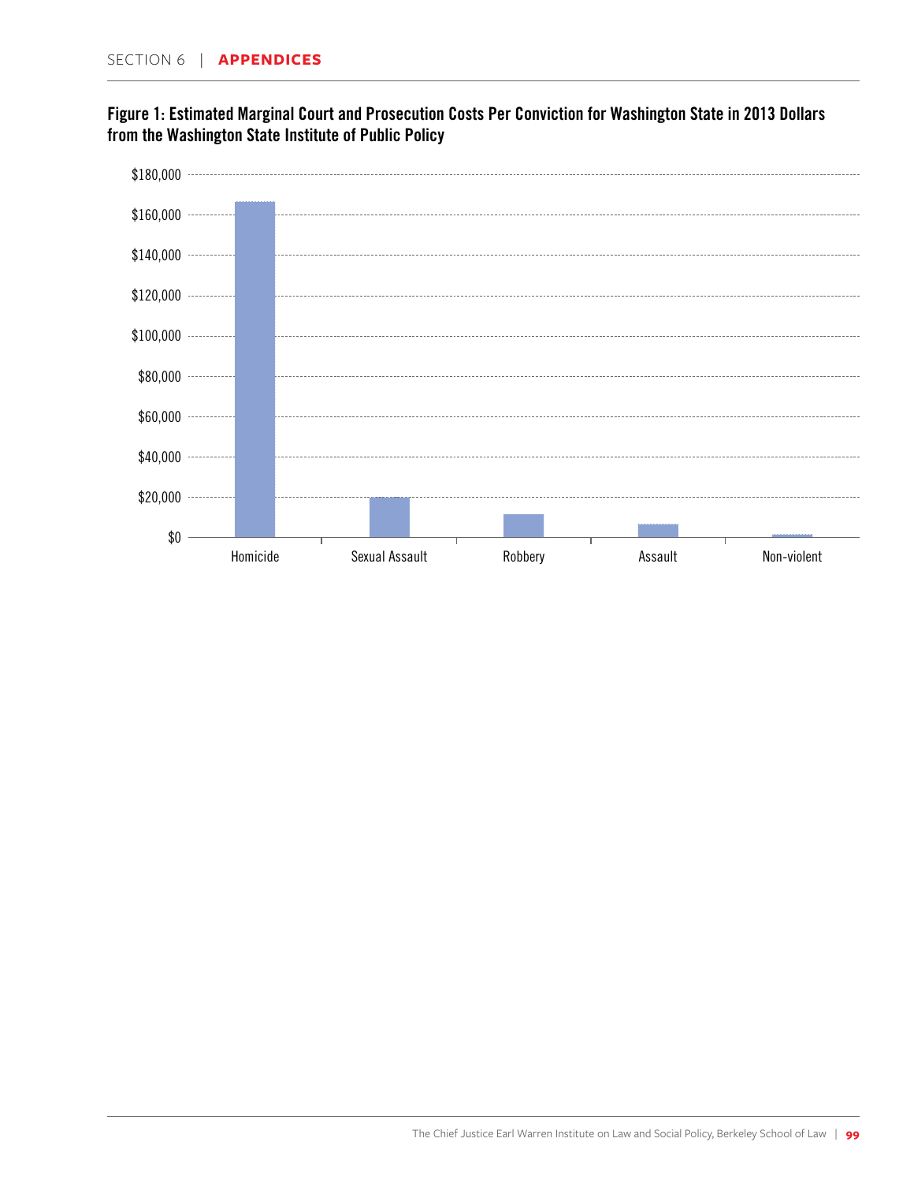**Figure 1: Estimated Marginal Court and Prosecution Costs Per Conviction for Washington State in 2013 Dollars from the Washington State Institute of Public Policy**

$180,000
$160,000
$140,000
$120,000
$100,000
$80,000
$60,000
$40,000
$20,000
$0

Homicide | Sexual Assault | Robbery | Assault | Non-violent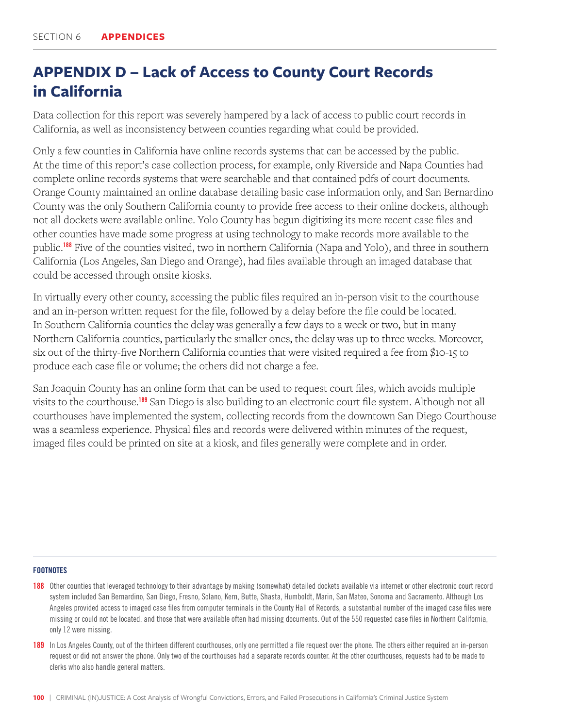# APPENDIX D – Lack of Access to County Court Records in California

Data collection for this report was severely hampered by a lack of access to public court records in California, as well as inconsistency between counties regarding what could be provided.

Only a few counties in California have online records systems that can be accessed by the public. At the time of this report's case collection process, for example, only Riverside and Napa Counties had complete online records systems that were searchable and that contained pdfs of court documents. Orange County maintained an online database detailing basic case information only, and San Bernardino County was the only Southern California county to provide free access to their online dockets, although not all dockets were available online. Yolo County has begun digitizing its more recent case files and other counties have made some progress at using technology to make records more available to the public.[188] Five of the counties visited, two in northern California (Napa and Yolo), and three in southern California (Los Angeles, San Diego and Orange), had files available through an imaged database that could be accessed through onsite kiosks.

In virtually every other county, accessing the public files required an in-person visit to the courthouse and an in-person written request for the file, followed by a delay before the file could be located. In Southern California counties the delay was generally a few days to a week or two, but in many Northern California counties, particularly the smaller ones, the delay was up to three weeks. Moreover, six out of the thirty-five Northern California counties that were visited required a fee from $10-15 to produce each case file or volume; the others did not charge a fee.

San Joaquin County has an online form that can be used to request court files, which avoids multiple visits to the courthouse.[189] San Diego is also building to an electronic court file system. Although not all courthouses have implemented the system, collecting records from the downtown San Diego Courthouse was a seamless experience. Physical files and records were delivered within minutes of the request, imaged files could be printed on site at a kiosk, and files generally were complete and in order.

---

**FOOTNOTES**

188 Other counties that leveraged technology to their advantage by making (somewhat) detailed dockets available via internet or other electronic court record system included San Bernardino, San Diego, Fresno, Solano, Kern, Butte, Shasta, Humboldt, Marin, San Mateo, Sonoma and Sacramento. Although Los Angeles provided access to imaged case files from computer terminals in the County Hall of Records, a substantial number of the imaged case files were missing or could not be located, and those that were available often had missing documents. Out of the 550 requested case files in Northern California, only 12 were missing.

189 In Los Angeles County, out of the thirteen different courthouses, only one permitted a file request over the phone. The others either required an in-person request or did not answer the phone. Only two of the courthouses had a separate records counter. At the other courthouses, requests had to be made to clerks who also handle general matters.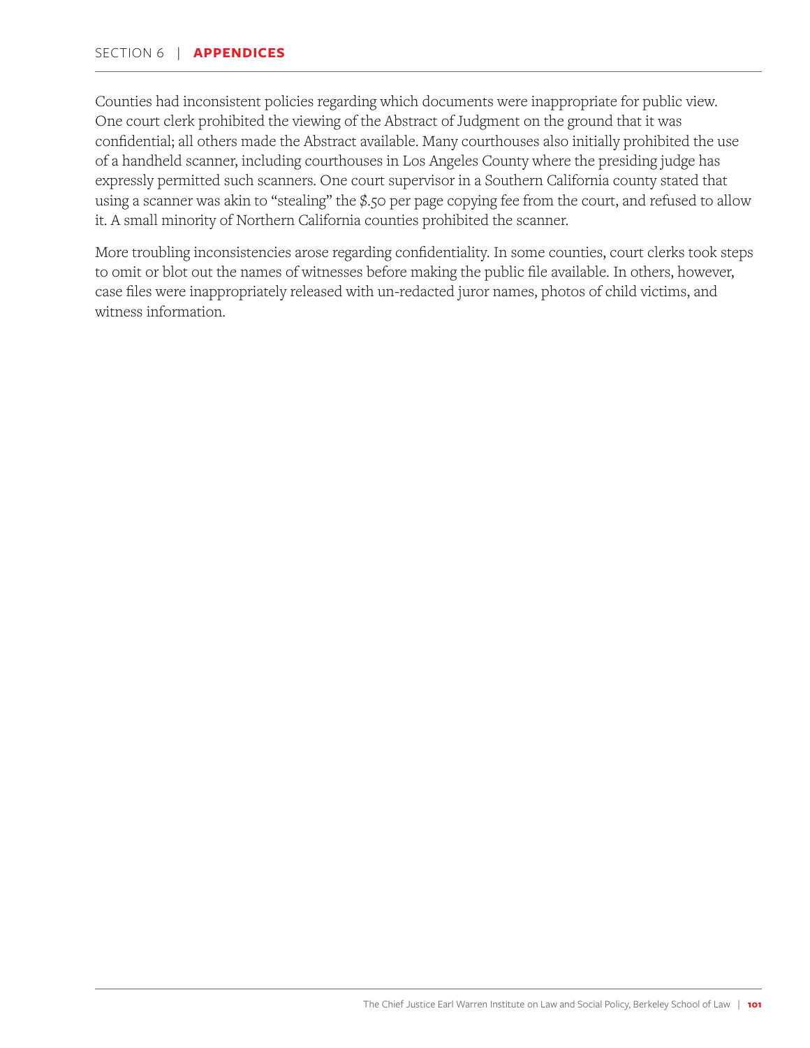Counties had inconsistent policies regarding which documents were inappropriate for public view. One court clerk prohibited the viewing of the Abstract of Judgment on the ground that it was confidential; all others made the Abstract available. Many courthouses also initially prohibited the use of a handheld scanner, including courthouses in Los Angeles County where the presiding judge has expressly permitted such scanners. One court supervisor in a Southern California county stated that using a scanner was akin to "stealing" the $.50 per page copying fee from the court, and refused to allow it. A small minority of Northern California counties prohibited the scanner.

More troubling inconsistencies arose regarding confidentiality. In some counties, court clerks took steps to omit or blot out the names of witnesses before making the public file available. In others, however, case files were inappropriately released with un-redacted juror names, photos of child victims, and witness information.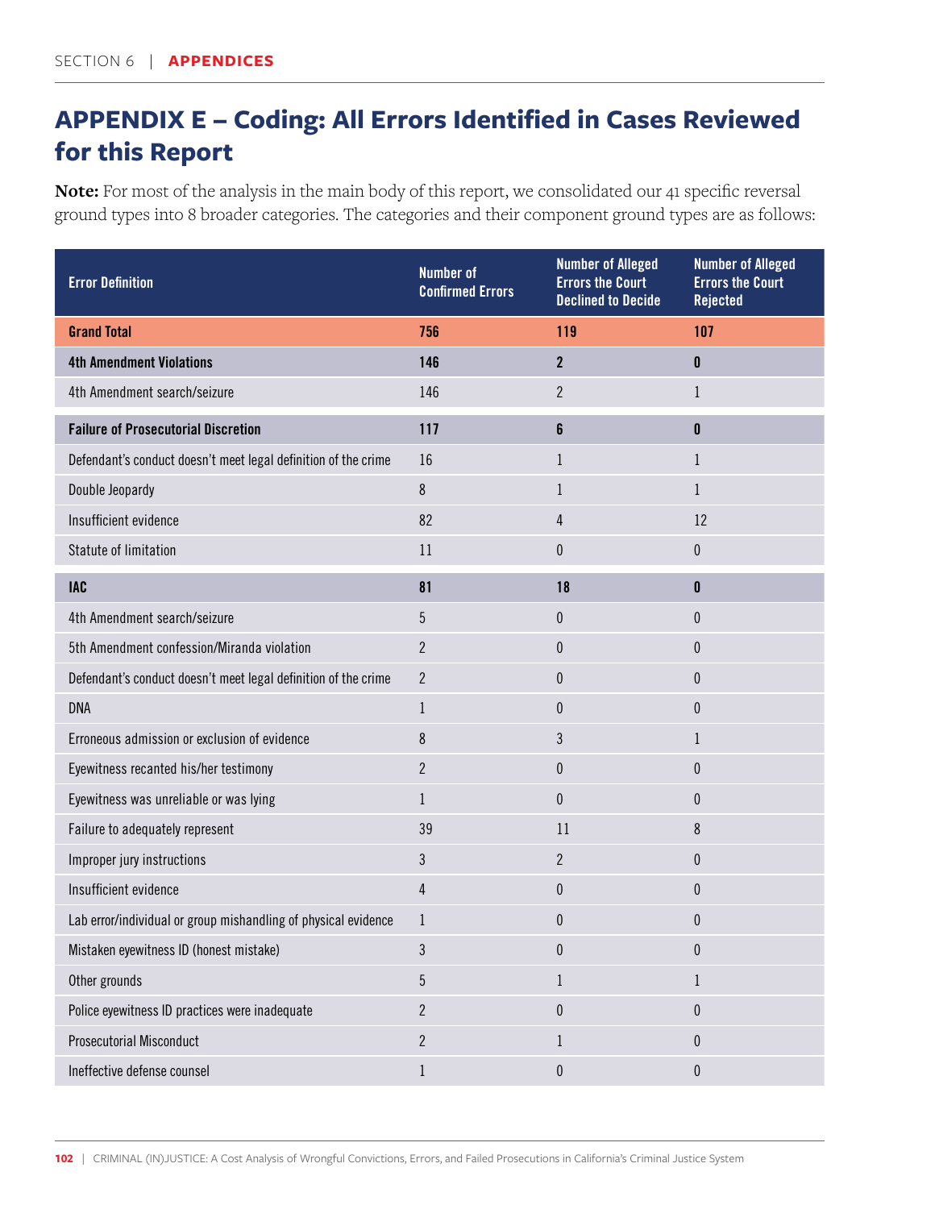## APPENDIX E – Coding: All Errors Identified in Cases Reviewed for this Report

**Note:** For most of the analysis in the main body of this report, we consolidated our 41 specific reversal ground types into 8 broader categories. The categories and their component ground types are as follows:

| Error Definition | Number of Confirmed Errors | Number of Alleged Errors the Court Declined to Decide | Number of Alleged Errors the Court Rejected |
|---|---|---|---|
| **Grand Total** | **756** | **119** | **107** |
| **4th Amendment Violations** | **146** | **2** | **0** |
| 4th Amendment search/seizure | 146 | 2 | 1 |
| **Failure of Prosecutorial Discretion** | **117** | **6** | **0** |
| Defendant's conduct doesn't meet legal definition of the crime | 16 | 1 | 1 |
| Double Jeopardy | 8 | 1 | 1 |
| Insufficient evidence | 82 | 4 | 12 |
| Statute of limitation | 11 | 0 | 0 |
| **IAC** | **81** | **18** | **0** |
| 4th Amendment search/seizure | 5 | 0 | 0 |
| 5th Amendment confession/Miranda violation | 2 | 0 | 0 |
| Defendant's conduct doesn't meet legal definition of the crime | 2 | 0 | 0 |
| DNA | 1 | 0 | 0 |
| Erroneous admission or exclusion of evidence | 8 | 3 | 1 |
| Eyewitness recanted his/her testimony | 2 | 0 | 0 |
| Eyewitness was unreliable or was lying | 1 | 0 | 0 |
| Failure to adequately represent | 39 | 11 | 8 |
| Improper jury instructions | 3 | 2 | 0 |
| Insufficient evidence | 4 | 0 | 0 |
| Lab error/individual or group mishandling of physical evidence | 1 | 0 | 0 |
| Mistaken eyewitness ID (honest mistake) | 3 | 0 | 0 |
| Other grounds | 5 | 1 | 1 |
| Police eyewitness ID practices were inadequate | 2 | 0 | 0 |
| Prosecutorial Misconduct | 2 | 1 | 0 |
| Ineffective defense counsel | 1 | 0 | 0 |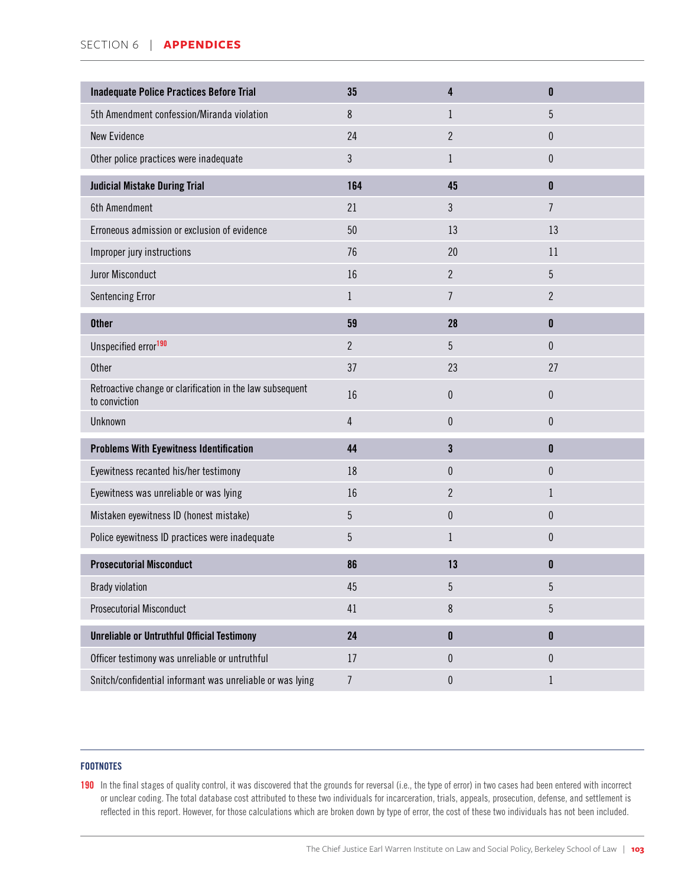| Inadequate Police Practices Before Trial | 35 | 4 | 0 |
|---|---|---|---|
| 5th Amendment confession/Miranda violation | 8 | 1 | 5 |
| New Evidence | 24 | 2 | 0 |
| Other police practices were inadequate | 3 | 1 | 0 |
| **Judicial Mistake During Trial** | **164** | **45** | **0** |
| 6th Amendment | 21 | 3 | 7 |
| Erroneous admission or exclusion of evidence | 50 | 13 | 13 |
| Improper jury instructions | 76 | 20 | 11 |
| Juror Misconduct | 16 | 2 | 5 |
| Sentencing Error | 1 | 7 | 2 |
| **Other** | **59** | **28** | **0** |
| Unspecified error[190] | 2 | 5 | 0 |
| Other | 37 | 23 | 27 |
| Retroactive change or clarification in the law subsequent to conviction | 16 | 0 | 0 |
| Unknown | 4 | 0 | 0 |
| **Problems With Eyewitness Identification** | **44** | **3** | **0** |
| Eyewitness recanted his/her testimony | 18 | 0 | 0 |
| Eyewitness was unreliable or was lying | 16 | 2 | 1 |
| Mistaken eyewitness ID (honest mistake) | 5 | 0 | 0 |
| Police eyewitness ID practices were inadequate | 5 | 1 | 0 |
| **Prosecutorial Misconduct** | **86** | **13** | **0** |
| Brady violation | 45 | 5 | 5 |
| Prosecutorial Misconduct | 41 | 8 | 5 |
| **Unreliable or Untruthful Official Testimony** | **24** | **0** | **0** |
| Officer testimony was unreliable or untruthful | 17 | 0 | 0 |
| Snitch/confidential informant was unreliable or was lying | 7 | 0 | 1 |

**FOOTNOTES**

190 In the final stages of quality control, it was discovered that the grounds for reversal (i.e., the type of error) in two cases had been entered with incorrect or unclear coding. The total database cost attributed to these two individuals for incarceration, trials, appeals, prosecution, defense, and settlement is reflected in this report. However, for those calculations which are broken down by type of error, the cost of these two individuals has not been included.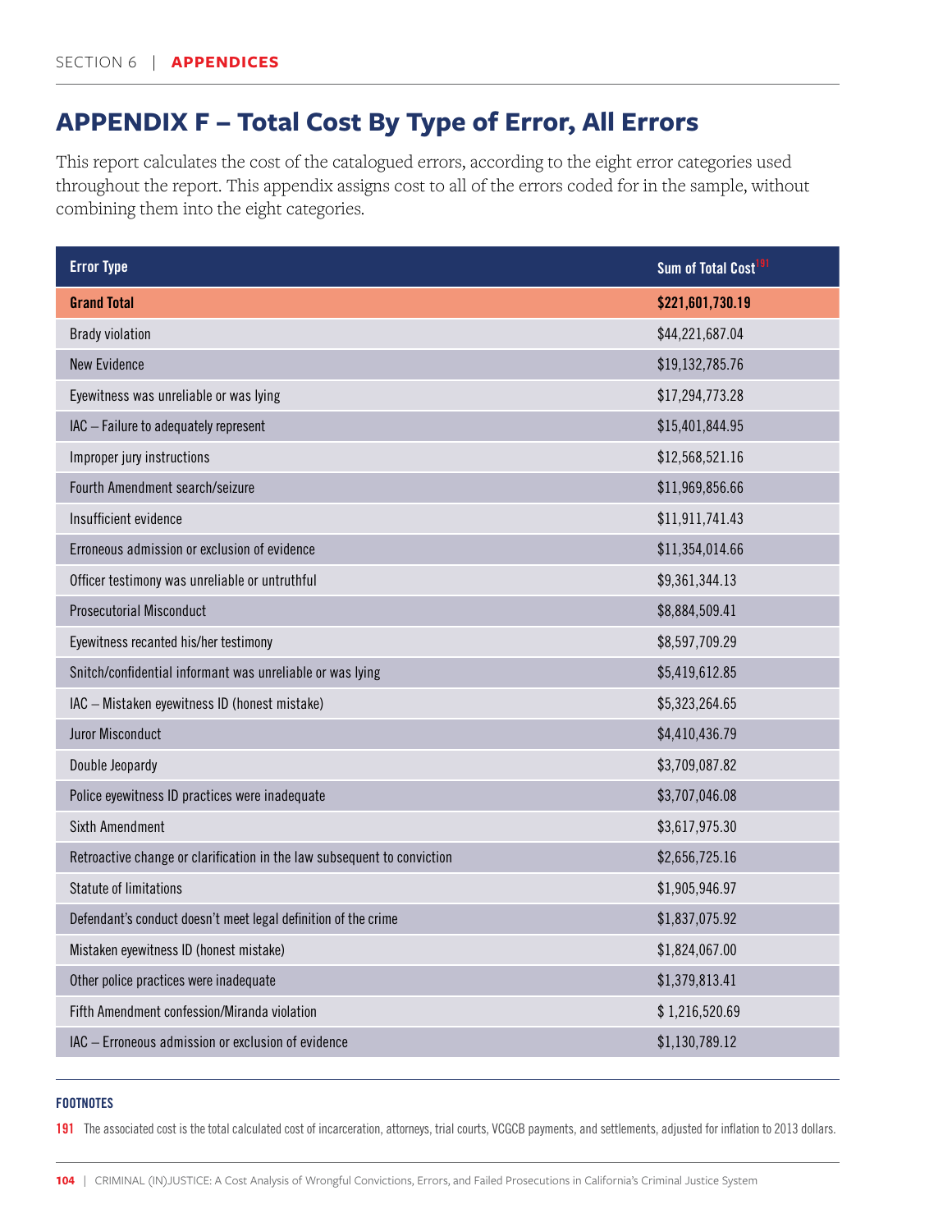## APPENDIX F – Total Cost By Type of Error, All Errors

This report calculates the cost of the catalogued errors, according to the eight error categories used throughout the report. This appendix assigns cost to all of the errors coded for in the sample, without combining them into the eight categories.

| Error Type | Sum of Total Cost[191] |
|---|---|
| **Grand Total** | **$221,601,730.19** |
| Brady violation | $44,221,687.04 |
| New Evidence | $19,132,785.76 |
| Eyewitness was unreliable or was lying | $17,294,773.28 |
| IAC – Failure to adequately represent | $15,401,844.95 |
| Improper jury instructions | $12,568,521.16 |
| Fourth Amendment search/seizure | $11,969,856.66 |
| Insufficient evidence | $11,911,741.43 |
| Erroneous admission or exclusion of evidence | $11,354,014.66 |
| Officer testimony was unreliable or untruthful | $9,361,344.13 |
| Prosecutorial Misconduct | $8,884,509.41 |
| Eyewitness recanted his/her testimony | $8,597,709.29 |
| Snitch/confidential informant was unreliable or was lying | $5,419,612.85 |
| IAC – Mistaken eyewitness ID (honest mistake) | $5,323,264.65 |
| Juror Misconduct | $4,410,436.79 |
| Double Jeopardy | $3,709,087.82 |
| Police eyewitness ID practices were inadequate | $3,707,046.08 |
| Sixth Amendment | $3,617,975.30 |
| Retroactive change or clarification in the law subsequent to conviction | $2,656,725.16 |
| Statute of limitations | $1,905,946.97 |
| Defendant's conduct doesn't meet legal definition of the crime | $1,837,075.92 |
| Mistaken eyewitness ID (honest mistake) | $1,824,067.00 |
| Other police practices were inadequate | $1,379,813.41 |
| Fifth Amendment confession/Miranda violation | $ 1,216,520.69 |
| IAC – Erroneous admission or exclusion of evidence | $1,130,789.12 |

**FOOTNOTES**

191 The associated cost is the total calculated cost of incarceration, attorneys, trial courts, VCGCB payments, and settlements, adjusted for inflation to 2013 dollars.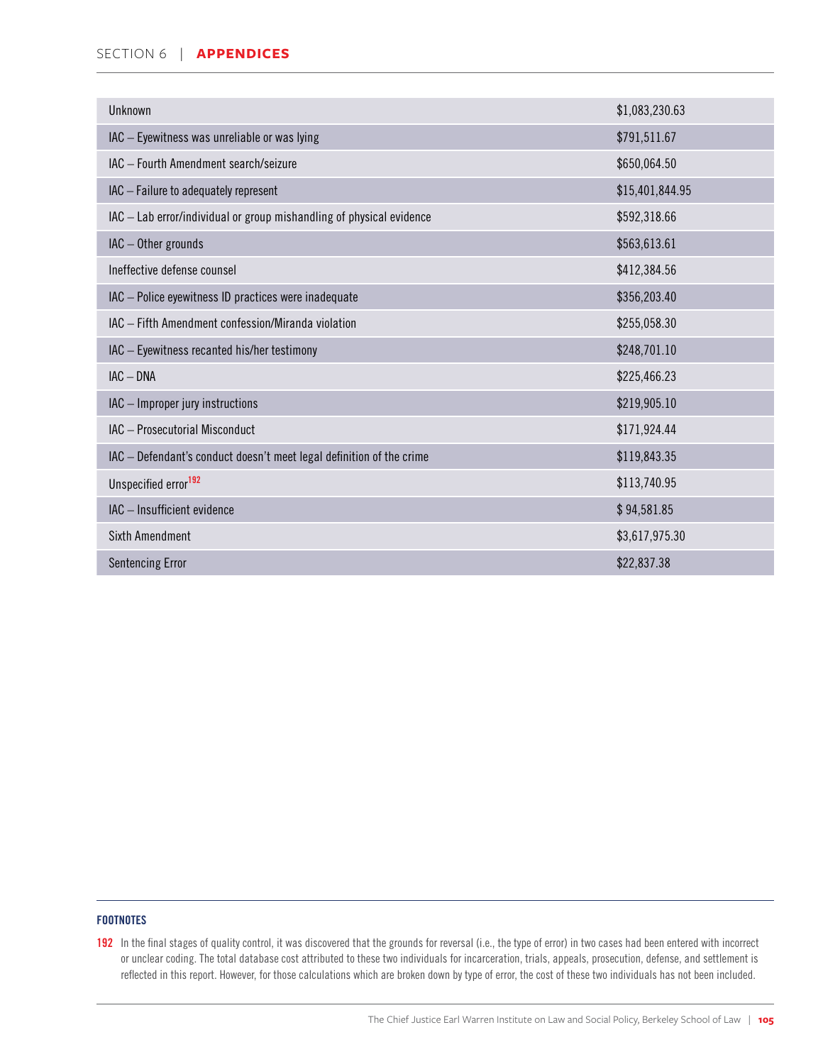| | |
|---|---|
| Unknown | $1,083,230.63 |
| IAC – Eyewitness was unreliable or was lying | $791,511.67 |
| IAC – Fourth Amendment search/seizure | $650,064.50 |
| IAC – Failure to adequately represent | $15,401,844.95 |
| IAC – Lab error/individual or group mishandling of physical evidence | $592,318.66 |
| IAC – Other grounds | $563,613.61 |
| Ineffective defense counsel | $412,384.56 |
| IAC – Police eyewitness ID practices were inadequate | $356,203.40 |
| IAC – Fifth Amendment confession/Miranda violation | $255,058.30 |
| IAC – Eyewitness recanted his/her testimony | $248,701.10 |
| IAC – DNA | $225,466.23 |
| IAC – Improper jury instructions | $219,905.10 |
| IAC – Prosecutorial Misconduct | $171,924.44 |
| IAC – Defendant's conduct doesn't meet legal definition of the crime | $119,843.35 |
| Unspecified error[192] | $113,740.95 |
| IAC – Insufficient evidence | $ 94,581.85 |
| Sixth Amendment | $3,617,975.30 |
| Sentencing Error | $22,837.38 |

**FOOTNOTES**

**192** In the final stages of quality control, it was discovered that the grounds for reversal (i.e., the type of error) in two cases had been entered with incorrect or unclear coding. The total database cost attributed to these two individuals for incarceration, trials, appeals, prosecution, defense, and settlement is reflected in this report. However, for those calculations which are broken down by type of error, the cost of these two individuals has not been included.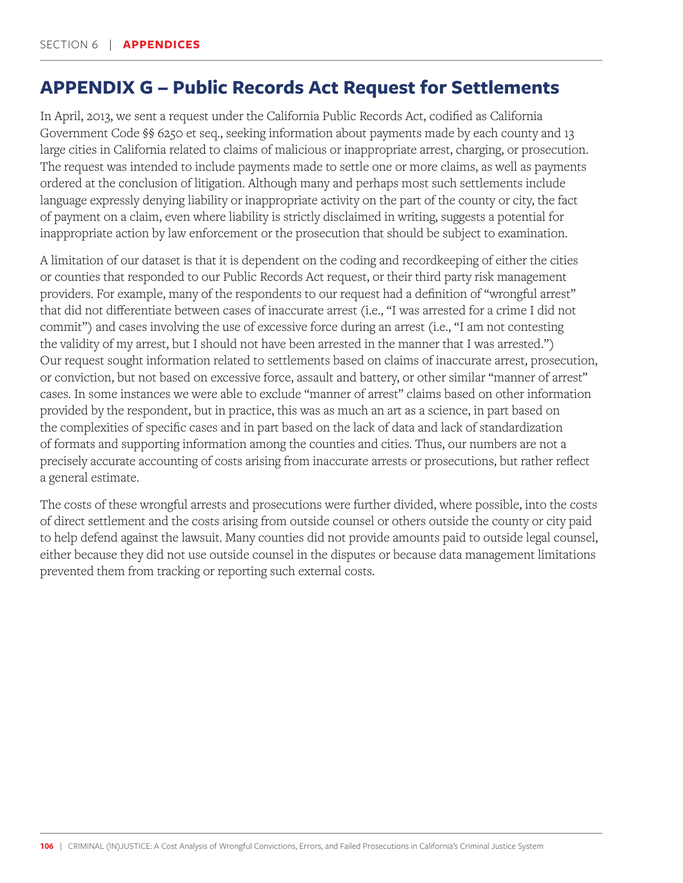## APPENDIX G – Public Records Act Request for Settlements

In April, 2013, we sent a request under the California Public Records Act, codified as California Government Code §§ 6250 et seq., seeking information about payments made by each county and 13 large cities in California related to claims of malicious or inappropriate arrest, charging, or prosecution. The request was intended to include payments made to settle one or more claims, as well as payments ordered at the conclusion of litigation. Although many and perhaps most such settlements include language expressly denying liability or inappropriate activity on the part of the county or city, the fact of payment on a claim, even where liability is strictly disclaimed in writing, suggests a potential for inappropriate action by law enforcement or the prosecution that should be subject to examination.

A limitation of our dataset is that it is dependent on the coding and recordkeeping of either the cities or counties that responded to our Public Records Act request, or their third party risk management providers. For example, many of the respondents to our request had a definition of "wrongful arrest" that did not differentiate between cases of inaccurate arrest (i.e., "I was arrested for a crime I did not commit") and cases involving the use of excessive force during an arrest (i.e., "I am not contesting the validity of my arrest, but I should not have been arrested in the manner that I was arrested.") Our request sought information related to settlements based on claims of inaccurate arrest, prosecution, or conviction, but not based on excessive force, assault and battery, or other similar "manner of arrest" cases. In some instances we were able to exclude "manner of arrest" claims based on other information provided by the respondent, but in practice, this was as much an art as a science, in part based on the complexities of specific cases and in part based on the lack of data and lack of standardization of formats and supporting information among the counties and cities. Thus, our numbers are not a precisely accurate accounting of costs arising from inaccurate arrests or prosecutions, but rather reflect a general estimate.

The costs of these wrongful arrests and prosecutions were further divided, where possible, into the costs of direct settlement and the costs arising from outside counsel or others outside the county or city paid to help defend against the lawsuit. Many counties did not provide amounts paid to outside legal counsel, either because they did not use outside counsel in the disputes or because data management limitations prevented them from tracking or reporting such external costs.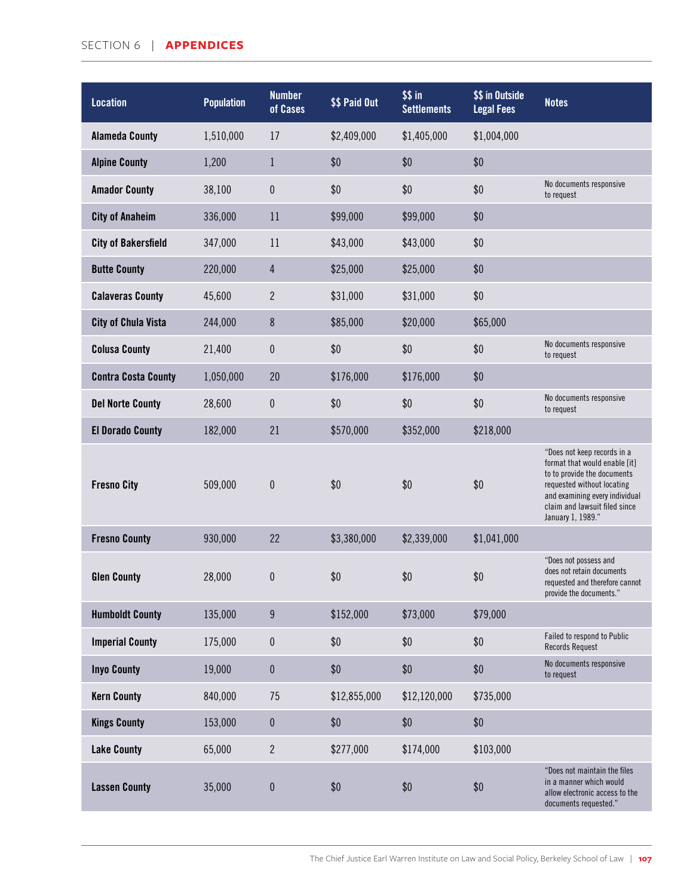| Location | Population | Number of Cases | $$ Paid Out | $$ in Settlements | $$ in Outside Legal Fees | Notes |
|---|---|---|---|---|---|---|
| **Alameda County** | 1,510,000 | 17 | $2,409,000 | $1,405,000 | $1,004,000 | |
| **Alpine County** | 1,200 | 1 | $0 | $0 | $0 | |
| **Amador County** | 38,100 | 0 | $0 | $0 | $0 | No documents responsive to request |
| **City of Anaheim** | 336,000 | 11 | $99,000 | $99,000 | $0 | |
| **City of Bakersfield** | 347,000 | 11 | $43,000 | $43,000 | $0 | |
| **Butte County** | 220,000 | 4 | $25,000 | $25,000 | $0 | |
| **Calaveras County** | 45,600 | 2 | $31,000 | $31,000 | $0 | |
| **City of Chula Vista** | 244,000 | 8 | $85,000 | $20,000 | $65,000 | |
| **Colusa County** | 21,400 | 0 | $0 | $0 | $0 | No documents responsive to request |
| **Contra Costa County** | 1,050,000 | 20 | $176,000 | $176,000 | $0 | |
| **Del Norte County** | 28,600 | 0 | $0 | $0 | $0 | No documents responsive to request |
| **El Dorado County** | 182,000 | 21 | $570,000 | $352,000 | $218,000 | |
| **Fresno City** | 509,000 | 0 | $0 | $0 | $0 | "Does not keep records in a format that would enable [it] to to provide the documents requested without locating and examining every individual claim and lawsuit filed since January 1, 1989." |
| **Fresno County** | 930,000 | 22 | $3,380,000 | $2,339,000 | $1,041,000 | |
| **Glen County** | 28,000 | 0 | $0 | $0 | $0 | "Does not possess and does not retain documents requested and therefore cannot provide the documents." |
| **Humboldt County** | 135,000 | 9 | $152,000 | $73,000 | $79,000 | |
| **Imperial County** | 175,000 | 0 | $0 | $0 | $0 | Failed to respond to Public Records Request |
| **Inyo County** | 19,000 | 0 | $0 | $0 | $0 | No documents responsive to request |
| **Kern County** | 840,000 | 75 | $12,855,000 | $12,120,000 | $735,000 | |
| **Kings County** | 153,000 | 0 | $0 | $0 | $0 | |
| **Lake County** | 65,000 | 2 | $277,000 | $174,000 | $103,000 | |
| **Lassen County** | 35,000 | 0 | $0 | $0 | $0 | "Does not maintain the files in a manner which would allow electronic access to the documents requested." |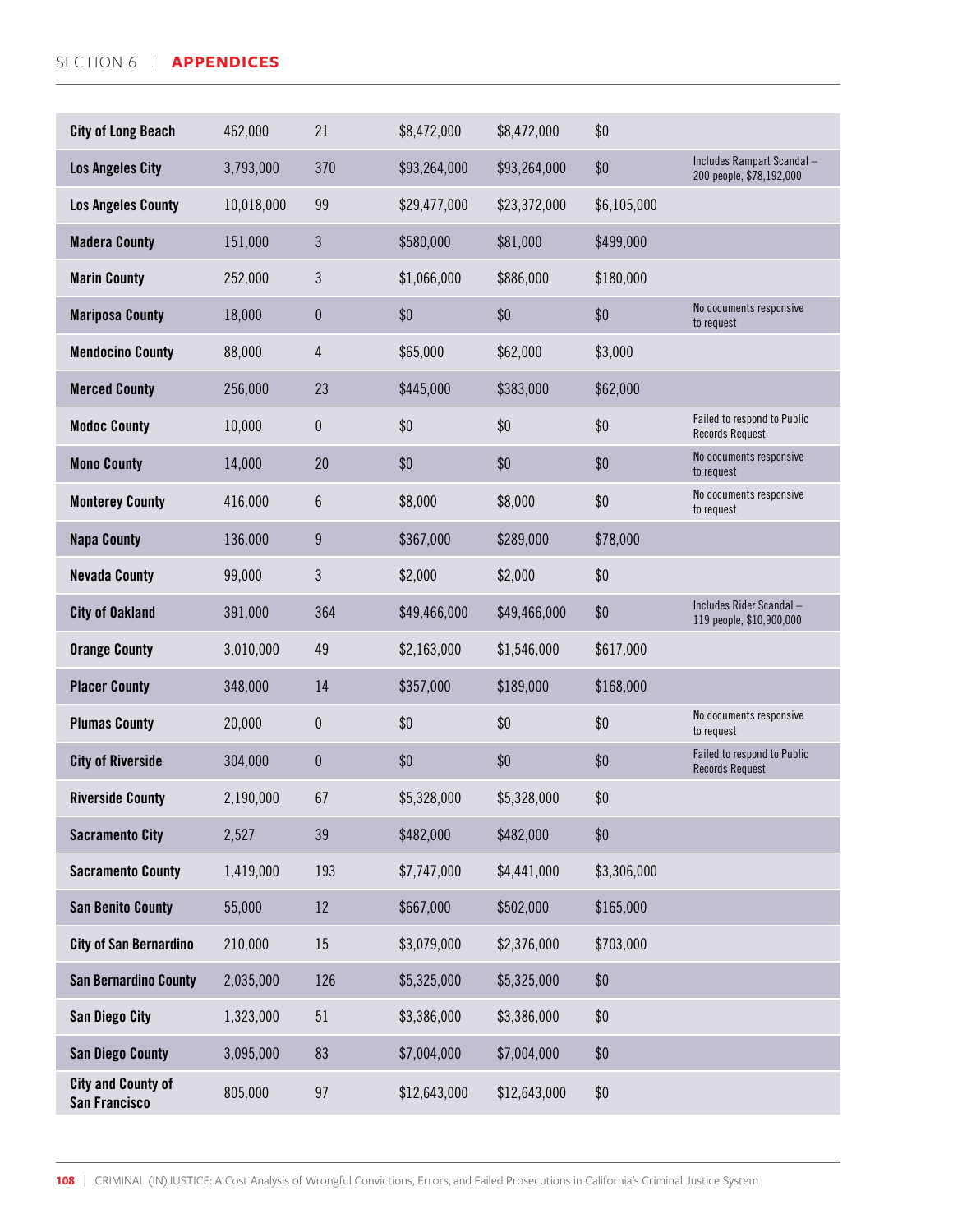| | | | | | | |
|---|---|---|---|---|---|---|
| **City of Long Beach** | 462,000 | 21 | $8,472,000 | $8,472,000 | $0 | |
| **Los Angeles City** | 3,793,000 | 370 | $93,264,000 | $93,264,000 | $0 | Includes Rampart Scandal – 200 people, $78,192,000 |
| **Los Angeles County** | 10,018,000 | 99 | $29,477,000 | $23,372,000 | $6,105,000 | |
| **Madera County** | 151,000 | 3 | $580,000 | $81,000 | $499,000 | |
| **Marin County** | 252,000 | 3 | $1,066,000 | $886,000 | $180,000 | |
| **Mariposa County** | 18,000 | 0 | $0 | $0 | $0 | No documents responsive to request |
| **Mendocino County** | 88,000 | 4 | $65,000 | $62,000 | $3,000 | |
| **Merced County** | 256,000 | 23 | $445,000 | $383,000 | $62,000 | |
| **Modoc County** | 10,000 | 0 | $0 | $0 | $0 | Failed to respond to Public Records Request |
| **Mono County** | 14,000 | 20 | $0 | $0 | $0 | No documents responsive to request |
| **Monterey County** | 416,000 | 6 | $8,000 | $8,000 | $0 | No documents responsive to request |
| **Napa County** | 136,000 | 9 | $367,000 | $289,000 | $78,000 | |
| **Nevada County** | 99,000 | 3 | $2,000 | $2,000 | $0 | |
| **City of Oakland** | 391,000 | 364 | $49,466,000 | $49,466,000 | $0 | Includes Rider Scandal – 119 people, $10,900,000 |
| **Orange County** | 3,010,000 | 49 | $2,163,000 | $1,546,000 | $617,000 | |
| **Placer County** | 348,000 | 14 | $357,000 | $189,000 | $168,000 | |
| **Plumas County** | 20,000 | 0 | $0 | $0 | $0 | No documents responsive to request |
| **City of Riverside** | 304,000 | 0 | $0 | $0 | $0 | Failed to respond to Public Records Request |
| **Riverside County** | 2,190,000 | 67 | $5,328,000 | $5,328,000 | $0 | |
| **Sacramento City** | 2,527 | 39 | $482,000 | $482,000 | $0 | |
| **Sacramento County** | 1,419,000 | 193 | $7,747,000 | $4,441,000 | $3,306,000 | |
| **San Benito County** | 55,000 | 12 | $667,000 | $502,000 | $165,000 | |
| **City of San Bernardino** | 210,000 | 15 | $3,079,000 | $2,376,000 | $703,000 | |
| **San Bernardino County** | 2,035,000 | 126 | $5,325,000 | $5,325,000 | $0 | |
| **San Diego City** | 1,323,000 | 51 | $3,386,000 | $3,386,000 | $0 | |
| **San Diego County** | 3,095,000 | 83 | $7,004,000 | $7,004,000 | $0 | |
| **City and County of San Francisco** | 805,000 | 97 | $12,643,000 | $12,643,000 | $0 | |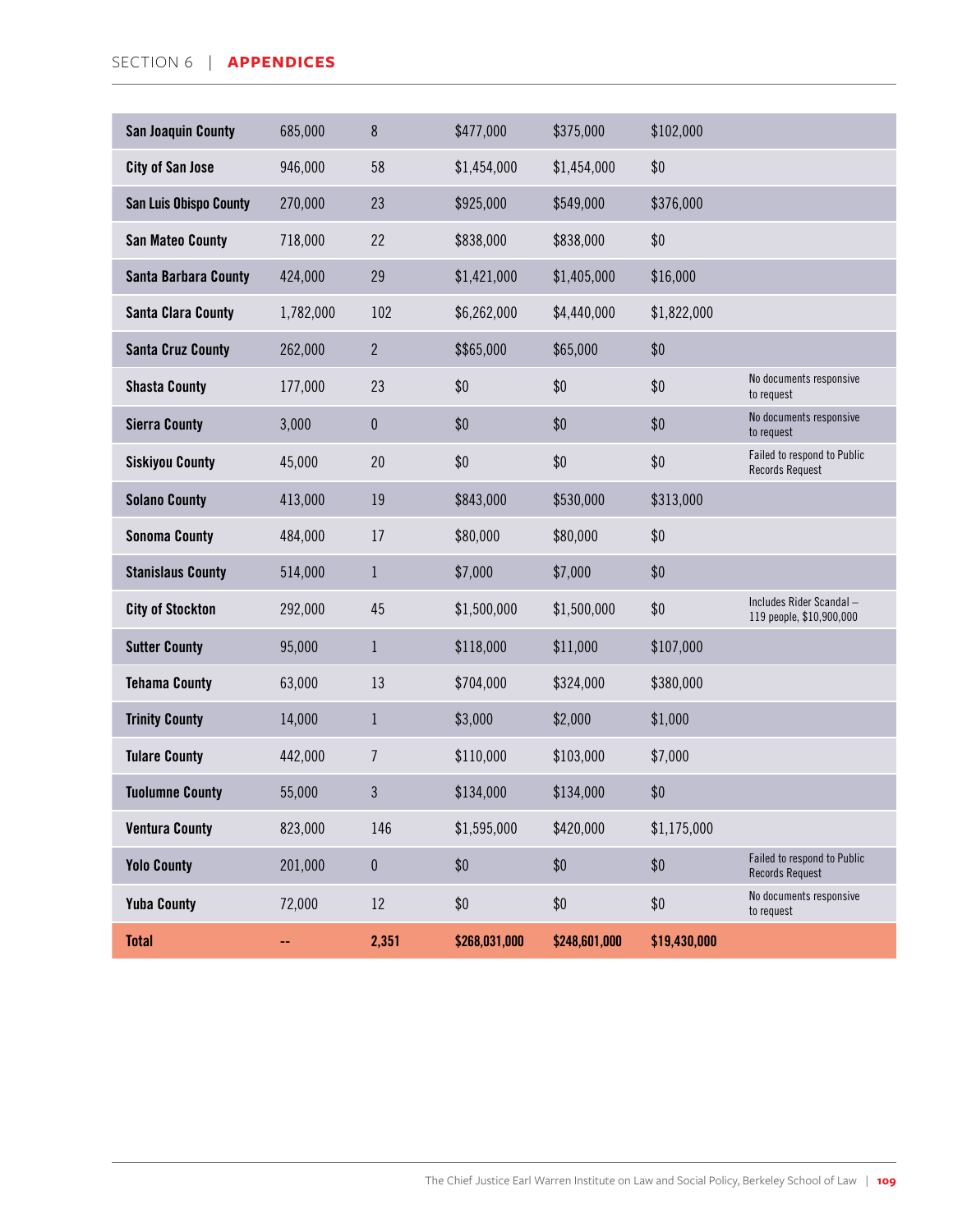| | | | | | | |
|---|---|---|---|---|---|---|
| **San Joaquin County** | 685,000 | 8 | $477,000 | $375,000 | $102,000 | |
| **City of San Jose** | 946,000 | 58 | $1,454,000 | $1,454,000 | $0 | |
| **San Luis Obispo County** | 270,000 | 23 | $925,000 | $549,000 | $376,000 | |
| **San Mateo County** | 718,000 | 22 | $838,000 | $838,000 | $0 | |
| **Santa Barbara County** | 424,000 | 29 | $1,421,000 | $1,405,000 | $16,000 | |
| **Santa Clara County** | 1,782,000 | 102 | $6,262,000 | $4,440,000 | $1,822,000 | |
| **Santa Cruz County** | 262,000 | 2 | $$65,000 | $65,000 | $0 | |
| **Shasta County** | 177,000 | 23 | $0 | $0 | $0 | No documents responsive to request |
| **Sierra County** | 3,000 | 0 | $0 | $0 | $0 | No documents responsive to request |
| **Siskiyou County** | 45,000 | 20 | $0 | $0 | $0 | Failed to respond to Public Records Request |
| **Solano County** | 413,000 | 19 | $843,000 | $530,000 | $313,000 | |
| **Sonoma County** | 484,000 | 17 | $80,000 | $80,000 | $0 | |
| **Stanislaus County** | 514,000 | 1 | $7,000 | $7,000 | $0 | |
| **City of Stockton** | 292,000 | 45 | $1,500,000 | $1,500,000 | $0 | Includes Rider Scandal – 119 people, $10,900,000 |
| **Sutter County** | 95,000 | 1 | $118,000 | $11,000 | $107,000 | |
| **Tehama County** | 63,000 | 13 | $704,000 | $324,000 | $380,000 | |
| **Trinity County** | 14,000 | 1 | $3,000 | $2,000 | $1,000 | |
| **Tulare County** | 442,000 | 7 | $110,000 | $103,000 | $7,000 | |
| **Tuolumne County** | 55,000 | 3 | $134,000 | $134,000 | $0 | |
| **Ventura County** | 823,000 | 146 | $1,595,000 | $420,000 | $1,175,000 | |
| **Yolo County** | 201,000 | 0 | $0 | $0 | $0 | Failed to respond to Public Records Request |
| **Yuba County** | 72,000 | 12 | $0 | $0 | $0 | No documents responsive to request |
| **Total** | -- | **2,351** | **$268,031,000** | **$248,601,000** | **$19,430,000** | |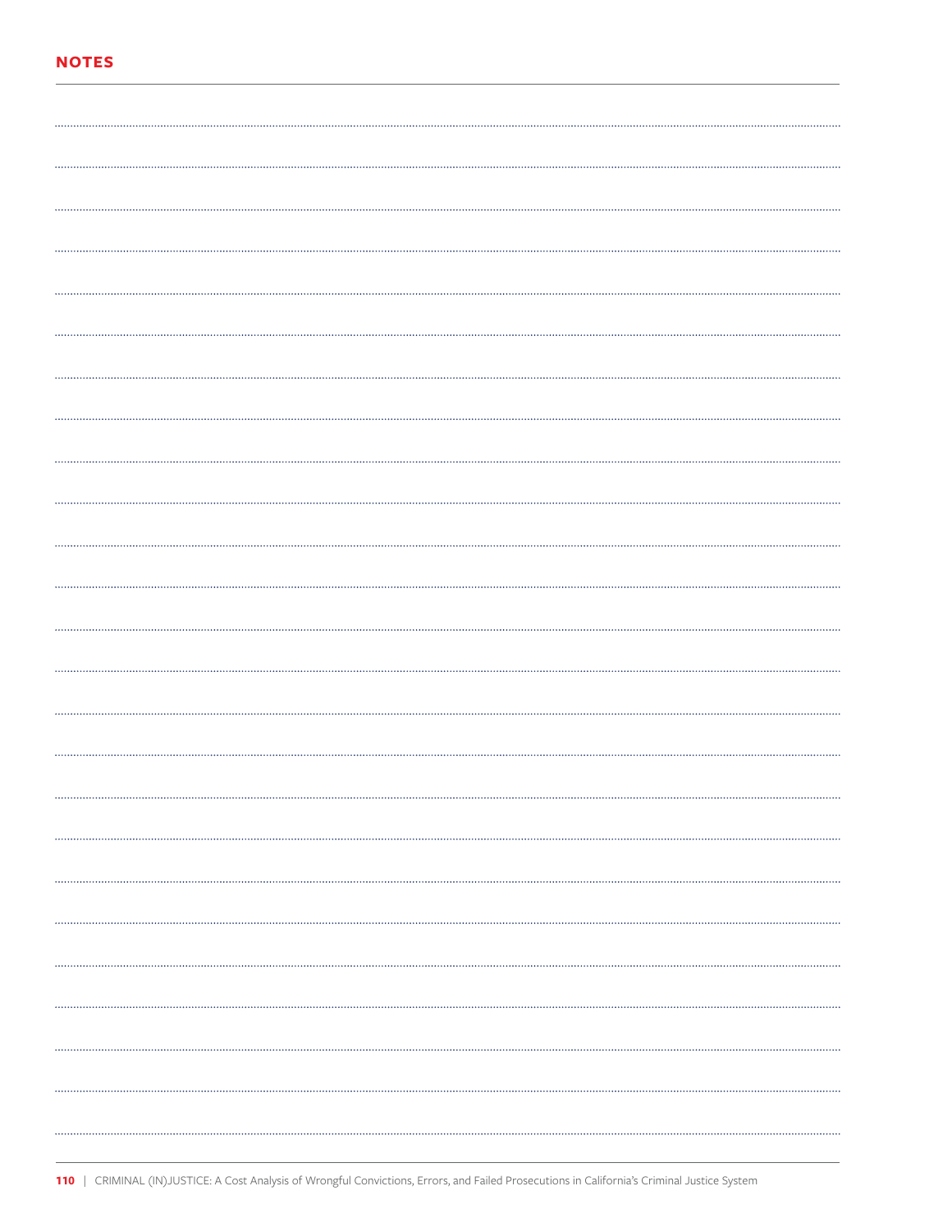## NOTES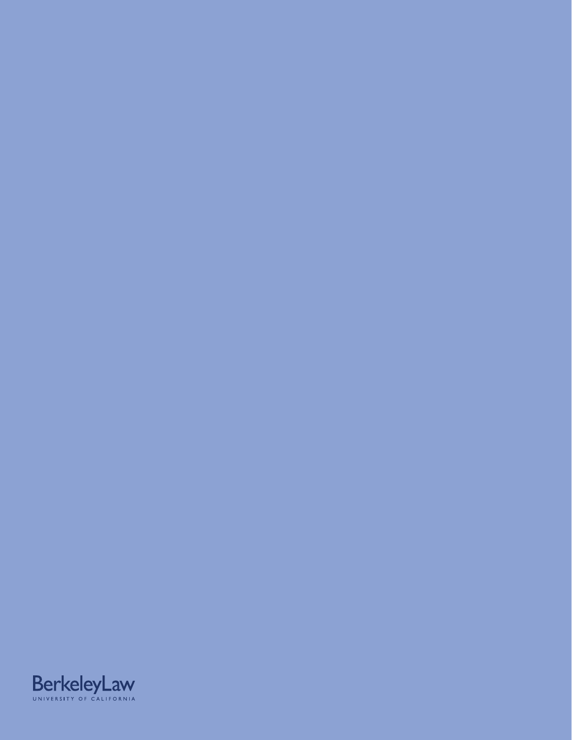BerkeleyLaw

UNIVERSITY OF CALIFORNIA